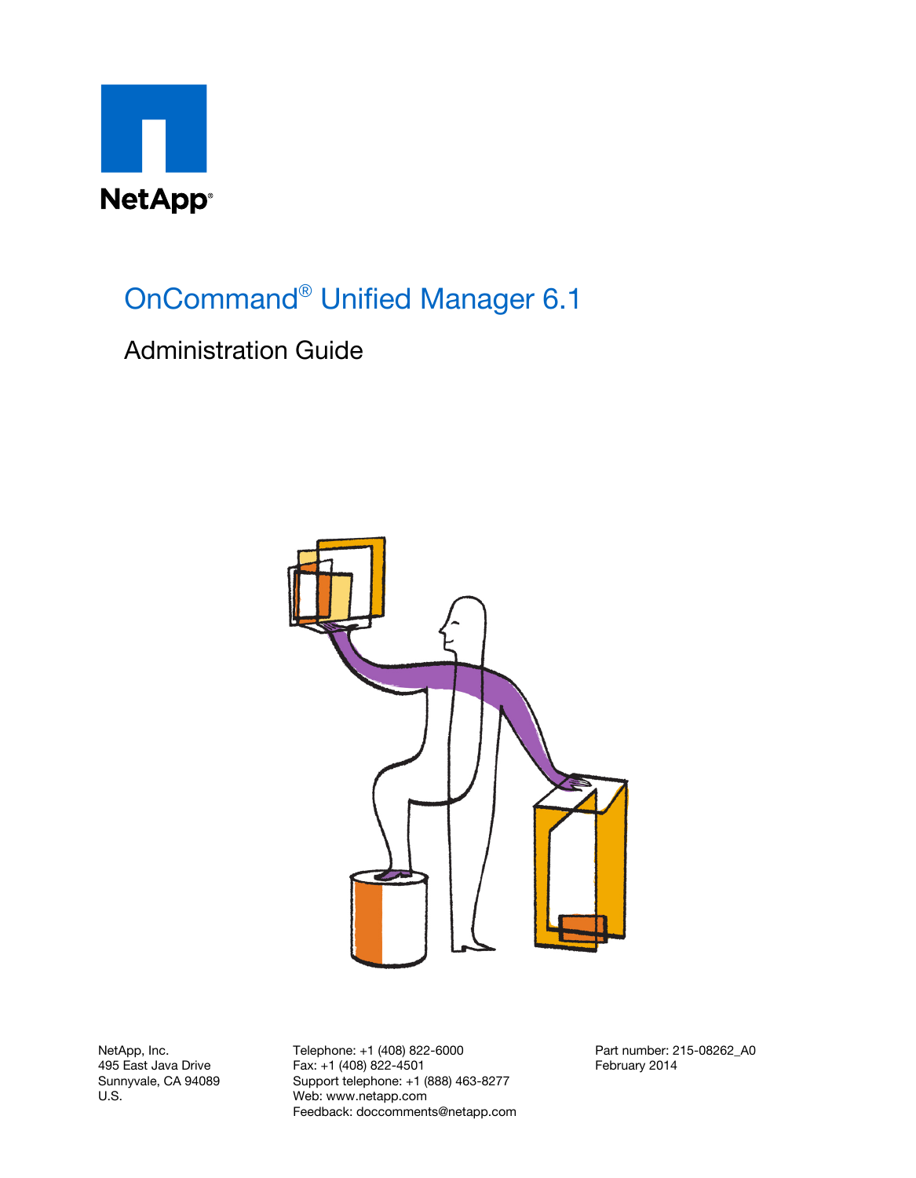NetApp®

# OnCommand® Unified Manager 6.1

## Administration Guide

NetApp, Inc.
495 East Java Drive
Sunnyvale, CA 94089
U.S.

Telephone: +1 (408) 822-6000
Fax: +1 (408) 822-4501
Support telephone: +1 (888) 463-8277
Web: www.netapp.com
Feedback: doccomments@netapp.com

Part number: 215-08262_A0
February 2014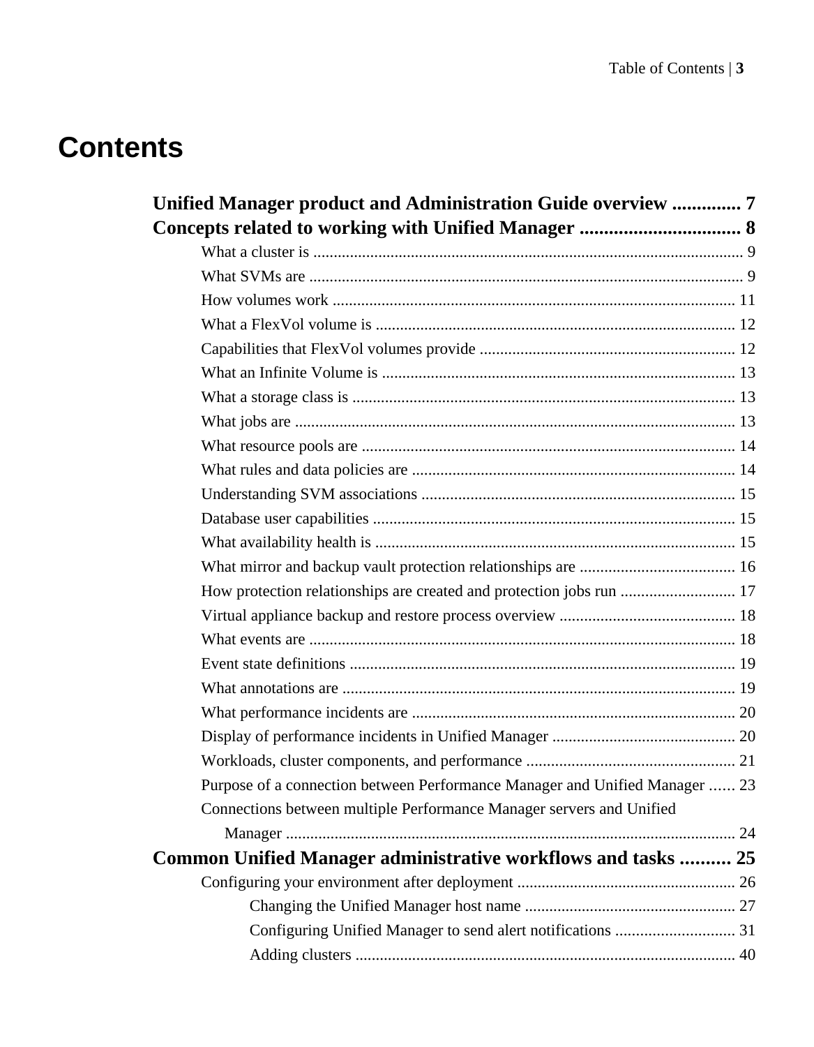# Contents

**Unified Manager product and Administration Guide overview .............. 7**

**Concepts related to working with Unified Manager .................................. 8**

- What a cluster is ......................................................................................................... 9
- What SVMs are .......................................................................................................... 9
- How volumes work .................................................................................................. 11
- What a FlexVol volume is ........................................................................................ 12
- Capabilities that FlexVol volumes provide .............................................................. 12
- What an Infinite Volume is ...................................................................................... 13
- What a storage class is .............................................................................................. 13
- What jobs are ............................................................................................................ 13
- What resource pools are ............................................................................................ 14
- What rules and data policies are ............................................................................... 14
- Understanding SVM associations ............................................................................. 15
- Database user capabilities ......................................................................................... 15
- What availability health is ........................................................................................ 15
- What mirror and backup vault protection relationships are ...................................... 16
- How protection relationships are created and protection jobs run ............................ 17
- Virtual appliance backup and restore process overview ........................................... 18
- What events are ......................................................................................................... 18
- Event state definitions .............................................................................................. 19
- What annotations are ................................................................................................ 19
- What performance incidents are ............................................................................... 20
- Display of performance incidents in Unified Manager ............................................. 20
- Workloads, cluster components, and performance ................................................... 21
- Purpose of a connection between Performance Manager and Unified Manager ...... 23
- Connections between multiple Performance Manager servers and Unified Manager ............................................................................................................... 24

**Common Unified Manager administrative workflows and tasks .......... 25**

- Configuring your environment after deployment ...................................................... 26
  - Changing the Unified Manager host name .................................................... 27
  - Configuring Unified Manager to send alert notifications ............................. 31
  - Adding clusters .............................................................................................. 40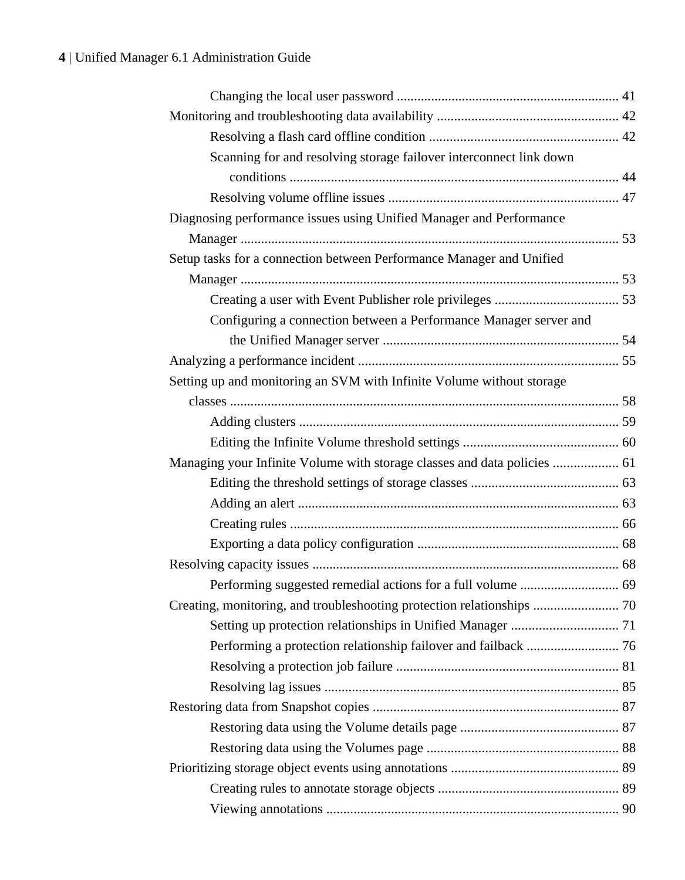Changing the local user password ................................................................ 41

Monitoring and troubleshooting data availability .................................................... 42

Resolving a flash card offline condition ...................................................... 42

Scanning for and resolving storage failover interconnect link down conditions ............................................................................................... 44

Resolving volume offline issues .................................................................. 47

Diagnosing performance issues using Unified Manager and Performance Manager ............................................................................................................ 53

Setup tasks for a connection between Performance Manager and Unified Manager ............................................................................................................ 53

Creating a user with Event Publisher role privileges .................................... 53

Configuring a connection between a Performance Manager server and the Unified Manager server .................................................................... 54

Analyzing a performance incident ........................................................................... 55

Setting up and monitoring an SVM with Infinite Volume without storage classes ............................................................................................................... 58

Adding clusters ............................................................................................ 59

Editing the Infinite Volume threshold settings ............................................ 60

Managing your Infinite Volume with storage classes and data policies ................... 61

Editing the threshold settings of storage classes .......................................... 63

Adding an alert ............................................................................................ 63

Creating rules ............................................................................................... 66

Exporting a data policy configuration .......................................................... 68

Resolving capacity issues ......................................................................................... 68

Performing suggested remedial actions for a full volume ............................ 69

Creating, monitoring, and troubleshooting protection relationships ......................... 70

Setting up protection relationships in Unified Manager ............................... 71

Performing a protection relationship failover and failback ........................... 76

Resolving a protection job failure ................................................................ 81

Resolving lag issues ..................................................................................... 85

Restoring data from Snapshot copies ....................................................................... 87

Restoring data using the Volume details page .............................................. 87

Restoring data using the Volumes page ....................................................... 88

Prioritizing storage object events using annotations ................................................ 89

Creating rules to annotate storage objects .................................................... 89

Viewing annotations ..................................................................................... 90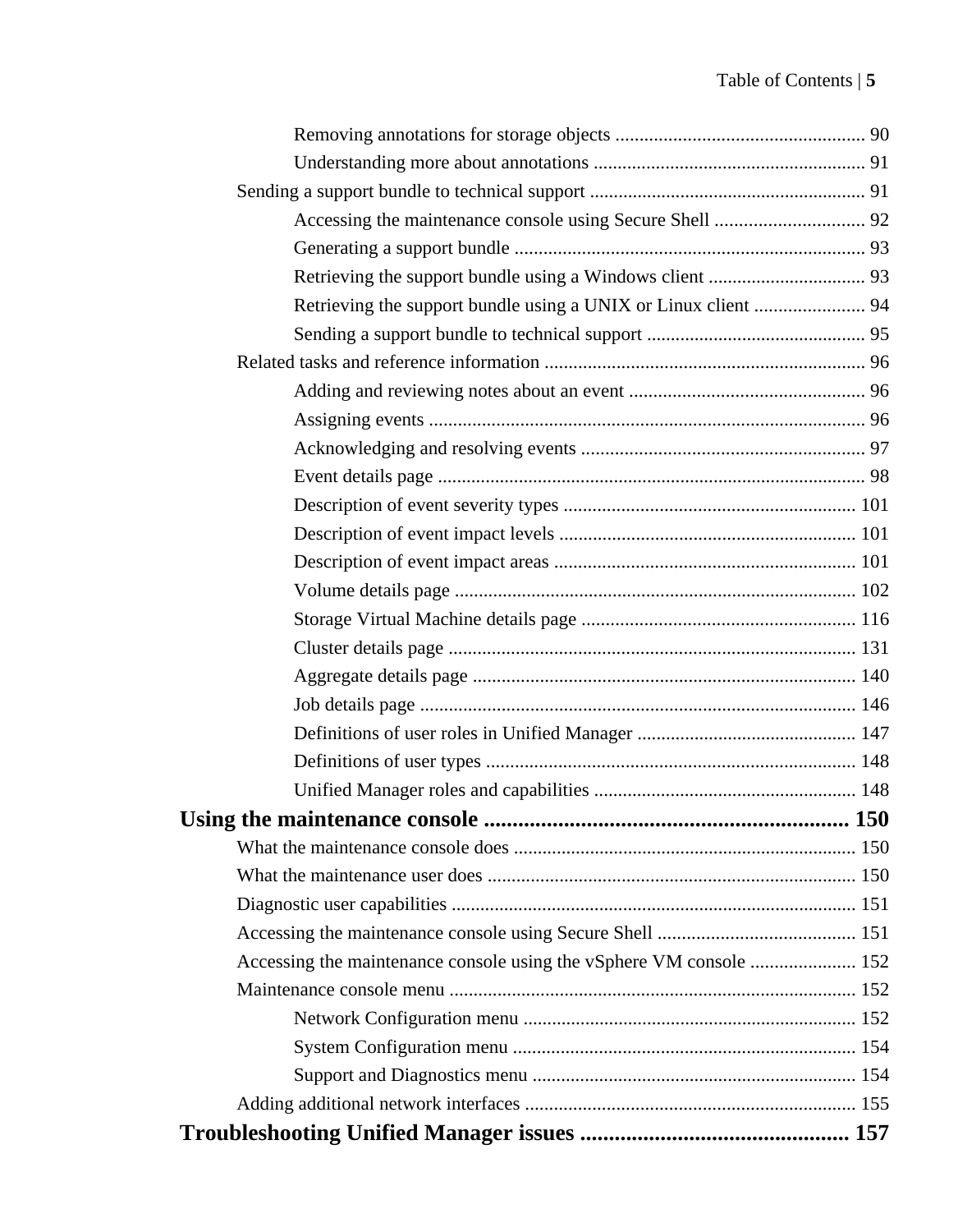- Removing annotations for storage objects .................................................... 90
- Understanding more about annotations ......................................................... 91
- Sending a support bundle to technical support .......................................................... 91
  - Accessing the maintenance console using Secure Shell ................................ 92
  - Generating a support bundle .......................................................................... 93
  - Retrieving the support bundle using a Windows client ................................. 93
  - Retrieving the support bundle using a UNIX or Linux client ....................... 94
  - Sending a support bundle to technical support ............................................. 95
- Related tasks and reference information .................................................................. 96
  - Adding and reviewing notes about an event ................................................. 96
  - Assigning events ........................................................................................... 96
  - Acknowledging and resolving events ........................................................... 97
  - Event details page ......................................................................................... 98
  - Description of event severity types ............................................................ 101
  - Description of event impact levels ............................................................. 101
  - Description of event impact areas .............................................................. 101
  - Volume details page ................................................................................... 102
  - Storage Virtual Machine details page ......................................................... 116
  - Cluster details page .................................................................................... 131
  - Aggregate details page ............................................................................... 140
  - Job details page .......................................................................................... 146
  - Definitions of user roles in Unified Manager ............................................. 147
  - Definitions of user types ............................................................................ 148
  - Unified Manager roles and capabilities ...................................................... 148

**Using the maintenance console ................................................................ 150**

- What the maintenance console does ....................................................................... 150
- What the maintenance user does ............................................................................ 150
- Diagnostic user capabilities .................................................................................... 151
- Accessing the maintenance console using Secure Shell ......................................... 151
- Accessing the maintenance console using the vSphere VM console ...................... 152
- Maintenance console menu .................................................................................... 152
  - Network Configuration menu ..................................................................... 152
  - System Configuration menu ....................................................................... 154
  - Support and Diagnostics menu ................................................................... 154
- Adding additional network interfaces .................................................................... 155

**Troubleshooting Unified Manager issues .............................................. 157**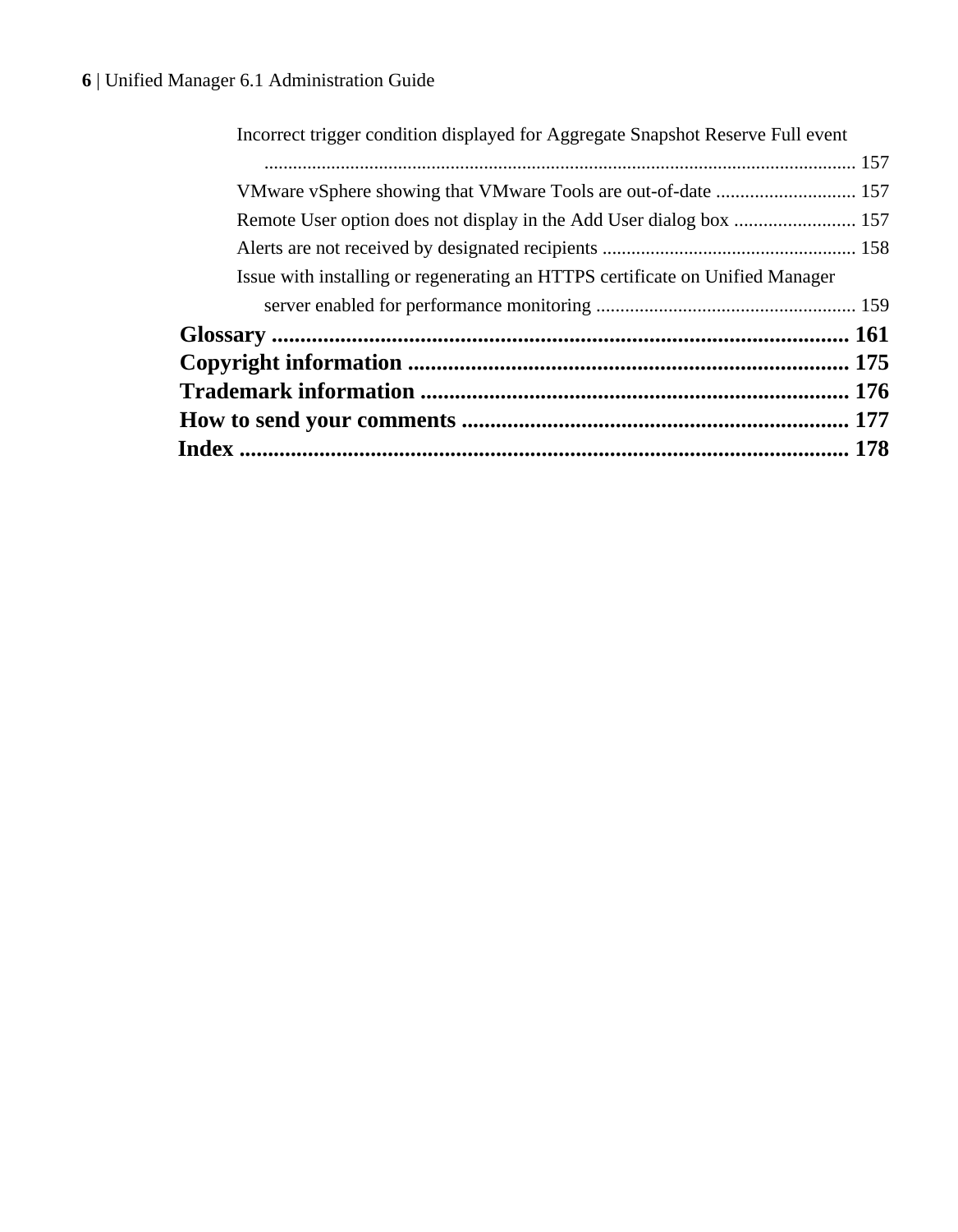Incorrect trigger condition displayed for Aggregate Snapshot Reserve Full event ... 157

VMware vSphere showing that VMware Tools are out-of-date ... 157

Remote User option does not display in the Add User dialog box ... 157

Alerts are not received by designated recipients ... 158

Issue with installing or regenerating an HTTPS certificate on Unified Manager server enabled for performance monitoring ... 159

**Glossary ... 161**

**Copyright information ... 175**

**Trademark information ... 176**

**How to send your comments ... 177**

**Index ... 178**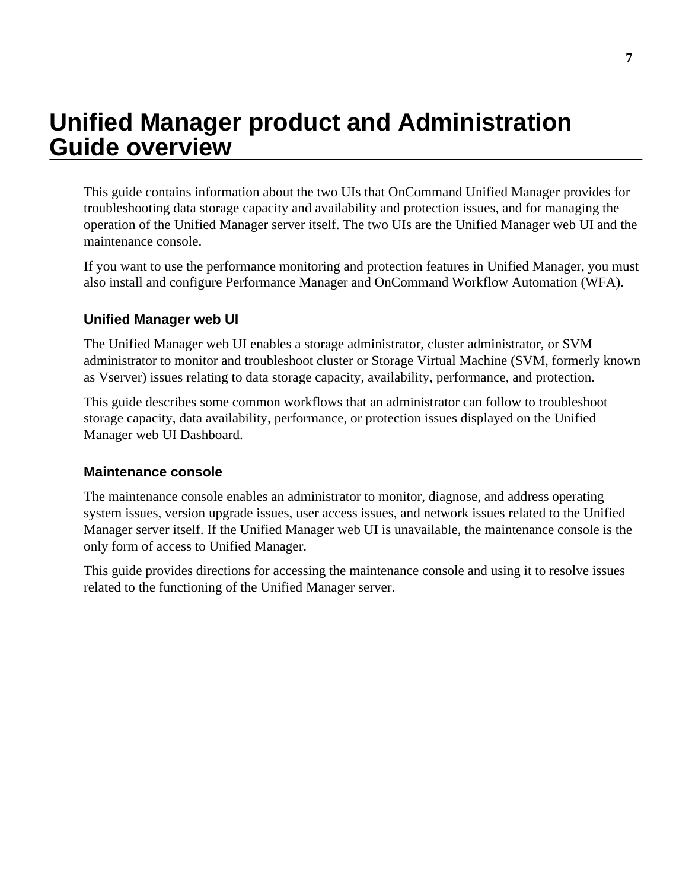# Unified Manager product and Administration Guide overview

This guide contains information about the two UIs that OnCommand Unified Manager provides for troubleshooting data storage capacity and availability and protection issues, and for managing the operation of the Unified Manager server itself. The two UIs are the Unified Manager web UI and the maintenance console.

If you want to use the performance monitoring and protection features in Unified Manager, you must also install and configure Performance Manager and OnCommand Workflow Automation (WFA).

### Unified Manager web UI

The Unified Manager web UI enables a storage administrator, cluster administrator, or SVM administrator to monitor and troubleshoot cluster or Storage Virtual Machine (SVM, formerly known as Vserver) issues relating to data storage capacity, availability, performance, and protection.

This guide describes some common workflows that an administrator can follow to troubleshoot storage capacity, data availability, performance, or protection issues displayed on the Unified Manager web UI Dashboard.

### Maintenance console

The maintenance console enables an administrator to monitor, diagnose, and address operating system issues, version upgrade issues, user access issues, and network issues related to the Unified Manager server itself. If the Unified Manager web UI is unavailable, the maintenance console is the only form of access to Unified Manager.

This guide provides directions for accessing the maintenance console and using it to resolve issues related to the functioning of the Unified Manager server.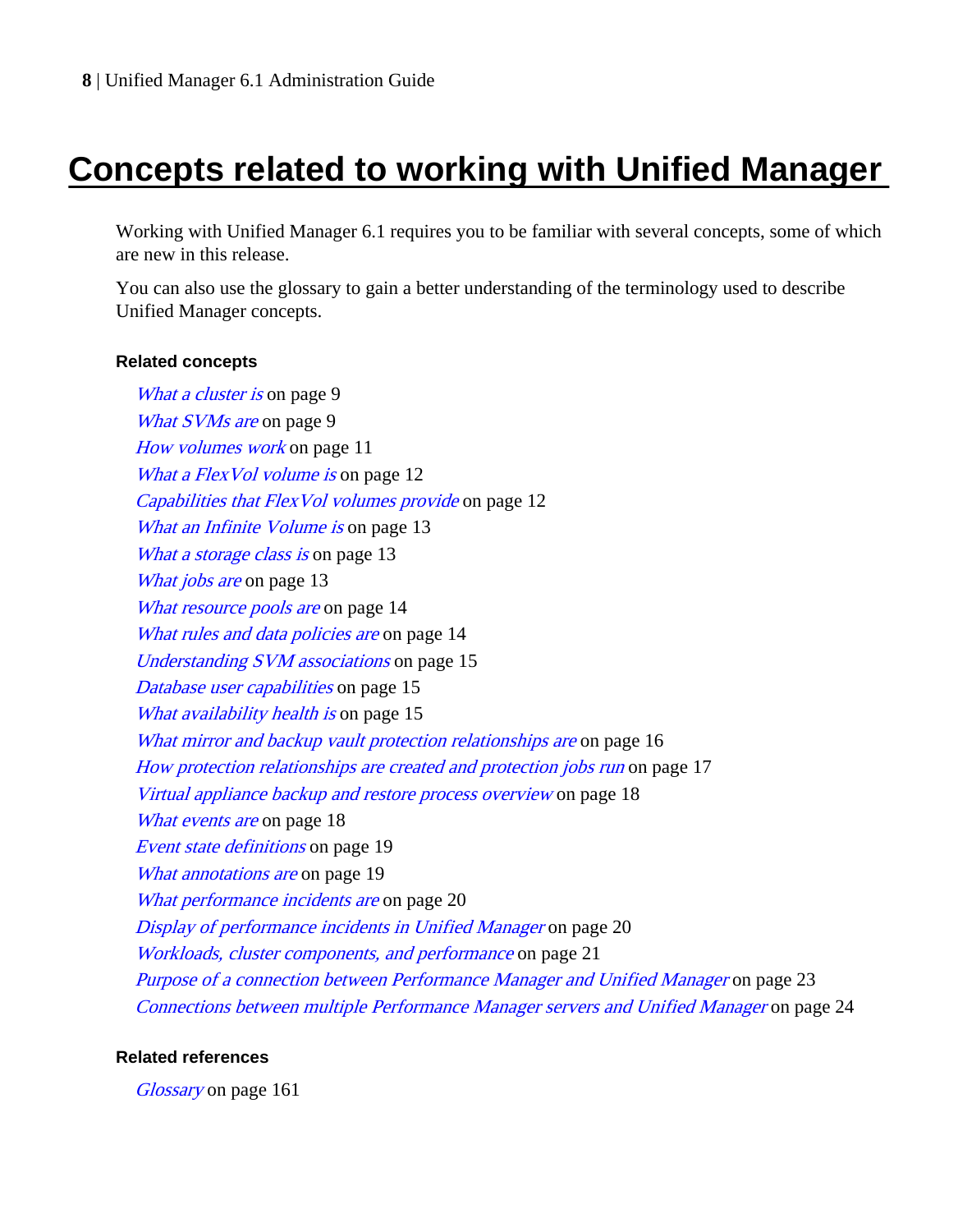# Concepts related to working with Unified Manager

Working with Unified Manager 6.1 requires you to be familiar with several concepts, some of which are new in this release.

You can also use the glossary to gain a better understanding of the terminology used to describe Unified Manager concepts.

#### Related concepts

*What a cluster is* on page 9
*What SVMs are* on page 9
*How volumes work* on page 11
*What a FlexVol volume is* on page 12
*Capabilities that FlexVol volumes provide* on page 12
*What an Infinite Volume is* on page 13
*What a storage class is* on page 13
*What jobs are* on page 13
*What resource pools are* on page 14
*What rules and data policies are* on page 14
*Understanding SVM associations* on page 15
*Database user capabilities* on page 15
*What availability health is* on page 15
*What mirror and backup vault protection relationships are* on page 16
*How protection relationships are created and protection jobs run* on page 17
*Virtual appliance backup and restore process overview* on page 18
*What events are* on page 18
*Event state definitions* on page 19
*What annotations are* on page 19
*What performance incidents are* on page 20
*Display of performance incidents in Unified Manager* on page 20
*Workloads, cluster components, and performance* on page 21
*Purpose of a connection between Performance Manager and Unified Manager* on page 23
*Connections between multiple Performance Manager servers and Unified Manager* on page 24

#### Related references

*Glossary* on page 161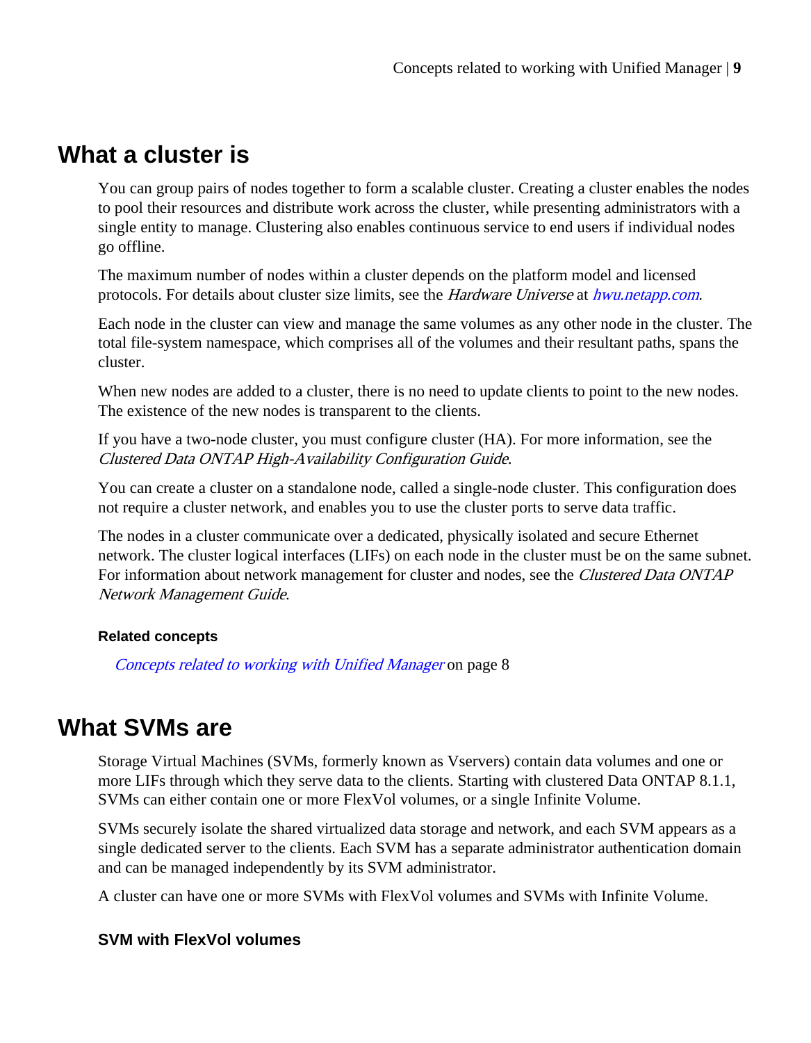# What a cluster is

You can group pairs of nodes together to form a scalable cluster. Creating a cluster enables the nodes to pool their resources and distribute work across the cluster, while presenting administrators with a single entity to manage. Clustering also enables continuous service to end users if individual nodes go offline.

The maximum number of nodes within a cluster depends on the platform model and licensed protocols. For details about cluster size limits, see the *Hardware Universe* at *hwu.netapp.com*.

Each node in the cluster can view and manage the same volumes as any other node in the cluster. The total file-system namespace, which comprises all of the volumes and their resultant paths, spans the cluster.

When new nodes are added to a cluster, there is no need to update clients to point to the new nodes. The existence of the new nodes is transparent to the clients.

If you have a two-node cluster, you must configure cluster (HA). For more information, see the *Clustered Data ONTAP High-Availability Configuration Guide*.

You can create a cluster on a standalone node, called a single-node cluster. This configuration does not require a cluster network, and enables you to use the cluster ports to serve data traffic.

The nodes in a cluster communicate over a dedicated, physically isolated and secure Ethernet network. The cluster logical interfaces (LIFs) on each node in the cluster must be on the same subnet. For information about network management for cluster and nodes, see the *Clustered Data ONTAP Network Management Guide*.

#### Related concepts

*Concepts related to working with Unified Manager* on page 8

# What SVMs are

Storage Virtual Machines (SVMs, formerly known as Vservers) contain data volumes and one or more LIFs through which they serve data to the clients. Starting with clustered Data ONTAP 8.1.1, SVMs can either contain one or more FlexVol volumes, or a single Infinite Volume.

SVMs securely isolate the shared virtualized data storage and network, and each SVM appears as a single dedicated server to the clients. Each SVM has a separate administrator authentication domain and can be managed independently by its SVM administrator.

A cluster can have one or more SVMs with FlexVol volumes and SVMs with Infinite Volume.

#### SVM with FlexVol volumes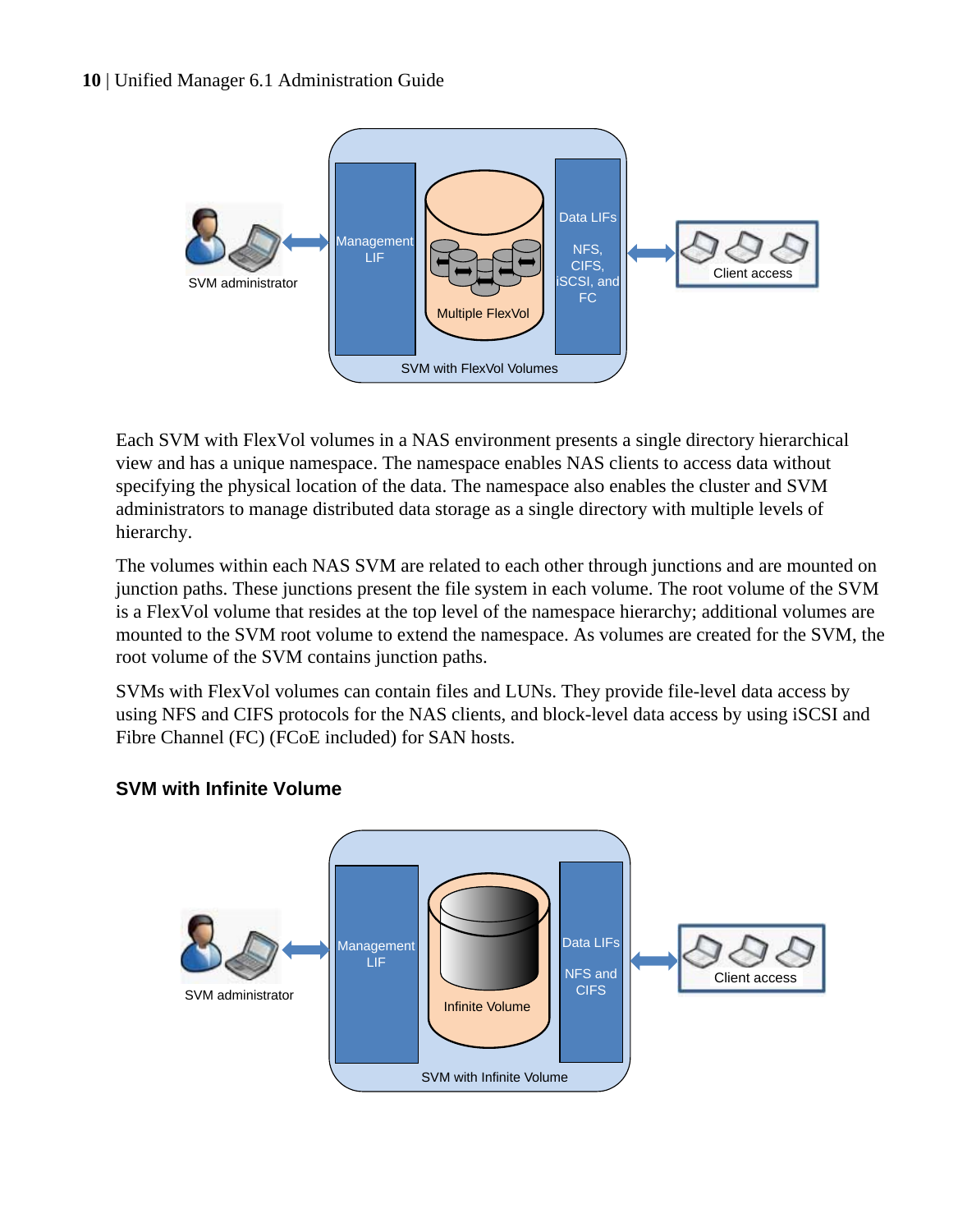Each SVM with FlexVol volumes in a NAS environment presents a single directory hierarchical view and has a unique namespace. The namespace enables NAS clients to access data without specifying the physical location of the data. The namespace also enables the cluster and SVM administrators to manage distributed data storage as a single directory with multiple levels of hierarchy.

The volumes within each NAS SVM are related to each other through junctions and are mounted on junction paths. These junctions present the file system in each volume. The root volume of the SVM is a FlexVol volume that resides at the top level of the namespace hierarchy; additional volumes are mounted to the SVM root volume to extend the namespace. As volumes are created for the SVM, the root volume of the SVM contains junction paths.

SVMs with FlexVol volumes can contain files and LUNs. They provide file-level data access by using NFS and CIFS protocols for the NAS clients, and block-level data access by using iSCSI and Fibre Channel (FC) (FCoE included) for SAN hosts.

### SVM with Infinite Volume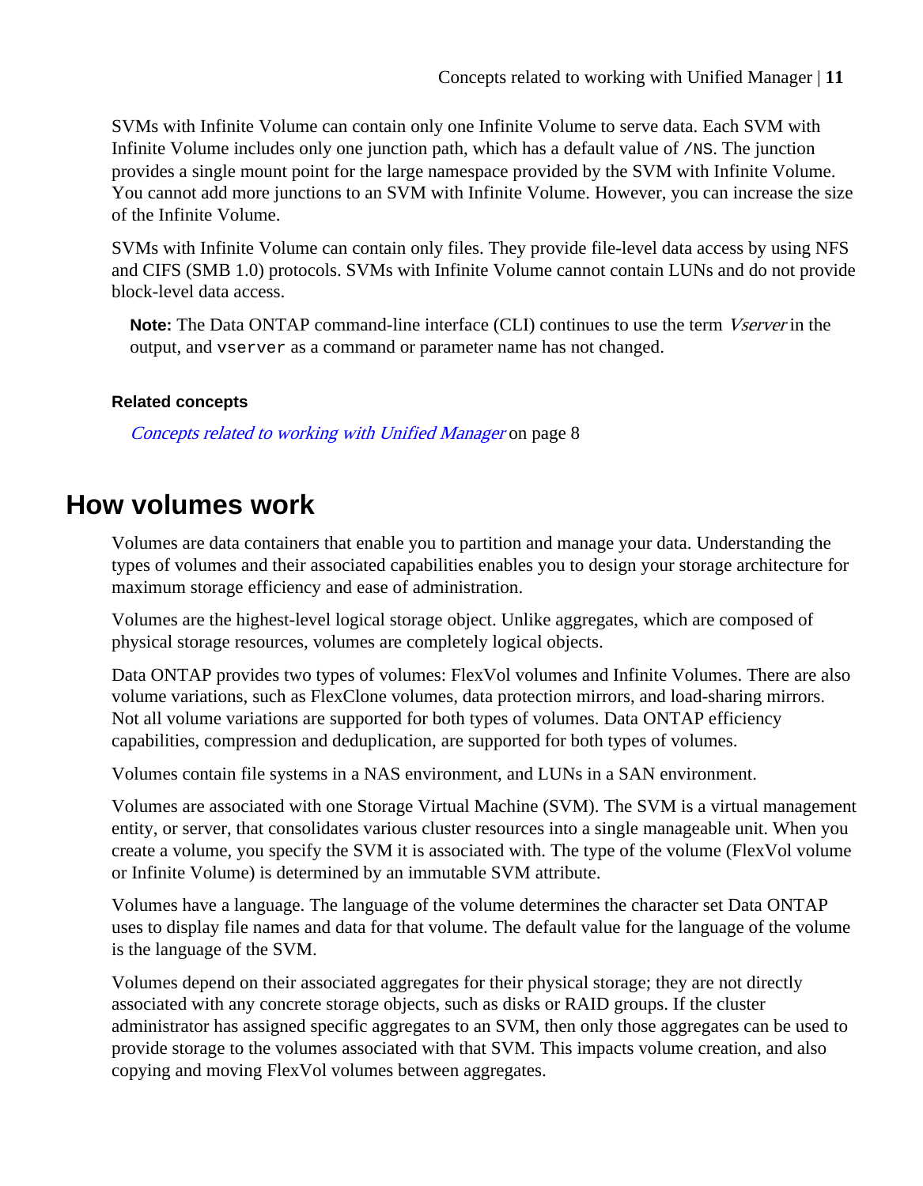SVMs with Infinite Volume can contain only one Infinite Volume to serve data. Each SVM with Infinite Volume includes only one junction path, which has a default value of `/NS`. The junction provides a single mount point for the large namespace provided by the SVM with Infinite Volume. You cannot add more junctions to an SVM with Infinite Volume. However, you can increase the size of the Infinite Volume.

SVMs with Infinite Volume can contain only files. They provide file-level data access by using NFS and CIFS (SMB 1.0) protocols. SVMs with Infinite Volume cannot contain LUNs and do not provide block-level data access.

**Note:** The Data ONTAP command-line interface (CLI) continues to use the term *Vserver* in the output, and `vserver` as a command or parameter name has not changed.

**Related concepts**

*Concepts related to working with Unified Manager* on page 8

## How volumes work

Volumes are data containers that enable you to partition and manage your data. Understanding the types of volumes and their associated capabilities enables you to design your storage architecture for maximum storage efficiency and ease of administration.

Volumes are the highest-level logical storage object. Unlike aggregates, which are composed of physical storage resources, volumes are completely logical objects.

Data ONTAP provides two types of volumes: FlexVol volumes and Infinite Volumes. There are also volume variations, such as FlexClone volumes, data protection mirrors, and load-sharing mirrors. Not all volume variations are supported for both types of volumes. Data ONTAP efficiency capabilities, compression and deduplication, are supported for both types of volumes.

Volumes contain file systems in a NAS environment, and LUNs in a SAN environment.

Volumes are associated with one Storage Virtual Machine (SVM). The SVM is a virtual management entity, or server, that consolidates various cluster resources into a single manageable unit. When you create a volume, you specify the SVM it is associated with. The type of the volume (FlexVol volume or Infinite Volume) is determined by an immutable SVM attribute.

Volumes have a language. The language of the volume determines the character set Data ONTAP uses to display file names and data for that volume. The default value for the language of the volume is the language of the SVM.

Volumes depend on their associated aggregates for their physical storage; they are not directly associated with any concrete storage objects, such as disks or RAID groups. If the cluster administrator has assigned specific aggregates to an SVM, then only those aggregates can be used to provide storage to the volumes associated with that SVM. This impacts volume creation, and also copying and moving FlexVol volumes between aggregates.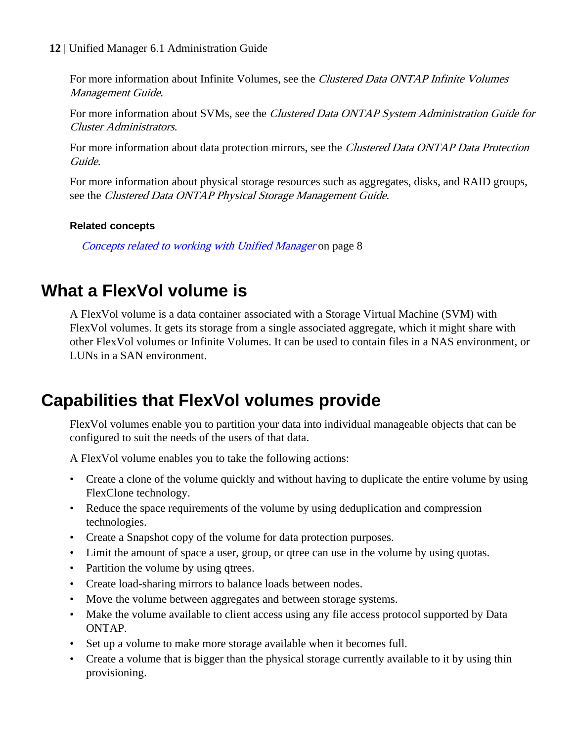For more information about Infinite Volumes, see the *Clustered Data ONTAP Infinite Volumes Management Guide*.

For more information about SVMs, see the *Clustered Data ONTAP System Administration Guide for Cluster Administrators*.

For more information about data protection mirrors, see the *Clustered Data ONTAP Data Protection Guide*.

For more information about physical storage resources such as aggregates, disks, and RAID groups, see the *Clustered Data ONTAP Physical Storage Management Guide*.

**Related concepts**

*Concepts related to working with Unified Manager* on page 8

# What a FlexVol volume is

A FlexVol volume is a data container associated with a Storage Virtual Machine (SVM) with FlexVol volumes. It gets its storage from a single associated aggregate, which it might share with other FlexVol volumes or Infinite Volumes. It can be used to contain files in a NAS environment, or LUNs in a SAN environment.

# Capabilities that FlexVol volumes provide

FlexVol volumes enable you to partition your data into individual manageable objects that can be configured to suit the needs of the users of that data.

A FlexVol volume enables you to take the following actions:

- Create a clone of the volume quickly and without having to duplicate the entire volume by using FlexClone technology.
- Reduce the space requirements of the volume by using deduplication and compression technologies.
- Create a Snapshot copy of the volume for data protection purposes.
- Limit the amount of space a user, group, or qtree can use in the volume by using quotas.
- Partition the volume by using qtrees.
- Create load-sharing mirrors to balance loads between nodes.
- Move the volume between aggregates and between storage systems.
- Make the volume available to client access using any file access protocol supported by Data ONTAP.
- Set up a volume to make more storage available when it becomes full.
- Create a volume that is bigger than the physical storage currently available to it by using thin provisioning.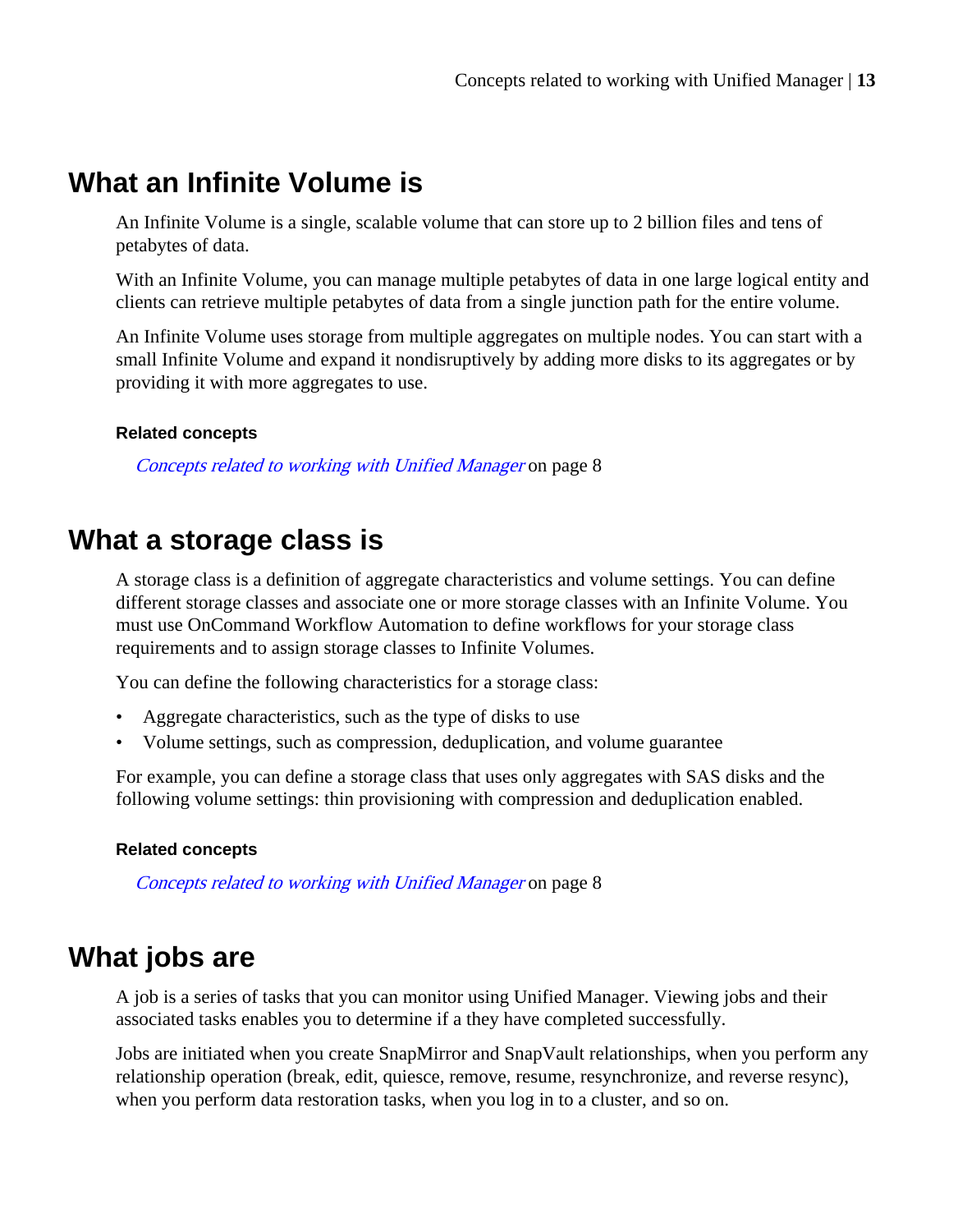# What an Infinite Volume is

An Infinite Volume is a single, scalable volume that can store up to 2 billion files and tens of petabytes of data.

With an Infinite Volume, you can manage multiple petabytes of data in one large logical entity and clients can retrieve multiple petabytes of data from a single junction path for the entire volume.

An Infinite Volume uses storage from multiple aggregates on multiple nodes. You can start with a small Infinite Volume and expand it nondisruptively by adding more disks to its aggregates or by providing it with more aggregates to use.

#### Related concepts

*Concepts related to working with Unified Manager* on page 8

# What a storage class is

A storage class is a definition of aggregate characteristics and volume settings. You can define different storage classes and associate one or more storage classes with an Infinite Volume. You must use OnCommand Workflow Automation to define workflows for your storage class requirements and to assign storage classes to Infinite Volumes.

You can define the following characteristics for a storage class:

- Aggregate characteristics, such as the type of disks to use
- Volume settings, such as compression, deduplication, and volume guarantee

For example, you can define a storage class that uses only aggregates with SAS disks and the following volume settings: thin provisioning with compression and deduplication enabled.

#### Related concepts

*Concepts related to working with Unified Manager* on page 8

# What jobs are

A job is a series of tasks that you can monitor using Unified Manager. Viewing jobs and their associated tasks enables you to determine if a they have completed successfully.

Jobs are initiated when you create SnapMirror and SnapVault relationships, when you perform any relationship operation (break, edit, quiesce, remove, resume, resynchronize, and reverse resync), when you perform data restoration tasks, when you log in to a cluster, and so on.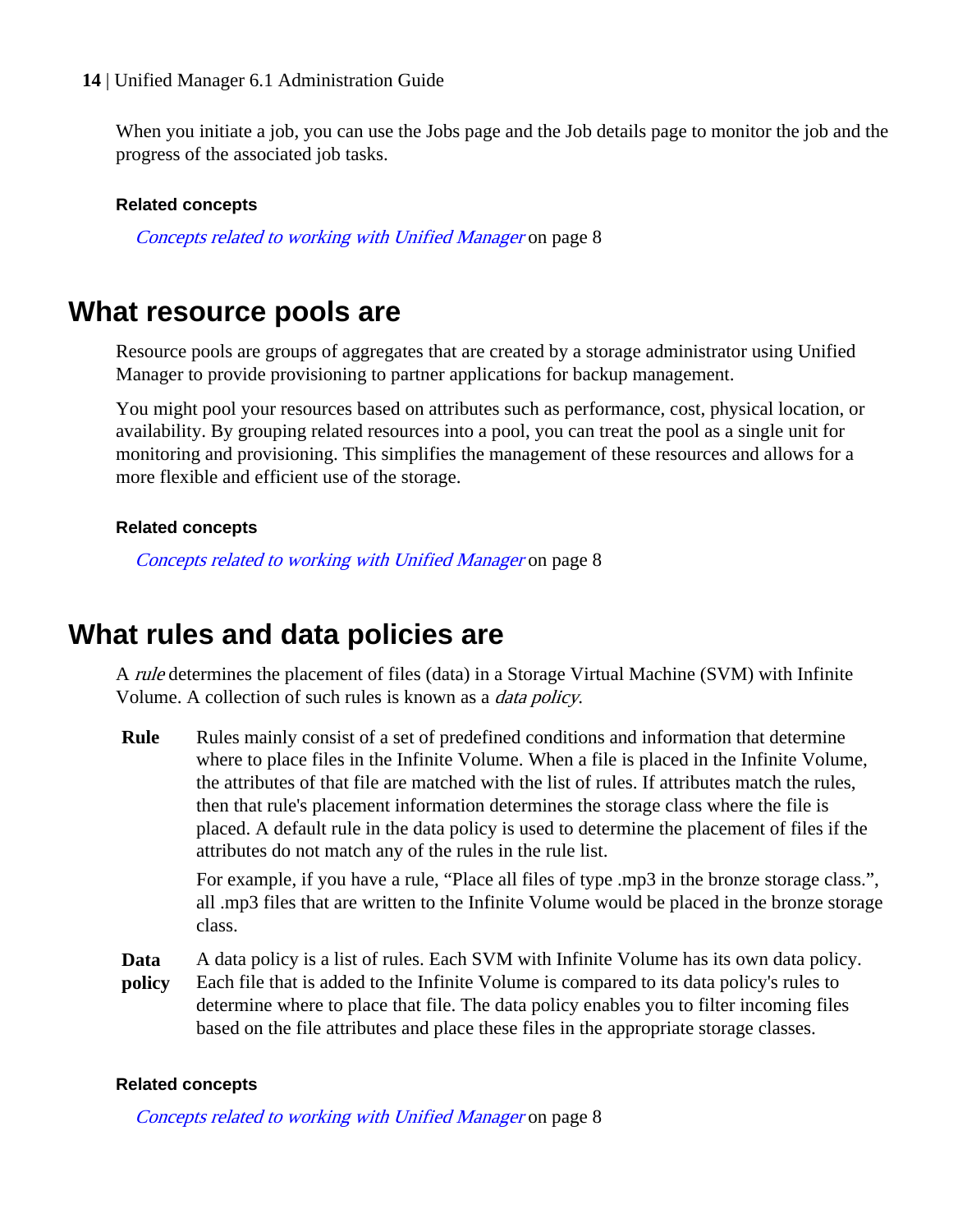When you initiate a job, you can use the Jobs page and the Job details page to monitor the job and the progress of the associated job tasks.

#### Related concepts

*Concepts related to working with Unified Manager* on page 8

## What resource pools are

Resource pools are groups of aggregates that are created by a storage administrator using Unified Manager to provide provisioning to partner applications for backup management.

You might pool your resources based on attributes such as performance, cost, physical location, or availability. By grouping related resources into a pool, you can treat the pool as a single unit for monitoring and provisioning. This simplifies the management of these resources and allows for a more flexible and efficient use of the storage.

#### Related concepts

*Concepts related to working with Unified Manager* on page 8

## What rules and data policies are

A *rule* determines the placement of files (data) in a Storage Virtual Machine (SVM) with Infinite Volume. A collection of such rules is known as a *data policy*.

**Rule**
: Rules mainly consist of a set of predefined conditions and information that determine where to place files in the Infinite Volume. When a file is placed in the Infinite Volume, the attributes of that file are matched with the list of rules. If attributes match the rules, then that rule's placement information determines the storage class where the file is placed. A default rule in the data policy is used to determine the placement of files if the attributes do not match any of the rules in the rule list.

  For example, if you have a rule, "Place all files of type .mp3 in the bronze storage class.", all .mp3 files that are written to the Infinite Volume would be placed in the bronze storage class.

**Data policy**
: A data policy is a list of rules. Each SVM with Infinite Volume has its own data policy. Each file that is added to the Infinite Volume is compared to its data policy's rules to determine where to place that file. The data policy enables you to filter incoming files based on the file attributes and place these files in the appropriate storage classes.

#### Related concepts

*Concepts related to working with Unified Manager* on page 8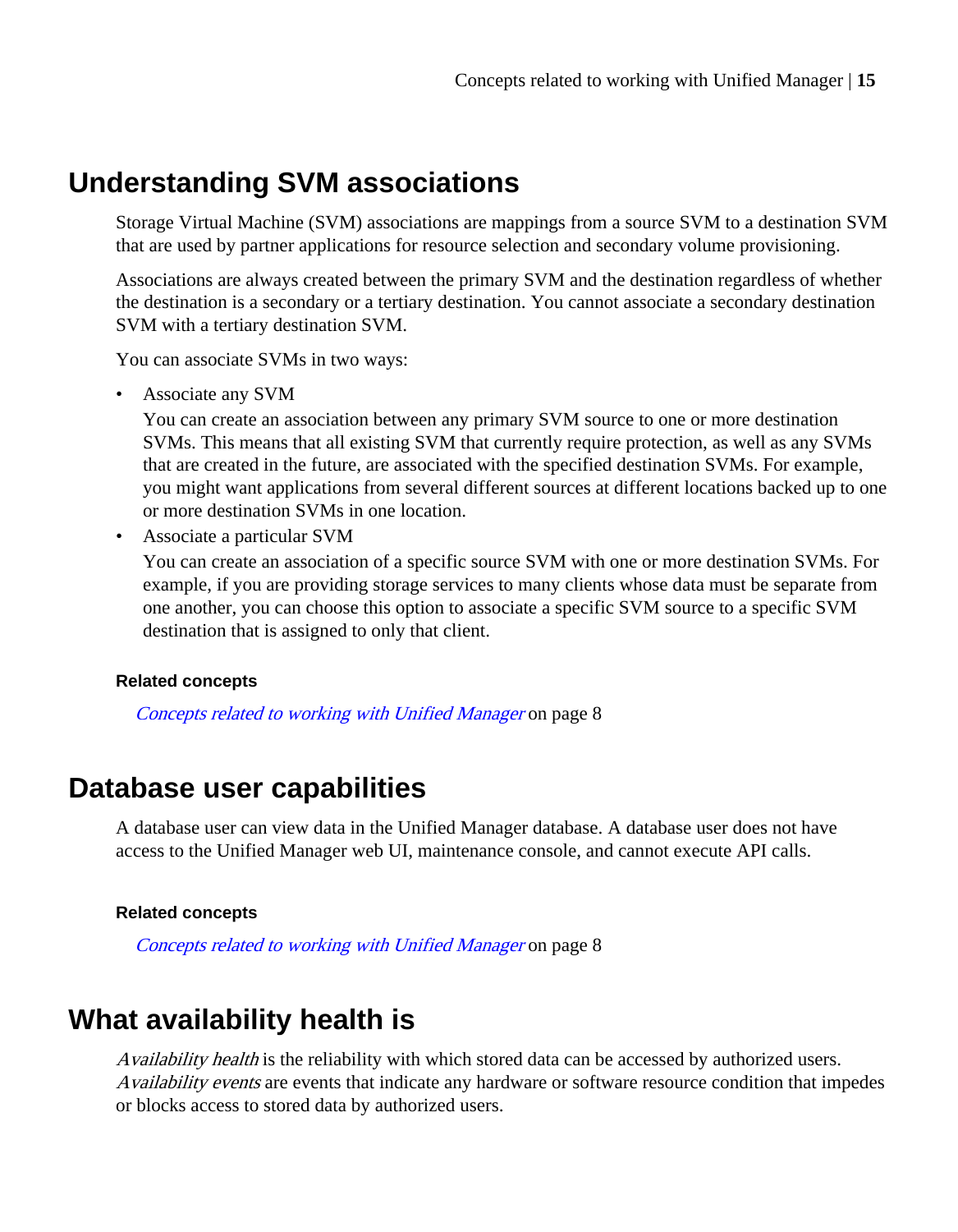## Understanding SVM associations

Storage Virtual Machine (SVM) associations are mappings from a source SVM to a destination SVM that are used by partner applications for resource selection and secondary volume provisioning.

Associations are always created between the primary SVM and the destination regardless of whether the destination is a secondary or a tertiary destination. You cannot associate a secondary destination SVM with a tertiary destination SVM.

You can associate SVMs in two ways:

- Associate any SVM
  You can create an association between any primary SVM source to one or more destination SVMs. This means that all existing SVM that currently require protection, as well as any SVMs that are created in the future, are associated with the specified destination SVMs. For example, you might want applications from several different sources at different locations backed up to one or more destination SVMs in one location.
- Associate a particular SVM
  You can create an association of a specific source SVM with one or more destination SVMs. For example, if you are providing storage services to many clients whose data must be separate from one another, you can choose this option to associate a specific SVM source to a specific SVM destination that is assigned to only that client.

#### Related concepts

*Concepts related to working with Unified Manager* on page 8

## Database user capabilities

A database user can view data in the Unified Manager database. A database user does not have access to the Unified Manager web UI, maintenance console, and cannot execute API calls.

#### Related concepts

*Concepts related to working with Unified Manager* on page 8

## What availability health is

*Availability health* is the reliability with which stored data can be accessed by authorized users. *Availability events* are events that indicate any hardware or software resource condition that impedes or blocks access to stored data by authorized users.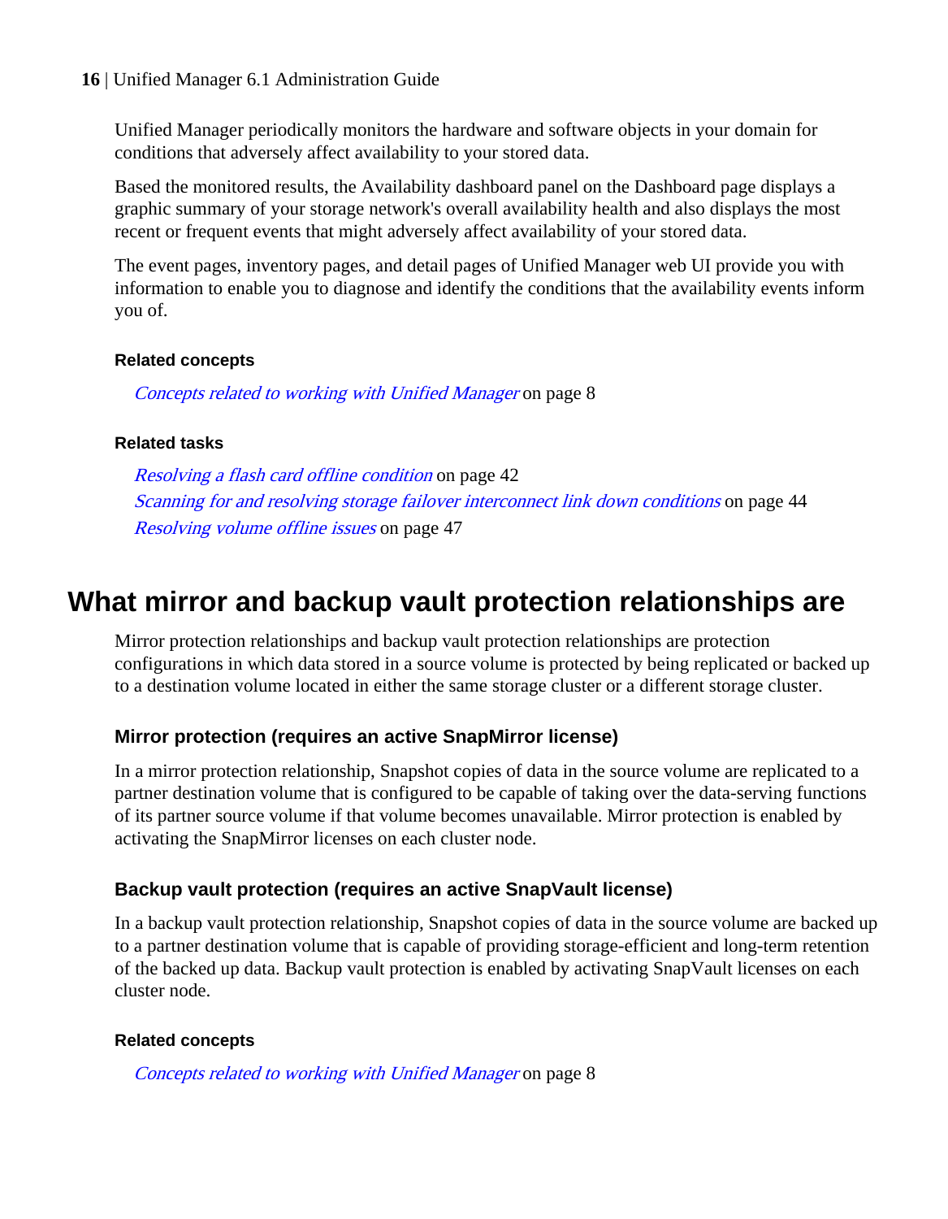Unified Manager periodically monitors the hardware and software objects in your domain for conditions that adversely affect availability to your stored data.

Based the monitored results, the Availability dashboard panel on the Dashboard page displays a graphic summary of your storage network's overall availability health and also displays the most recent or frequent events that might adversely affect availability of your stored data.

The event pages, inventory pages, and detail pages of Unified Manager web UI provide you with information to enable you to diagnose and identify the conditions that the availability events inform you of.

#### Related concepts

*Concepts related to working with Unified Manager* on page 8

#### Related tasks

*Resolving a flash card offline condition* on page 42
*Scanning for and resolving storage failover interconnect link down conditions* on page 44
*Resolving volume offline issues* on page 47

## What mirror and backup vault protection relationships are

Mirror protection relationships and backup vault protection relationships are protection configurations in which data stored in a source volume is protected by being replicated or backed up to a destination volume located in either the same storage cluster or a different storage cluster.

### Mirror protection (requires an active SnapMirror license)

In a mirror protection relationship, Snapshot copies of data in the source volume are replicated to a partner destination volume that is configured to be capable of taking over the data-serving functions of its partner source volume if that volume becomes unavailable. Mirror protection is enabled by activating the SnapMirror licenses on each cluster node.

### Backup vault protection (requires an active SnapVault license)

In a backup vault protection relationship, Snapshot copies of data in the source volume are backed up to a partner destination volume that is capable of providing storage-efficient and long-term retention of the backed up data. Backup vault protection is enabled by activating SnapVault licenses on each cluster node.

#### Related concepts

*Concepts related to working with Unified Manager* on page 8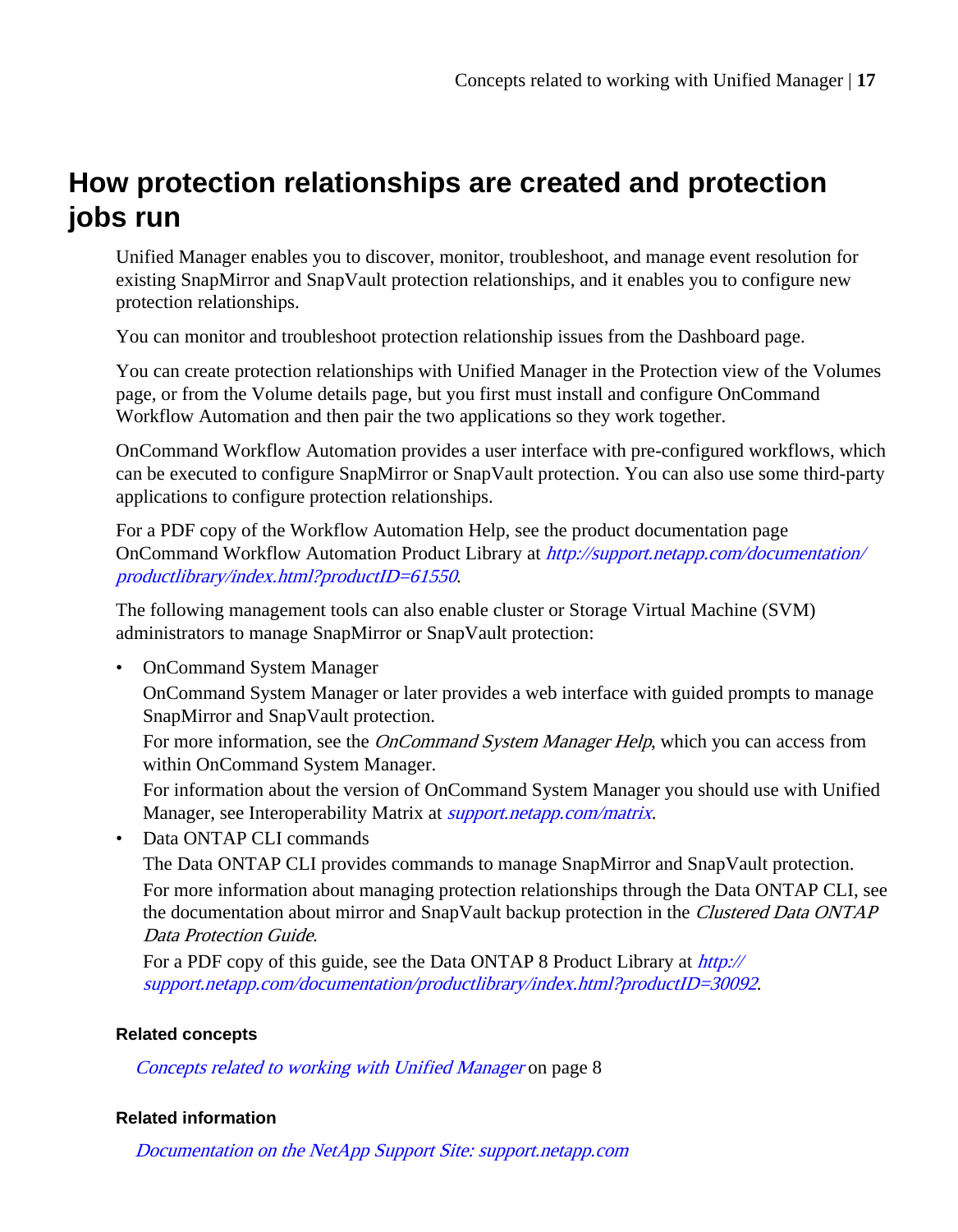# How protection relationships are created and protection jobs run

Unified Manager enables you to discover, monitor, troubleshoot, and manage event resolution for existing SnapMirror and SnapVault protection relationships, and it enables you to configure new protection relationships.

You can monitor and troubleshoot protection relationship issues from the Dashboard page.

You can create protection relationships with Unified Manager in the Protection view of the Volumes page, or from the Volume details page, but you first must install and configure OnCommand Workflow Automation and then pair the two applications so they work together.

OnCommand Workflow Automation provides a user interface with pre-configured workflows, which can be executed to configure SnapMirror or SnapVault protection. You can also use some third-party applications to configure protection relationships.

For a PDF copy of the Workflow Automation Help, see the product documentation page OnCommand Workflow Automation Product Library at *http://support.netapp.com/documentation/productlibrary/index.html?productID=61550*.

The following management tools can also enable cluster or Storage Virtual Machine (SVM) administrators to manage SnapMirror or SnapVault protection:

- OnCommand System Manager
  OnCommand System Manager or later provides a web interface with guided prompts to manage SnapMirror and SnapVault protection.
  For more information, see the *OnCommand System Manager Help*, which you can access from within OnCommand System Manager.
  For information about the version of OnCommand System Manager you should use with Unified Manager, see Interoperability Matrix at *support.netapp.com/matrix*.
- Data ONTAP CLI commands
  The Data ONTAP CLI provides commands to manage SnapMirror and SnapVault protection.
  For more information about managing protection relationships through the Data ONTAP CLI, see the documentation about mirror and SnapVault backup protection in the *Clustered Data ONTAP Data Protection Guide*.
  For a PDF copy of this guide, see the Data ONTAP 8 Product Library at *http://support.netapp.com/documentation/productlibrary/index.html?productID=30092*.

#### Related concepts

*Concepts related to working with Unified Manager* on page 8

#### Related information

*Documentation on the NetApp Support Site: support.netapp.com*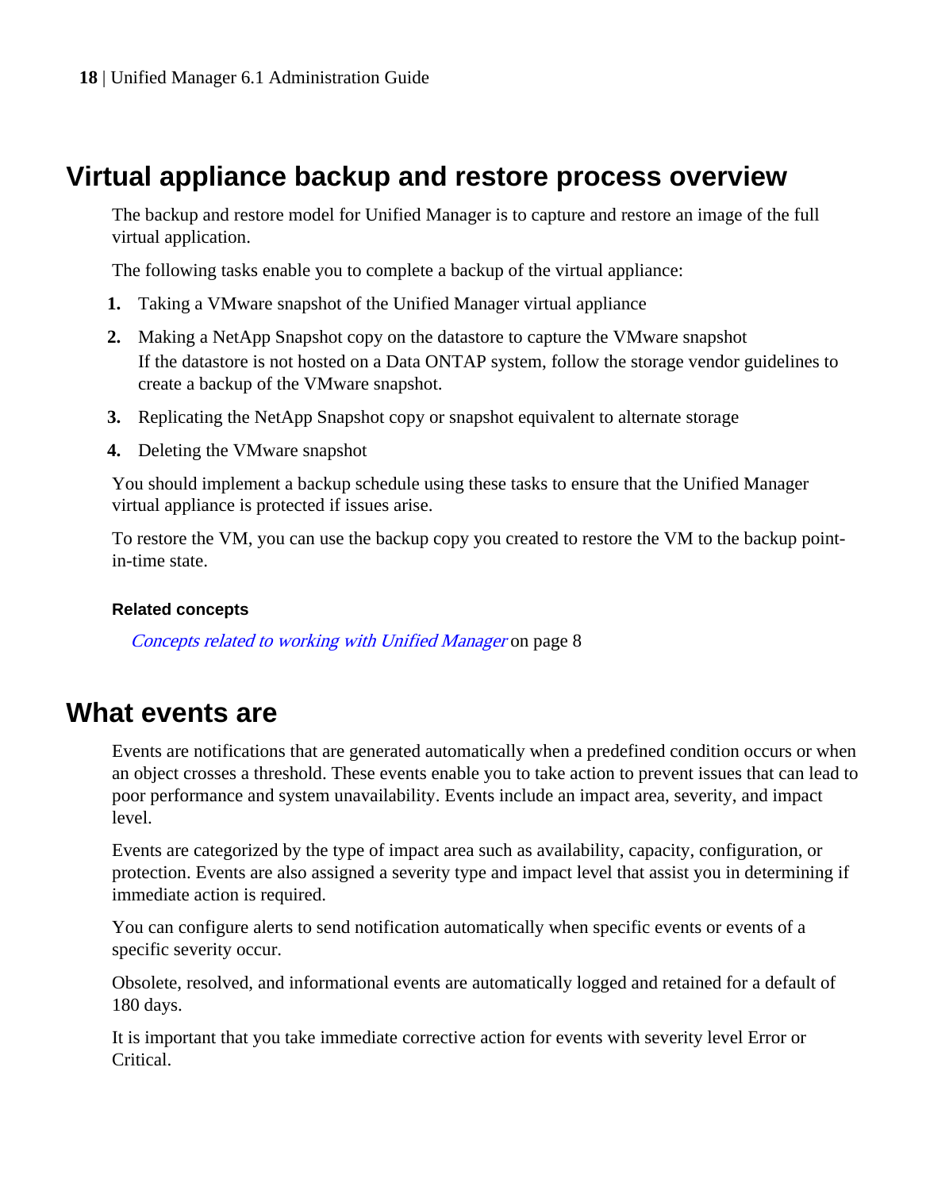## Virtual appliance backup and restore process overview

The backup and restore model for Unified Manager is to capture and restore an image of the full virtual application.

The following tasks enable you to complete a backup of the virtual appliance:

1. Taking a VMware snapshot of the Unified Manager virtual appliance
2. Making a NetApp Snapshot copy on the datastore to capture the VMware snapshot
   If the datastore is not hosted on a Data ONTAP system, follow the storage vendor guidelines to create a backup of the VMware snapshot.
3. Replicating the NetApp Snapshot copy or snapshot equivalent to alternate storage
4. Deleting the VMware snapshot

You should implement a backup schedule using these tasks to ensure that the Unified Manager virtual appliance is protected if issues arise.

To restore the VM, you can use the backup copy you created to restore the VM to the backup point-in-time state.

#### Related concepts

*Concepts related to working with Unified Manager* on page 8

## What events are

Events are notifications that are generated automatically when a predefined condition occurs or when an object crosses a threshold. These events enable you to take action to prevent issues that can lead to poor performance and system unavailability. Events include an impact area, severity, and impact level.

Events are categorized by the type of impact area such as availability, capacity, configuration, or protection. Events are also assigned a severity type and impact level that assist you in determining if immediate action is required.

You can configure alerts to send notification automatically when specific events or events of a specific severity occur.

Obsolete, resolved, and informational events are automatically logged and retained for a default of 180 days.

It is important that you take immediate corrective action for events with severity level Error or Critical.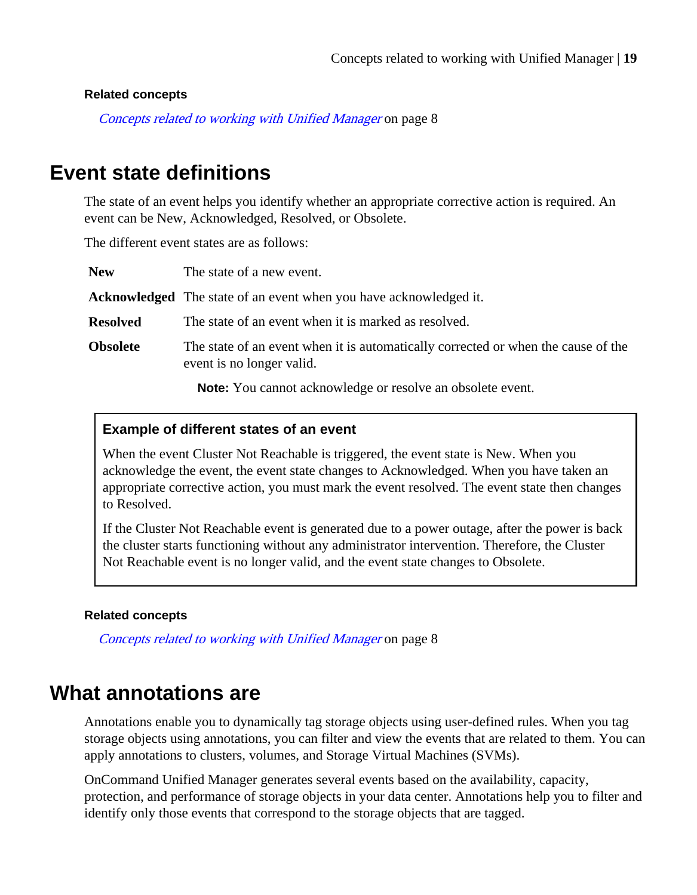**Related concepts**

*Concepts related to working with Unified Manager* on page 8

# Event state definitions

The state of an event helps you identify whether an appropriate corrective action is required. An event can be New, Acknowledged, Resolved, or Obsolete.

The different event states are as follows:

**New**
The state of a new event.

**Acknowledged**
The state of an event when you have acknowledged it.

**Resolved**
The state of an event when it is marked as resolved.

**Obsolete**
The state of an event when it is automatically corrected or when the cause of the event is no longer valid.

**Note:** You cannot acknowledge or resolve an obsolete event.

### Example of different states of an event

When the event Cluster Not Reachable is triggered, the event state is New. When you acknowledge the event, the event state changes to Acknowledged. When you have taken an appropriate corrective action, you must mark the event resolved. The event state then changes to Resolved.

If the Cluster Not Reachable event is generated due to a power outage, after the power is back the cluster starts functioning without any administrator intervention. Therefore, the Cluster Not Reachable event is no longer valid, and the event state changes to Obsolete.

**Related concepts**

*Concepts related to working with Unified Manager* on page 8

# What annotations are

Annotations enable you to dynamically tag storage objects using user-defined rules. When you tag storage objects using annotations, you can filter and view the events that are related to them. You can apply annotations to clusters, volumes, and Storage Virtual Machines (SVMs).

OnCommand Unified Manager generates several events based on the availability, capacity, protection, and performance of storage objects in your data center. Annotations help you to filter and identify only those events that correspond to the storage objects that are tagged.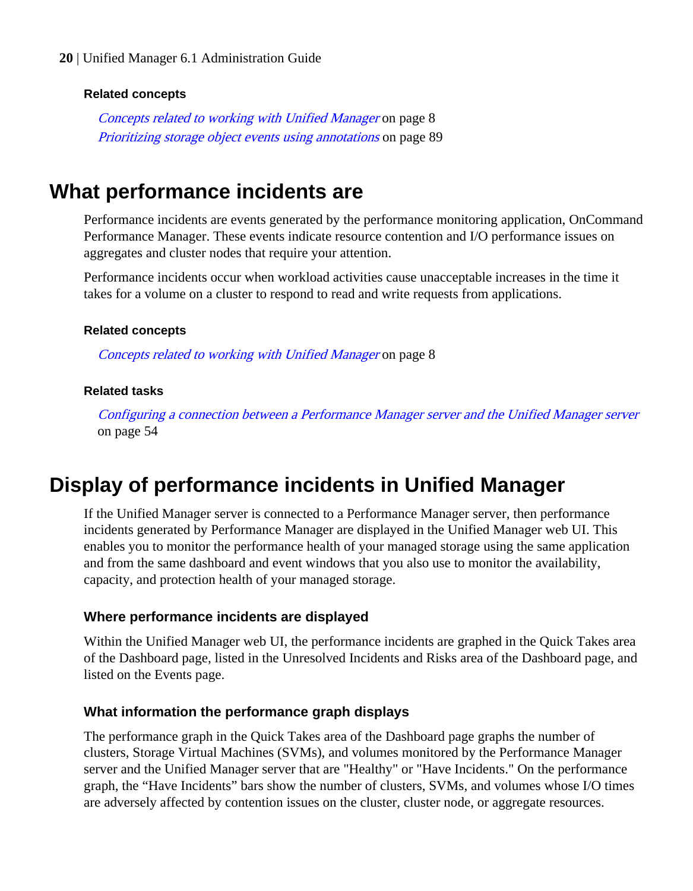**Related concepts**

*Concepts related to working with Unified Manager* on page 8
*Prioritizing storage object events using annotations* on page 89

# What performance incidents are

Performance incidents are events generated by the performance monitoring application, OnCommand Performance Manager. These events indicate resource contention and I/O performance issues on aggregates and cluster nodes that require your attention.

Performance incidents occur when workload activities cause unacceptable increases in the time it takes for a volume on a cluster to respond to read and write requests from applications.

**Related concepts**

*Concepts related to working with Unified Manager* on page 8

**Related tasks**

*Configuring a connection between a Performance Manager server and the Unified Manager server* on page 54

# Display of performance incidents in Unified Manager

If the Unified Manager server is connected to a Performance Manager server, then performance incidents generated by Performance Manager are displayed in the Unified Manager web UI. This enables you to monitor the performance health of your managed storage using the same application and from the same dashboard and event windows that you also use to monitor the availability, capacity, and protection health of your managed storage.

### Where performance incidents are displayed

Within the Unified Manager web UI, the performance incidents are graphed in the Quick Takes area of the Dashboard page, listed in the Unresolved Incidents and Risks area of the Dashboard page, and listed on the Events page.

### What information the performance graph displays

The performance graph in the Quick Takes area of the Dashboard page graphs the number of clusters, Storage Virtual Machines (SVMs), and volumes monitored by the Performance Manager server and the Unified Manager server that are "Healthy" or "Have Incidents." On the performance graph, the "Have Incidents" bars show the number of clusters, SVMs, and volumes whose I/O times are adversely affected by contention issues on the cluster, cluster node, or aggregate resources.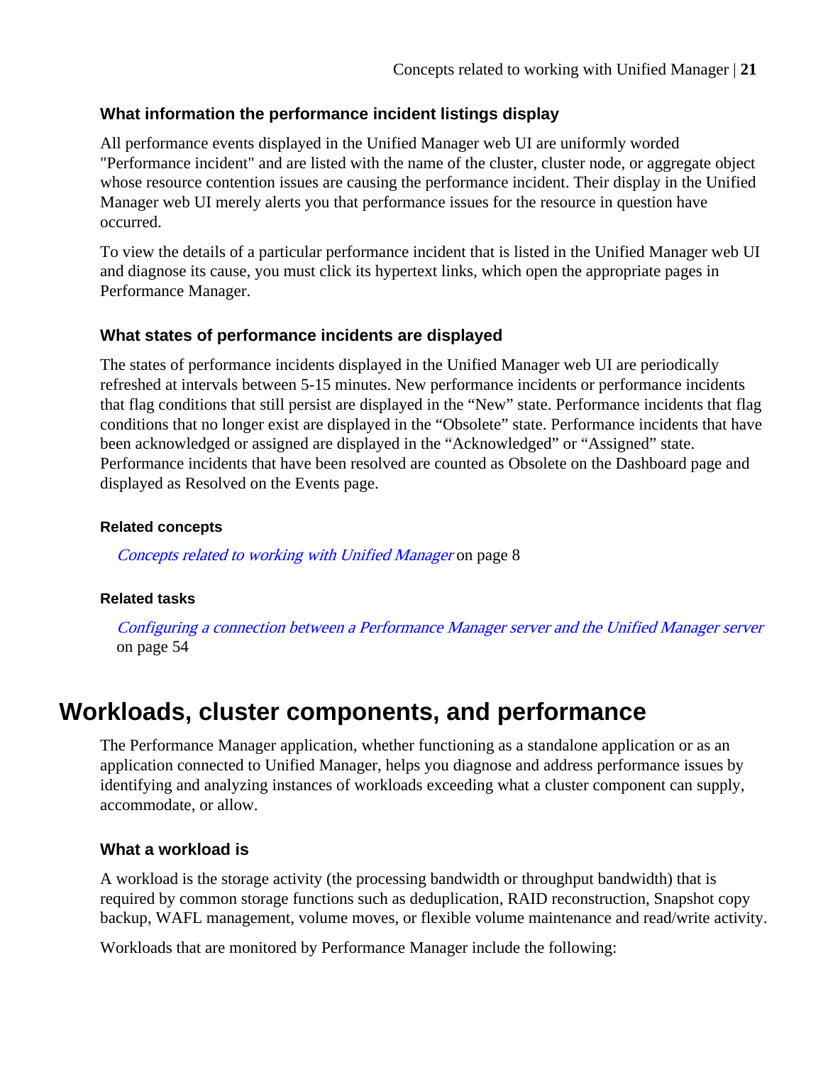### What information the performance incident listings display

All performance events displayed in the Unified Manager web UI are uniformly worded "Performance incident" and are listed with the name of the cluster, cluster node, or aggregate object whose resource contention issues are causing the performance incident. Their display in the Unified Manager web UI merely alerts you that performance issues for the resource in question have occurred.

To view the details of a particular performance incident that is listed in the Unified Manager web UI and diagnose its cause, you must click its hypertext links, which open the appropriate pages in Performance Manager.

### What states of performance incidents are displayed

The states of performance incidents displayed in the Unified Manager web UI are periodically refreshed at intervals between 5-15 minutes. New performance incidents or performance incidents that flag conditions that still persist are displayed in the “New” state. Performance incidents that flag conditions that no longer exist are displayed in the “Obsolete” state. Performance incidents that have been acknowledged or assigned are displayed in the “Acknowledged” or “Assigned” state. Performance incidents that have been resolved are counted as Obsolete on the Dashboard page and displayed as Resolved on the Events page.

#### Related concepts

*Concepts related to working with Unified Manager* on page 8

#### Related tasks

*Configuring a connection between a Performance Manager server and the Unified Manager server* on page 54

## Workloads, cluster components, and performance

The Performance Manager application, whether functioning as a standalone application or as an application connected to Unified Manager, helps you diagnose and address performance issues by identifying and analyzing instances of workloads exceeding what a cluster component can supply, accommodate, or allow.

### What a workload is

A workload is the storage activity (the processing bandwidth or throughput bandwidth) that is required by common storage functions such as deduplication, RAID reconstruction, Snapshot copy backup, WAFL management, volume moves, or flexible volume maintenance and read/write activity.

Workloads that are monitored by Performance Manager include the following: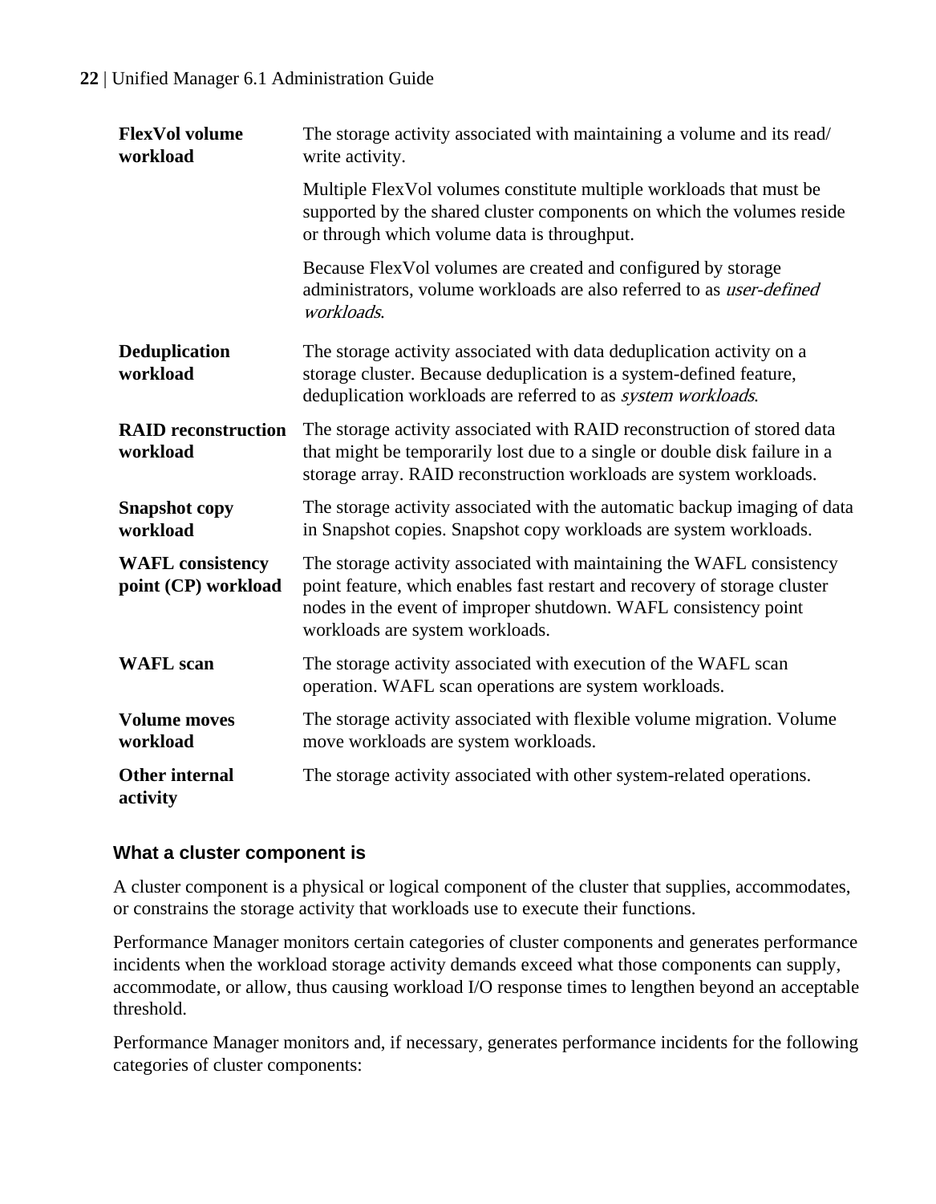**FlexVol volume workload**
: The storage activity associated with maintaining a volume and its read/write activity.

  Multiple FlexVol volumes constitute multiple workloads that must be supported by the shared cluster components on which the volumes reside or through which volume data is throughput.

  Because FlexVol volumes are created and configured by storage administrators, volume workloads are also referred to as *user-defined workloads*.

**Deduplication workload**
: The storage activity associated with data deduplication activity on a storage cluster. Because deduplication is a system-defined feature, deduplication workloads are referred to as *system workloads*.

**RAID reconstruction workload**
: The storage activity associated with RAID reconstruction of stored data that might be temporarily lost due to a single or double disk failure in a storage array. RAID reconstruction workloads are system workloads.

**Snapshot copy workload**
: The storage activity associated with the automatic backup imaging of data in Snapshot copies. Snapshot copy workloads are system workloads.

**WAFL consistency point (CP) workload**
: The storage activity associated with maintaining the WAFL consistency point feature, which enables fast restart and recovery of storage cluster nodes in the event of improper shutdown. WAFL consistency point workloads are system workloads.

**WAFL scan**
: The storage activity associated with execution of the WAFL scan operation. WAFL scan operations are system workloads.

**Volume moves workload**
: The storage activity associated with flexible volume migration. Volume move workloads are system workloads.

**Other internal activity**
: The storage activity associated with other system-related operations.

### What a cluster component is

A cluster component is a physical or logical component of the cluster that supplies, accommodates, or constrains the storage activity that workloads use to execute their functions.

Performance Manager monitors certain categories of cluster components and generates performance incidents when the workload storage activity demands exceed what those components can supply, accommodate, or allow, thus causing workload I/O response times to lengthen beyond an acceptable threshold.

Performance Manager monitors and, if necessary, generates performance incidents for the following categories of cluster components: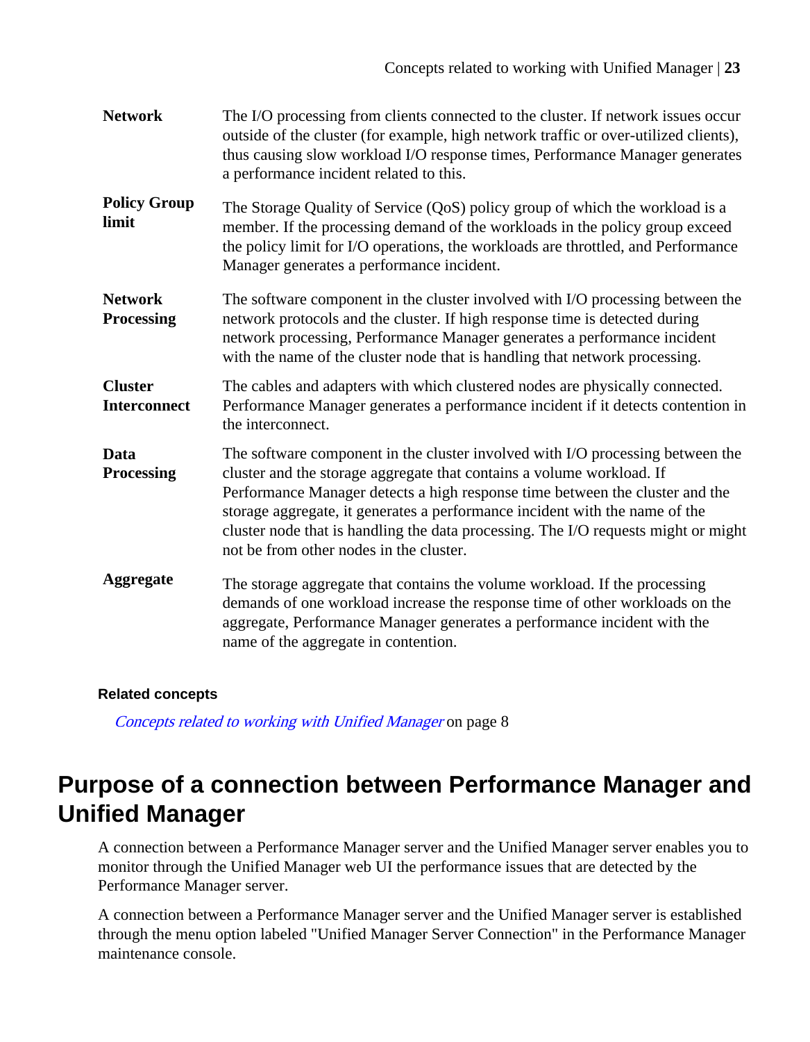**Network**
: The I/O processing from clients connected to the cluster. If network issues occur outside of the cluster (for example, high network traffic or over-utilized clients), thus causing slow workload I/O response times, Performance Manager generates a performance incident related to this.

**Policy Group limit**
: The Storage Quality of Service (QoS) policy group of which the workload is a member. If the processing demand of the workloads in the policy group exceed the policy limit for I/O operations, the workloads are throttled, and Performance Manager generates a performance incident.

**Network Processing**
: The software component in the cluster involved with I/O processing between the network protocols and the cluster. If high response time is detected during network processing, Performance Manager generates a performance incident with the name of the cluster node that is handling that network processing.

**Cluster Interconnect**
: The cables and adapters with which clustered nodes are physically connected. Performance Manager generates a performance incident if it detects contention in the interconnect.

**Data Processing**
: The software component in the cluster involved with I/O processing between the cluster and the storage aggregate that contains a volume workload. If Performance Manager detects a high response time between the cluster and the storage aggregate, it generates a performance incident with the name of the cluster node that is handling the data processing. The I/O requests might or might not be from other nodes in the cluster.

**Aggregate**
: The storage aggregate that contains the volume workload. If the processing demands of one workload increase the response time of other workloads on the aggregate, Performance Manager generates a performance incident with the name of the aggregate in contention.

#### Related concepts

*Concepts related to working with Unified Manager* on page 8

## Purpose of a connection between Performance Manager and Unified Manager

A connection between a Performance Manager server and the Unified Manager server enables you to monitor through the Unified Manager web UI the performance issues that are detected by the Performance Manager server.

A connection between a Performance Manager server and the Unified Manager server is established through the menu option labeled "Unified Manager Server Connection" in the Performance Manager maintenance console.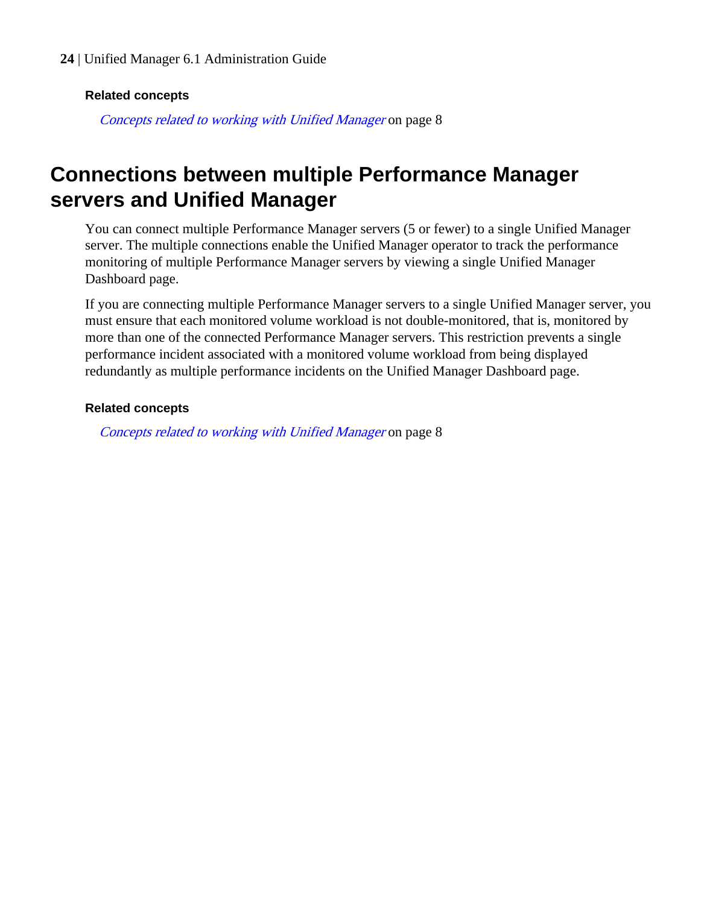**Related concepts**

*Concepts related to working with Unified Manager* on page 8

# Connections between multiple Performance Manager servers and Unified Manager

You can connect multiple Performance Manager servers (5 or fewer) to a single Unified Manager server. The multiple connections enable the Unified Manager operator to track the performance monitoring of multiple Performance Manager servers by viewing a single Unified Manager Dashboard page.

If you are connecting multiple Performance Manager servers to a single Unified Manager server, you must ensure that each monitored volume workload is not double-monitored, that is, monitored by more than one of the connected Performance Manager servers. This restriction prevents a single performance incident associated with a monitored volume workload from being displayed redundantly as multiple performance incidents on the Unified Manager Dashboard page.

**Related concepts**

*Concepts related to working with Unified Manager* on page 8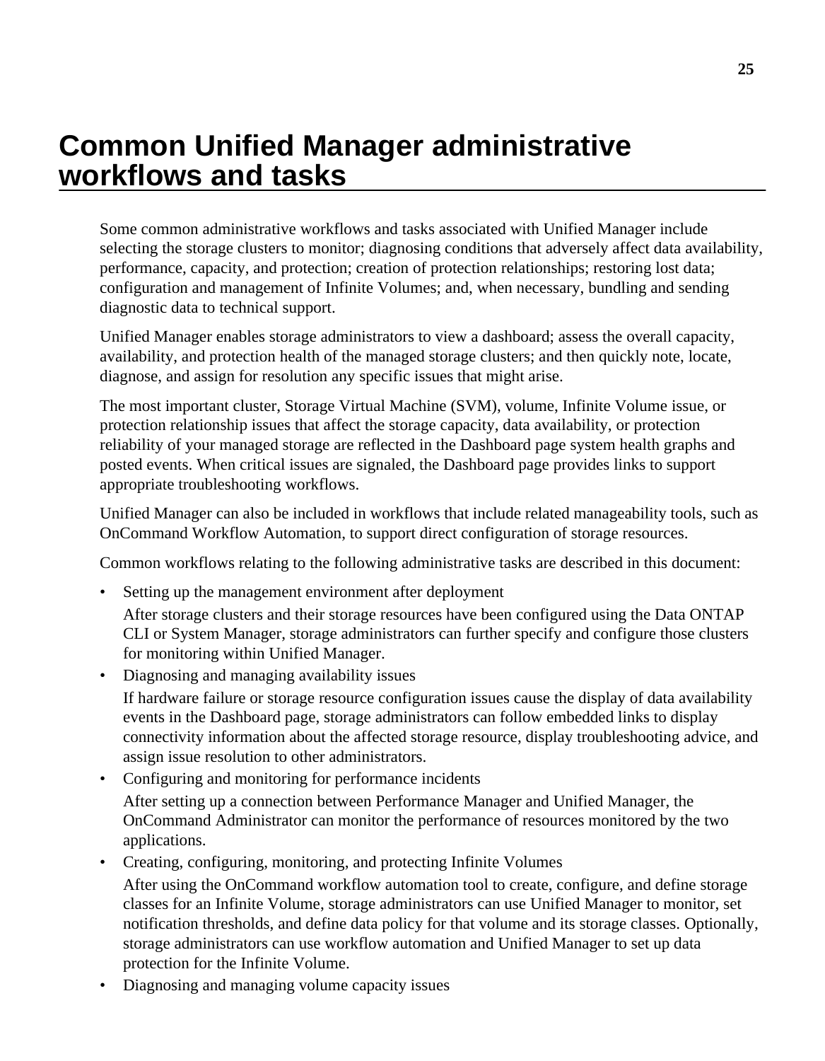# Common Unified Manager administrative workflows and tasks

Some common administrative workflows and tasks associated with Unified Manager include selecting the storage clusters to monitor; diagnosing conditions that adversely affect data availability, performance, capacity, and protection; creation of protection relationships; restoring lost data; configuration and management of Infinite Volumes; and, when necessary, bundling and sending diagnostic data to technical support.

Unified Manager enables storage administrators to view a dashboard; assess the overall capacity, availability, and protection health of the managed storage clusters; and then quickly note, locate, diagnose, and assign for resolution any specific issues that might arise.

The most important cluster, Storage Virtual Machine (SVM), volume, Infinite Volume issue, or protection relationship issues that affect the storage capacity, data availability, or protection reliability of your managed storage are reflected in the Dashboard page system health graphs and posted events. When critical issues are signaled, the Dashboard page provides links to support appropriate troubleshooting workflows.

Unified Manager can also be included in workflows that include related manageability tools, such as OnCommand Workflow Automation, to support direct configuration of storage resources.

Common workflows relating to the following administrative tasks are described in this document:

- Setting up the management environment after deployment

  After storage clusters and their storage resources have been configured using the Data ONTAP CLI or System Manager, storage administrators can further specify and configure those clusters for monitoring within Unified Manager.
- Diagnosing and managing availability issues

  If hardware failure or storage resource configuration issues cause the display of data availability events in the Dashboard page, storage administrators can follow embedded links to display connectivity information about the affected storage resource, display troubleshooting advice, and assign issue resolution to other administrators.
- Configuring and monitoring for performance incidents

  After setting up a connection between Performance Manager and Unified Manager, the OnCommand Administrator can monitor the performance of resources monitored by the two applications.
- Creating, configuring, monitoring, and protecting Infinite Volumes

  After using the OnCommand workflow automation tool to create, configure, and define storage classes for an Infinite Volume, storage administrators can use Unified Manager to monitor, set notification thresholds, and define data policy for that volume and its storage classes. Optionally, storage administrators can use workflow automation and Unified Manager to set up data protection for the Infinite Volume.
- Diagnosing and managing volume capacity issues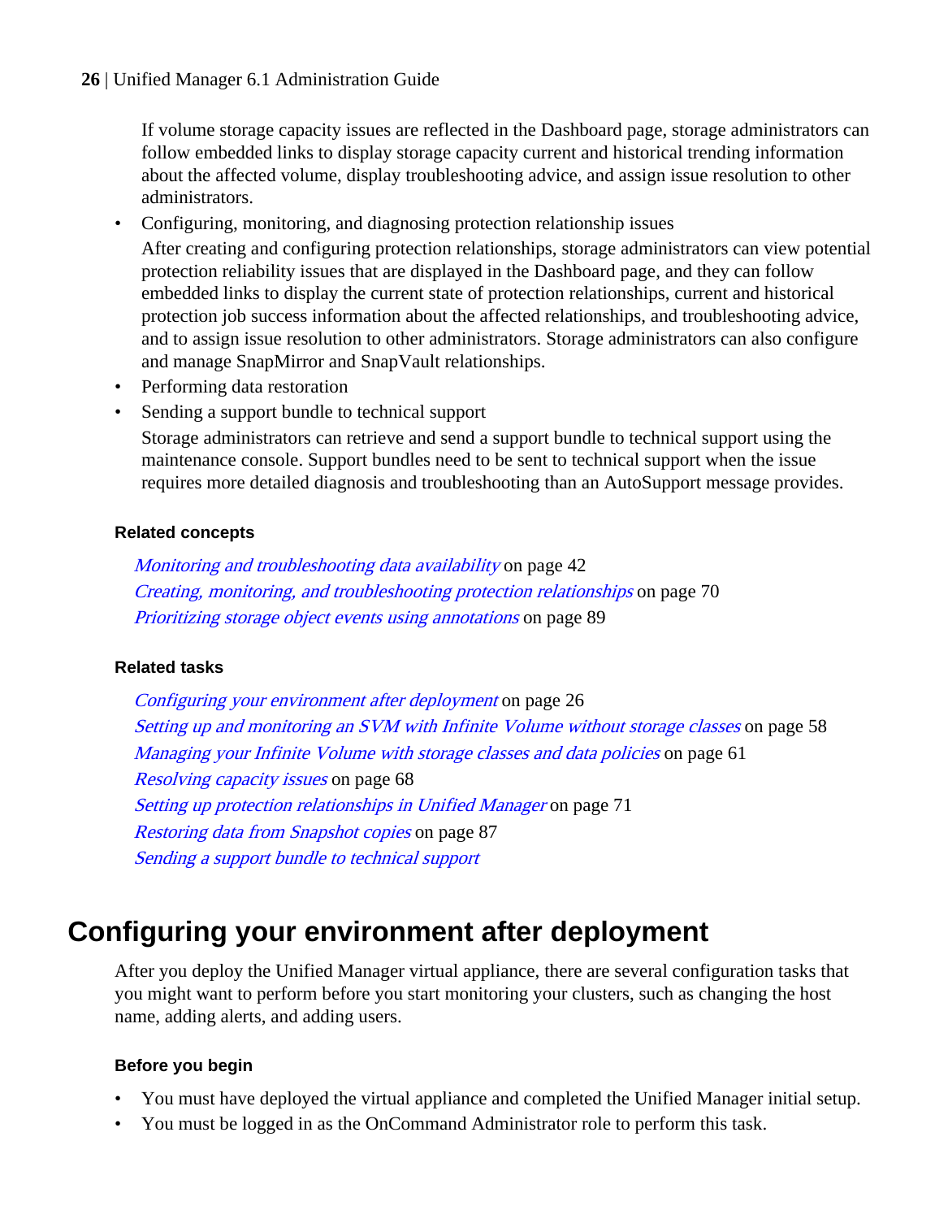If volume storage capacity issues are reflected in the Dashboard page, storage administrators can follow embedded links to display storage capacity current and historical trending information about the affected volume, display troubleshooting advice, and assign issue resolution to other administrators.

- Configuring, monitoring, and diagnosing protection relationship issues

  After creating and configuring protection relationships, storage administrators can view potential protection reliability issues that are displayed in the Dashboard page, and they can follow embedded links to display the current state of protection relationships, current and historical protection job success information about the affected relationships, and troubleshooting advice, and to assign issue resolution to other administrators. Storage administrators can also configure and manage SnapMirror and SnapVault relationships.
- Performing data restoration
- Sending a support bundle to technical support

  Storage administrators can retrieve and send a support bundle to technical support using the maintenance console. Support bundles need to be sent to technical support when the issue requires more detailed diagnosis and troubleshooting than an AutoSupport message provides.

#### Related concepts

*Monitoring and troubleshooting data availability* on page 42
*Creating, monitoring, and troubleshooting protection relationships* on page 70
*Prioritizing storage object events using annotations* on page 89

#### Related tasks

*Configuring your environment after deployment* on page 26
*Setting up and monitoring an SVM with Infinite Volume without storage classes* on page 58
*Managing your Infinite Volume with storage classes and data policies* on page 61
*Resolving capacity issues* on page 68
*Setting up protection relationships in Unified Manager* on page 71
*Restoring data from Snapshot copies* on page 87
*Sending a support bundle to technical support*

## Configuring your environment after deployment

After you deploy the Unified Manager virtual appliance, there are several configuration tasks that you might want to perform before you start monitoring your clusters, such as changing the host name, adding alerts, and adding users.

#### Before you begin

- You must have deployed the virtual appliance and completed the Unified Manager initial setup.
- You must be logged in as the OnCommand Administrator role to perform this task.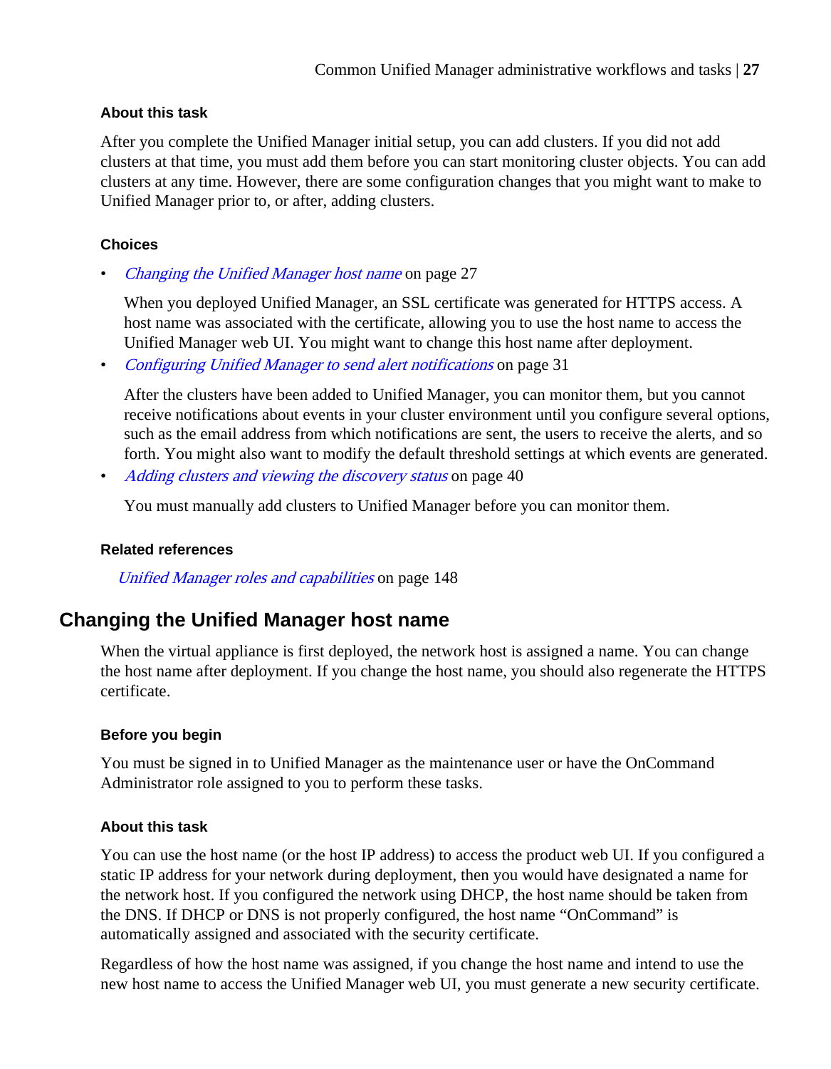#### About this task

After you complete the Unified Manager initial setup, you can add clusters. If you did not add clusters at that time, you must add them before you can start monitoring cluster objects. You can add clusters at any time. However, there are some configuration changes that you might want to make to Unified Manager prior to, or after, adding clusters.

#### Choices

- *Changing the Unified Manager host name* on page 27

  When you deployed Unified Manager, an SSL certificate was generated for HTTPS access. A host name was associated with the certificate, allowing you to use the host name to access the Unified Manager web UI. You might want to change this host name after deployment.
- *Configuring Unified Manager to send alert notifications* on page 31

  After the clusters have been added to Unified Manager, you can monitor them, but you cannot receive notifications about events in your cluster environment until you configure several options, such as the email address from which notifications are sent, the users to receive the alerts, and so forth. You might also want to modify the default threshold settings at which events are generated.
- *Adding clusters and viewing the discovery status* on page 40

  You must manually add clusters to Unified Manager before you can monitor them.

#### Related references

*Unified Manager roles and capabilities* on page 148

## Changing the Unified Manager host name

When the virtual appliance is first deployed, the network host is assigned a name. You can change the host name after deployment. If you change the host name, you should also regenerate the HTTPS certificate.

#### Before you begin

You must be signed in to Unified Manager as the maintenance user or have the OnCommand Administrator role assigned to you to perform these tasks.

#### About this task

You can use the host name (or the host IP address) to access the product web UI. If you configured a static IP address for your network during deployment, then you would have designated a name for the network host. If you configured the network using DHCP, the host name should be taken from the DNS. If DHCP or DNS is not properly configured, the host name “OnCommand” is automatically assigned and associated with the security certificate.

Regardless of how the host name was assigned, if you change the host name and intend to use the new host name to access the Unified Manager web UI, you must generate a new security certificate.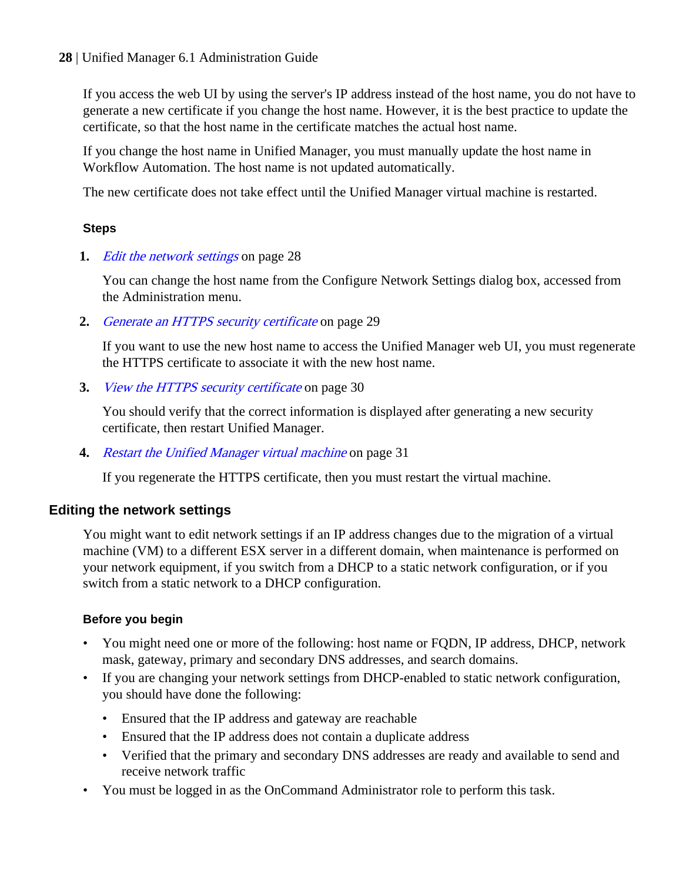If you access the web UI by using the server's IP address instead of the host name, you do not have to generate a new certificate if you change the host name. However, it is the best practice to update the certificate, so that the host name in the certificate matches the actual host name.

If you change the host name in Unified Manager, you must manually update the host name in Workflow Automation. The host name is not updated automatically.

The new certificate does not take effect until the Unified Manager virtual machine is restarted.

#### Steps

1. *Edit the network settings* on page 28

   You can change the host name from the Configure Network Settings dialog box, accessed from the Administration menu.

2. *Generate an HTTPS security certificate* on page 29

   If you want to use the new host name to access the Unified Manager web UI, you must regenerate the HTTPS certificate to associate it with the new host name.

3. *View the HTTPS security certificate* on page 30

   You should verify that the correct information is displayed after generating a new security certificate, then restart Unified Manager.

4. *Restart the Unified Manager virtual machine* on page 31

   If you regenerate the HTTPS certificate, then you must restart the virtual machine.

### Editing the network settings

You might want to edit network settings if an IP address changes due to the migration of a virtual machine (VM) to a different ESX server in a different domain, when maintenance is performed on your network equipment, if you switch from a DHCP to a static network configuration, or if you switch from a static network to a DHCP configuration.

#### Before you begin

- You might need one or more of the following: host name or FQDN, IP address, DHCP, network mask, gateway, primary and secondary DNS addresses, and search domains.
- If you are changing your network settings from DHCP-enabled to static network configuration, you should have done the following:
  - Ensured that the IP address and gateway are reachable
  - Ensured that the IP address does not contain a duplicate address
  - Verified that the primary and secondary DNS addresses are ready and available to send and receive network traffic
- You must be logged in as the OnCommand Administrator role to perform this task.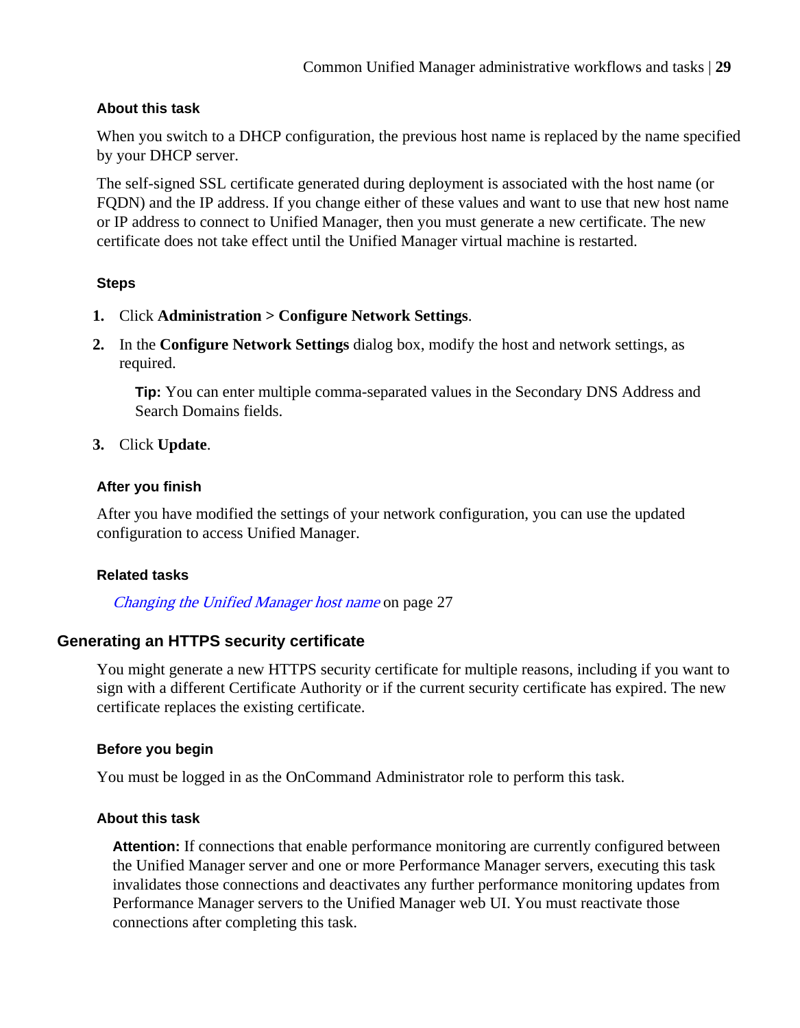#### About this task

When you switch to a DHCP configuration, the previous host name is replaced by the name specified by your DHCP server.

The self-signed SSL certificate generated during deployment is associated with the host name (or FQDN) and the IP address. If you change either of these values and want to use that new host name or IP address to connect to Unified Manager, then you must generate a new certificate. The new certificate does not take effect until the Unified Manager virtual machine is restarted.

#### Steps

1. Click **Administration > Configure Network Settings**.
2. In the **Configure Network Settings** dialog box, modify the host and network settings, as required.

   **Tip:** You can enter multiple comma-separated values in the Secondary DNS Address and Search Domains fields.

3. Click **Update**.

#### After you finish

After you have modified the settings of your network configuration, you can use the updated configuration to access Unified Manager.

#### Related tasks

*Changing the Unified Manager host name* on page 27

### Generating an HTTPS security certificate

You might generate a new HTTPS security certificate for multiple reasons, including if you want to sign with a different Certificate Authority or if the current security certificate has expired. The new certificate replaces the existing certificate.

#### Before you begin

You must be logged in as the OnCommand Administrator role to perform this task.

#### About this task

**Attention:** If connections that enable performance monitoring are currently configured between the Unified Manager server and one or more Performance Manager servers, executing this task invalidates those connections and deactivates any further performance monitoring updates from Performance Manager servers to the Unified Manager web UI. You must reactivate those connections after completing this task.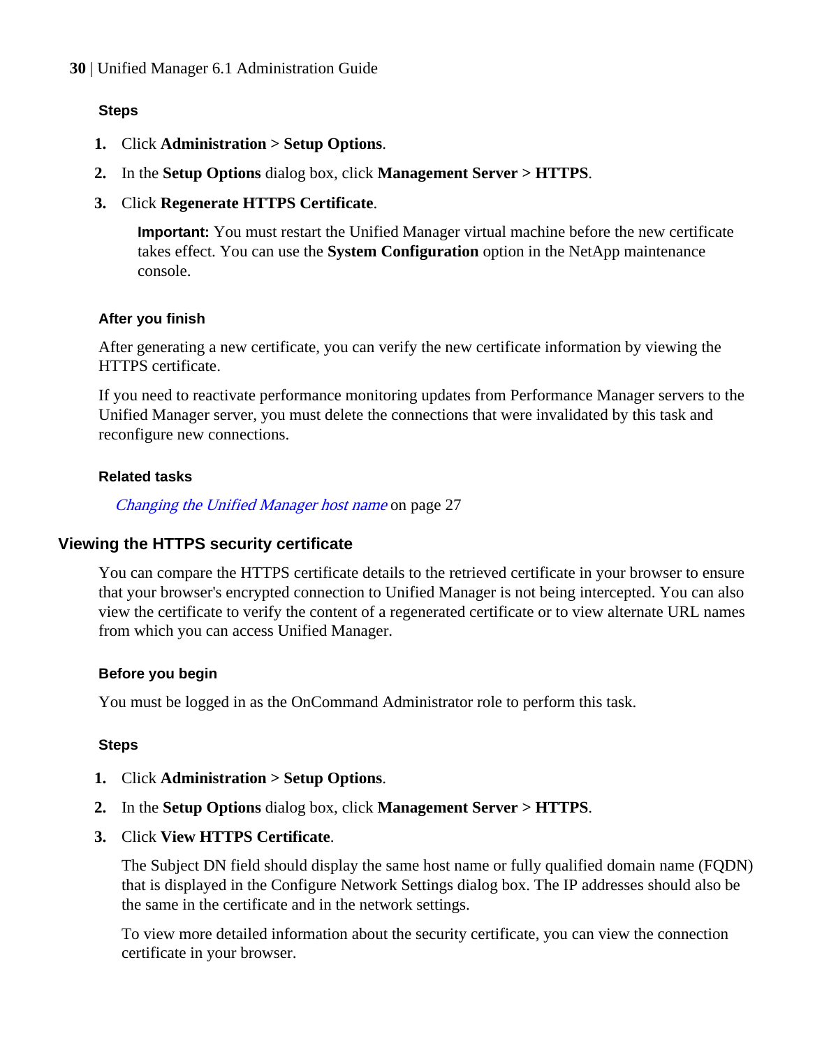#### Steps

1. Click **Administration > Setup Options**.
2. In the **Setup Options** dialog box, click **Management Server > HTTPS**.
3. Click **Regenerate HTTPS Certificate**.

   **Important:** You must restart the Unified Manager virtual machine before the new certificate takes effect. You can use the **System Configuration** option in the NetApp maintenance console.

#### After you finish

After generating a new certificate, you can verify the new certificate information by viewing the HTTPS certificate.

If you need to reactivate performance monitoring updates from Performance Manager servers to the Unified Manager server, you must delete the connections that were invalidated by this task and reconfigure new connections.

#### Related tasks

*Changing the Unified Manager host name* on page 27

### Viewing the HTTPS security certificate

You can compare the HTTPS certificate details to the retrieved certificate in your browser to ensure that your browser's encrypted connection to Unified Manager is not being intercepted. You can also view the certificate to verify the content of a regenerated certificate or to view alternate URL names from which you can access Unified Manager.

#### Before you begin

You must be logged in as the OnCommand Administrator role to perform this task.

#### Steps

1. Click **Administration > Setup Options**.
2. In the **Setup Options** dialog box, click **Management Server > HTTPS**.
3. Click **View HTTPS Certificate**.

   The Subject DN field should display the same host name or fully qualified domain name (FQDN) that is displayed in the Configure Network Settings dialog box. The IP addresses should also be the same in the certificate and in the network settings.

   To view more detailed information about the security certificate, you can view the connection certificate in your browser.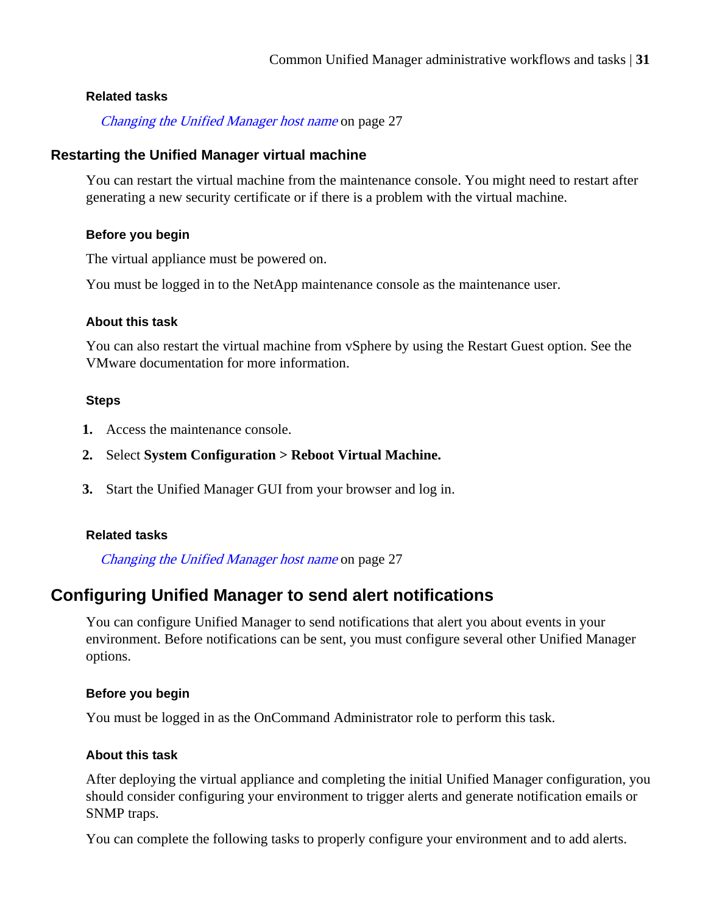#### Related tasks

*Changing the Unified Manager host name* on page 27

### Restarting the Unified Manager virtual machine

You can restart the virtual machine from the maintenance console. You might need to restart after generating a new security certificate or if there is a problem with the virtual machine.

#### Before you begin

The virtual appliance must be powered on.

You must be logged in to the NetApp maintenance console as the maintenance user.

#### About this task

You can also restart the virtual machine from vSphere by using the Restart Guest option. See the VMware documentation for more information.

#### Steps

1. Access the maintenance console.
2. Select **System Configuration > Reboot Virtual Machine.**
3. Start the Unified Manager GUI from your browser and log in.

#### Related tasks

*Changing the Unified Manager host name* on page 27

## Configuring Unified Manager to send alert notifications

You can configure Unified Manager to send notifications that alert you about events in your environment. Before notifications can be sent, you must configure several other Unified Manager options.

#### Before you begin

You must be logged in as the OnCommand Administrator role to perform this task.

#### About this task

After deploying the virtual appliance and completing the initial Unified Manager configuration, you should consider configuring your environment to trigger alerts and generate notification emails or SNMP traps.

You can complete the following tasks to properly configure your environment and to add alerts.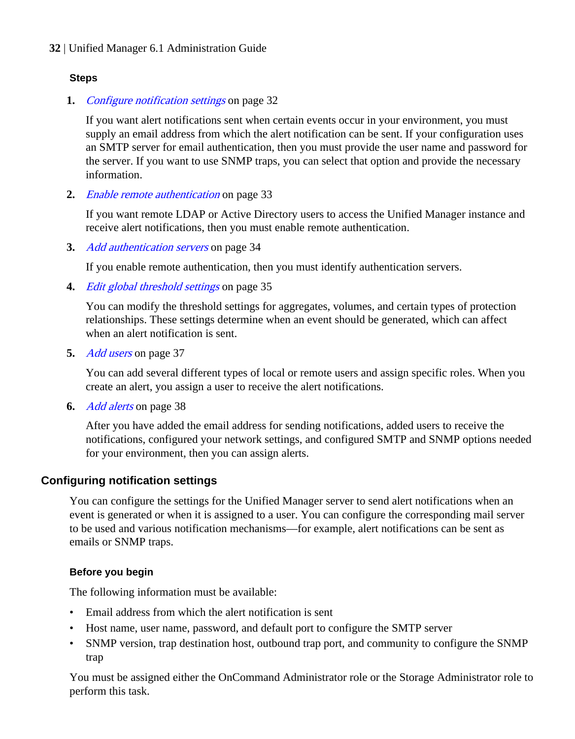### Steps

1. *Configure notification settings* on page 32

   If you want alert notifications sent when certain events occur in your environment, you must supply an email address from which the alert notification can be sent. If your configuration uses an SMTP server for email authentication, then you must provide the user name and password for the server. If you want to use SNMP traps, you can select that option and provide the necessary information.

2. *Enable remote authentication* on page 33

   If you want remote LDAP or Active Directory users to access the Unified Manager instance and receive alert notifications, then you must enable remote authentication.

3. *Add authentication servers* on page 34

   If you enable remote authentication, then you must identify authentication servers.

4. *Edit global threshold settings* on page 35

   You can modify the threshold settings for aggregates, volumes, and certain types of protection relationships. These settings determine when an event should be generated, which can affect when an alert notification is sent.

5. *Add users* on page 37

   You can add several different types of local or remote users and assign specific roles. When you create an alert, you assign a user to receive the alert notifications.

6. *Add alerts* on page 38

   After you have added the email address for sending notifications, added users to receive the notifications, configured your network settings, and configured SMTP and SNMP options needed for your environment, then you can assign alerts.

## Configuring notification settings

You can configure the settings for the Unified Manager server to send alert notifications when an event is generated or when it is assigned to a user. You can configure the corresponding mail server to be used and various notification mechanisms—for example, alert notifications can be sent as emails or SNMP traps.

### Before you begin

The following information must be available:

- Email address from which the alert notification is sent
- Host name, user name, password, and default port to configure the SMTP server
- SNMP version, trap destination host, outbound trap port, and community to configure the SNMP trap

You must be assigned either the OnCommand Administrator role or the Storage Administrator role to perform this task.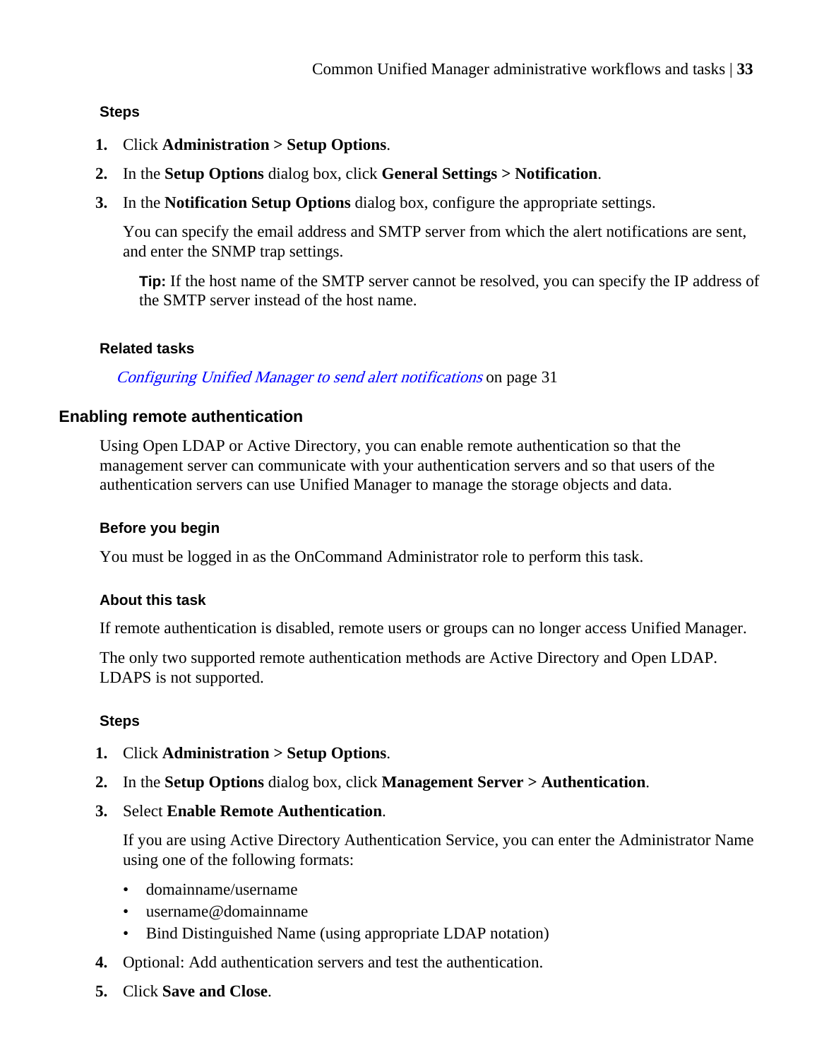#### Steps

1. Click **Administration > Setup Options**.
2. In the **Setup Options** dialog box, click **General Settings > Notification**.
3. In the **Notification Setup Options** dialog box, configure the appropriate settings.

   You can specify the email address and SMTP server from which the alert notifications are sent, and enter the SNMP trap settings.

   **Tip:** If the host name of the SMTP server cannot be resolved, you can specify the IP address of the SMTP server instead of the host name.

#### Related tasks

*Configuring Unified Manager to send alert notifications* on page 31

### Enabling remote authentication

Using Open LDAP or Active Directory, you can enable remote authentication so that the management server can communicate with your authentication servers and so that users of the authentication servers can use Unified Manager to manage the storage objects and data.

#### Before you begin

You must be logged in as the OnCommand Administrator role to perform this task.

#### About this task

If remote authentication is disabled, remote users or groups can no longer access Unified Manager.

The only two supported remote authentication methods are Active Directory and Open LDAP. LDAPS is not supported.

#### Steps

1. Click **Administration > Setup Options**.
2. In the **Setup Options** dialog box, click **Management Server > Authentication**.
3. Select **Enable Remote Authentication**.

   If you are using Active Directory Authentication Service, you can enter the Administrator Name using one of the following formats:

   - domainname/username
   - username@domainname
   - Bind Distinguished Name (using appropriate LDAP notation)
4. Optional: Add authentication servers and test the authentication.
5. Click **Save and Close**.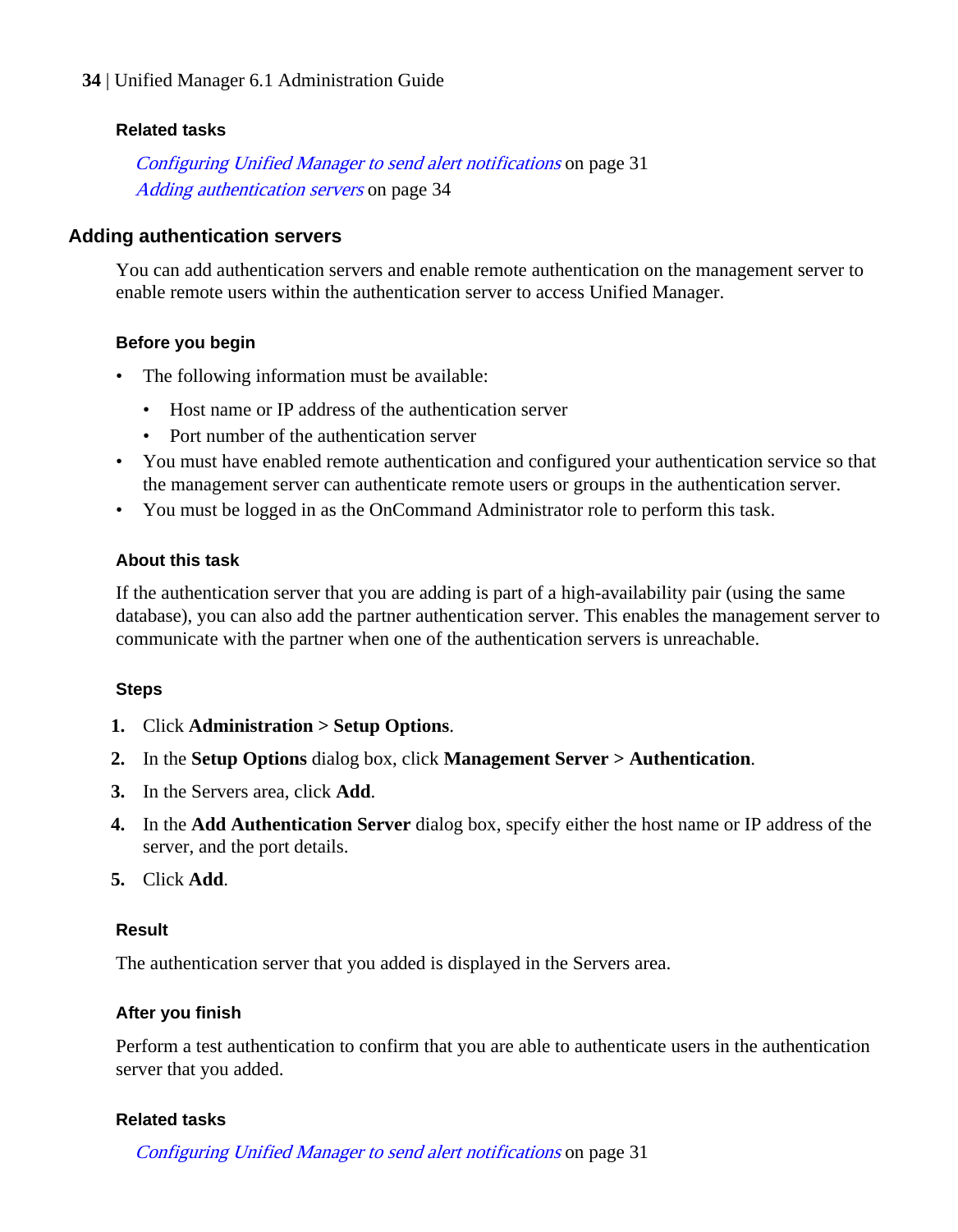#### Related tasks

*Configuring Unified Manager to send alert notifications* on page 31
*Adding authentication servers* on page 34

### Adding authentication servers

You can add authentication servers and enable remote authentication on the management server to enable remote users within the authentication server to access Unified Manager.

#### Before you begin

- The following information must be available:
  - Host name or IP address of the authentication server
  - Port number of the authentication server
- You must have enabled remote authentication and configured your authentication service so that the management server can authenticate remote users or groups in the authentication server.
- You must be logged in as the OnCommand Administrator role to perform this task.

#### About this task

If the authentication server that you are adding is part of a high-availability pair (using the same database), you can also add the partner authentication server. This enables the management server to communicate with the partner when one of the authentication servers is unreachable.

#### Steps

1. Click **Administration > Setup Options**.
2. In the **Setup Options** dialog box, click **Management Server > Authentication**.
3. In the Servers area, click **Add**.
4. In the **Add Authentication Server** dialog box, specify either the host name or IP address of the server, and the port details.
5. Click **Add**.

#### Result

The authentication server that you added is displayed in the Servers area.

#### After you finish

Perform a test authentication to confirm that you are able to authenticate users in the authentication server that you added.

#### Related tasks

*Configuring Unified Manager to send alert notifications* on page 31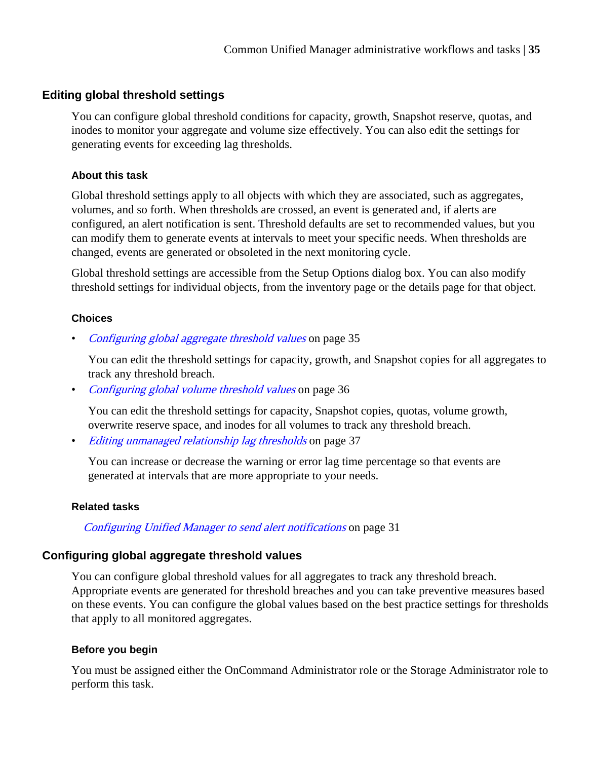## Editing global threshold settings

You can configure global threshold conditions for capacity, growth, Snapshot reserve, quotas, and inodes to monitor your aggregate and volume size effectively. You can also edit the settings for generating events for exceeding lag thresholds.

### About this task

Global threshold settings apply to all objects with which they are associated, such as aggregates, volumes, and so forth. When thresholds are crossed, an event is generated and, if alerts are configured, an alert notification is sent. Threshold defaults are set to recommended values, but you can modify them to generate events at intervals to meet your specific needs. When thresholds are changed, events are generated or obsoleted in the next monitoring cycle.

Global threshold settings are accessible from the Setup Options dialog box. You can also modify threshold settings for individual objects, from the inventory page or the details page for that object.

### Choices

- *Configuring global aggregate threshold values* on page 35

  You can edit the threshold settings for capacity, growth, and Snapshot copies for all aggregates to track any threshold breach.

- *Configuring global volume threshold values* on page 36

  You can edit the threshold settings for capacity, Snapshot copies, quotas, volume growth, overwrite reserve space, and inodes for all volumes to track any threshold breach.

- *Editing unmanaged relationship lag thresholds* on page 37

  You can increase or decrease the warning or error lag time percentage so that events are generated at intervals that are more appropriate to your needs.

### Related tasks

*Configuring Unified Manager to send alert notifications* on page 31

## Configuring global aggregate threshold values

You can configure global threshold values for all aggregates to track any threshold breach. Appropriate events are generated for threshold breaches and you can take preventive measures based on these events. You can configure the global values based on the best practice settings for thresholds that apply to all monitored aggregates.

### Before you begin

You must be assigned either the OnCommand Administrator role or the Storage Administrator role to perform this task.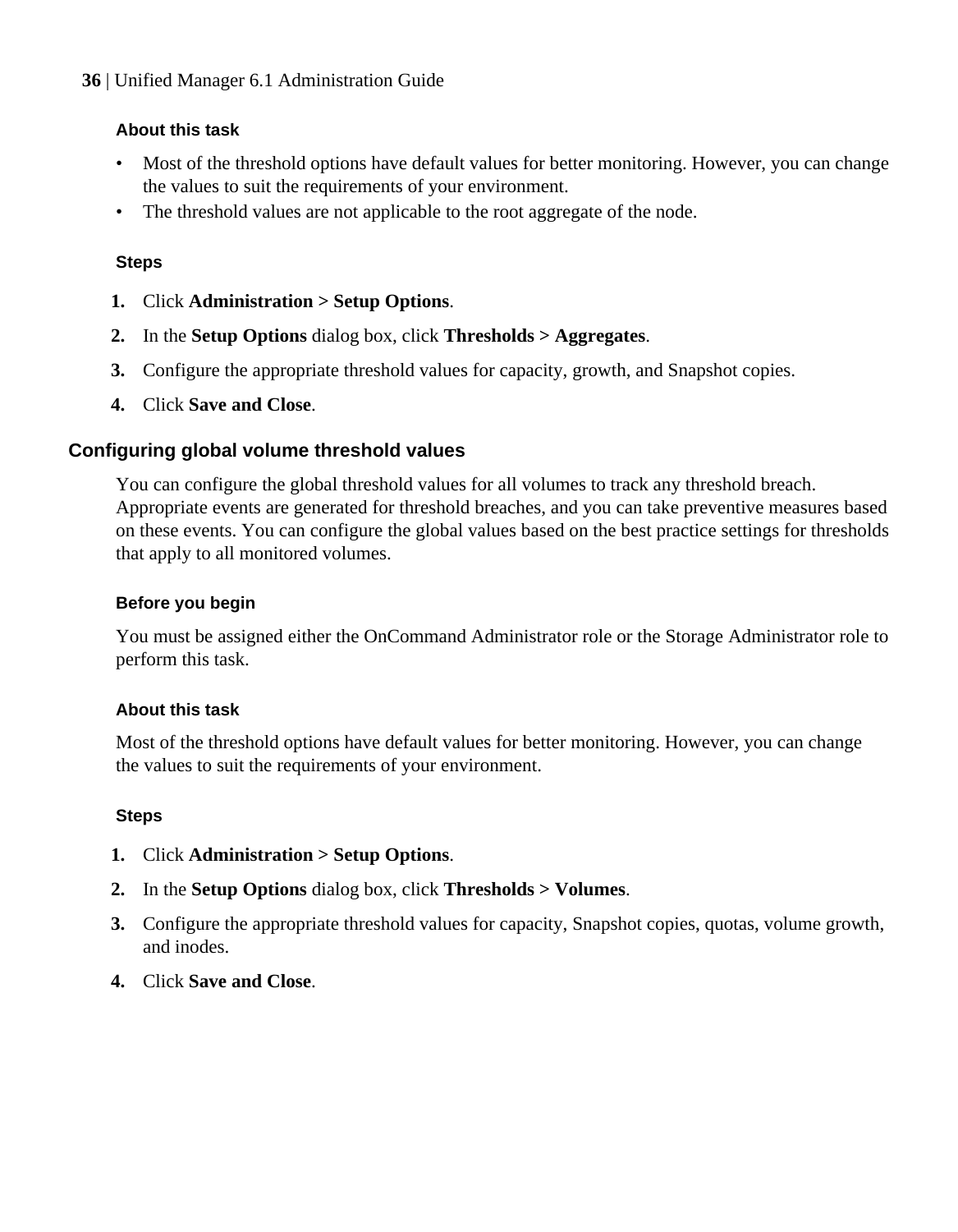#### About this task

- Most of the threshold options have default values for better monitoring. However, you can change the values to suit the requirements of your environment.
- The threshold values are not applicable to the root aggregate of the node.

#### Steps

1. Click **Administration > Setup Options**.
2. In the **Setup Options** dialog box, click **Thresholds > Aggregates**.
3. Configure the appropriate threshold values for capacity, growth, and Snapshot copies.
4. Click **Save and Close**.

### Configuring global volume threshold values

You can configure the global threshold values for all volumes to track any threshold breach. Appropriate events are generated for threshold breaches, and you can take preventive measures based on these events. You can configure the global values based on the best practice settings for thresholds that apply to all monitored volumes.

#### Before you begin

You must be assigned either the OnCommand Administrator role or the Storage Administrator role to perform this task.

#### About this task

Most of the threshold options have default values for better monitoring. However, you can change the values to suit the requirements of your environment.

#### Steps

1. Click **Administration > Setup Options**.
2. In the **Setup Options** dialog box, click **Thresholds > Volumes**.
3. Configure the appropriate threshold values for capacity, Snapshot copies, quotas, volume growth, and inodes.
4. Click **Save and Close**.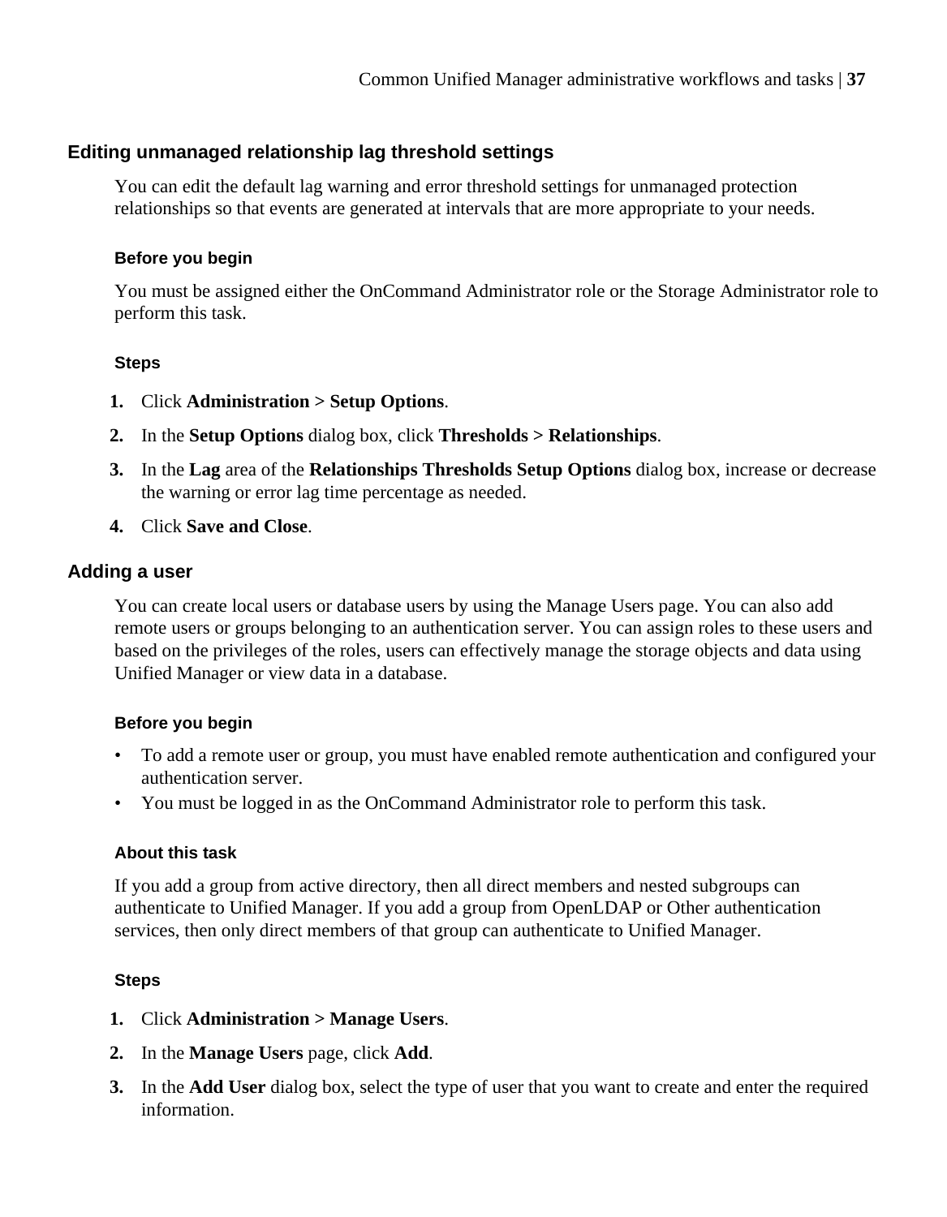## Editing unmanaged relationship lag threshold settings

You can edit the default lag warning and error threshold settings for unmanaged protection relationships so that events are generated at intervals that are more appropriate to your needs.

#### Before you begin

You must be assigned either the OnCommand Administrator role or the Storage Administrator role to perform this task.

#### Steps

1. Click **Administration > Setup Options**.
2. In the **Setup Options** dialog box, click **Thresholds > Relationships**.
3. In the **Lag** area of the **Relationships Thresholds Setup Options** dialog box, increase or decrease the warning or error lag time percentage as needed.
4. Click **Save and Close**.

## Adding a user

You can create local users or database users by using the Manage Users page. You can also add remote users or groups belonging to an authentication server. You can assign roles to these users and based on the privileges of the roles, users can effectively manage the storage objects and data using Unified Manager or view data in a database.

#### Before you begin

- To add a remote user or group, you must have enabled remote authentication and configured your authentication server.
- You must be logged in as the OnCommand Administrator role to perform this task.

#### About this task

If you add a group from active directory, then all direct members and nested subgroups can authenticate to Unified Manager. If you add a group from OpenLDAP or Other authentication services, then only direct members of that group can authenticate to Unified Manager.

#### Steps

1. Click **Administration > Manage Users**.
2. In the **Manage Users** page, click **Add**.
3. In the **Add User** dialog box, select the type of user that you want to create and enter the required information.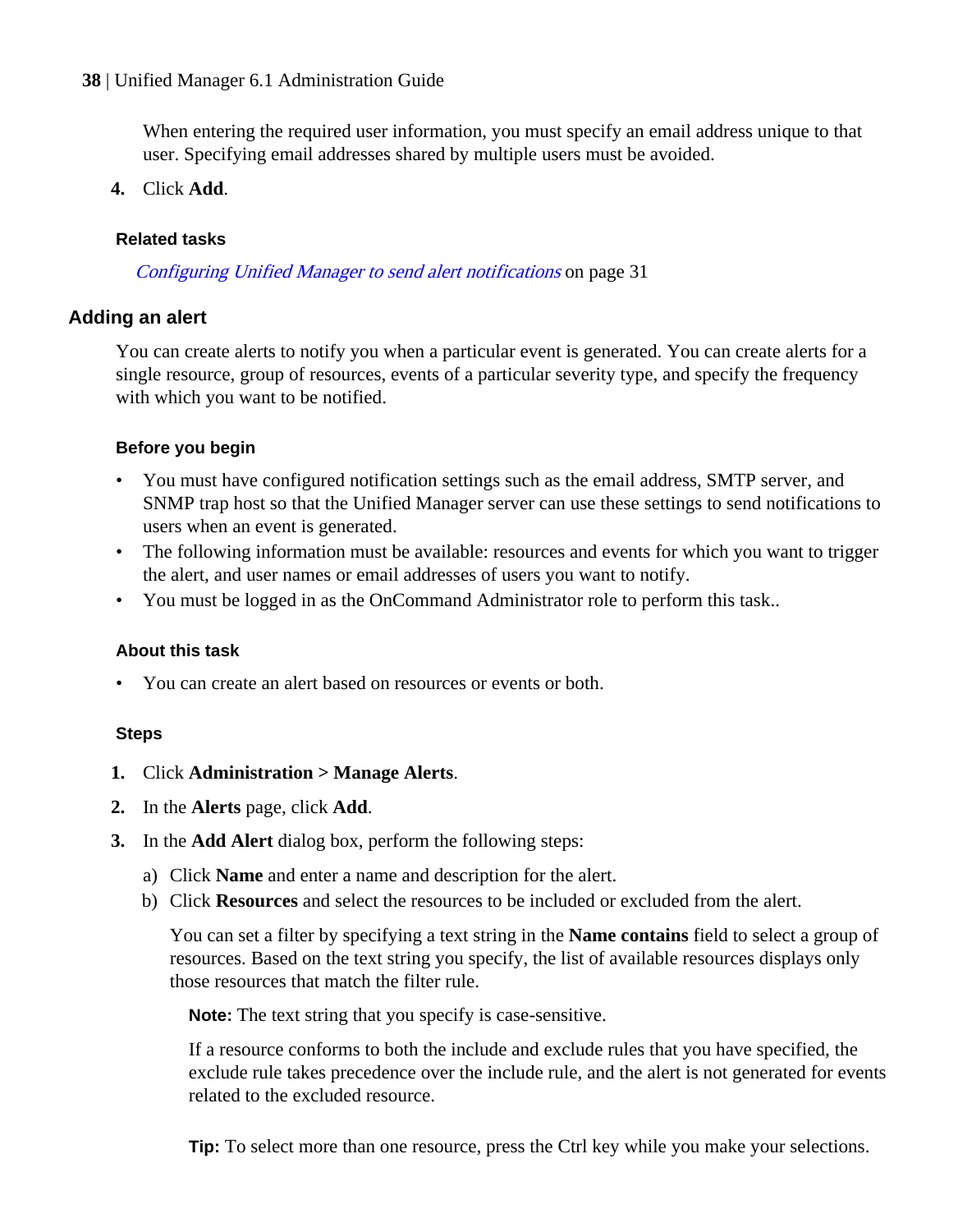When entering the required user information, you must specify an email address unique to that user. Specifying email addresses shared by multiple users must be avoided.

4. Click **Add**.

#### Related tasks

*Configuring Unified Manager to send alert notifications* on page 31

## Adding an alert

You can create alerts to notify you when a particular event is generated. You can create alerts for a single resource, group of resources, events of a particular severity type, and specify the frequency with which you want to be notified.

#### Before you begin

- You must have configured notification settings such as the email address, SMTP server, and SNMP trap host so that the Unified Manager server can use these settings to send notifications to users when an event is generated.
- The following information must be available: resources and events for which you want to trigger the alert, and user names or email addresses of users you want to notify.
- You must be logged in as the OnCommand Administrator role to perform this task..

#### About this task

- You can create an alert based on resources or events or both.

#### Steps

1. Click **Administration > Manage Alerts**.
2. In the **Alerts** page, click **Add**.
3. In the **Add Alert** dialog box, perform the following steps:
   a) Click **Name** and enter a name and description for the alert.
   b) Click **Resources** and select the resources to be included or excluded from the alert.

      You can set a filter by specifying a text string in the **Name contains** field to select a group of resources. Based on the text string you specify, the list of available resources displays only those resources that match the filter rule.

      **Note:** The text string that you specify is case-sensitive.

      If a resource conforms to both the include and exclude rules that you have specified, the exclude rule takes precedence over the include rule, and the alert is not generated for events related to the excluded resource.

      **Tip:** To select more than one resource, press the Ctrl key while you make your selections.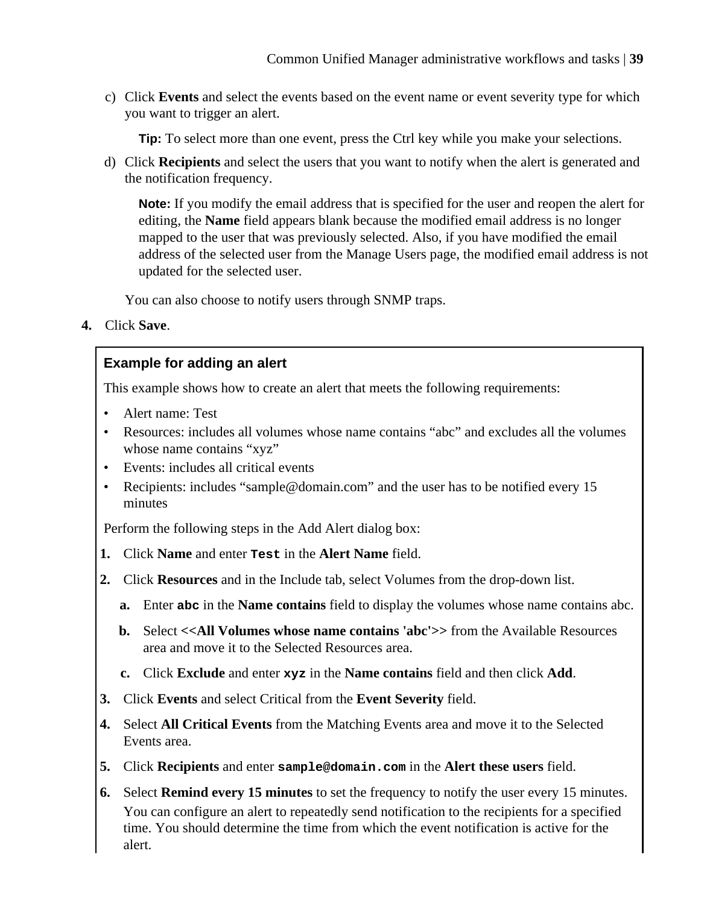c) Click **Events** and select the events based on the event name or event severity type for which you want to trigger an alert.

   **Tip:** To select more than one event, press the Ctrl key while you make your selections.

d) Click **Recipients** and select the users that you want to notify when the alert is generated and the notification frequency.

   **Note:** If you modify the email address that is specified for the user and reopen the alert for editing, the **Name** field appears blank because the modified email address is no longer mapped to the user that was previously selected. Also, if you have modified the email address of the selected user from the Manage Users page, the modified email address is not updated for the selected user.

   You can also choose to notify users through SNMP traps.

4. Click **Save**.

### Example for adding an alert

This example shows how to create an alert that meets the following requirements:

- Alert name: Test
- Resources: includes all volumes whose name contains “abc” and excludes all the volumes whose name contains “xyz”
- Events: includes all critical events
- Recipients: includes “sample@domain.com” and the user has to be notified every 15 minutes

Perform the following steps in the Add Alert dialog box:

1. Click **Name** and enter `Test` in the **Alert Name** field.
2. Click **Resources** and in the Include tab, select Volumes from the drop-down list.
   a. Enter `abc` in the **Name contains** field to display the volumes whose name contains abc.
   b. Select **<<All Volumes whose name contains 'abc'>>** from the Available Resources area and move it to the Selected Resources area.
   c. Click **Exclude** and enter `xyz` in the **Name contains** field and then click **Add**.
3. Click **Events** and select Critical from the **Event Severity** field.
4. Select **All Critical Events** from the Matching Events area and move it to the Selected Events area.
5. Click **Recipients** and enter `sample@domain.com` in the **Alert these users** field.
6. Select **Remind every 15 minutes** to set the frequency to notify the user every 15 minutes.
   You can configure an alert to repeatedly send notification to the recipients for a specified time. You should determine the time from which the event notification is active for the alert.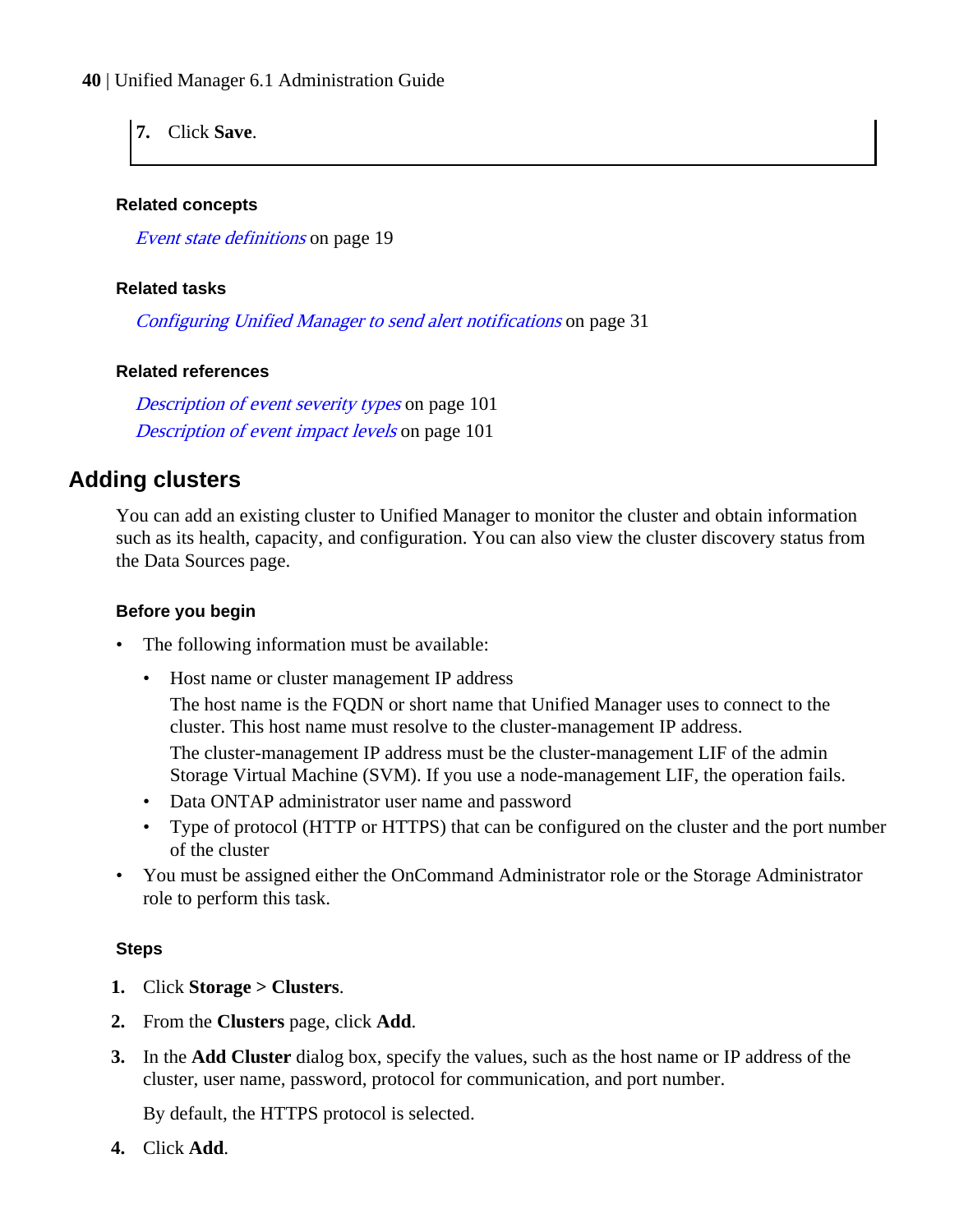7. Click **Save**.

#### Related concepts

*Event state definitions* on page 19

#### Related tasks

*Configuring Unified Manager to send alert notifications* on page 31

#### Related references

*Description of event severity types* on page 101
*Description of event impact levels* on page 101

## Adding clusters

You can add an existing cluster to Unified Manager to monitor the cluster and obtain information such as its health, capacity, and configuration. You can also view the cluster discovery status from the Data Sources page.

#### Before you begin

- The following information must be available:
  - Host name or cluster management IP address
    The host name is the FQDN or short name that Unified Manager uses to connect to the cluster. This host name must resolve to the cluster-management IP address.
    The cluster-management IP address must be the cluster-management LIF of the admin Storage Virtual Machine (SVM). If you use a node-management LIF, the operation fails.
  - Data ONTAP administrator user name and password
  - Type of protocol (HTTP or HTTPS) that can be configured on the cluster and the port number of the cluster
- You must be assigned either the OnCommand Administrator role or the Storage Administrator role to perform this task.

#### Steps

1. Click **Storage > Clusters**.
2. From the **Clusters** page, click **Add**.
3. In the **Add Cluster** dialog box, specify the values, such as the host name or IP address of the cluster, user name, password, protocol for communication, and port number.

   By default, the HTTPS protocol is selected.
4. Click **Add**.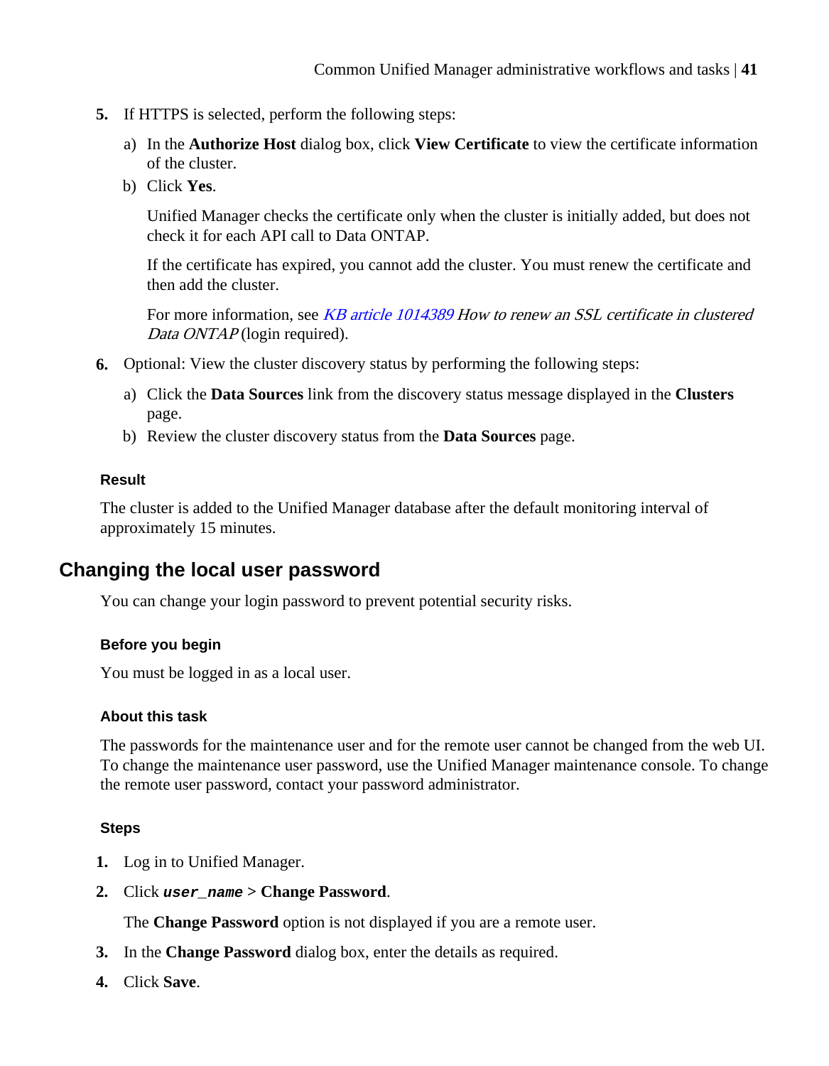5. If HTTPS is selected, perform the following steps:
    a) In the **Authorize Host** dialog box, click **View Certificate** to view the certificate information of the cluster.
    b) Click **Yes**.

       Unified Manager checks the certificate only when the cluster is initially added, but does not check it for each API call to Data ONTAP.

       If the certificate has expired, you cannot add the cluster. You must renew the certificate and then add the cluster.

       For more information, see *KB article 1014389 How to renew an SSL certificate in clustered Data ONTAP* (login required).
6. Optional: View the cluster discovery status by performing the following steps:
    a) Click the **Data Sources** link from the discovery status message displayed in the **Clusters** page.
    b) Review the cluster discovery status from the **Data Sources** page.

#### Result

The cluster is added to the Unified Manager database after the default monitoring interval of approximately 15 minutes.

## Changing the local user password

You can change your login password to prevent potential security risks.

#### Before you begin

You must be logged in as a local user.

#### About this task

The passwords for the maintenance user and for the remote user cannot be changed from the web UI. To change the maintenance user password, use the Unified Manager maintenance console. To change the remote user password, contact your password administrator.

#### Steps

1. Log in to Unified Manager.
2. Click ***user_name*** > **Change Password**.

   The **Change Password** option is not displayed if you are a remote user.
3. In the **Change Password** dialog box, enter the details as required.
4. Click **Save**.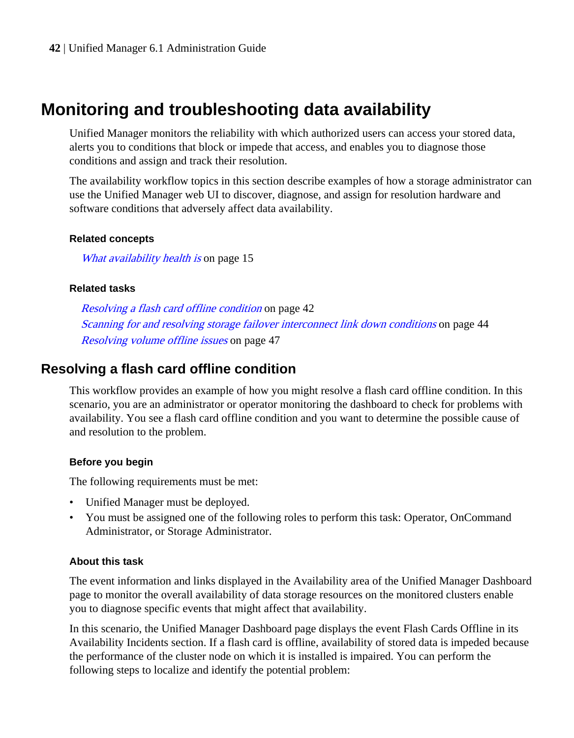# Monitoring and troubleshooting data availability

Unified Manager monitors the reliability with which authorized users can access your stored data, alerts you to conditions that block or impede that access, and enables you to diagnose those conditions and assign and track their resolution.

The availability workflow topics in this section describe examples of how a storage administrator can use the Unified Manager web UI to discover, diagnose, and assign for resolution hardware and software conditions that adversely affect data availability.

#### Related concepts

*What availability health is* on page 15

#### Related tasks

*Resolving a flash card offline condition* on page 42
*Scanning for and resolving storage failover interconnect link down conditions* on page 44
*Resolving volume offline issues* on page 47

## Resolving a flash card offline condition

This workflow provides an example of how you might resolve a flash card offline condition. In this scenario, you are an administrator or operator monitoring the dashboard to check for problems with availability. You see a flash card offline condition and you want to determine the possible cause of and resolution to the problem.

#### Before you begin

The following requirements must be met:

- Unified Manager must be deployed.
- You must be assigned one of the following roles to perform this task: Operator, OnCommand Administrator, or Storage Administrator.

#### About this task

The event information and links displayed in the Availability area of the Unified Manager Dashboard page to monitor the overall availability of data storage resources on the monitored clusters enable you to diagnose specific events that might affect that availability.

In this scenario, the Unified Manager Dashboard page displays the event Flash Cards Offline in its Availability Incidents section. If a flash card is offline, availability of stored data is impeded because the performance of the cluster node on which it is installed is impaired. You can perform the following steps to localize and identify the potential problem: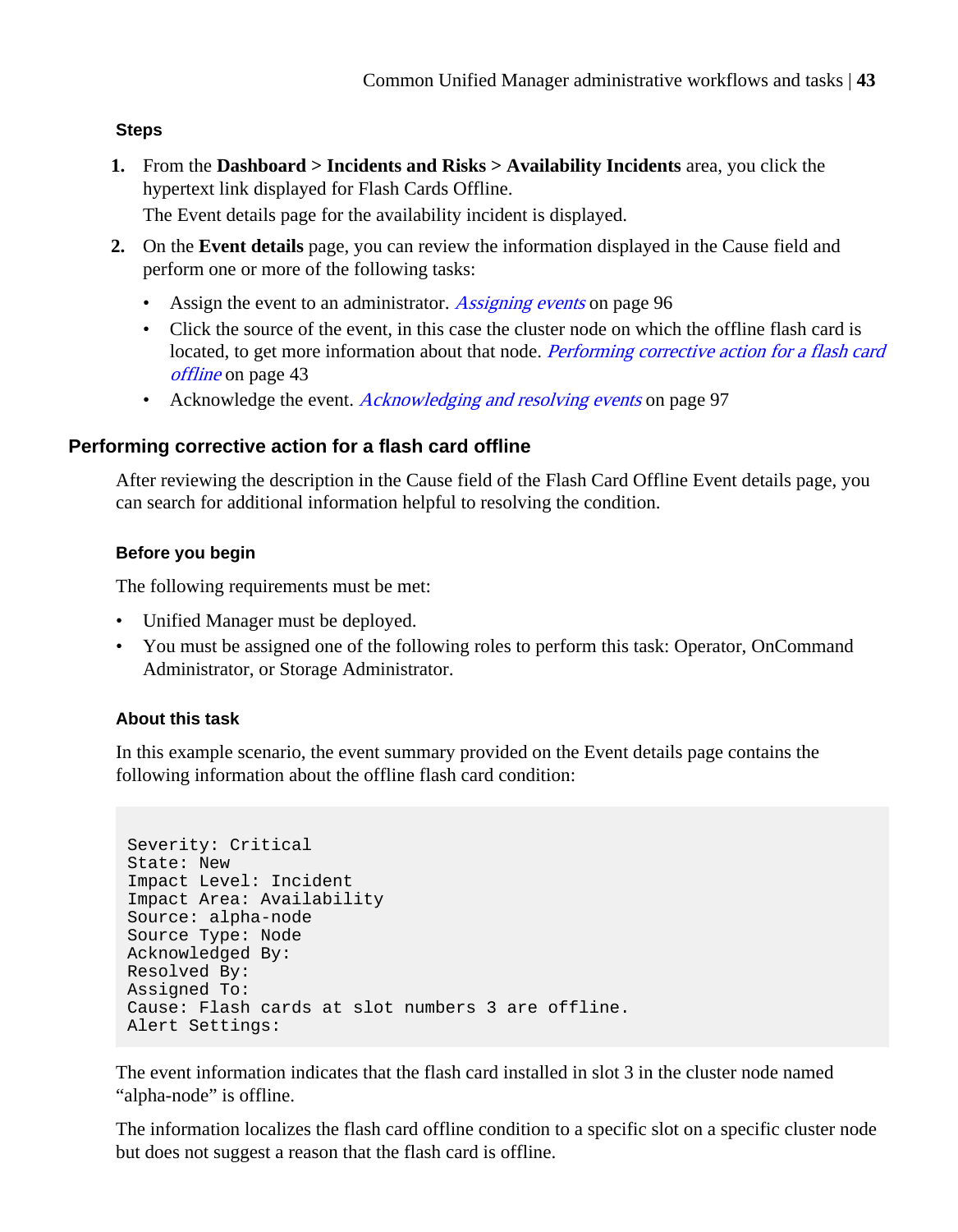#### Steps

1. From the **Dashboard > Incidents and Risks > Availability Incidents** area, you click the hypertext link displayed for Flash Cards Offline.

   The Event details page for the availability incident is displayed.

2. On the **Event details** page, you can review the information displayed in the Cause field and perform one or more of the following tasks:

   - Assign the event to an administrator. *Assigning events* on page 96
   - Click the source of the event, in this case the cluster node on which the offline flash card is located, to get more information about that node. *Performing corrective action for a flash card offline* on page 43
   - Acknowledge the event. *Acknowledging and resolving events* on page 97

### Performing corrective action for a flash card offline

After reviewing the description in the Cause field of the Flash Card Offline Event details page, you can search for additional information helpful to resolving the condition.

#### Before you begin

The following requirements must be met:

- Unified Manager must be deployed.
- You must be assigned one of the following roles to perform this task: Operator, OnCommand Administrator, or Storage Administrator.

#### About this task

In this example scenario, the event summary provided on the Event details page contains the following information about the offline flash card condition:

```
Severity: Critical
State: New
Impact Level: Incident
Impact Area: Availability
Source: alpha-node
Source Type: Node
Acknowledged By:
Resolved By:
Assigned To:
Cause: Flash cards at slot numbers 3 are offline.
Alert Settings:
```

The event information indicates that the flash card installed in slot 3 in the cluster node named “alpha-node” is offline.

The information localizes the flash card offline condition to a specific slot on a specific cluster node but does not suggest a reason that the flash card is offline.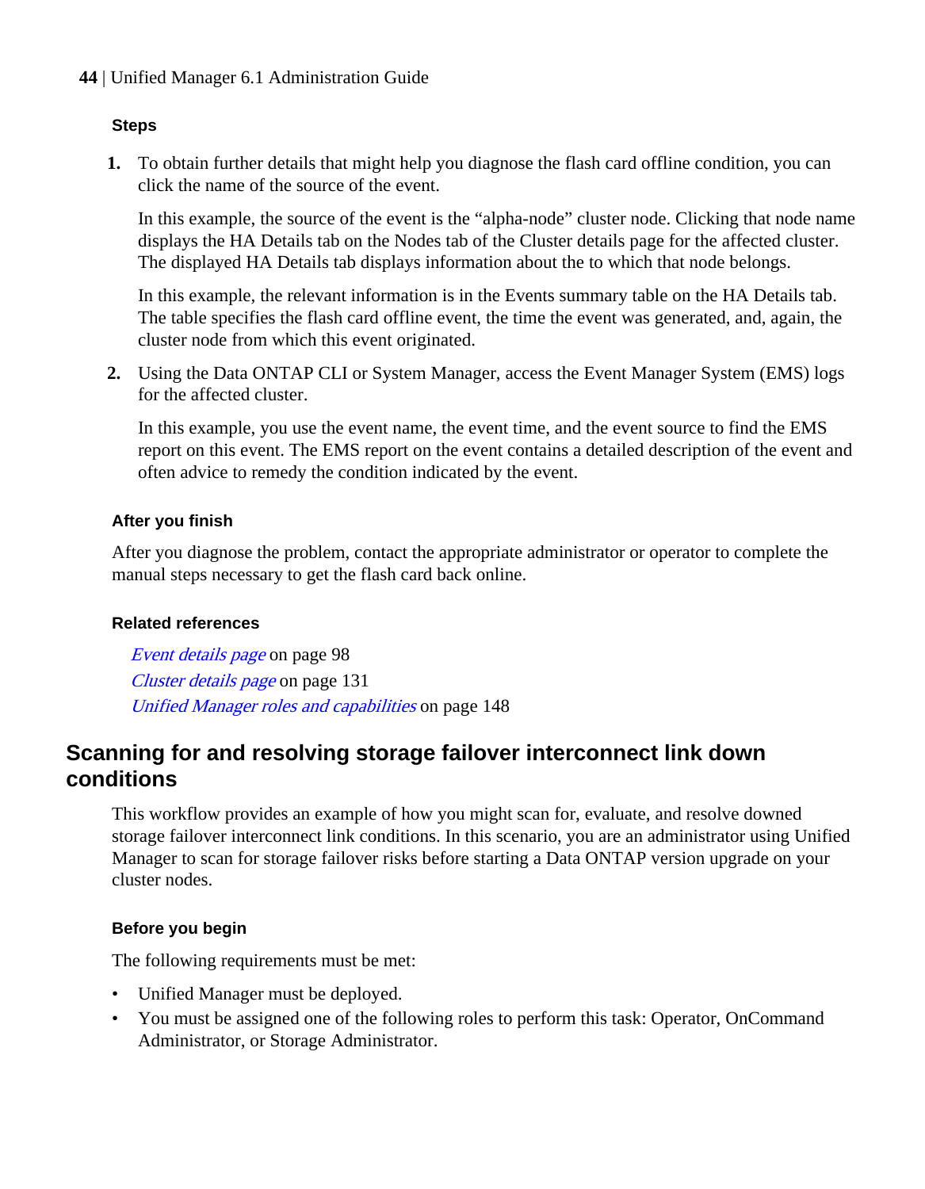#### Steps

1. To obtain further details that might help you diagnose the flash card offline condition, you can click the name of the source of the event.

   In this example, the source of the event is the “alpha-node” cluster node. Clicking that node name displays the HA Details tab on the Nodes tab of the Cluster details page for the affected cluster. The displayed HA Details tab displays information about the to which that node belongs.

   In this example, the relevant information is in the Events summary table on the HA Details tab. The table specifies the flash card offline event, the time the event was generated, and, again, the cluster node from which this event originated.

2. Using the Data ONTAP CLI or System Manager, access the Event Manager System (EMS) logs for the affected cluster.

   In this example, you use the event name, the event time, and the event source to find the EMS report on this event. The EMS report on the event contains a detailed description of the event and often advice to remedy the condition indicated by the event.

#### After you finish

After you diagnose the problem, contact the appropriate administrator or operator to complete the manual steps necessary to get the flash card back online.

#### Related references

*Event details page* on page 98
*Cluster details page* on page 131
*Unified Manager roles and capabilities* on page 148

## Scanning for and resolving storage failover interconnect link down conditions

This workflow provides an example of how you might scan for, evaluate, and resolve downed storage failover interconnect link conditions. In this scenario, you are an administrator using Unified Manager to scan for storage failover risks before starting a Data ONTAP version upgrade on your cluster nodes.

#### Before you begin

The following requirements must be met:

- Unified Manager must be deployed.
- You must be assigned one of the following roles to perform this task: Operator, OnCommand Administrator, or Storage Administrator.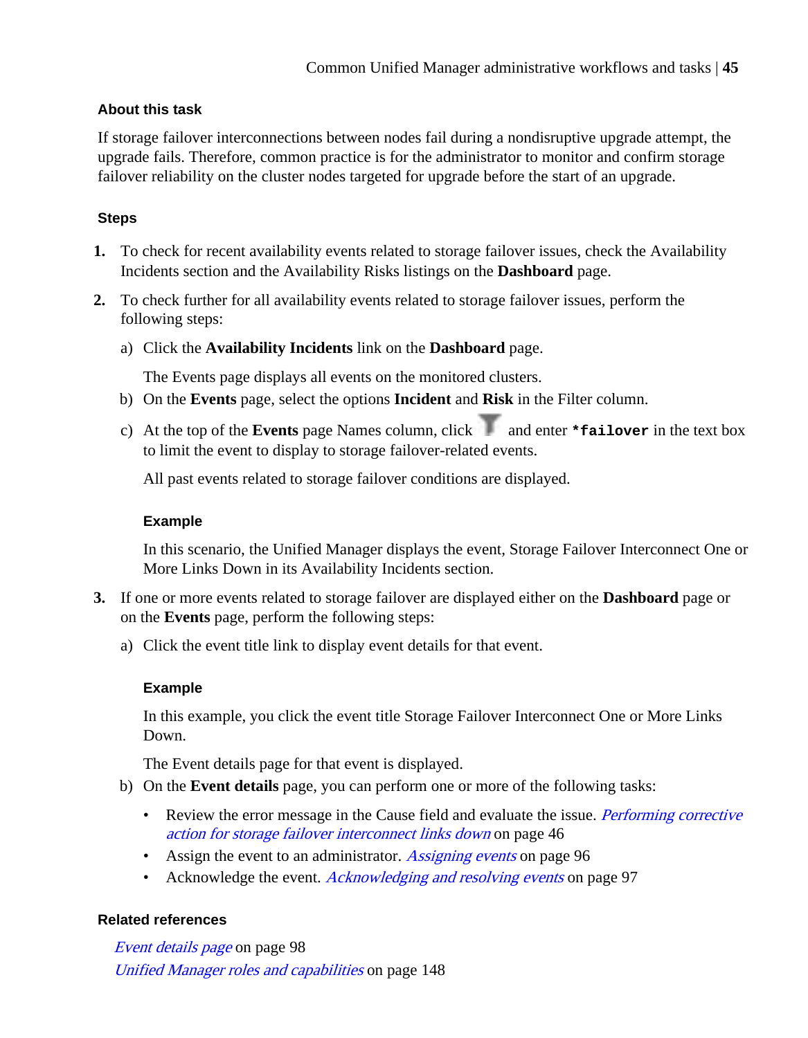### About this task

If storage failover interconnections between nodes fail during a nondisruptive upgrade attempt, the upgrade fails. Therefore, common practice is for the administrator to monitor and confirm storage failover reliability on the cluster nodes targeted for upgrade before the start of an upgrade.

### Steps

1. To check for recent availability events related to storage failover issues, check the Availability Incidents section and the Availability Risks listings on the **Dashboard** page.
2. To check further for all availability events related to storage failover issues, perform the following steps:
   a) Click the **Availability Incidents** link on the **Dashboard** page.

      The Events page displays all events on the monitored clusters.

   b) On the **Events** page, select the options **Incident** and **Risk** in the Filter column.
   c) At the top of the **Events** page Names column, click and enter **`*failover`** in the text box to limit the event to display to storage failover-related events.

      All past events related to storage failover conditions are displayed.

      **Example**

      In this scenario, the Unified Manager displays the event, Storage Failover Interconnect One or More Links Down in its Availability Incidents section.

3. If one or more events related to storage failover are displayed either on the **Dashboard** page or on the **Events** page, perform the following steps:
   a) Click the event title link to display event details for that event.

      **Example**

      In this example, you click the event title Storage Failover Interconnect One or More Links Down.

      The Event details page for that event is displayed.

   b) On the **Event details** page, you can perform one or more of the following tasks:
      - Review the error message in the Cause field and evaluate the issue. *Performing corrective action for storage failover interconnect links down* on page 46
      - Assign the event to an administrator. *Assigning events* on page 96
      - Acknowledge the event. *Acknowledging and resolving events* on page 97

### Related references

*Event details page* on page 98
*Unified Manager roles and capabilities* on page 148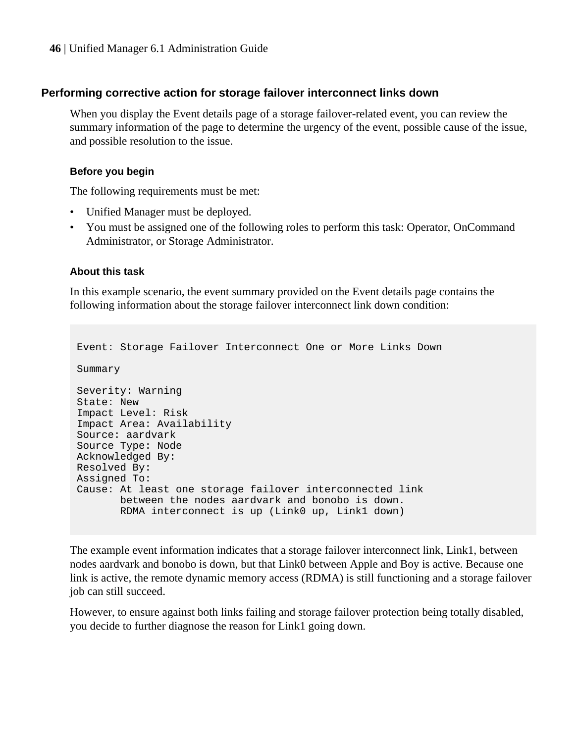## Performing corrective action for storage failover interconnect links down

When you display the Event details page of a storage failover-related event, you can review the summary information of the page to determine the urgency of the event, possible cause of the issue, and possible resolution to the issue.

### Before you begin

The following requirements must be met:

- Unified Manager must be deployed.
- You must be assigned one of the following roles to perform this task: Operator, OnCommand Administrator, or Storage Administrator.

### About this task

In this example scenario, the event summary provided on the Event details page contains the following information about the storage failover interconnect link down condition:

```
Event: Storage Failover Interconnect One or More Links Down

Summary

Severity: Warning
State: New
Impact Level: Risk
Impact Area: Availability
Source: aardvark
Source Type: Node
Acknowledged By:
Resolved By:
Assigned To:
Cause: At least one storage failover interconnected link
       between the nodes aardvark and bonobo is down.
       RDMA interconnect is up (Link0 up, Link1 down)
```

The example event information indicates that a storage failover interconnect link, Link1, between nodes aardvark and bonobo is down, but that Link0 between Apple and Boy is active. Because one link is active, the remote dynamic memory access (RDMA) is still functioning and a storage failover job can still succeed.

However, to ensure against both links failing and storage failover protection being totally disabled, you decide to further diagnose the reason for Link1 going down.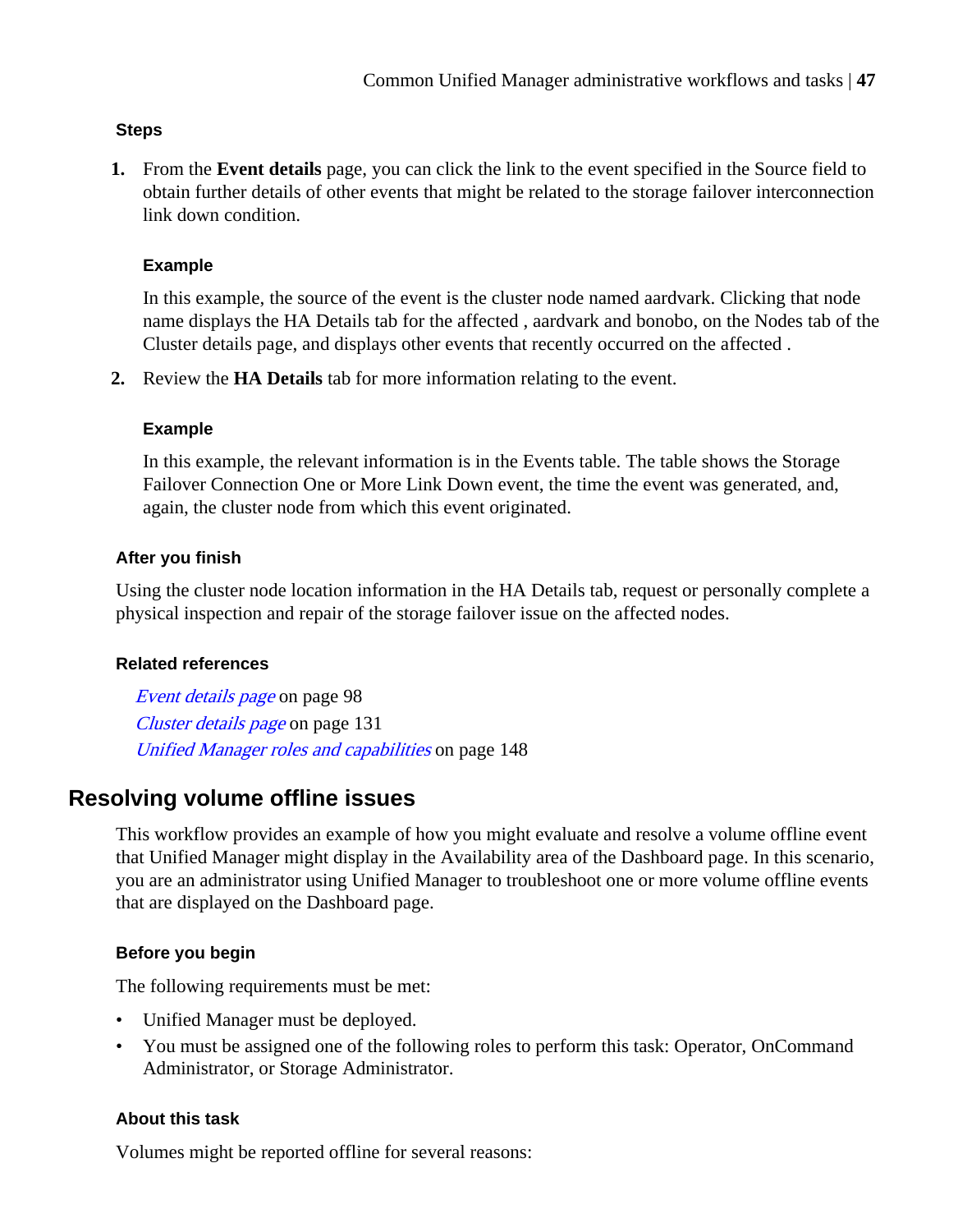#### Steps

1. From the **Event details** page, you can click the link to the event specified in the Source field to obtain further details of other events that might be related to the storage failover interconnection link down condition.

   **Example**

   In this example, the source of the event is the cluster node named aardvark. Clicking that node name displays the HA Details tab for the affected , aardvark and bonobo, on the Nodes tab of the Cluster details page, and displays other events that recently occurred on the affected .

2. Review the **HA Details** tab for more information relating to the event.

   **Example**

   In this example, the relevant information is in the Events table. The table shows the Storage Failover Connection One or More Link Down event, the time the event was generated, and, again, the cluster node from which this event originated.

#### After you finish

Using the cluster node location information in the HA Details tab, request or personally complete a physical inspection and repair of the storage failover issue on the affected nodes.

#### Related references

*Event details page* on page 98
*Cluster details page* on page 131
*Unified Manager roles and capabilities* on page 148

## Resolving volume offline issues

This workflow provides an example of how you might evaluate and resolve a volume offline event that Unified Manager might display in the Availability area of the Dashboard page. In this scenario, you are an administrator using Unified Manager to troubleshoot one or more volume offline events that are displayed on the Dashboard page.

#### Before you begin

The following requirements must be met:

- Unified Manager must be deployed.
- You must be assigned one of the following roles to perform this task: Operator, OnCommand Administrator, or Storage Administrator.

#### About this task

Volumes might be reported offline for several reasons: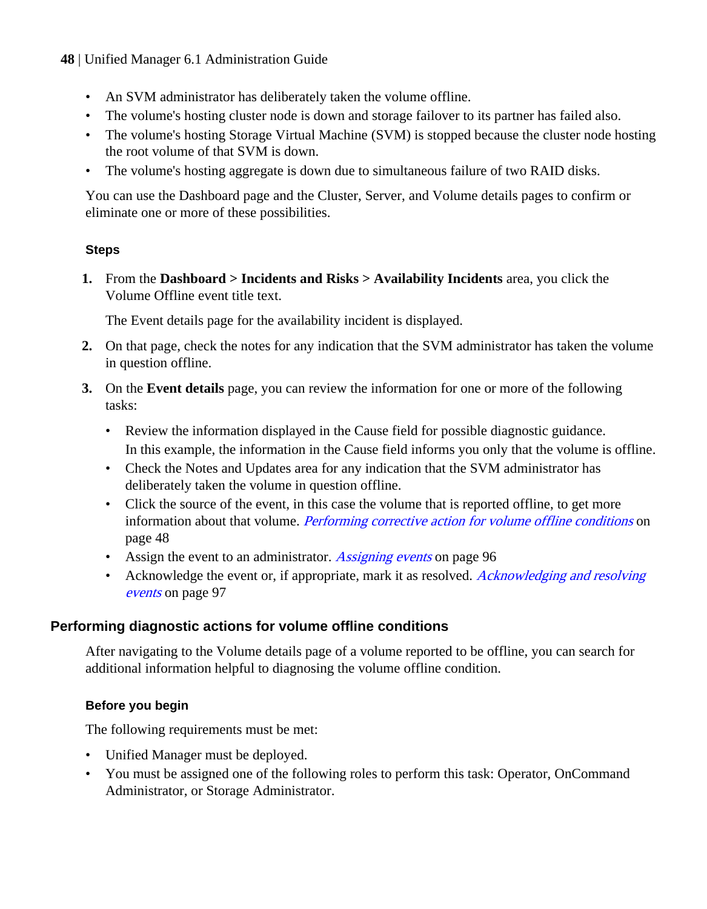- An SVM administrator has deliberately taken the volume offline.
- The volume's hosting cluster node is down and storage failover to its partner has failed also.
- The volume's hosting Storage Virtual Machine (SVM) is stopped because the cluster node hosting the root volume of that SVM is down.
- The volume's hosting aggregate is down due to simultaneous failure of two RAID disks.

You can use the Dashboard page and the Cluster, Server, and Volume details pages to confirm or eliminate one or more of these possibilities.

#### Steps

1. From the **Dashboard > Incidents and Risks > Availability Incidents** area, you click the Volume Offline event title text.

   The Event details page for the availability incident is displayed.

2. On that page, check the notes for any indication that the SVM administrator has taken the volume in question offline.
3. On the **Event details** page, you can review the information for one or more of the following tasks:
   - Review the information displayed in the Cause field for possible diagnostic guidance.
     In this example, the information in the Cause field informs you only that the volume is offline.
   - Check the Notes and Updates area for any indication that the SVM administrator has deliberately taken the volume in question offline.
   - Click the source of the event, in this case the volume that is reported offline, to get more information about that volume. *Performing corrective action for volume offline conditions* on page 48
   - Assign the event to an administrator. *Assigning events* on page 96
   - Acknowledge the event or, if appropriate, mark it as resolved. *Acknowledging and resolving events* on page 97

### Performing diagnostic actions for volume offline conditions

After navigating to the Volume details page of a volume reported to be offline, you can search for additional information helpful to diagnosing the volume offline condition.

#### Before you begin

The following requirements must be met:

- Unified Manager must be deployed.
- You must be assigned one of the following roles to perform this task: Operator, OnCommand Administrator, or Storage Administrator.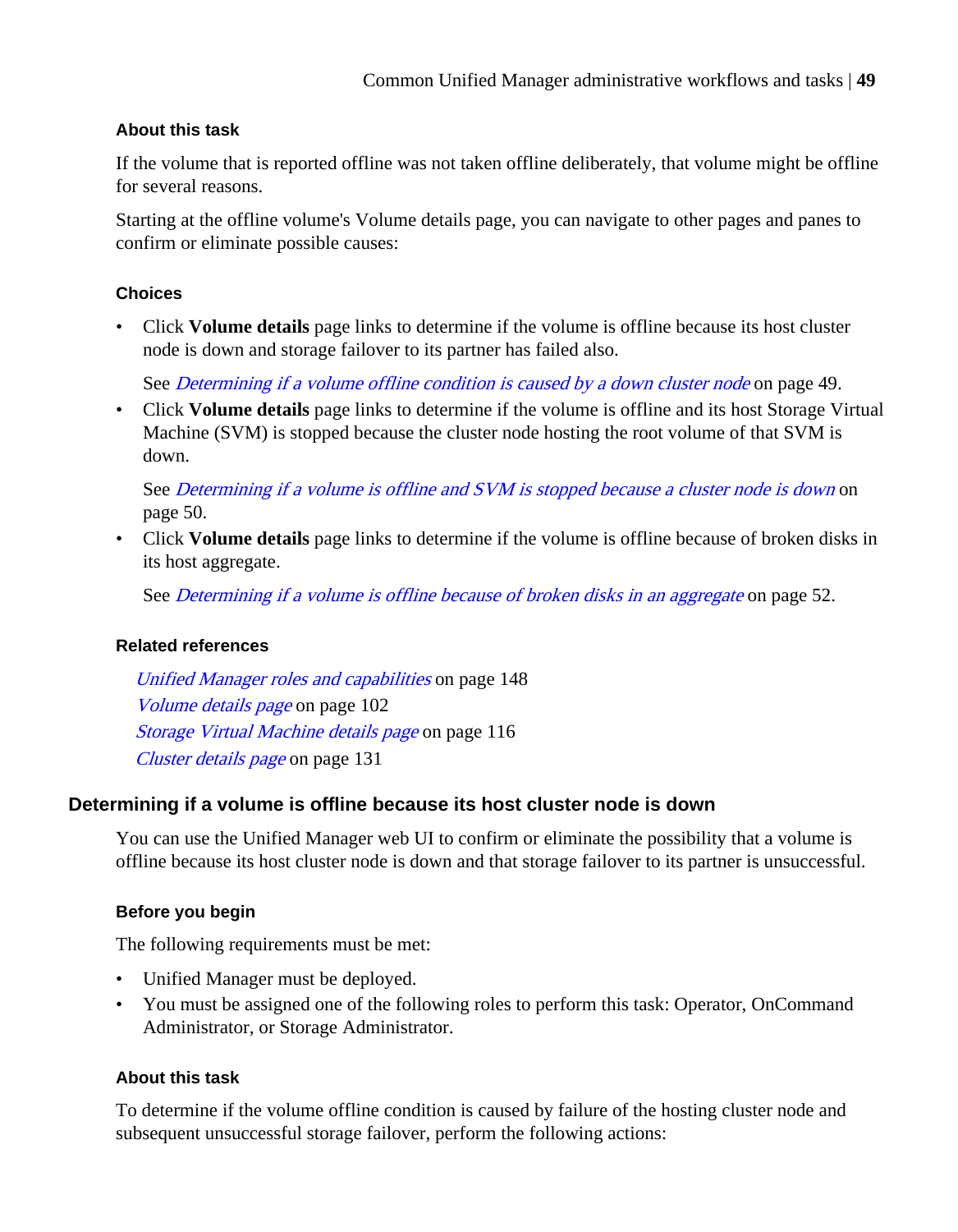#### About this task

If the volume that is reported offline was not taken offline deliberately, that volume might be offline for several reasons.

Starting at the offline volume's Volume details page, you can navigate to other pages and panes to confirm or eliminate possible causes:

#### Choices

- Click **Volume details** page links to determine if the volume is offline because its host cluster node is down and storage failover to its partner has failed also.

  See *Determining if a volume offline condition is caused by a down cluster node* on page 49.
- Click **Volume details** page links to determine if the volume is offline and its host Storage Virtual Machine (SVM) is stopped because the cluster node hosting the root volume of that SVM is down.

  See *Determining if a volume is offline and SVM is stopped because a cluster node is down* on page 50.
- Click **Volume details** page links to determine if the volume is offline because of broken disks in its host aggregate.

  See *Determining if a volume is offline because of broken disks in an aggregate* on page 52.

#### Related references

*Unified Manager roles and capabilities* on page 148
*Volume details page* on page 102
*Storage Virtual Machine details page* on page 116
*Cluster details page* on page 131

### Determining if a volume is offline because its host cluster node is down

You can use the Unified Manager web UI to confirm or eliminate the possibility that a volume is offline because its host cluster node is down and that storage failover to its partner is unsuccessful.

#### Before you begin

The following requirements must be met:

- Unified Manager must be deployed.
- You must be assigned one of the following roles to perform this task: Operator, OnCommand Administrator, or Storage Administrator.

#### About this task

To determine if the volume offline condition is caused by failure of the hosting cluster node and subsequent unsuccessful storage failover, perform the following actions: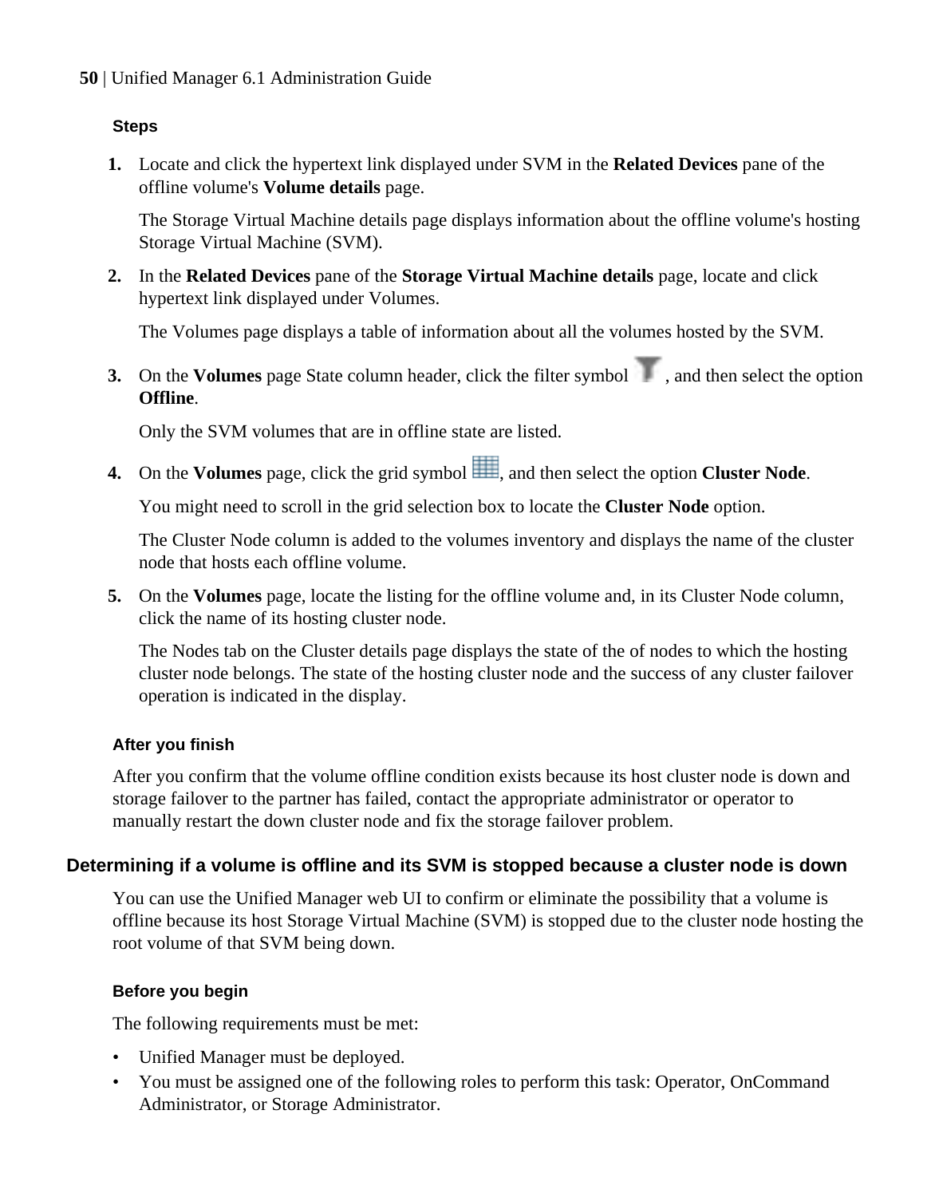#### Steps

1. Locate and click the hypertext link displayed under SVM in the **Related Devices** pane of the offline volume's **Volume details** page.

   The Storage Virtual Machine details page displays information about the offline volume's hosting Storage Virtual Machine (SVM).

2. In the **Related Devices** pane of the **Storage Virtual Machine details** page, locate and click hypertext link displayed under Volumes.

   The Volumes page displays a table of information about all the volumes hosted by the SVM.

3. On the **Volumes** page State column header, click the filter symbol , and then select the option **Offline**.

   Only the SVM volumes that are in offline state are listed.

4. On the **Volumes** page, click the grid symbol , and then select the option **Cluster Node**.

   You might need to scroll in the grid selection box to locate the **Cluster Node** option.

   The Cluster Node column is added to the volumes inventory and displays the name of the cluster node that hosts each offline volume.

5. On the **Volumes** page, locate the listing for the offline volume and, in its Cluster Node column, click the name of its hosting cluster node.

   The Nodes tab on the Cluster details page displays the state of the of nodes to which the hosting cluster node belongs. The state of the hosting cluster node and the success of any cluster failover operation is indicated in the display.

#### After you finish

After you confirm that the volume offline condition exists because its host cluster node is down and storage failover to the partner has failed, contact the appropriate administrator or operator to manually restart the down cluster node and fix the storage failover problem.

### Determining if a volume is offline and its SVM is stopped because a cluster node is down

You can use the Unified Manager web UI to confirm or eliminate the possibility that a volume is offline because its host Storage Virtual Machine (SVM) is stopped due to the cluster node hosting the root volume of that SVM being down.

#### Before you begin

The following requirements must be met:

- Unified Manager must be deployed.
- You must be assigned one of the following roles to perform this task: Operator, OnCommand Administrator, or Storage Administrator.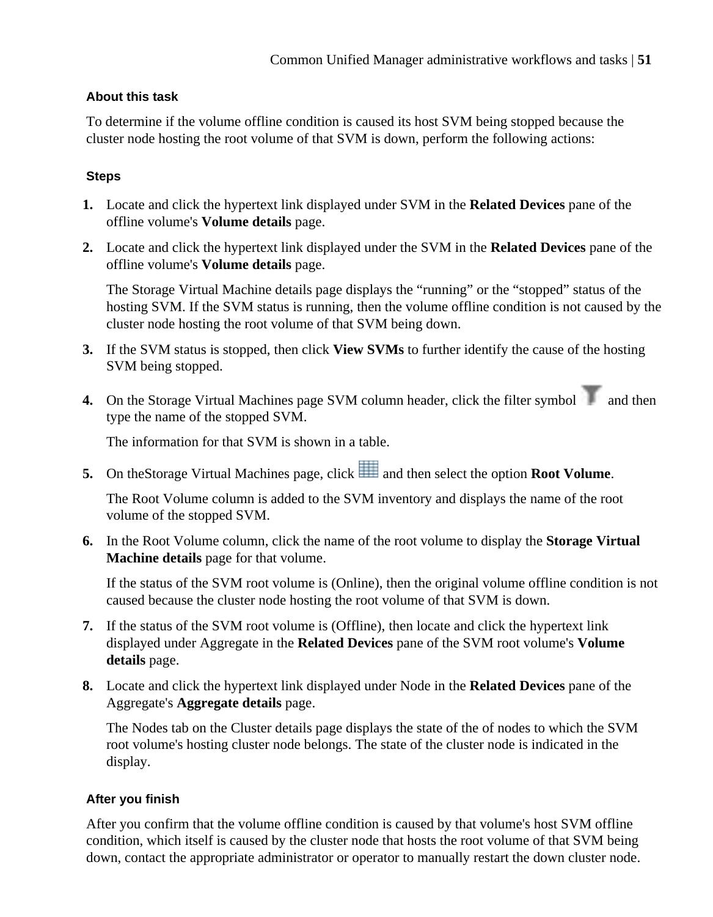#### About this task

To determine if the volume offline condition is caused its host SVM being stopped because the cluster node hosting the root volume of that SVM is down, perform the following actions:

#### Steps

1. Locate and click the hypertext link displayed under SVM in the **Related Devices** pane of the offline volume's **Volume details** page.
2. Locate and click the hypertext link displayed under the SVM in the **Related Devices** pane of the offline volume's **Volume details** page.

   The Storage Virtual Machine details page displays the "running" or the "stopped" status of the hosting SVM. If the SVM status is running, then the volume offline condition is not caused by the cluster node hosting the root volume of that SVM being down.
3. If the SVM status is stopped, then click **View SVMs** to further identify the cause of the hosting SVM being stopped.
4. On the Storage Virtual Machines page SVM column header, click the filter symbol and then type the name of the stopped SVM.

   The information for that SVM is shown in a table.
5. On theStorage Virtual Machines page, click and then select the option **Root Volume**.

   The Root Volume column is added to the SVM inventory and displays the name of the root volume of the stopped SVM.
6. In the Root Volume column, click the name of the root volume to display the **Storage Virtual Machine details** page for that volume.

   If the status of the SVM root volume is (Online), then the original volume offline condition is not caused because the cluster node hosting the root volume of that SVM is down.
7. If the status of the SVM root volume is (Offline), then locate and click the hypertext link displayed under Aggregate in the **Related Devices** pane of the SVM root volume's **Volume details** page.
8. Locate and click the hypertext link displayed under Node in the **Related Devices** pane of the Aggregate's **Aggregate details** page.

   The Nodes tab on the Cluster details page displays the state of the of nodes to which the SVM root volume's hosting cluster node belongs. The state of the cluster node is indicated in the display.

#### After you finish

After you confirm that the volume offline condition is caused by that volume's host SVM offline condition, which itself is caused by the cluster node that hosts the root volume of that SVM being down, contact the appropriate administrator or operator to manually restart the down cluster node.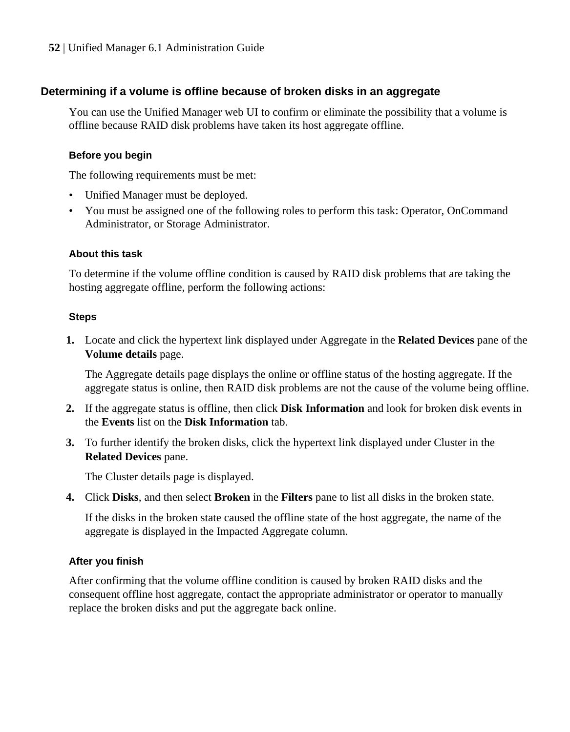## Determining if a volume is offline because of broken disks in an aggregate

You can use the Unified Manager web UI to confirm or eliminate the possibility that a volume is offline because RAID disk problems have taken its host aggregate offline.

### Before you begin

The following requirements must be met:

- Unified Manager must be deployed.
- You must be assigned one of the following roles to perform this task: Operator, OnCommand Administrator, or Storage Administrator.

### About this task

To determine if the volume offline condition is caused by RAID disk problems that are taking the hosting aggregate offline, perform the following actions:

### Steps

1. Locate and click the hypertext link displayed under Aggregate in the **Related Devices** pane of the **Volume details** page.

   The Aggregate details page displays the online or offline status of the hosting aggregate. If the aggregate status is online, then RAID disk problems are not the cause of the volume being offline.

2. If the aggregate status is offline, then click **Disk Information** and look for broken disk events in the **Events** list on the **Disk Information** tab.

3. To further identify the broken disks, click the hypertext link displayed under Cluster in the **Related Devices** pane.

   The Cluster details page is displayed.

4. Click **Disks**, and then select **Broken** in the **Filters** pane to list all disks in the broken state.

   If the disks in the broken state caused the offline state of the host aggregate, the name of the aggregate is displayed in the Impacted Aggregate column.

### After you finish

After confirming that the volume offline condition is caused by broken RAID disks and the consequent offline host aggregate, contact the appropriate administrator or operator to manually replace the broken disks and put the aggregate back online.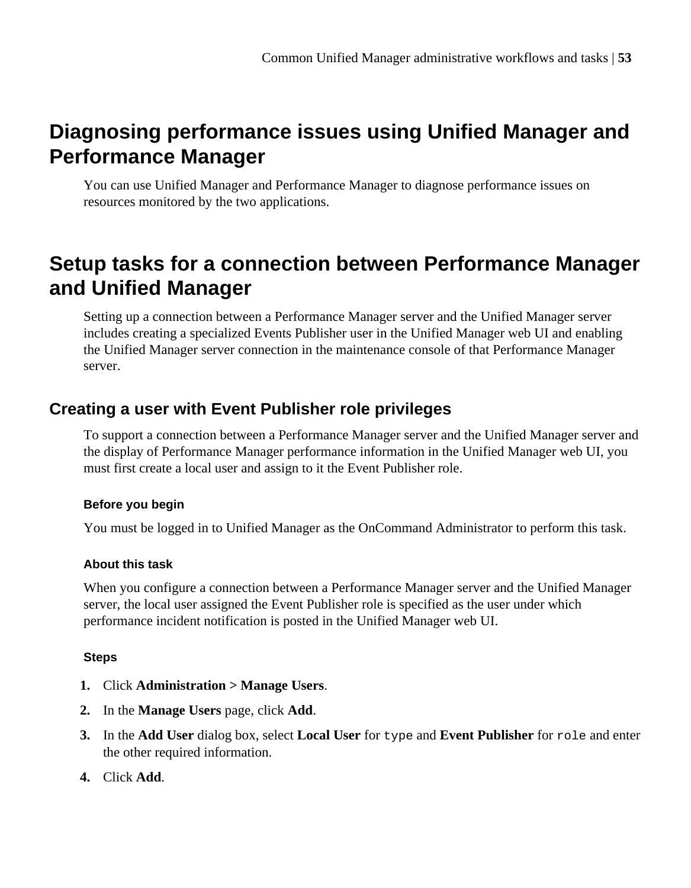# Diagnosing performance issues using Unified Manager and Performance Manager

You can use Unified Manager and Performance Manager to diagnose performance issues on resources monitored by the two applications.

# Setup tasks for a connection between Performance Manager and Unified Manager

Setting up a connection between a Performance Manager server and the Unified Manager server includes creating a specialized Events Publisher user in the Unified Manager web UI and enabling the Unified Manager server connection in the maintenance console of that Performance Manager server.

## Creating a user with Event Publisher role privileges

To support a connection between a Performance Manager server and the Unified Manager server and the display of Performance Manager performance information in the Unified Manager web UI, you must first create a local user and assign to it the Event Publisher role.

#### Before you begin

You must be logged in to Unified Manager as the OnCommand Administrator to perform this task.

#### About this task

When you configure a connection between a Performance Manager server and the Unified Manager server, the local user assigned the Event Publisher role is specified as the user under which performance incident notification is posted in the Unified Manager web UI.

#### Steps

1. Click **Administration > Manage Users**.
2. In the **Manage Users** page, click **Add**.
3. In the **Add User** dialog box, select **Local User** for `type` and **Event Publisher** for `role` and enter the other required information.
4. Click **Add**.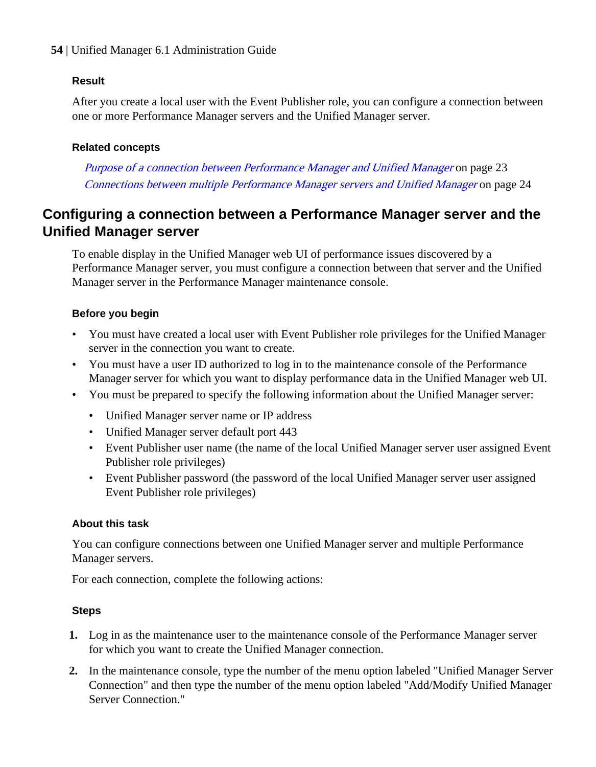#### Result

After you create a local user with the Event Publisher role, you can configure a connection between one or more Performance Manager servers and the Unified Manager server.

#### Related concepts

*Purpose of a connection between Performance Manager and Unified Manager* on page 23
*Connections between multiple Performance Manager servers and Unified Manager* on page 24

## Configuring a connection between a Performance Manager server and the Unified Manager server

To enable display in the Unified Manager web UI of performance issues discovered by a Performance Manager server, you must configure a connection between that server and the Unified Manager server in the Performance Manager maintenance console.

#### Before you begin

- You must have created a local user with Event Publisher role privileges for the Unified Manager server in the connection you want to create.
- You must have a user ID authorized to log in to the maintenance console of the Performance Manager server for which you want to display performance data in the Unified Manager web UI.
- You must be prepared to specify the following information about the Unified Manager server:
  - Unified Manager server name or IP address
  - Unified Manager server default port 443
  - Event Publisher user name (the name of the local Unified Manager server user assigned Event Publisher role privileges)
  - Event Publisher password (the password of the local Unified Manager server user assigned Event Publisher role privileges)

#### About this task

You can configure connections between one Unified Manager server and multiple Performance Manager servers.

For each connection, complete the following actions:

#### Steps

1. Log in as the maintenance user to the maintenance console of the Performance Manager server for which you want to create the Unified Manager connection.
2. In the maintenance console, type the number of the menu option labeled "Unified Manager Server Connection" and then type the number of the menu option labeled "Add/Modify Unified Manager Server Connection."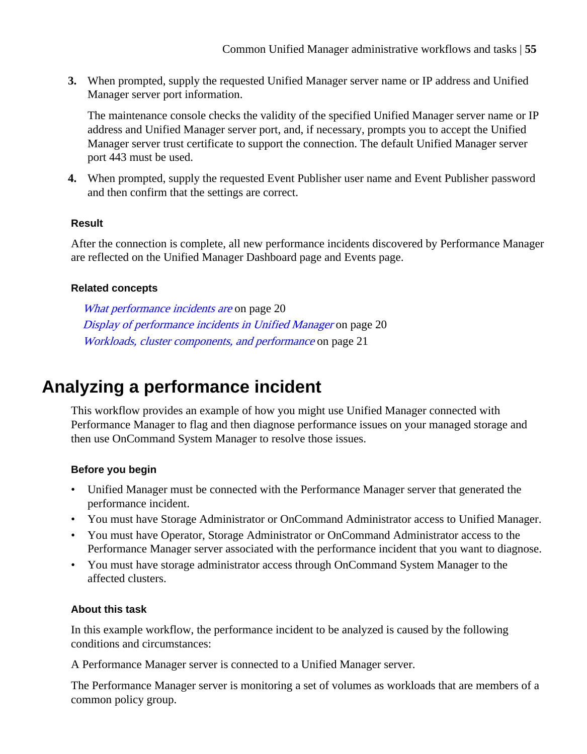3. When prompted, supply the requested Unified Manager server name or IP address and Unified Manager server port information.

   The maintenance console checks the validity of the specified Unified Manager server name or IP address and Unified Manager server port, and, if necessary, prompts you to accept the Unified Manager server trust certificate to support the connection. The default Unified Manager server port 443 must be used.

4. When prompted, supply the requested Event Publisher user name and Event Publisher password and then confirm that the settings are correct.

#### Result

After the connection is complete, all new performance incidents discovered by Performance Manager are reflected on the Unified Manager Dashboard page and Events page.

#### Related concepts

*What performance incidents are* on page 20
*Display of performance incidents in Unified Manager* on page 20
*Workloads, cluster components, and performance* on page 21

## Analyzing a performance incident

This workflow provides an example of how you might use Unified Manager connected with Performance Manager to flag and then diagnose performance issues on your managed storage and then use OnCommand System Manager to resolve those issues.

#### Before you begin

- Unified Manager must be connected with the Performance Manager server that generated the performance incident.
- You must have Storage Administrator or OnCommand Administrator access to Unified Manager.
- You must have Operator, Storage Administrator or OnCommand Administrator access to the Performance Manager server associated with the performance incident that you want to diagnose.
- You must have storage administrator access through OnCommand System Manager to the affected clusters.

#### About this task

In this example workflow, the performance incident to be analyzed is caused by the following conditions and circumstances:

A Performance Manager server is connected to a Unified Manager server.

The Performance Manager server is monitoring a set of volumes as workloads that are members of a common policy group.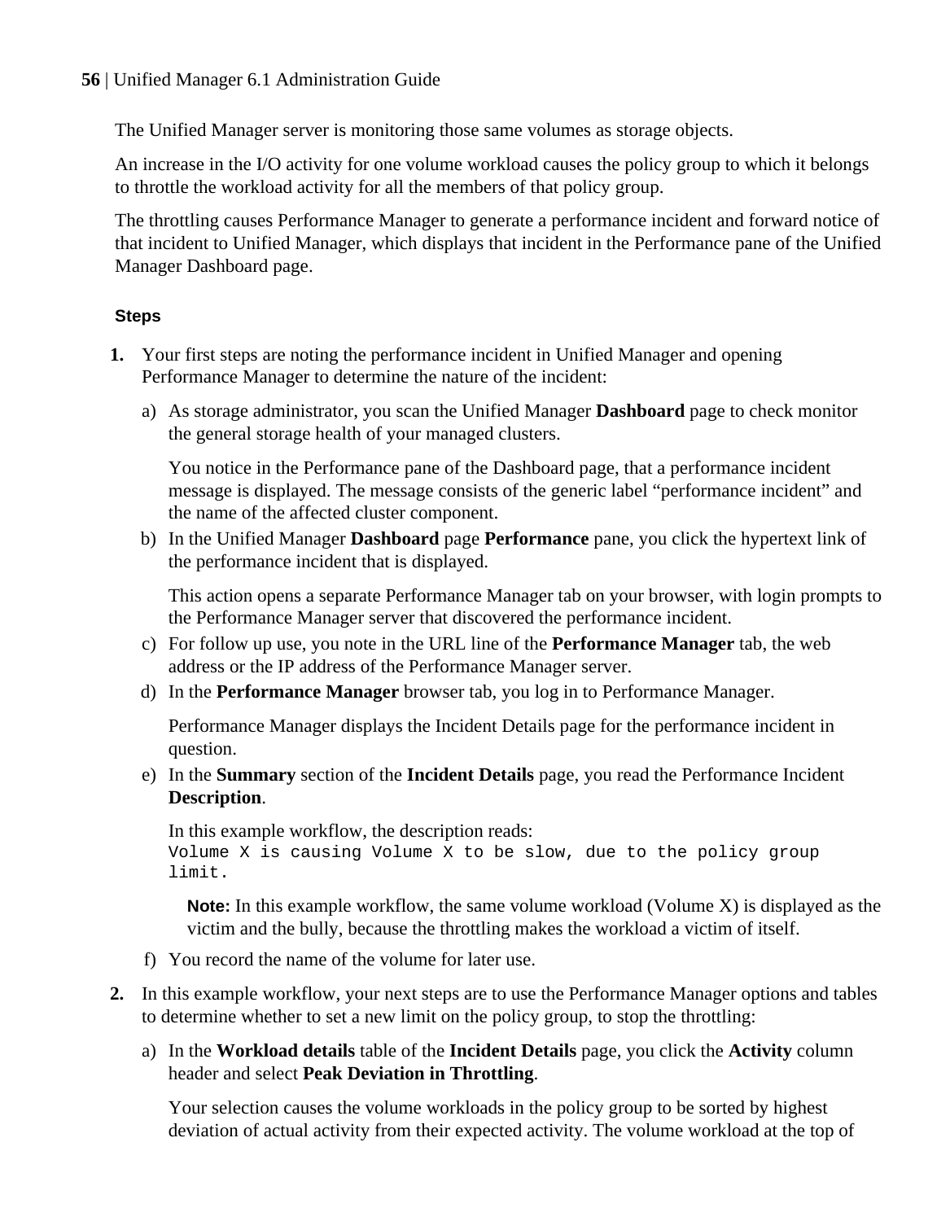The Unified Manager server is monitoring those same volumes as storage objects.

An increase in the I/O activity for one volume workload causes the policy group to which it belongs to throttle the workload activity for all the members of that policy group.

The throttling causes Performance Manager to generate a performance incident and forward notice of that incident to Unified Manager, which displays that incident in the Performance pane of the Unified Manager Dashboard page.

#### Steps

1. Your first steps are noting the performance incident in Unified Manager and opening Performance Manager to determine the nature of the incident:
   a) As storage administrator, you scan the Unified Manager **Dashboard** page to check monitor the general storage health of your managed clusters.

      You notice in the Performance pane of the Dashboard page, that a performance incident message is displayed. The message consists of the generic label "performance incident" and the name of the affected cluster component.
   b) In the Unified Manager **Dashboard** page **Performance** pane, you click the hypertext link of the performance incident that is displayed.

      This action opens a separate Performance Manager tab on your browser, with login prompts to the Performance Manager server that discovered the performance incident.
   c) For follow up use, you note in the URL line of the **Performance Manager** tab, the web address or the IP address of the Performance Manager server.
   d) In the **Performance Manager** browser tab, you log in to Performance Manager.

      Performance Manager displays the Incident Details page for the performance incident in question.
   e) In the **Summary** section of the **Incident Details** page, you read the Performance Incident **Description**.

      In this example workflow, the description reads:
      ```
      Volume X is causing Volume X to be slow, due to the policy group
      limit.
      ```

      **Note:** In this example workflow, the same volume workload (Volume X) is displayed as the victim and the bully, because the throttling makes the workload a victim of itself.
   f) You record the name of the volume for later use.
2. In this example workflow, your next steps are to use the Performance Manager options and tables to determine whether to set a new limit on the policy group, to stop the throttling:
   a) In the **Workload details** table of the **Incident Details** page, you click the **Activity** column header and select **Peak Deviation in Throttling**.

      Your selection causes the volume workloads in the policy group to be sorted by highest deviation of actual activity from their expected activity. The volume workload at the top of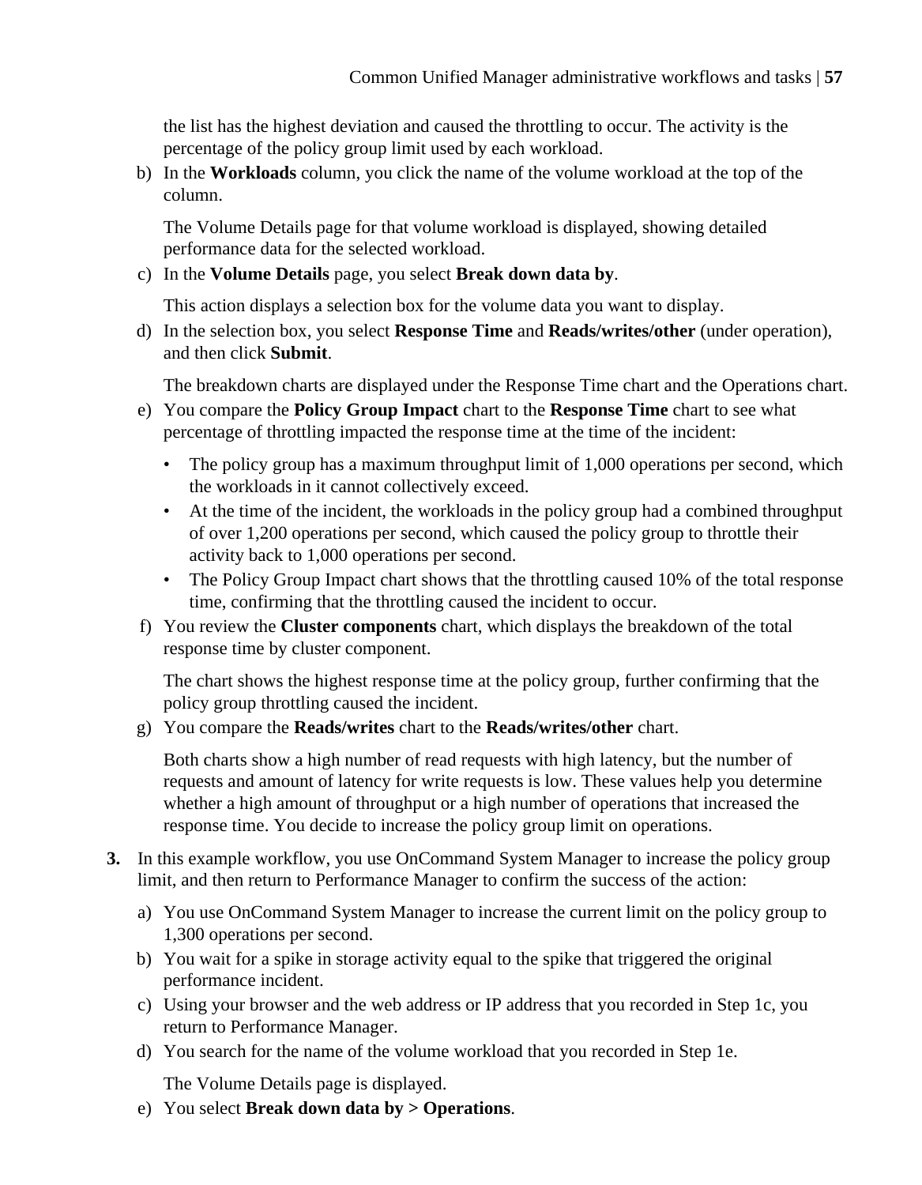the list has the highest deviation and caused the throttling to occur. The activity is the percentage of the policy group limit used by each workload.

b) In the **Workloads** column, you click the name of the volume workload at the top of the column.

   The Volume Details page for that volume workload is displayed, showing detailed performance data for the selected workload.

c) In the **Volume Details** page, you select **Break down data by**.

   This action displays a selection box for the volume data you want to display.

d) In the selection box, you select **Response Time** and **Reads/writes/other** (under operation), and then click **Submit**.

   The breakdown charts are displayed under the Response Time chart and the Operations chart.

e) You compare the **Policy Group Impact** chart to the **Response Time** chart to see what percentage of throttling impacted the response time at the time of the incident:

   - The policy group has a maximum throughput limit of 1,000 operations per second, which the workloads in it cannot collectively exceed.
   - At the time of the incident, the workloads in the policy group had a combined throughput of over 1,200 operations per second, which caused the policy group to throttle their activity back to 1,000 operations per second.
   - The Policy Group Impact chart shows that the throttling caused 10% of the total response time, confirming that the throttling caused the incident to occur.

f) You review the **Cluster components** chart, which displays the breakdown of the total response time by cluster component.

   The chart shows the highest response time at the policy group, further confirming that the policy group throttling caused the incident.

g) You compare the **Reads/writes** chart to the **Reads/writes/other** chart.

   Both charts show a high number of read requests with high latency, but the number of requests and amount of latency for write requests is low. These values help you determine whether a high amount of throughput or a high number of operations that increased the response time. You decide to increase the policy group limit on operations.

**3.** In this example workflow, you use OnCommand System Manager to increase the policy group limit, and then return to Performance Manager to confirm the success of the action:

a) You use OnCommand System Manager to increase the current limit on the policy group to 1,300 operations per second.

b) You wait for a spike in storage activity equal to the spike that triggered the original performance incident.

c) Using your browser and the web address or IP address that you recorded in Step 1c, you return to Performance Manager.

d) You search for the name of the volume workload that you recorded in Step 1e.

   The Volume Details page is displayed.

e) You select **Break down data by > Operations**.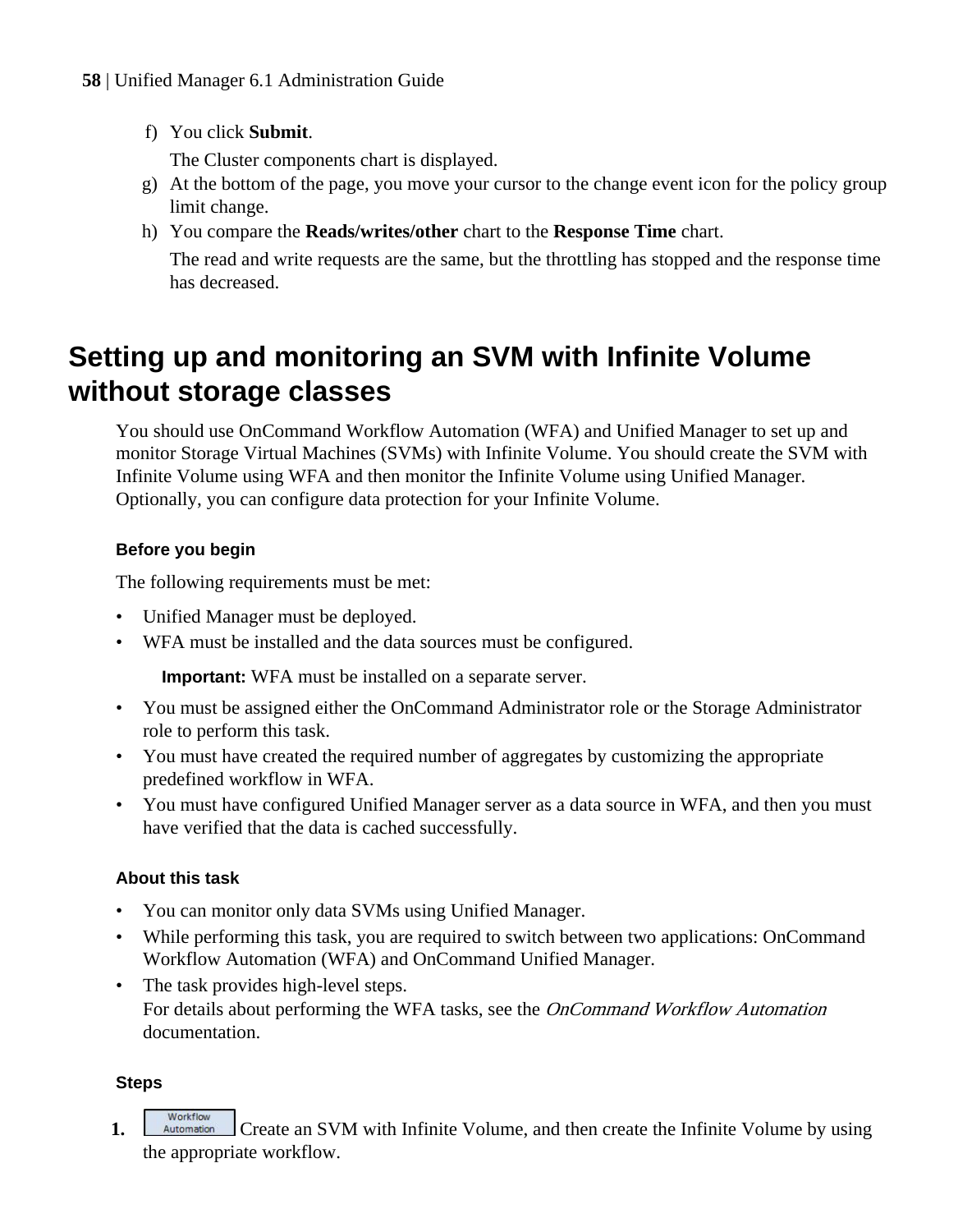f) You click **Submit**.

   The Cluster components chart is displayed.

g) At the bottom of the page, you move your cursor to the change event icon for the policy group limit change.

h) You compare the **Reads/writes/other** chart to the **Response Time** chart.

   The read and write requests are the same, but the throttling has stopped and the response time has decreased.

# Setting up and monitoring an SVM with Infinite Volume without storage classes

You should use OnCommand Workflow Automation (WFA) and Unified Manager to set up and monitor Storage Virtual Machines (SVMs) with Infinite Volume. You should create the SVM with Infinite Volume using WFA and then monitor the Infinite Volume using Unified Manager. Optionally, you can configure data protection for your Infinite Volume.

### Before you begin

The following requirements must be met:

- Unified Manager must be deployed.
- WFA must be installed and the data sources must be configured.

  **Important:** WFA must be installed on a separate server.

- You must be assigned either the OnCommand Administrator role or the Storage Administrator role to perform this task.
- You must have created the required number of aggregates by customizing the appropriate predefined workflow in WFA.
- You must have configured Unified Manager server as a data source in WFA, and then you must have verified that the data is cached successfully.

### About this task

- You can monitor only data SVMs using Unified Manager.
- While performing this task, you are required to switch between two applications: OnCommand Workflow Automation (WFA) and OnCommand Unified Manager.
- The task provides high-level steps.
  For details about performing the WFA tasks, see the *OnCommand Workflow Automation* documentation.

### Steps

1. [Workflow Automation] Create an SVM with Infinite Volume, and then create the Infinite Volume by using the appropriate workflow.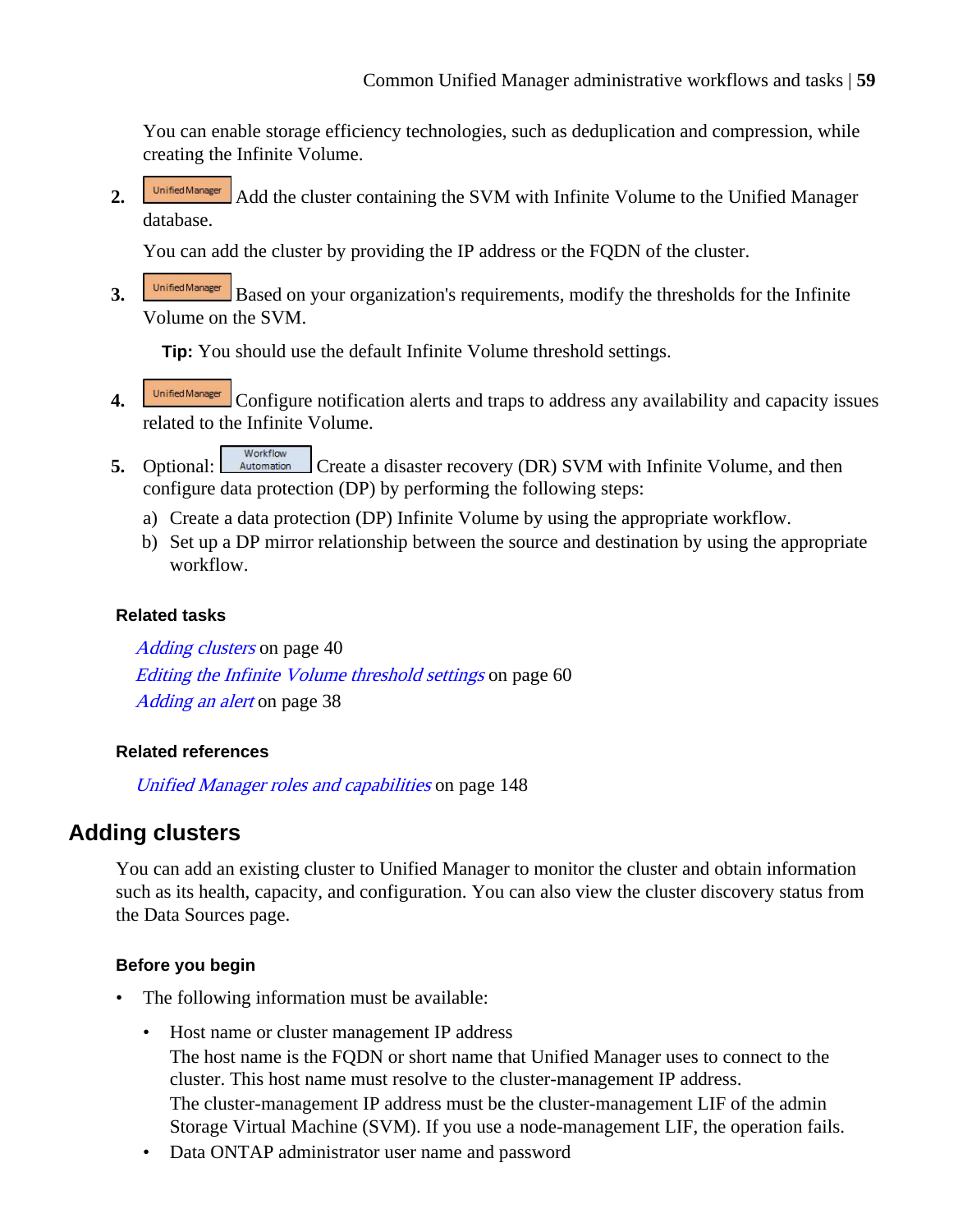You can enable storage efficiency technologies, such as deduplication and compression, while creating the Infinite Volume.

2. Unified Manager Add the cluster containing the SVM with Infinite Volume to the Unified Manager database.

   You can add the cluster by providing the IP address or the FQDN of the cluster.

3. Unified Manager Based on your organization's requirements, modify the thresholds for the Infinite Volume on the SVM.

   **Tip:** You should use the default Infinite Volume threshold settings.

4. Unified Manager Configure notification alerts and traps to address any availability and capacity issues related to the Infinite Volume.

5. Optional: Workflow Automation Create a disaster recovery (DR) SVM with Infinite Volume, and then configure data protection (DP) by performing the following steps:

   a) Create a data protection (DP) Infinite Volume by using the appropriate workflow.
   b) Set up a DP mirror relationship between the source and destination by using the appropriate workflow.

#### Related tasks

*Adding clusters* on page 40
*Editing the Infinite Volume threshold settings* on page 60
*Adding an alert* on page 38

#### Related references

*Unified Manager roles and capabilities* on page 148

## Adding clusters

You can add an existing cluster to Unified Manager to monitor the cluster and obtain information such as its health, capacity, and configuration. You can also view the cluster discovery status from the Data Sources page.

#### Before you begin

- The following information must be available:
  - Host name or cluster management IP address
    The host name is the FQDN or short name that Unified Manager uses to connect to the cluster. This host name must resolve to the cluster-management IP address.
    The cluster-management IP address must be the cluster-management LIF of the admin Storage Virtual Machine (SVM). If you use a node-management LIF, the operation fails.
  - Data ONTAP administrator user name and password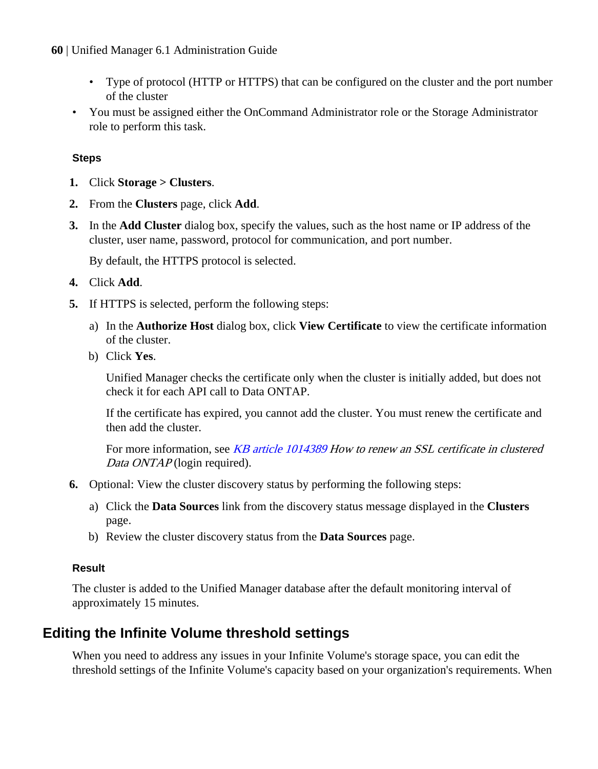- Type of protocol (HTTP or HTTPS) that can be configured on the cluster and the port number of the cluster
- You must be assigned either the OnCommand Administrator role or the Storage Administrator role to perform this task.

#### Steps

1. Click **Storage > Clusters**.
2. From the **Clusters** page, click **Add**.
3. In the **Add Cluster** dialog box, specify the values, such as the host name or IP address of the cluster, user name, password, protocol for communication, and port number.

   By default, the HTTPS protocol is selected.
4. Click **Add**.
5. If HTTPS is selected, perform the following steps:
   a) In the **Authorize Host** dialog box, click **View Certificate** to view the certificate information of the cluster.
   b) Click **Yes**.

   Unified Manager checks the certificate only when the cluster is initially added, but does not check it for each API call to Data ONTAP.

   If the certificate has expired, you cannot add the cluster. You must renew the certificate and then add the cluster.

   For more information, see *KB article 1014389 How to renew an SSL certificate in clustered Data ONTAP* (login required).
6. Optional: View the cluster discovery status by performing the following steps:
   a) Click the **Data Sources** link from the discovery status message displayed in the **Clusters** page.
   b) Review the cluster discovery status from the **Data Sources** page.

#### Result

The cluster is added to the Unified Manager database after the default monitoring interval of approximately 15 minutes.

## Editing the Infinite Volume threshold settings

When you need to address any issues in your Infinite Volume's storage space, you can edit the threshold settings of the Infinite Volume's capacity based on your organization's requirements. When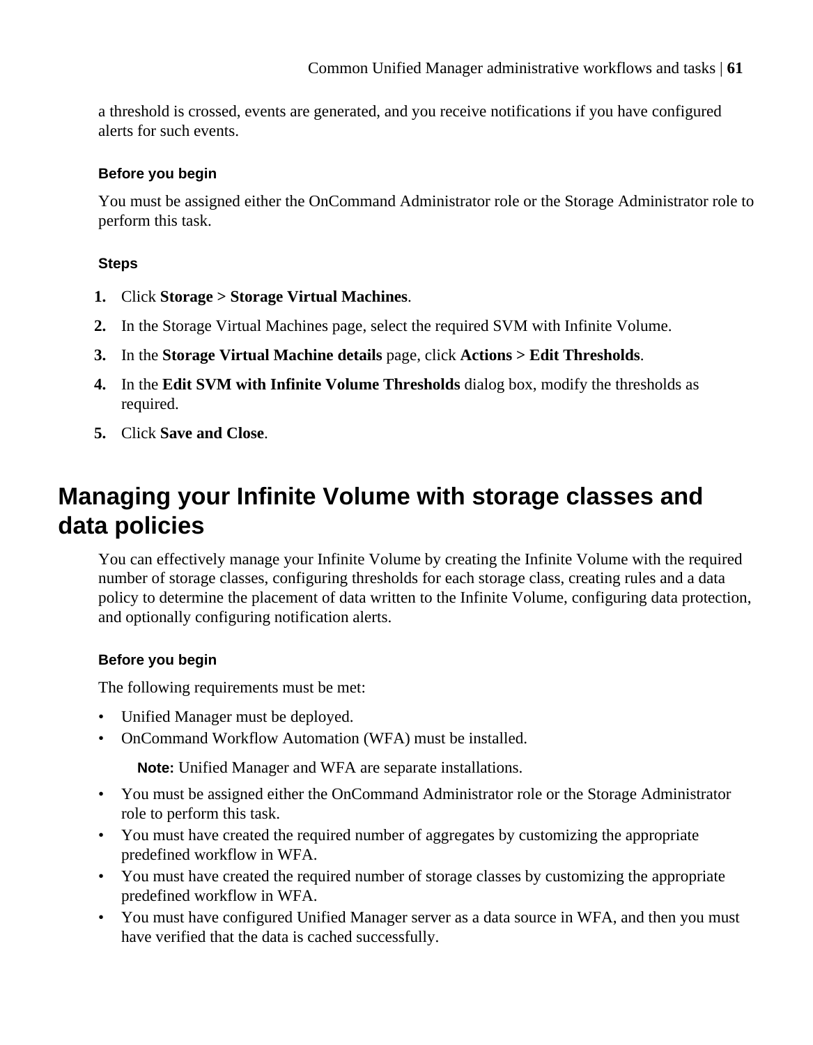a threshold is crossed, events are generated, and you receive notifications if you have configured alerts for such events.

#### Before you begin

You must be assigned either the OnCommand Administrator role or the Storage Administrator role to perform this task.

#### Steps

1. Click **Storage > Storage Virtual Machines**.
2. In the Storage Virtual Machines page, select the required SVM with Infinite Volume.
3. In the **Storage Virtual Machine details** page, click **Actions > Edit Thresholds**.
4. In the **Edit SVM with Infinite Volume Thresholds** dialog box, modify the thresholds as required.
5. Click **Save and Close**.

## Managing your Infinite Volume with storage classes and data policies

You can effectively manage your Infinite Volume by creating the Infinite Volume with the required number of storage classes, configuring thresholds for each storage class, creating rules and a data policy to determine the placement of data written to the Infinite Volume, configuring data protection, and optionally configuring notification alerts.

#### Before you begin

The following requirements must be met:

- Unified Manager must be deployed.
- OnCommand Workflow Automation (WFA) must be installed.

  **Note:** Unified Manager and WFA are separate installations.
- You must be assigned either the OnCommand Administrator role or the Storage Administrator role to perform this task.
- You must have created the required number of aggregates by customizing the appropriate predefined workflow in WFA.
- You must have created the required number of storage classes by customizing the appropriate predefined workflow in WFA.
- You must have configured Unified Manager server as a data source in WFA, and then you must have verified that the data is cached successfully.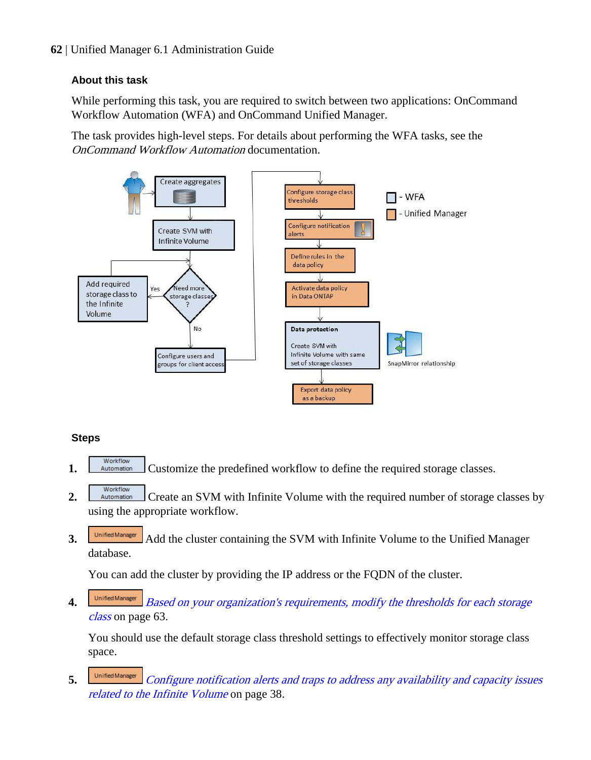### About this task

While performing this task, you are required to switch between two applications: OnCommand Workflow Automation (WFA) and OnCommand Unified Manager.

The task provides high-level steps. For details about performing the WFA tasks, see the *OnCommand Workflow Automation* documentation.

### Steps

1. Workflow Automation Customize the predefined workflow to define the required storage classes.
2. Workflow Automation Create an SVM with Infinite Volume with the required number of storage classes by using the appropriate workflow.
3. Unified Manager Add the cluster containing the SVM with Infinite Volume to the Unified Manager database.

   You can add the cluster by providing the IP address or the FQDN of the cluster.
4. Unified Manager *Based on your organization's requirements, modify the thresholds for each storage class* on page 63.

   You should use the default storage class threshold settings to effectively monitor storage class space.
5. Unified Manager *Configure notification alerts and traps to address any availability and capacity issues related to the Infinite Volume* on page 38.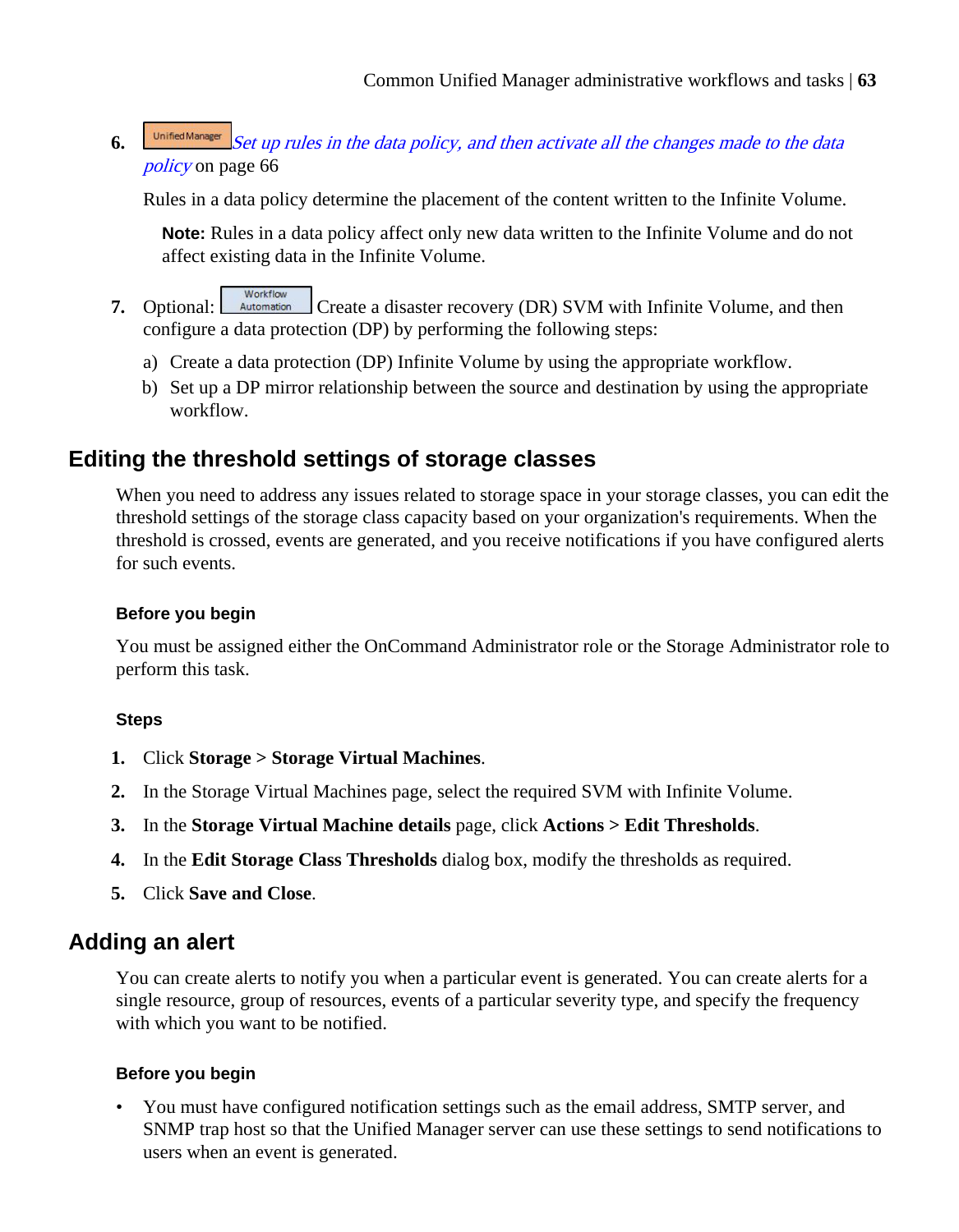6. Unified Manager *Set up rules in the data policy, and then activate all the changes made to the data policy* on page 66

   Rules in a data policy determine the placement of the content written to the Infinite Volume.

   **Note:** Rules in a data policy affect only new data written to the Infinite Volume and do not affect existing data in the Infinite Volume.

7. Optional: Workflow Automation Create a disaster recovery (DR) SVM with Infinite Volume, and then configure a data protection (DP) by performing the following steps:

   a) Create a data protection (DP) Infinite Volume by using the appropriate workflow.
   b) Set up a DP mirror relationship between the source and destination by using the appropriate workflow.

## Editing the threshold settings of storage classes

When you need to address any issues related to storage space in your storage classes, you can edit the threshold settings of the storage class capacity based on your organization's requirements. When the threshold is crossed, events are generated, and you receive notifications if you have configured alerts for such events.

### Before you begin

You must be assigned either the OnCommand Administrator role or the Storage Administrator role to perform this task.

### Steps

1. Click **Storage > Storage Virtual Machines**.
2. In the Storage Virtual Machines page, select the required SVM with Infinite Volume.
3. In the **Storage Virtual Machine details** page, click **Actions > Edit Thresholds**.
4. In the **Edit Storage Class Thresholds** dialog box, modify the thresholds as required.
5. Click **Save and Close**.

## Adding an alert

You can create alerts to notify you when a particular event is generated. You can create alerts for a single resource, group of resources, events of a particular severity type, and specify the frequency with which you want to be notified.

### Before you begin

- You must have configured notification settings such as the email address, SMTP server, and SNMP trap host so that the Unified Manager server can use these settings to send notifications to users when an event is generated.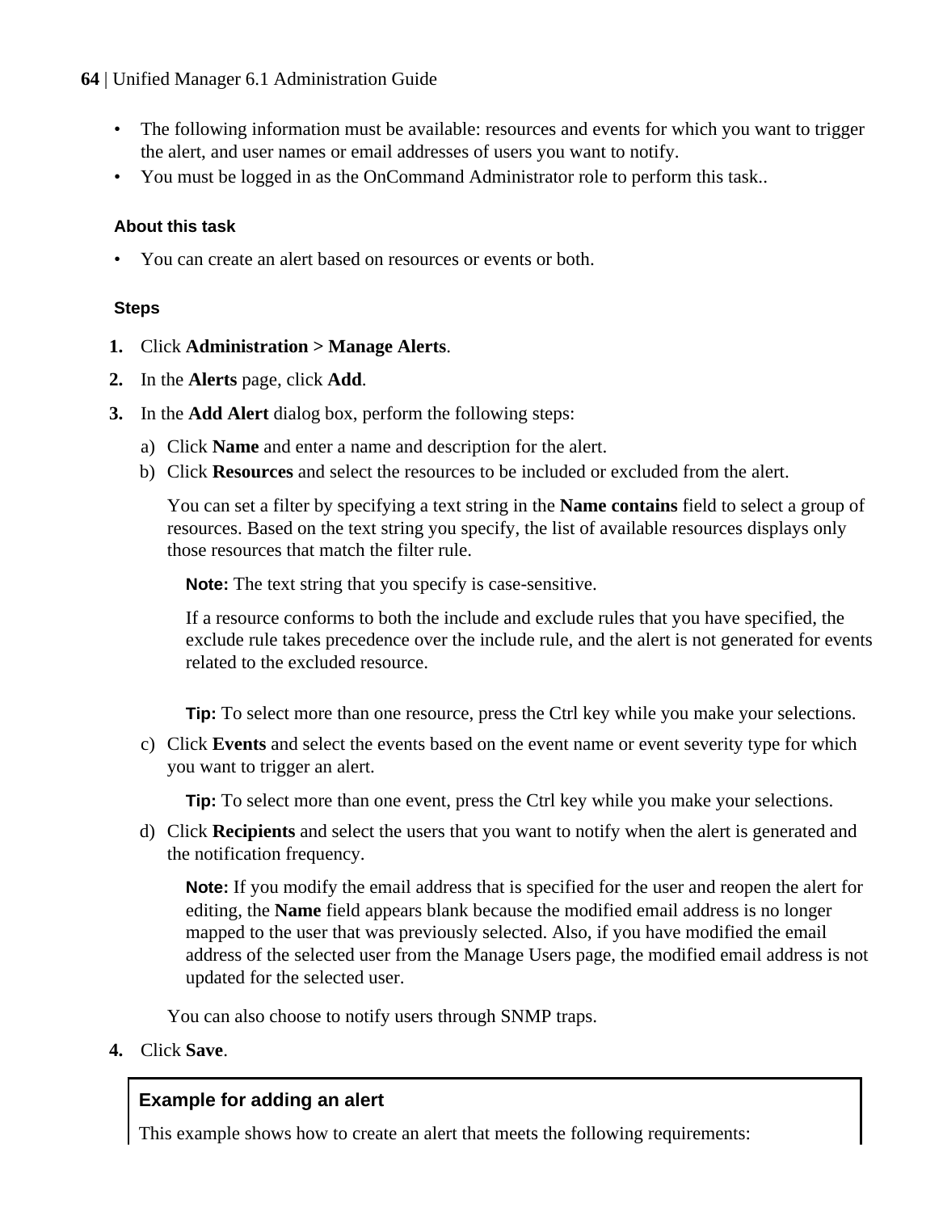- The following information must be available: resources and events for which you want to trigger the alert, and user names or email addresses of users you want to notify.
- You must be logged in as the OnCommand Administrator role to perform this task..

#### About this task

- You can create an alert based on resources or events or both.

#### Steps

1. Click **Administration > Manage Alerts**.
2. In the **Alerts** page, click **Add**.
3. In the **Add Alert** dialog box, perform the following steps:
   a) Click **Name** and enter a name and description for the alert.
   b) Click **Resources** and select the resources to be included or excluded from the alert.

      You can set a filter by specifying a text string in the **Name contains** field to select a group of resources. Based on the text string you specify, the list of available resources displays only those resources that match the filter rule.

      **Note:** The text string that you specify is case-sensitive.

      If a resource conforms to both the include and exclude rules that you have specified, the exclude rule takes precedence over the include rule, and the alert is not generated for events related to the excluded resource.

      **Tip:** To select more than one resource, press the Ctrl key while you make your selections.

   c) Click **Events** and select the events based on the event name or event severity type for which you want to trigger an alert.

      **Tip:** To select more than one event, press the Ctrl key while you make your selections.

   d) Click **Recipients** and select the users that you want to notify when the alert is generated and the notification frequency.

      **Note:** If you modify the email address that is specified for the user and reopen the alert for editing, the **Name** field appears blank because the modified email address is no longer mapped to the user that was previously selected. Also, if you have modified the email address of the selected user from the Manage Users page, the modified email address is not updated for the selected user.

      You can also choose to notify users through SNMP traps.

4. Click **Save**.

#### Example for adding an alert

This example shows how to create an alert that meets the following requirements: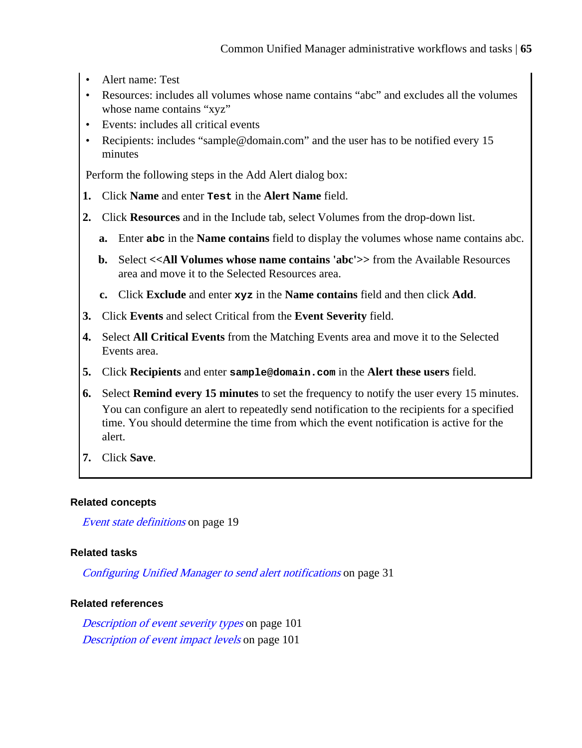- Alert name: Test
- Resources: includes all volumes whose name contains “abc” and excludes all the volumes whose name contains “xyz”
- Events: includes all critical events
- Recipients: includes “sample@domain.com” and the user has to be notified every 15 minutes

Perform the following steps in the Add Alert dialog box:

1. Click **Name** and enter `Test` in the **Alert Name** field.
2. Click **Resources** and in the Include tab, select Volumes from the drop-down list.
   a. Enter `abc` in the **Name contains** field to display the volumes whose name contains abc.
   b. Select **<<All Volumes whose name contains 'abc'>>** from the Available Resources area and move it to the Selected Resources area.
   c. Click **Exclude** and enter `xyz` in the **Name contains** field and then click **Add**.
3. Click **Events** and select Critical from the **Event Severity** field.
4. Select **All Critical Events** from the Matching Events area and move it to the Selected Events area.
5. Click **Recipients** and enter `sample@domain.com` in the **Alert these users** field.
6. Select **Remind every 15 minutes** to set the frequency to notify the user every 15 minutes.
   You can configure an alert to repeatedly send notification to the recipients for a specified time. You should determine the time from which the event notification is active for the alert.
7. Click **Save**.

**Related concepts**

*Event state definitions* on page 19

**Related tasks**

*Configuring Unified Manager to send alert notifications* on page 31

**Related references**

*Description of event severity types* on page 101
*Description of event impact levels* on page 101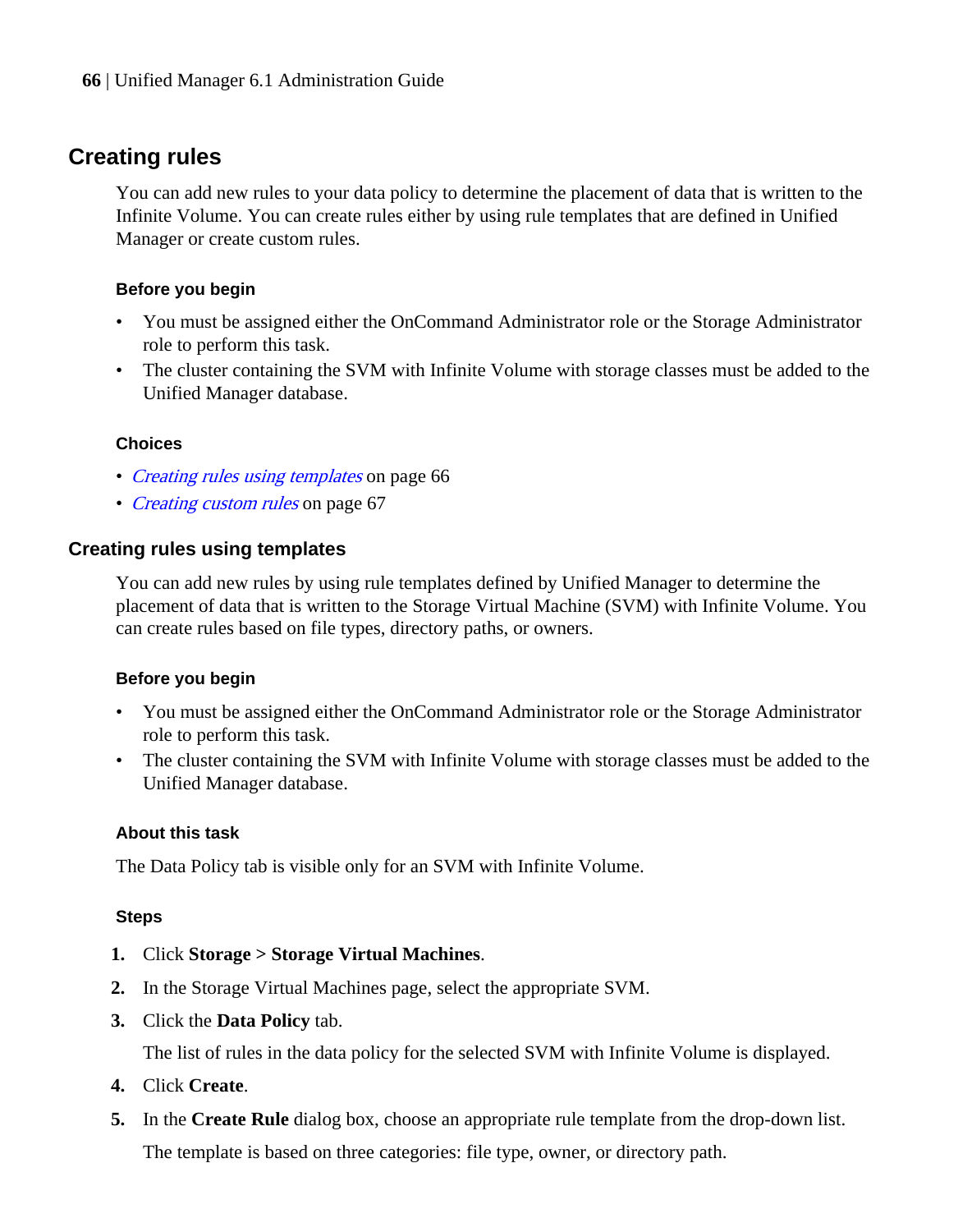## Creating rules

You can add new rules to your data policy to determine the placement of data that is written to the Infinite Volume. You can create rules either by using rule templates that are defined in Unified Manager or create custom rules.

#### Before you begin

- You must be assigned either the OnCommand Administrator role or the Storage Administrator role to perform this task.
- The cluster containing the SVM with Infinite Volume with storage classes must be added to the Unified Manager database.

#### Choices

- *Creating rules using templates* on page 66
- *Creating custom rules* on page 67

### Creating rules using templates

You can add new rules by using rule templates defined by Unified Manager to determine the placement of data that is written to the Storage Virtual Machine (SVM) with Infinite Volume. You can create rules based on file types, directory paths, or owners.

#### Before you begin

- You must be assigned either the OnCommand Administrator role or the Storage Administrator role to perform this task.
- The cluster containing the SVM with Infinite Volume with storage classes must be added to the Unified Manager database.

#### About this task

The Data Policy tab is visible only for an SVM with Infinite Volume.

#### Steps

1. Click **Storage > Storage Virtual Machines**.
2. In the Storage Virtual Machines page, select the appropriate SVM.
3. Click the **Data Policy** tab.

   The list of rules in the data policy for the selected SVM with Infinite Volume is displayed.
4. Click **Create**.
5. In the **Create Rule** dialog box, choose an appropriate rule template from the drop-down list.

   The template is based on three categories: file type, owner, or directory path.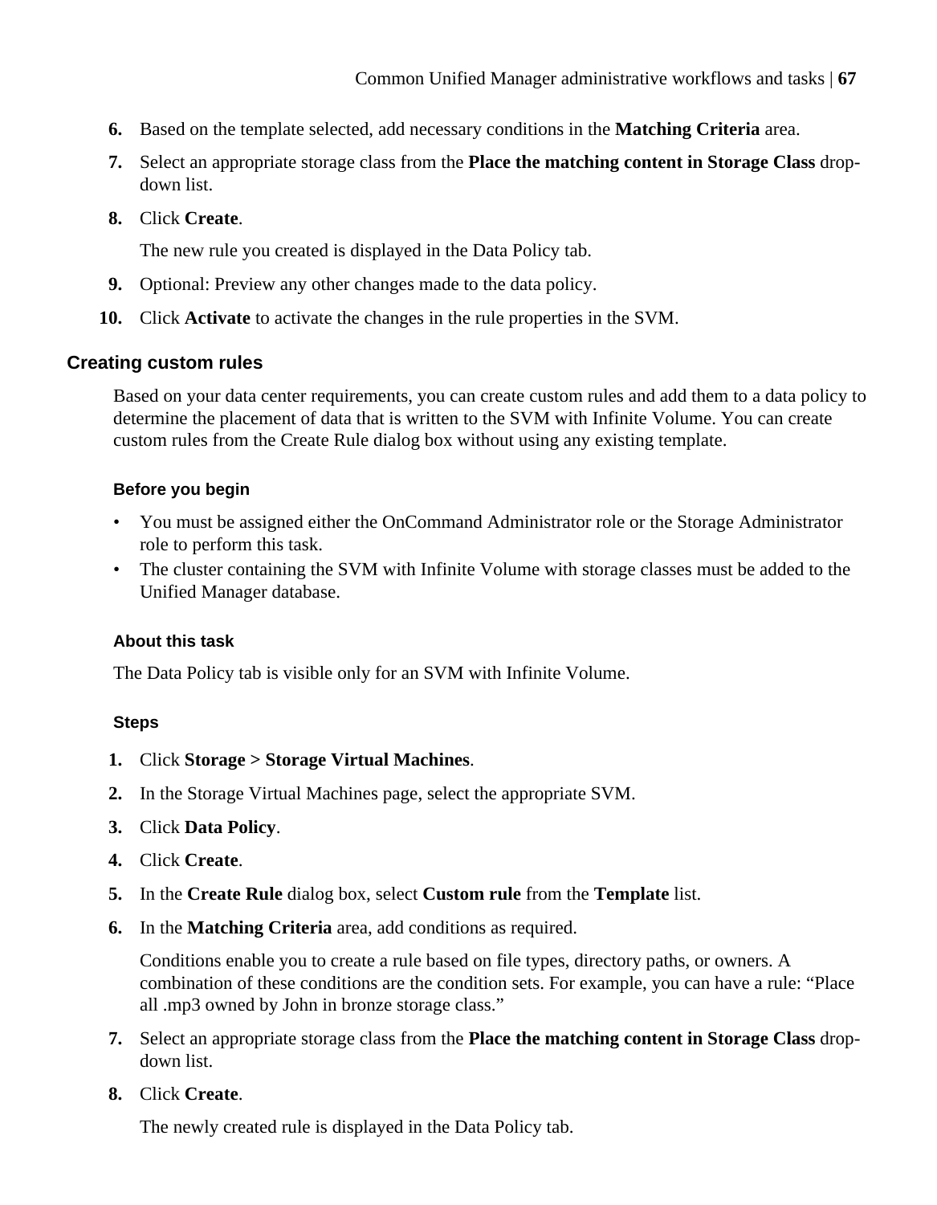6. Based on the template selected, add necessary conditions in the **Matching Criteria** area.
7. Select an appropriate storage class from the **Place the matching content in Storage Class** drop-down list.
8. Click **Create**.

   The new rule you created is displayed in the Data Policy tab.
9. Optional: Preview any other changes made to the data policy.
10. Click **Activate** to activate the changes in the rule properties in the SVM.

## Creating custom rules

Based on your data center requirements, you can create custom rules and add them to a data policy to determine the placement of data that is written to the SVM with Infinite Volume. You can create custom rules from the Create Rule dialog box without using any existing template.

### Before you begin

- You must be assigned either the OnCommand Administrator role or the Storage Administrator role to perform this task.
- The cluster containing the SVM with Infinite Volume with storage classes must be added to the Unified Manager database.

### About this task

The Data Policy tab is visible only for an SVM with Infinite Volume.

### Steps

1. Click **Storage > Storage Virtual Machines**.
2. In the Storage Virtual Machines page, select the appropriate SVM.
3. Click **Data Policy**.
4. Click **Create**.
5. In the **Create Rule** dialog box, select **Custom rule** from the **Template** list.
6. In the **Matching Criteria** area, add conditions as required.

   Conditions enable you to create a rule based on file types, directory paths, or owners. A combination of these conditions are the condition sets. For example, you can have a rule: “Place all .mp3 owned by John in bronze storage class.”
7. Select an appropriate storage class from the **Place the matching content in Storage Class** drop-down list.
8. Click **Create**.

   The newly created rule is displayed in the Data Policy tab.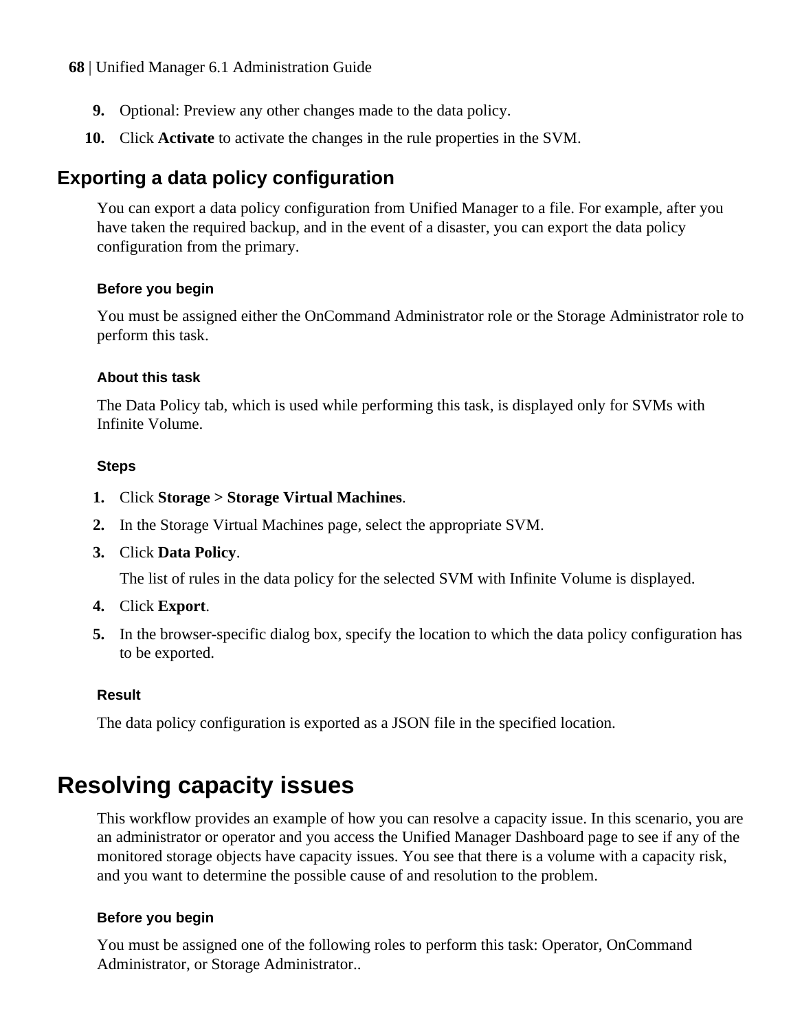9. Optional: Preview any other changes made to the data policy.
10. Click **Activate** to activate the changes in the rule properties in the SVM.

## Exporting a data policy configuration

You can export a data policy configuration from Unified Manager to a file. For example, after you have taken the required backup, and in the event of a disaster, you can export the data policy configuration from the primary.

#### Before you begin

You must be assigned either the OnCommand Administrator role or the Storage Administrator role to perform this task.

#### About this task

The Data Policy tab, which is used while performing this task, is displayed only for SVMs with Infinite Volume.

#### Steps

1. Click **Storage > Storage Virtual Machines**.
2. In the Storage Virtual Machines page, select the appropriate SVM.
3. Click **Data Policy**.

   The list of rules in the data policy for the selected SVM with Infinite Volume is displayed.
4. Click **Export**.
5. In the browser-specific dialog box, specify the location to which the data policy configuration has to be exported.

#### Result

The data policy configuration is exported as a JSON file in the specified location.

# Resolving capacity issues

This workflow provides an example of how you can resolve a capacity issue. In this scenario, you are an administrator or operator and you access the Unified Manager Dashboard page to see if any of the monitored storage objects have capacity issues. You see that there is a volume with a capacity risk, and you want to determine the possible cause of and resolution to the problem.

#### Before you begin

You must be assigned one of the following roles to perform this task: Operator, OnCommand Administrator, or Storage Administrator..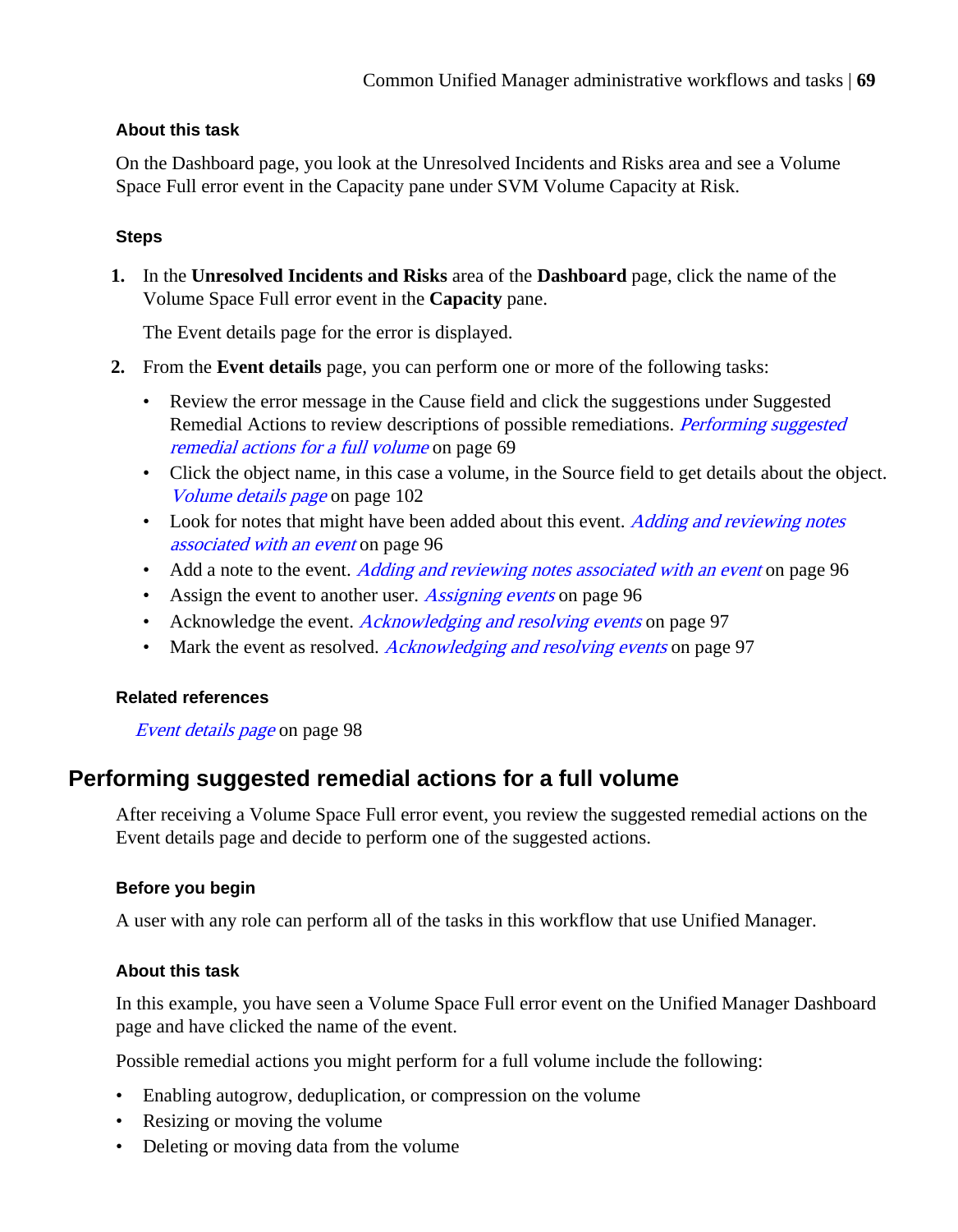#### About this task

On the Dashboard page, you look at the Unresolved Incidents and Risks area and see a Volume Space Full error event in the Capacity pane under SVM Volume Capacity at Risk.

#### Steps

1. In the **Unresolved Incidents and Risks** area of the **Dashboard** page, click the name of the Volume Space Full error event in the **Capacity** pane.

   The Event details page for the error is displayed.

2. From the **Event details** page, you can perform one or more of the following tasks:
   - Review the error message in the Cause field and click the suggestions under Suggested Remedial Actions to review descriptions of possible remediations. *Performing suggested remedial actions for a full volume* on page 69
   - Click the object name, in this case a volume, in the Source field to get details about the object. *Volume details page* on page 102
   - Look for notes that might have been added about this event. *Adding and reviewing notes associated with an event* on page 96
   - Add a note to the event. *Adding and reviewing notes associated with an event* on page 96
   - Assign the event to another user. *Assigning events* on page 96
   - Acknowledge the event. *Acknowledging and resolving events* on page 97
   - Mark the event as resolved. *Acknowledging and resolving events* on page 97

#### Related references

*Event details page* on page 98

## Performing suggested remedial actions for a full volume

After receiving a Volume Space Full error event, you review the suggested remedial actions on the Event details page and decide to perform one of the suggested actions.

#### Before you begin

A user with any role can perform all of the tasks in this workflow that use Unified Manager.

#### About this task

In this example, you have seen a Volume Space Full error event on the Unified Manager Dashboard page and have clicked the name of the event.

Possible remedial actions you might perform for a full volume include the following:

- Enabling autogrow, deduplication, or compression on the volume
- Resizing or moving the volume
- Deleting or moving data from the volume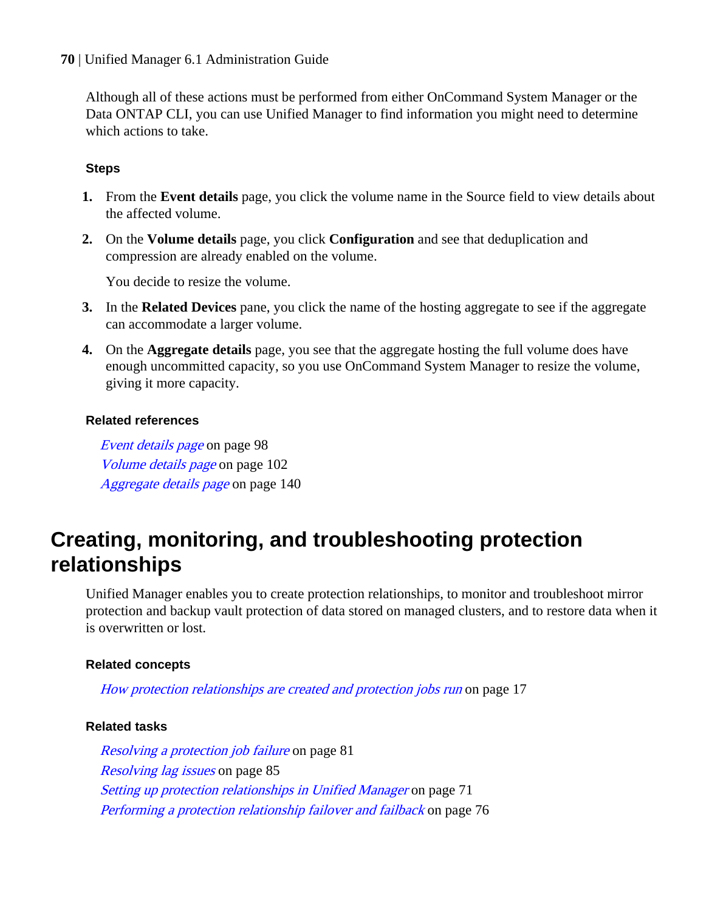Although all of these actions must be performed from either OnCommand System Manager or the Data ONTAP CLI, you can use Unified Manager to find information you might need to determine which actions to take.

#### Steps

1. From the **Event details** page, you click the volume name in the Source field to view details about the affected volume.
2. On the **Volume details** page, you click **Configuration** and see that deduplication and compression are already enabled on the volume.

   You decide to resize the volume.
3. In the **Related Devices** pane, you click the name of the hosting aggregate to see if the aggregate can accommodate a larger volume.
4. On the **Aggregate details** page, you see that the aggregate hosting the full volume does have enough uncommitted capacity, so you use OnCommand System Manager to resize the volume, giving it more capacity.

#### Related references

*Event details page* on page 98
*Volume details page* on page 102
*Aggregate details page* on page 140

# Creating, monitoring, and troubleshooting protection relationships

Unified Manager enables you to create protection relationships, to monitor and troubleshoot mirror protection and backup vault protection of data stored on managed clusters, and to restore data when it is overwritten or lost.

#### Related concepts

*How protection relationships are created and protection jobs run* on page 17

#### Related tasks

*Resolving a protection job failure* on page 81
*Resolving lag issues* on page 85
*Setting up protection relationships in Unified Manager* on page 71
*Performing a protection relationship failover and failback* on page 76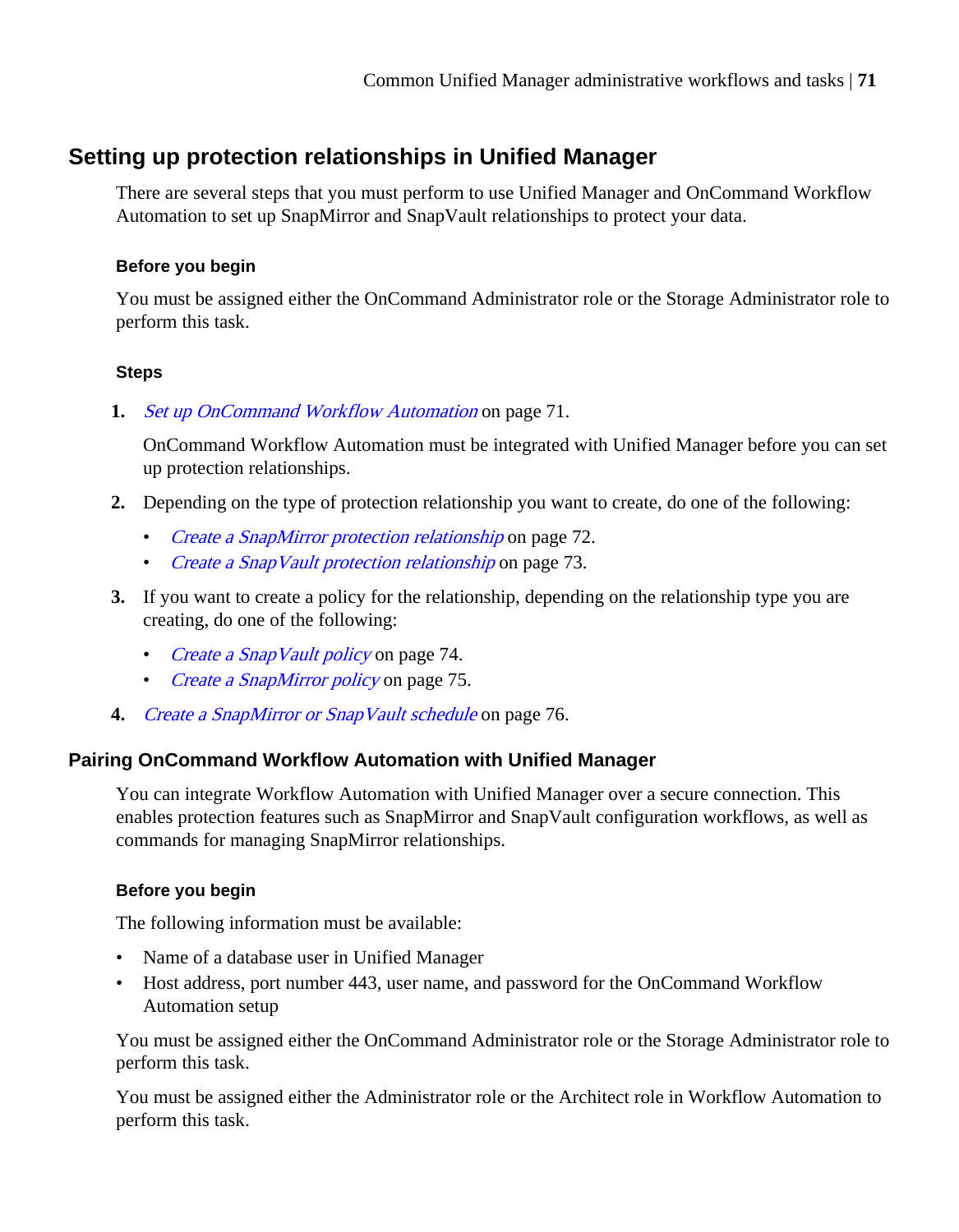## Setting up protection relationships in Unified Manager

There are several steps that you must perform to use Unified Manager and OnCommand Workflow Automation to set up SnapMirror and SnapVault relationships to protect your data.

#### Before you begin

You must be assigned either the OnCommand Administrator role or the Storage Administrator role to perform this task.

#### Steps

1. *Set up OnCommand Workflow Automation* on page 71.

   OnCommand Workflow Automation must be integrated with Unified Manager before you can set up protection relationships.

2. Depending on the type of protection relationship you want to create, do one of the following:
   - *Create a SnapMirror protection relationship* on page 72.
   - *Create a SnapVault protection relationship* on page 73.

3. If you want to create a policy for the relationship, depending on the relationship type you are creating, do one of the following:
   - *Create a SnapVault policy* on page 74.
   - *Create a SnapMirror policy* on page 75.

4. *Create a SnapMirror or SnapVault schedule* on page 76.

### Pairing OnCommand Workflow Automation with Unified Manager

You can integrate Workflow Automation with Unified Manager over a secure connection. This enables protection features such as SnapMirror and SnapVault configuration workflows, as well as commands for managing SnapMirror relationships.

#### Before you begin

The following information must be available:

- Name of a database user in Unified Manager
- Host address, port number 443, user name, and password for the OnCommand Workflow Automation setup

You must be assigned either the OnCommand Administrator role or the Storage Administrator role to perform this task.

You must be assigned either the Administrator role or the Architect role in Workflow Automation to perform this task.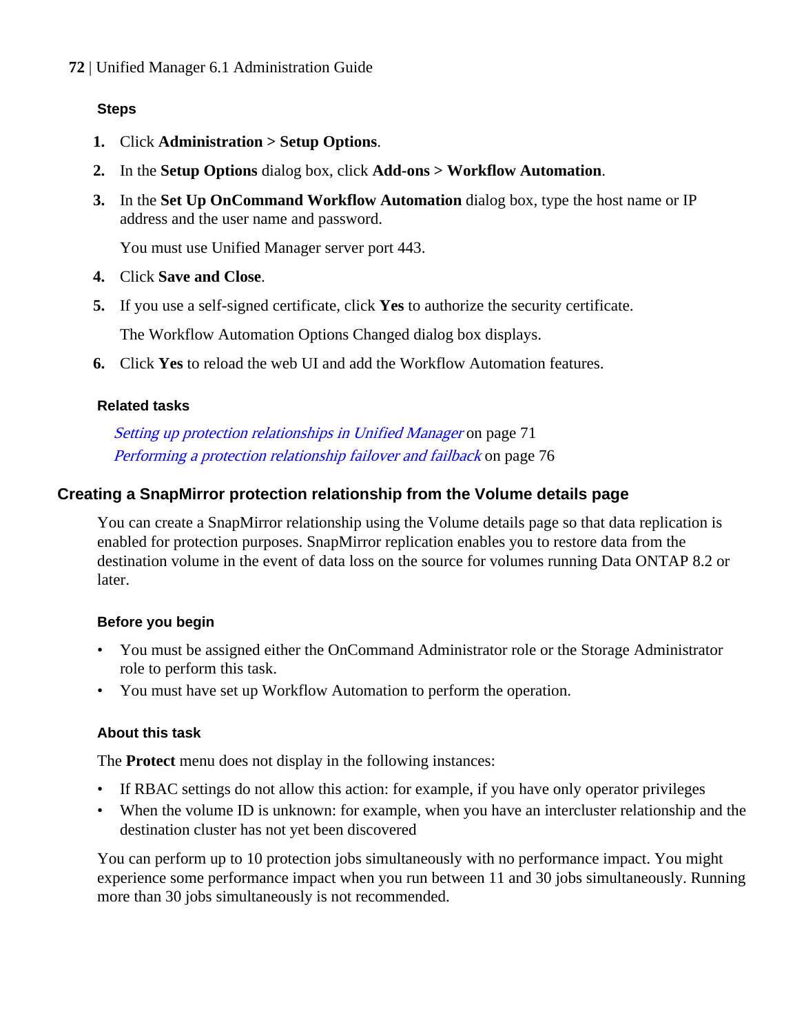#### Steps

1. Click **Administration > Setup Options**.
2. In the **Setup Options** dialog box, click **Add-ons > Workflow Automation**.
3. In the **Set Up OnCommand Workflow Automation** dialog box, type the host name or IP address and the user name and password.

   You must use Unified Manager server port 443.
4. Click **Save and Close**.
5. If you use a self-signed certificate, click **Yes** to authorize the security certificate.

   The Workflow Automation Options Changed dialog box displays.
6. Click **Yes** to reload the web UI and add the Workflow Automation features.

#### Related tasks

*Setting up protection relationships in Unified Manager* on page 71
*Performing a protection relationship failover and failback* on page 76

### Creating a SnapMirror protection relationship from the Volume details page

You can create a SnapMirror relationship using the Volume details page so that data replication is enabled for protection purposes. SnapMirror replication enables you to restore data from the destination volume in the event of data loss on the source for volumes running Data ONTAP 8.2 or later.

#### Before you begin

- You must be assigned either the OnCommand Administrator role or the Storage Administrator role to perform this task.
- You must have set up Workflow Automation to perform the operation.

#### About this task

The **Protect** menu does not display in the following instances:

- If RBAC settings do not allow this action: for example, if you have only operator privileges
- When the volume ID is unknown: for example, when you have an intercluster relationship and the destination cluster has not yet been discovered

You can perform up to 10 protection jobs simultaneously with no performance impact. You might experience some performance impact when you run between 11 and 30 jobs simultaneously. Running more than 30 jobs simultaneously is not recommended.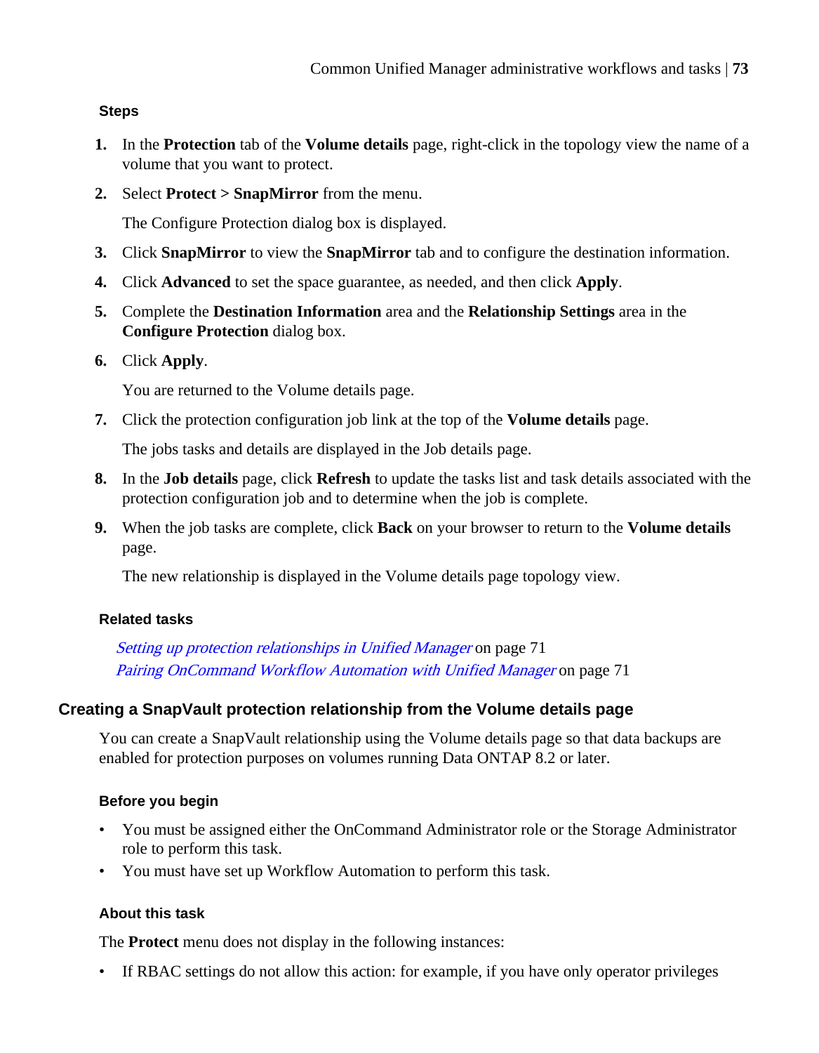#### Steps

1. In the **Protection** tab of the **Volume details** page, right-click in the topology view the name of a volume that you want to protect.
2. Select **Protect > SnapMirror** from the menu.

   The Configure Protection dialog box is displayed.
3. Click **SnapMirror** to view the **SnapMirror** tab and to configure the destination information.
4. Click **Advanced** to set the space guarantee, as needed, and then click **Apply**.
5. Complete the **Destination Information** area and the **Relationship Settings** area in the **Configure Protection** dialog box.
6. Click **Apply**.

   You are returned to the Volume details page.
7. Click the protection configuration job link at the top of the **Volume details** page.

   The jobs tasks and details are displayed in the Job details page.
8. In the **Job details** page, click **Refresh** to update the tasks list and task details associated with the protection configuration job and to determine when the job is complete.
9. When the job tasks are complete, click **Back** on your browser to return to the **Volume details** page.

   The new relationship is displayed in the Volume details page topology view.

#### Related tasks

*Setting up protection relationships in Unified Manager* on page 71
*Pairing OnCommand Workflow Automation with Unified Manager* on page 71

### Creating a SnapVault protection relationship from the Volume details page

You can create a SnapVault relationship using the Volume details page so that data backups are enabled for protection purposes on volumes running Data ONTAP 8.2 or later.

#### Before you begin

- You must be assigned either the OnCommand Administrator role or the Storage Administrator role to perform this task.
- You must have set up Workflow Automation to perform this task.

#### About this task

The **Protect** menu does not display in the following instances:

- If RBAC settings do not allow this action: for example, if you have only operator privileges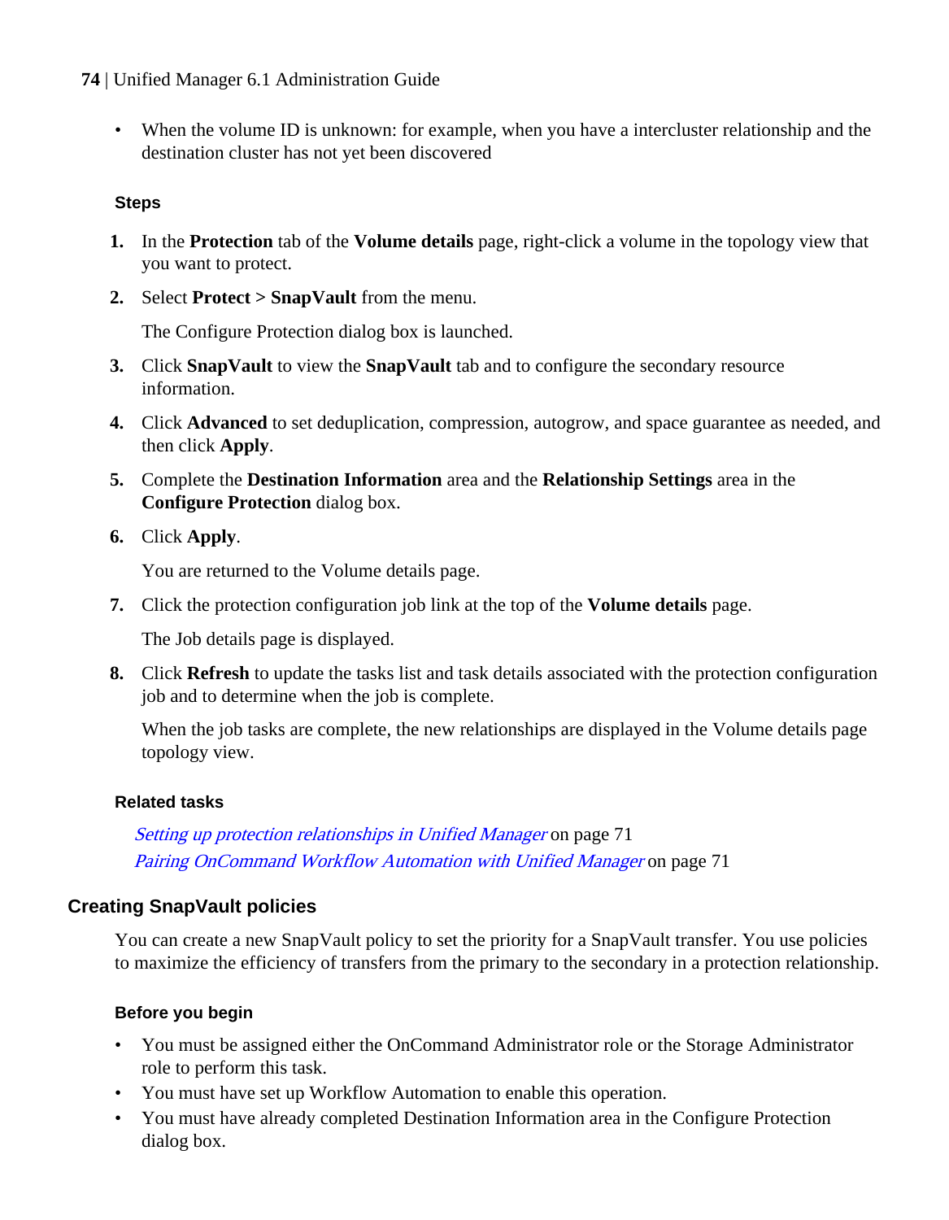- When the volume ID is unknown: for example, when you have a intercluster relationship and the destination cluster has not yet been discovered

#### Steps

1. In the **Protection** tab of the **Volume details** page, right-click a volume in the topology view that you want to protect.
2. Select **Protect > SnapVault** from the menu.

   The Configure Protection dialog box is launched.
3. Click **SnapVault** to view the **SnapVault** tab and to configure the secondary resource information.
4. Click **Advanced** to set deduplication, compression, autogrow, and space guarantee as needed, and then click **Apply**.
5. Complete the **Destination Information** area and the **Relationship Settings** area in the **Configure Protection** dialog box.
6. Click **Apply**.

   You are returned to the Volume details page.
7. Click the protection configuration job link at the top of the **Volume details** page.

   The Job details page is displayed.
8. Click **Refresh** to update the tasks list and task details associated with the protection configuration job and to determine when the job is complete.

   When the job tasks are complete, the new relationships are displayed in the Volume details page topology view.

#### Related tasks

*Setting up protection relationships in Unified Manager* on page 71
*Pairing OnCommand Workflow Automation with Unified Manager* on page 71

## Creating SnapVault policies

You can create a new SnapVault policy to set the priority for a SnapVault transfer. You use policies to maximize the efficiency of transfers from the primary to the secondary in a protection relationship.

#### Before you begin

- You must be assigned either the OnCommand Administrator role or the Storage Administrator role to perform this task.
- You must have set up Workflow Automation to enable this operation.
- You must have already completed Destination Information area in the Configure Protection dialog box.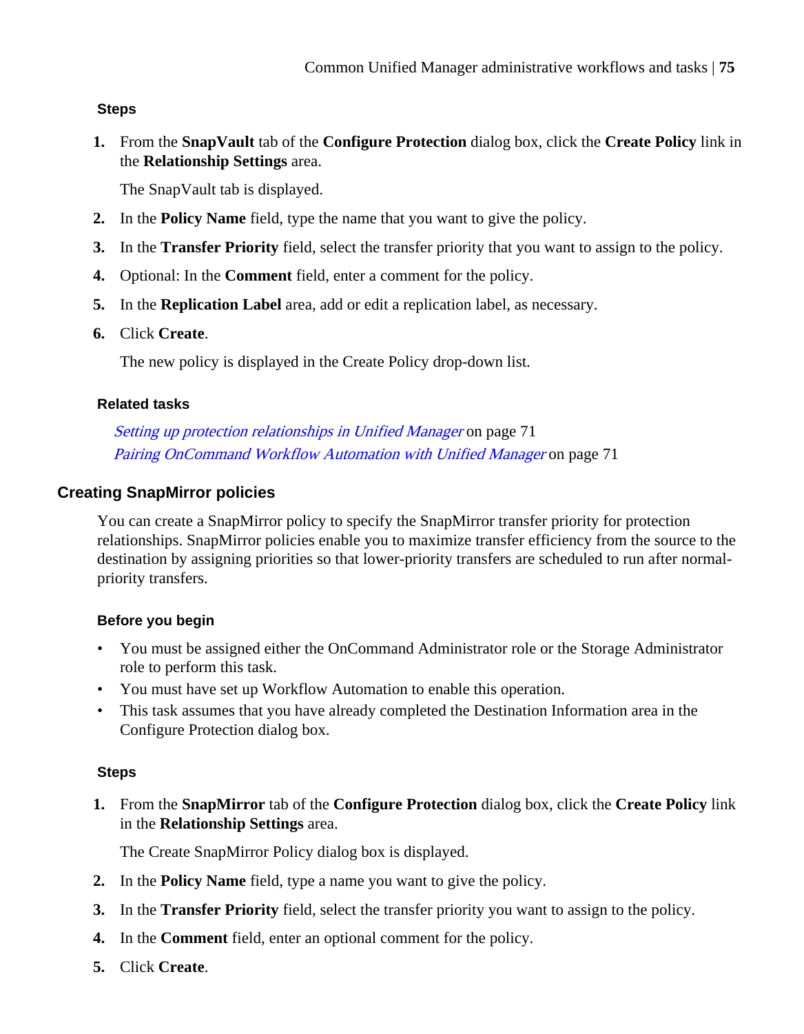#### Steps

1. From the **SnapVault** tab of the **Configure Protection** dialog box, click the **Create Policy** link in the **Relationship Settings** area.

   The SnapVault tab is displayed.

2. In the **Policy Name** field, type the name that you want to give the policy.
3. In the **Transfer Priority** field, select the transfer priority that you want to assign to the policy.
4. Optional: In the **Comment** field, enter a comment for the policy.
5. In the **Replication Label** area, add or edit a replication label, as necessary.
6. Click **Create**.

   The new policy is displayed in the Create Policy drop-down list.

#### Related tasks

*Setting up protection relationships in Unified Manager* on page 71
*Pairing OnCommand Workflow Automation with Unified Manager* on page 71

### Creating SnapMirror policies

You can create a SnapMirror policy to specify the SnapMirror transfer priority for protection relationships. SnapMirror policies enable you to maximize transfer efficiency from the source to the destination by assigning priorities so that lower-priority transfers are scheduled to run after normal-priority transfers.

#### Before you begin

- You must be assigned either the OnCommand Administrator role or the Storage Administrator role to perform this task.
- You must have set up Workflow Automation to enable this operation.
- This task assumes that you have already completed the Destination Information area in the Configure Protection dialog box.

#### Steps

1. From the **SnapMirror** tab of the **Configure Protection** dialog box, click the **Create Policy** link in the **Relationship Settings** area.

   The Create SnapMirror Policy dialog box is displayed.

2. In the **Policy Name** field, type a name you want to give the policy.
3. In the **Transfer Priority** field, select the transfer priority you want to assign to the policy.
4. In the **Comment** field, enter an optional comment for the policy.
5. Click **Create**.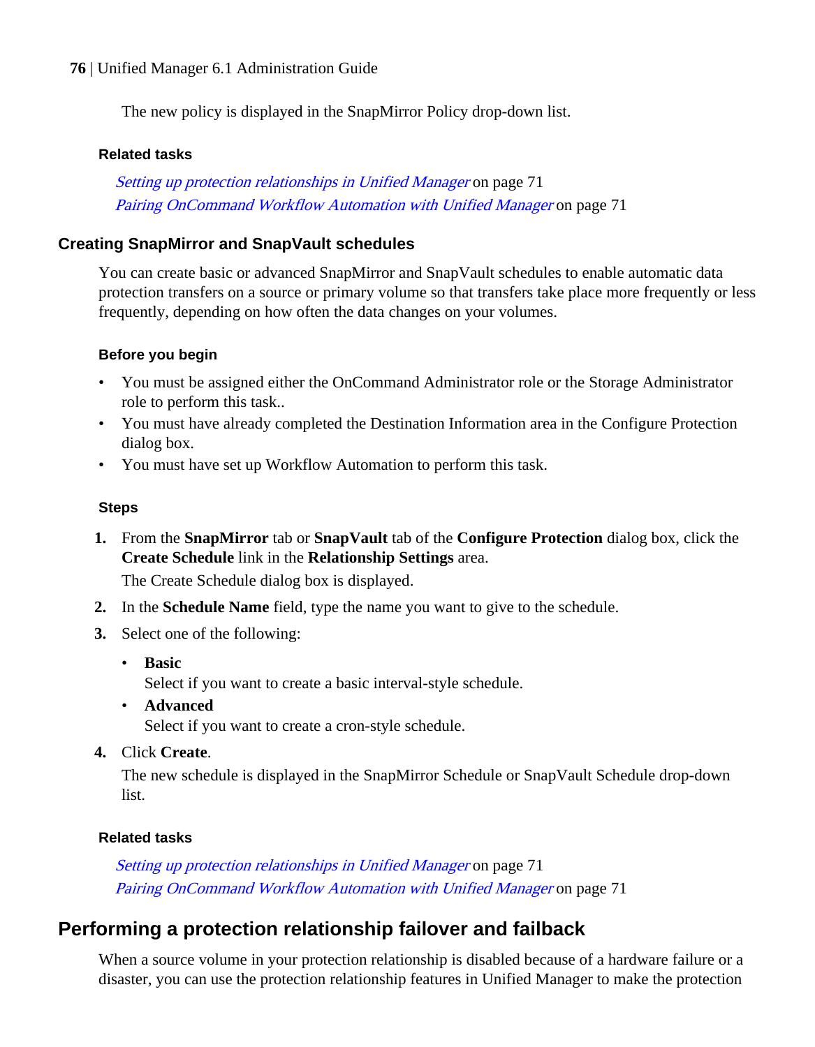The new policy is displayed in the SnapMirror Policy drop-down list.

#### Related tasks

*Setting up protection relationships in Unified Manager* on page 71
*Pairing OnCommand Workflow Automation with Unified Manager* on page 71

### Creating SnapMirror and SnapVault schedules

You can create basic or advanced SnapMirror and SnapVault schedules to enable automatic data protection transfers on a source or primary volume so that transfers take place more frequently or less frequently, depending on how often the data changes on your volumes.

#### Before you begin

- You must be assigned either the OnCommand Administrator role or the Storage Administrator role to perform this task..
- You must have already completed the Destination Information area in the Configure Protection dialog box.
- You must have set up Workflow Automation to perform this task.

#### Steps

1. From the **SnapMirror** tab or **SnapVault** tab of the **Configure Protection** dialog box, click the **Create Schedule** link in the **Relationship Settings** area.

   The Create Schedule dialog box is displayed.
2. In the **Schedule Name** field, type the name you want to give to the schedule.
3. Select one of the following:
   - **Basic**
     Select if you want to create a basic interval-style schedule.
   - **Advanced**
     Select if you want to create a cron-style schedule.
4. Click **Create**.

   The new schedule is displayed in the SnapMirror Schedule or SnapVault Schedule drop-down list.

#### Related tasks

*Setting up protection relationships in Unified Manager* on page 71
*Pairing OnCommand Workflow Automation with Unified Manager* on page 71

## Performing a protection relationship failover and failback

When a source volume in your protection relationship is disabled because of a hardware failure or a disaster, you can use the protection relationship features in Unified Manager to make the protection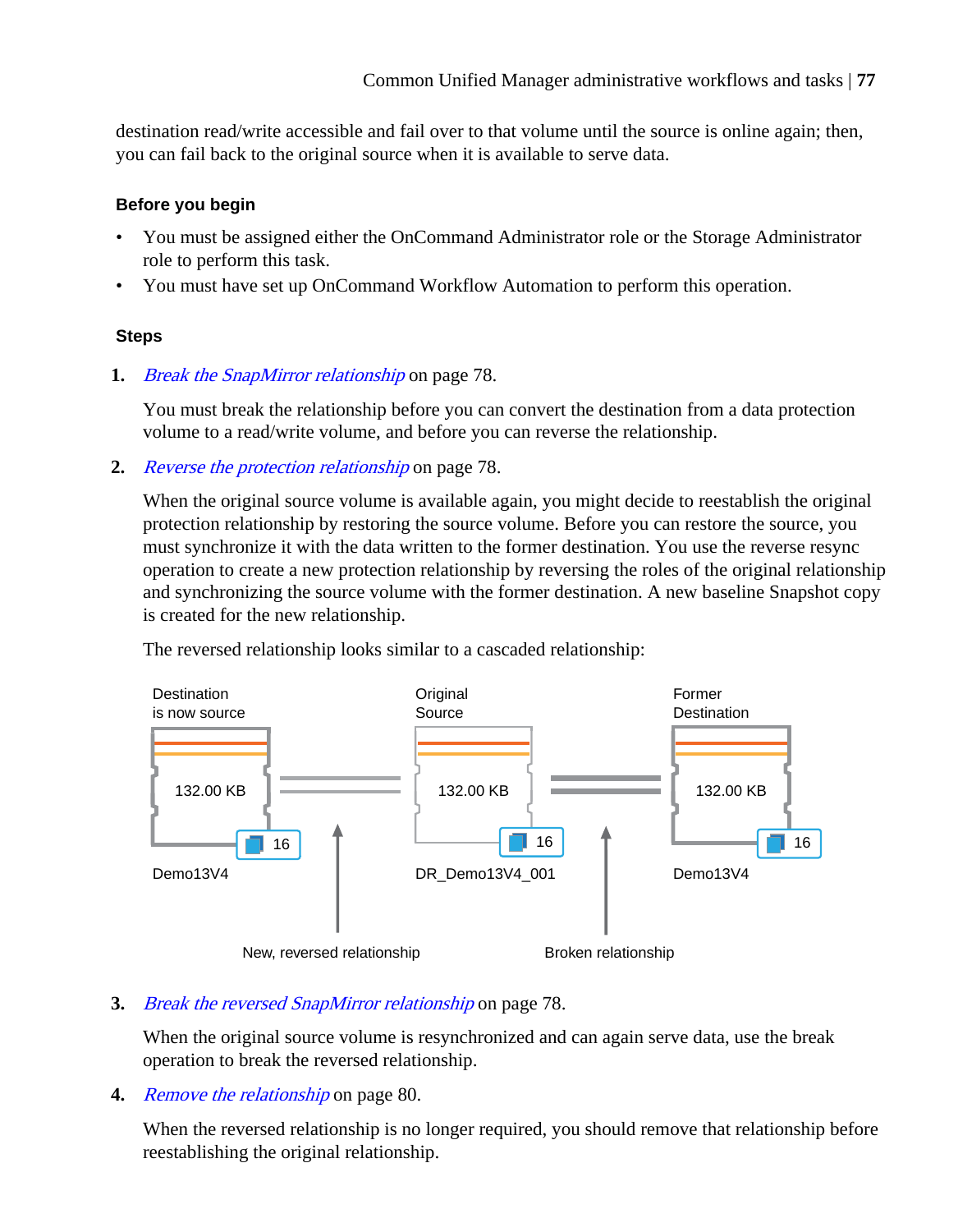destination read/write accessible and fail over to that volume until the source is online again; then, you can fail back to the original source when it is available to serve data.

#### Before you begin

- You must be assigned either the OnCommand Administrator role or the Storage Administrator role to perform this task.
- You must have set up OnCommand Workflow Automation to perform this operation.

#### Steps

1. *Break the SnapMirror relationship* on page 78.

   You must break the relationship before you can convert the destination from a data protection volume to a read/write volume, and before you can reverse the relationship.

2. *Reverse the protection relationship* on page 78.

   When the original source volume is available again, you might decide to reestablish the original protection relationship by restoring the source volume. Before you can restore the source, you must synchronize it with the data written to the former destination. You use the reverse resync operation to create a new protection relationship by reversing the roles of the original relationship and synchronizing the source volume with the former destination. A new baseline Snapshot copy is created for the new relationship.

   The reversed relationship looks similar to a cascaded relationship:

   Destination is now source | Original Source | Former Destination

   132.00 KB | 132.00 KB | 132.00 KB

   16 | 16 | 16

   Demo13V4 | DR_Demo13V4_001 | Demo13V4

   New, reversed relationship | Broken relationship

3. *Break the reversed SnapMirror relationship* on page 78.

   When the original source volume is resynchronized and can again serve data, use the break operation to break the reversed relationship.

4. *Remove the relationship* on page 80.

   When the reversed relationship is no longer required, you should remove that relationship before reestablishing the original relationship.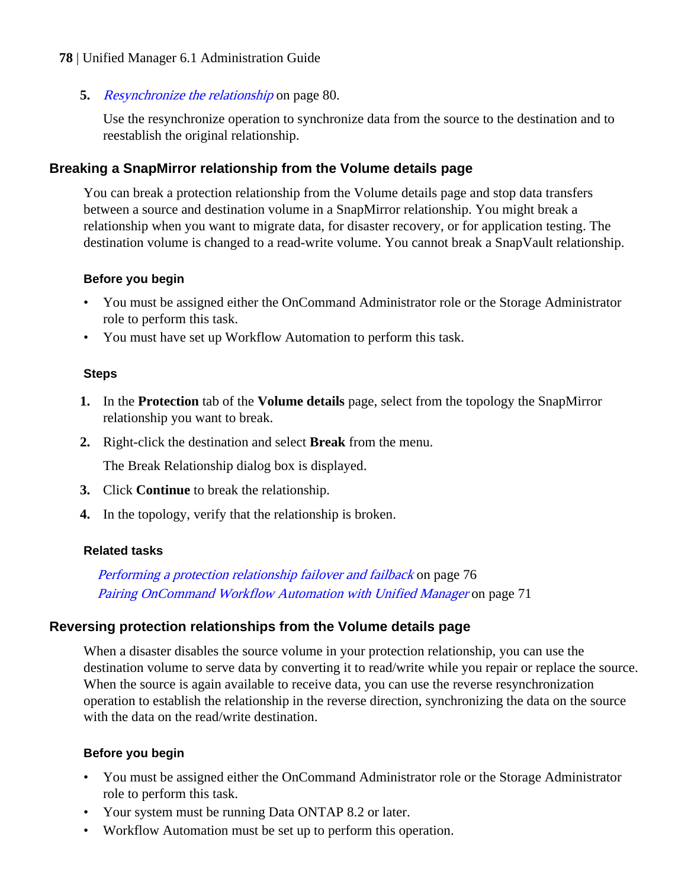5. *Resynchronize the relationship* on page 80.

   Use the resynchronize operation to synchronize data from the source to the destination and to reestablish the original relationship.

## Breaking a SnapMirror relationship from the Volume details page

You can break a protection relationship from the Volume details page and stop data transfers between a source and destination volume in a SnapMirror relationship. You might break a relationship when you want to migrate data, for disaster recovery, or for application testing. The destination volume is changed to a read-write volume. You cannot break a SnapVault relationship.

### Before you begin

- You must be assigned either the OnCommand Administrator role or the Storage Administrator role to perform this task.
- You must have set up Workflow Automation to perform this task.

### Steps

1. In the **Protection** tab of the **Volume details** page, select from the topology the SnapMirror relationship you want to break.
2. Right-click the destination and select **Break** from the menu.

   The Break Relationship dialog box is displayed.
3. Click **Continue** to break the relationship.
4. In the topology, verify that the relationship is broken.

### Related tasks

*Performing a protection relationship failover and failback* on page 76
*Pairing OnCommand Workflow Automation with Unified Manager* on page 71

## Reversing protection relationships from the Volume details page

When a disaster disables the source volume in your protection relationship, you can use the destination volume to serve data by converting it to read/write while you repair or replace the source. When the source is again available to receive data, you can use the reverse resynchronization operation to establish the relationship in the reverse direction, synchronizing the data on the source with the data on the read/write destination.

### Before you begin

- You must be assigned either the OnCommand Administrator role or the Storage Administrator role to perform this task.
- Your system must be running Data ONTAP 8.2 or later.
- Workflow Automation must be set up to perform this operation.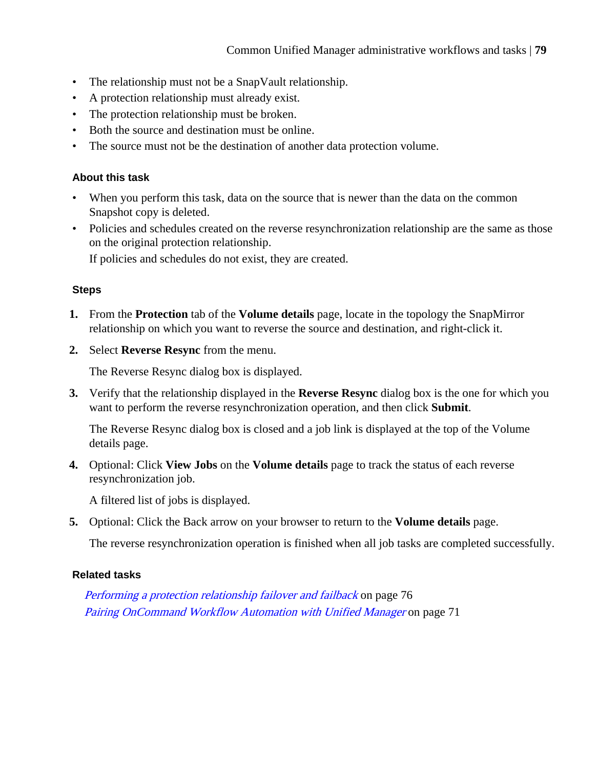- The relationship must not be a SnapVault relationship.
- A protection relationship must already exist.
- The protection relationship must be broken.
- Both the source and destination must be online.
- The source must not be the destination of another data protection volume.

#### About this task

- When you perform this task, data on the source that is newer than the data on the common Snapshot copy is deleted.
- Policies and schedules created on the reverse resynchronization relationship are the same as those on the original protection relationship.

  If policies and schedules do not exist, they are created.

#### Steps

1. From the **Protection** tab of the **Volume details** page, locate in the topology the SnapMirror relationship on which you want to reverse the source and destination, and right-click it.
2. Select **Reverse Resync** from the menu.

   The Reverse Resync dialog box is displayed.
3. Verify that the relationship displayed in the **Reverse Resync** dialog box is the one for which you want to perform the reverse resynchronization operation, and then click **Submit**.

   The Reverse Resync dialog box is closed and a job link is displayed at the top of the Volume details page.
4. Optional: Click **View Jobs** on the **Volume details** page to track the status of each reverse resynchronization job.

   A filtered list of jobs is displayed.
5. Optional: Click the Back arrow on your browser to return to the **Volume details** page.

   The reverse resynchronization operation is finished when all job tasks are completed successfully.

#### Related tasks

*Performing a protection relationship failover and failback* on page 76
*Pairing OnCommand Workflow Automation with Unified Manager* on page 71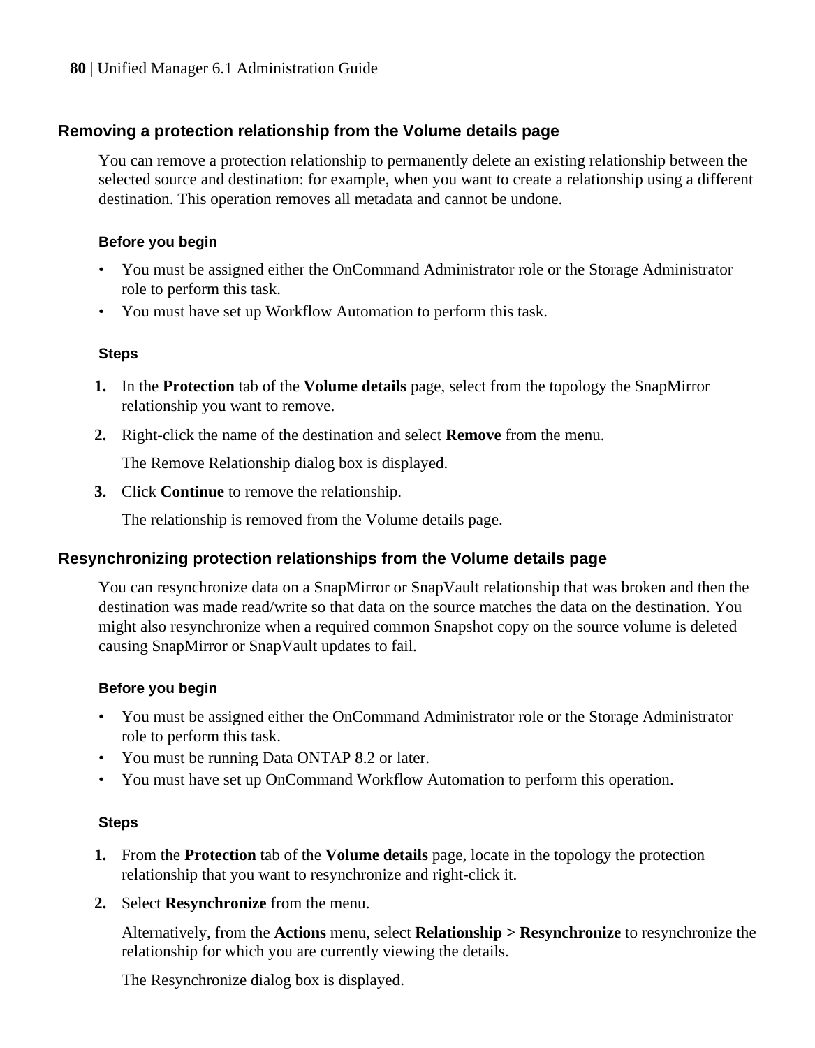## Removing a protection relationship from the Volume details page

You can remove a protection relationship to permanently delete an existing relationship between the selected source and destination: for example, when you want to create a relationship using a different destination. This operation removes all metadata and cannot be undone.

#### Before you begin

- You must be assigned either the OnCommand Administrator role or the Storage Administrator role to perform this task.
- You must have set up Workflow Automation to perform this task.

#### Steps

1. In the **Protection** tab of the **Volume details** page, select from the topology the SnapMirror relationship you want to remove.
2. Right-click the name of the destination and select **Remove** from the menu.

   The Remove Relationship dialog box is displayed.
3. Click **Continue** to remove the relationship.

   The relationship is removed from the Volume details page.

## Resynchronizing protection relationships from the Volume details page

You can resynchronize data on a SnapMirror or SnapVault relationship that was broken and then the destination was made read/write so that data on the source matches the data on the destination. You might also resynchronize when a required common Snapshot copy on the source volume is deleted causing SnapMirror or SnapVault updates to fail.

#### Before you begin

- You must be assigned either the OnCommand Administrator role or the Storage Administrator role to perform this task.
- You must be running Data ONTAP 8.2 or later.
- You must have set up OnCommand Workflow Automation to perform this operation.

#### Steps

1. From the **Protection** tab of the **Volume details** page, locate in the topology the protection relationship that you want to resynchronize and right-click it.
2. Select **Resynchronize** from the menu.

   Alternatively, from the **Actions** menu, select **Relationship > Resynchronize** to resynchronize the relationship for which you are currently viewing the details.

   The Resynchronize dialog box is displayed.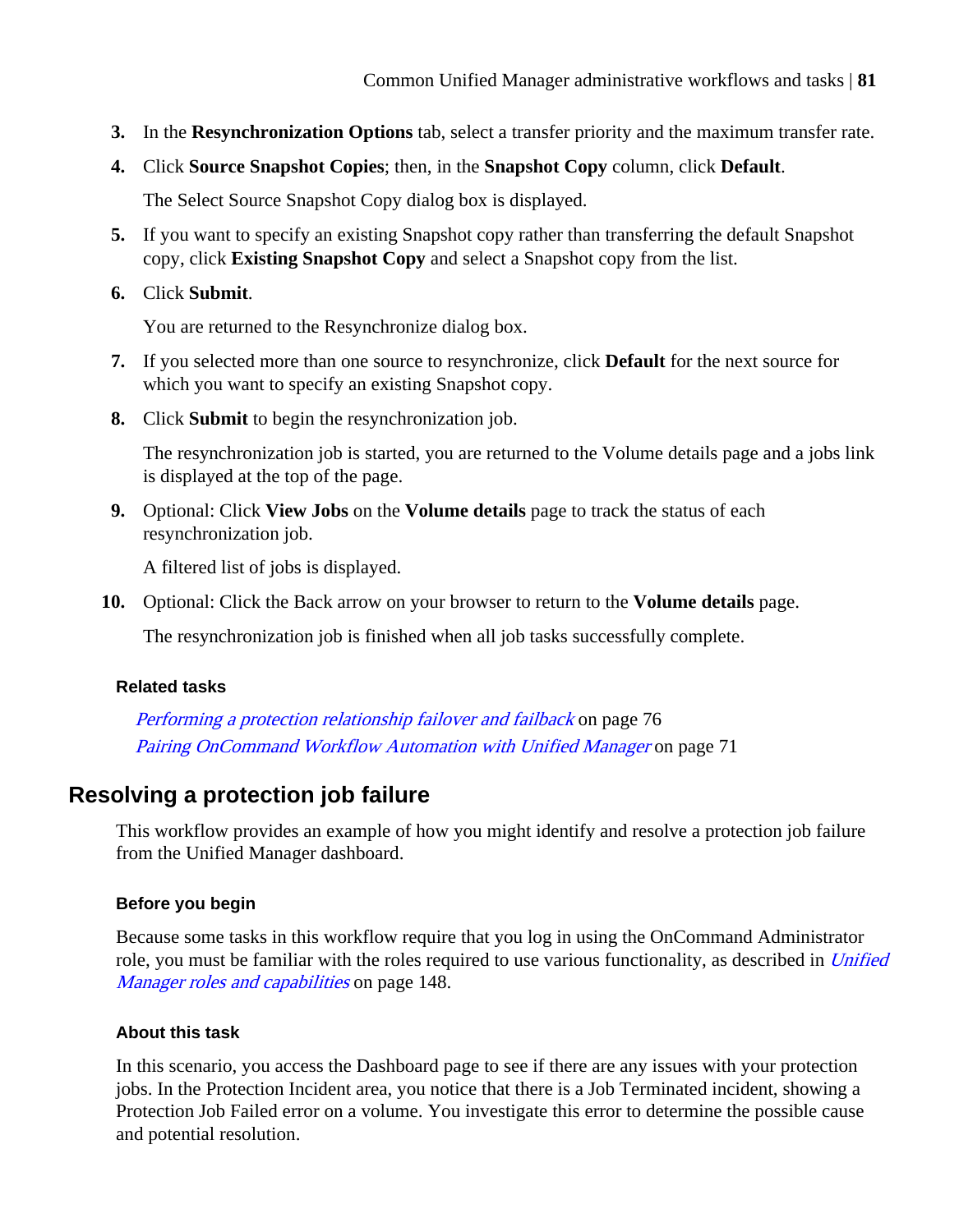3. In the **Resynchronization Options** tab, select a transfer priority and the maximum transfer rate.
4. Click **Source Snapshot Copies**; then, in the **Snapshot Copy** column, click **Default**.

   The Select Source Snapshot Copy dialog box is displayed.
5. If you want to specify an existing Snapshot copy rather than transferring the default Snapshot copy, click **Existing Snapshot Copy** and select a Snapshot copy from the list.
6. Click **Submit**.

   You are returned to the Resynchronize dialog box.
7. If you selected more than one source to resynchronize, click **Default** for the next source for which you want to specify an existing Snapshot copy.
8. Click **Submit** to begin the resynchronization job.

   The resynchronization job is started, you are returned to the Volume details page and a jobs link is displayed at the top of the page.
9. Optional: Click **View Jobs** on the **Volume details** page to track the status of each resynchronization job.

   A filtered list of jobs is displayed.
10. Optional: Click the Back arrow on your browser to return to the **Volume details** page.

    The resynchronization job is finished when all job tasks successfully complete.

#### Related tasks

*Performing a protection relationship failover and failback* on page 76
*Pairing OnCommand Workflow Automation with Unified Manager* on page 71

## Resolving a protection job failure

This workflow provides an example of how you might identify and resolve a protection job failure from the Unified Manager dashboard.

#### Before you begin

Because some tasks in this workflow require that you log in using the OnCommand Administrator role, you must be familiar with the roles required to use various functionality, as described in *Unified Manager roles and capabilities* on page 148.

#### About this task

In this scenario, you access the Dashboard page to see if there are any issues with your protection jobs. In the Protection Incident area, you notice that there is a Job Terminated incident, showing a Protection Job Failed error on a volume. You investigate this error to determine the possible cause and potential resolution.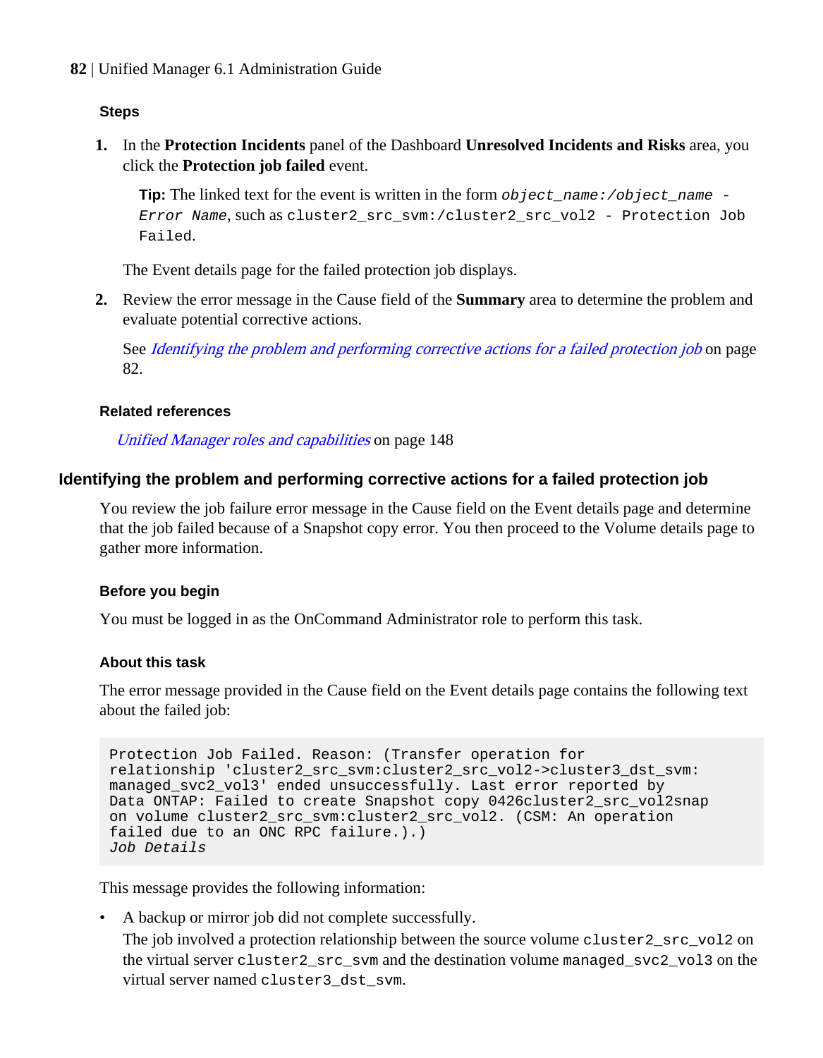#### Steps

1. In the **Protection Incidents** panel of the Dashboard **Unresolved Incidents and Risks** area, you click the **Protection job failed** event.

   **Tip:** The linked text for the event is written in the form *`object_name:/object_name - Error Name`*, such as `cluster2_src_svm:/cluster2_src_vol2 - Protection Job Failed`.

   The Event details page for the failed protection job displays.

2. Review the error message in the Cause field of the **Summary** area to determine the problem and evaluate potential corrective actions.

   See *Identifying the problem and performing corrective actions for a failed protection job* on page 82.

#### Related references

*Unified Manager roles and capabilities* on page 148

### Identifying the problem and performing corrective actions for a failed protection job

You review the job failure error message in the Cause field on the Event details page and determine that the job failed because of a Snapshot copy error. You then proceed to the Volume details page to gather more information.

#### Before you begin

You must be logged in as the OnCommand Administrator role to perform this task.

#### About this task

The error message provided in the Cause field on the Event details page contains the following text about the failed job:

```
Protection Job Failed. Reason: (Transfer operation for
relationship 'cluster2_src_svm:cluster2_src_vol2->cluster3_dst_svm:
managed_svc2_vol3' ended unsuccessfully. Last error reported by
Data ONTAP: Failed to create Snapshot copy 0426cluster2_src_vol2snap
on volume cluster2_src_svm:cluster2_src_vol2. (CSM: An operation
failed due to an ONC RPC failure.).)
Job Details
```

This message provides the following information:

- A backup or mirror job did not complete successfully.
  The job involved a protection relationship between the source volume `cluster2_src_vol2` on the virtual server `cluster2_src_svm` and the destination volume `managed_svc2_vol3` on the virtual server named `cluster3_dst_svm`.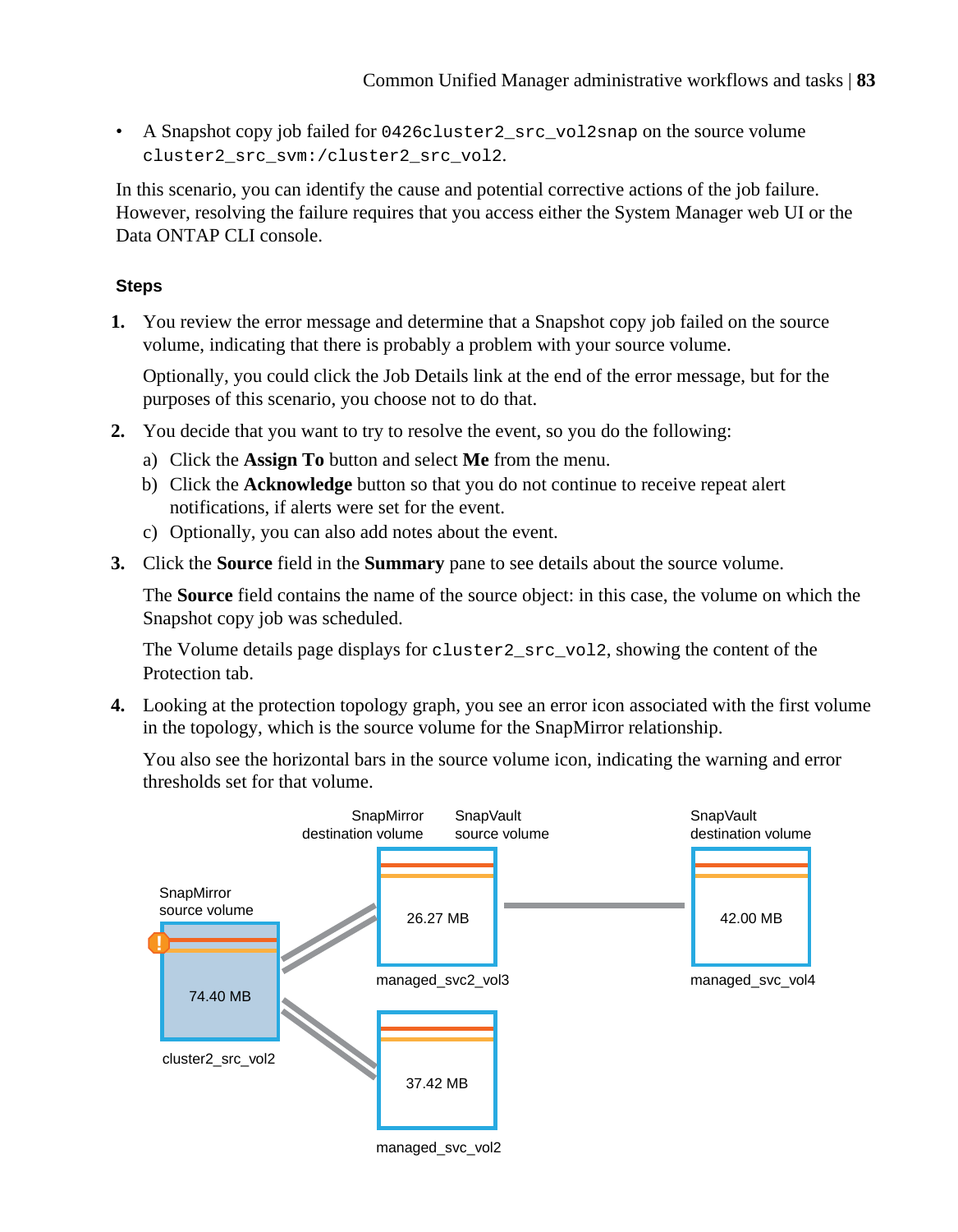- A Snapshot copy job failed for `0426cluster2_src_vol2snap` on the source volume `cluster2_src_svm:/cluster2_src_vol2`.

In this scenario, you can identify the cause and potential corrective actions of the job failure. However, resolving the failure requires that you access either the System Manager web UI or the Data ONTAP CLI console.

### Steps

1. You review the error message and determine that a Snapshot copy job failed on the source volume, indicating that there is probably a problem with your source volume.

   Optionally, you could click the Job Details link at the end of the error message, but for the purposes of this scenario, you choose not to do that.

2. You decide that you want to try to resolve the event, so you do the following:
   a) Click the **Assign To** button and select **Me** from the menu.
   b) Click the **Acknowledge** button so that you do not continue to receive repeat alert notifications, if alerts were set for the event.
   c) Optionally, you can also add notes about the event.

3. Click the **Source** field in the **Summary** pane to see details about the source volume.

   The **Source** field contains the name of the source object: in this case, the volume on which the Snapshot copy job was scheduled.

   The Volume details page displays for `cluster2_src_vol2`, showing the content of the Protection tab.

4. Looking at the protection topology graph, you see an error icon associated with the first volume in the topology, which is the source volume for the SnapMirror relationship.

   You also see the horizontal bars in the source volume icon, indicating the warning and error thresholds set for that volume.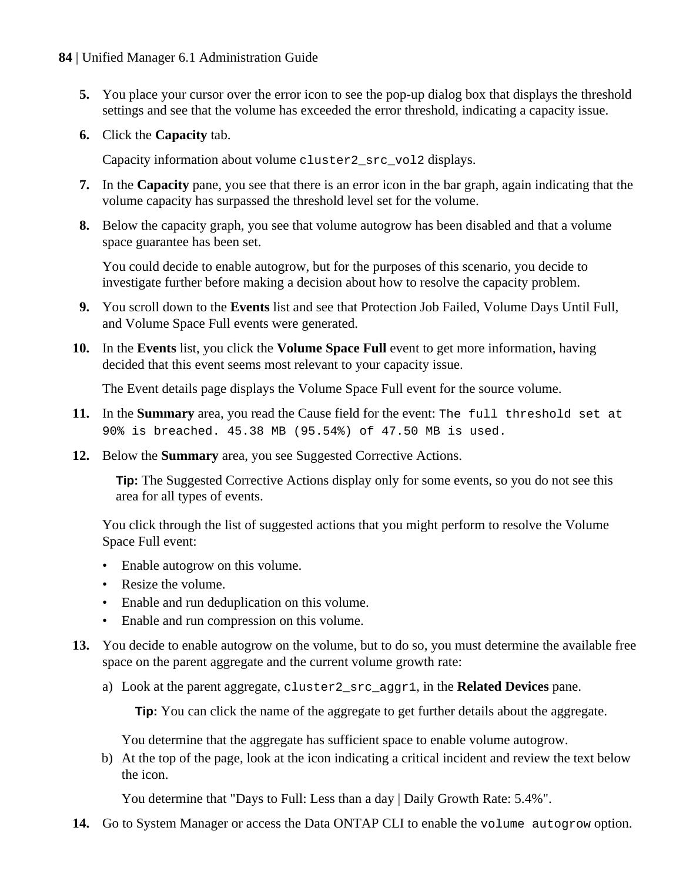5. You place your cursor over the error icon to see the pop-up dialog box that displays the threshold settings and see that the volume has exceeded the error threshold, indicating a capacity issue.
6. Click the **Capacity** tab.

   Capacity information about volume `cluster2_src_vol2` displays.
7. In the **Capacity** pane, you see that there is an error icon in the bar graph, again indicating that the volume capacity has surpassed the threshold level set for the volume.
8. Below the capacity graph, you see that volume autogrow has been disabled and that a volume space guarantee has been set.

   You could decide to enable autogrow, but for the purposes of this scenario, you decide to investigate further before making a decision about how to resolve the capacity problem.
9. You scroll down to the **Events** list and see that Protection Job Failed, Volume Days Until Full, and Volume Space Full events were generated.
10. In the **Events** list, you click the **Volume Space Full** event to get more information, having decided that this event seems most relevant to your capacity issue.

    The Event details page displays the Volume Space Full event for the source volume.
11. In the **Summary** area, you read the Cause field for the event: `The full threshold set at 90% is breached. 45.38 MB (95.54%) of 47.50 MB is used.`
12. Below the **Summary** area, you see Suggested Corrective Actions.

    **Tip:** The Suggested Corrective Actions display only for some events, so you do not see this area for all types of events.

    You click through the list of suggested actions that you might perform to resolve the Volume Space Full event:

    - Enable autogrow on this volume.
    - Resize the volume.
    - Enable and run deduplication on this volume.
    - Enable and run compression on this volume.
13. You decide to enable autogrow on the volume, but to do so, you must determine the available free space on the parent aggregate and the current volume growth rate:

    a) Look at the parent aggregate, `cluster2_src_aggr1`, in the **Related Devices** pane.

       **Tip:** You can click the name of the aggregate to get further details about the aggregate.

       You determine that the aggregate has sufficient space to enable volume autogrow.

    b) At the top of the page, look at the icon indicating a critical incident and review the text below the icon.

       You determine that "Days to Full: Less than a day | Daily Growth Rate: 5.4%".
14. Go to System Manager or access the Data ONTAP CLI to enable the `volume autogrow` option.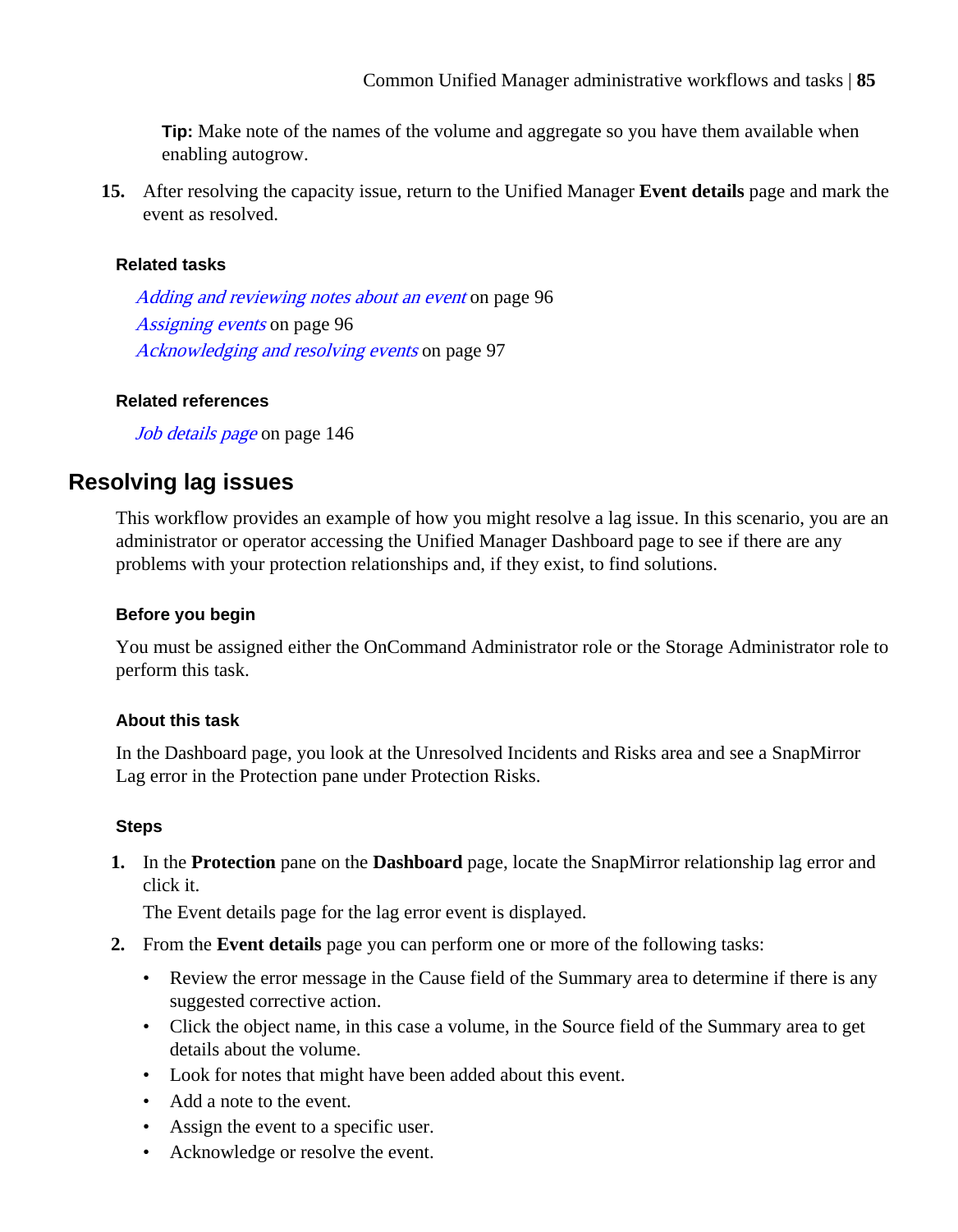**Tip:** Make note of the names of the volume and aggregate so you have them available when enabling autogrow.

15. After resolving the capacity issue, return to the Unified Manager **Event details** page and mark the event as resolved.

#### Related tasks

*Adding and reviewing notes about an event* on page 96
*Assigning events* on page 96
*Acknowledging and resolving events* on page 97

#### Related references

*Job details page* on page 146

## Resolving lag issues

This workflow provides an example of how you might resolve a lag issue. In this scenario, you are an administrator or operator accessing the Unified Manager Dashboard page to see if there are any problems with your protection relationships and, if they exist, to find solutions.

#### Before you begin

You must be assigned either the OnCommand Administrator role or the Storage Administrator role to perform this task.

#### About this task

In the Dashboard page, you look at the Unresolved Incidents and Risks area and see a SnapMirror Lag error in the Protection pane under Protection Risks.

#### Steps

1. In the **Protection** pane on the **Dashboard** page, locate the SnapMirror relationship lag error and click it.

   The Event details page for the lag error event is displayed.

2. From the **Event details** page you can perform one or more of the following tasks:

   - Review the error message in the Cause field of the Summary area to determine if there is any suggested corrective action.
   - Click the object name, in this case a volume, in the Source field of the Summary area to get details about the volume.
   - Look for notes that might have been added about this event.
   - Add a note to the event.
   - Assign the event to a specific user.
   - Acknowledge or resolve the event.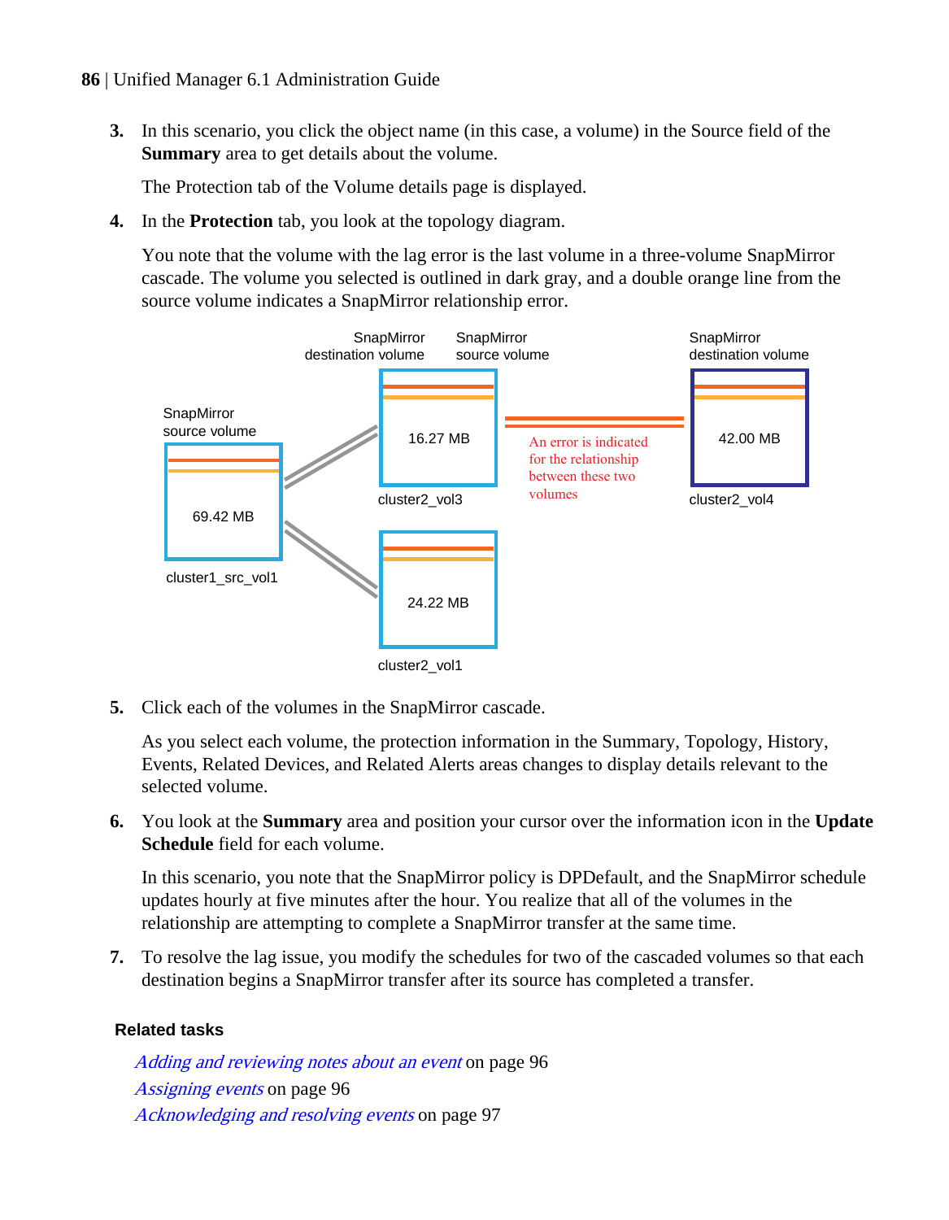3. In this scenario, you click the object name (in this case, a volume) in the Source field of the **Summary** area to get details about the volume.

   The Protection tab of the Volume details page is displayed.

4. In the **Protection** tab, you look at the topology diagram.

   You note that the volume with the lag error is the last volume in a three-volume SnapMirror cascade. The volume you selected is outlined in dark gray, and a double orange line from the source volume indicates a SnapMirror relationship error.

   SnapMirror source volume | 69.42 MB | cluster1_src_vol1

   SnapMirror destination volume / SnapMirror source volume | 16.27 MB | cluster2_vol3

   24.22 MB | cluster2_vol1

   SnapMirror destination volume | 42.00 MB | cluster2_vol4

   An error is indicated for the relationship between these two volumes

5. Click each of the volumes in the SnapMirror cascade.

   As you select each volume, the protection information in the Summary, Topology, History, Events, Related Devices, and Related Alerts areas changes to display details relevant to the selected volume.

6. You look at the **Summary** area and position your cursor over the information icon in the **Update Schedule** field for each volume.

   In this scenario, you note that the SnapMirror policy is DPDefault, and the SnapMirror schedule updates hourly at five minutes after the hour. You realize that all of the volumes in the relationship are attempting to complete a SnapMirror transfer at the same time.

7. To resolve the lag issue, you modify the schedules for two of the cascaded volumes so that each destination begins a SnapMirror transfer after its source has completed a transfer.

**Related tasks**

*Adding and reviewing notes about an event* on page 96
*Assigning events* on page 96
*Acknowledging and resolving events* on page 97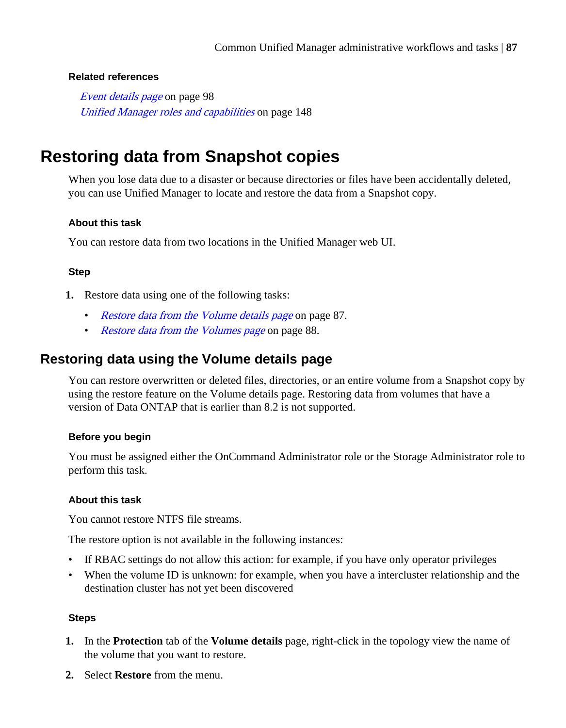**Related references**

*Event details page* on page 98
*Unified Manager roles and capabilities* on page 148

# Restoring data from Snapshot copies

When you lose data due to a disaster or because directories or files have been accidentally deleted, you can use Unified Manager to locate and restore the data from a Snapshot copy.

#### About this task

You can restore data from two locations in the Unified Manager web UI.

#### Step

1. Restore data using one of the following tasks:
   - *Restore data from the Volume details page* on page 87.
   - *Restore data from the Volumes page* on page 88.

## Restoring data using the Volume details page

You can restore overwritten or deleted files, directories, or an entire volume from a Snapshot copy by using the restore feature on the Volume details page. Restoring data from volumes that have a version of Data ONTAP that is earlier than 8.2 is not supported.

#### Before you begin

You must be assigned either the OnCommand Administrator role or the Storage Administrator role to perform this task.

#### About this task

You cannot restore NTFS file streams.

The restore option is not available in the following instances:

- If RBAC settings do not allow this action: for example, if you have only operator privileges
- When the volume ID is unknown: for example, when you have a intercluster relationship and the destination cluster has not yet been discovered

#### Steps

1. In the **Protection** tab of the **Volume details** page, right-click in the topology view the name of the volume that you want to restore.
2. Select **Restore** from the menu.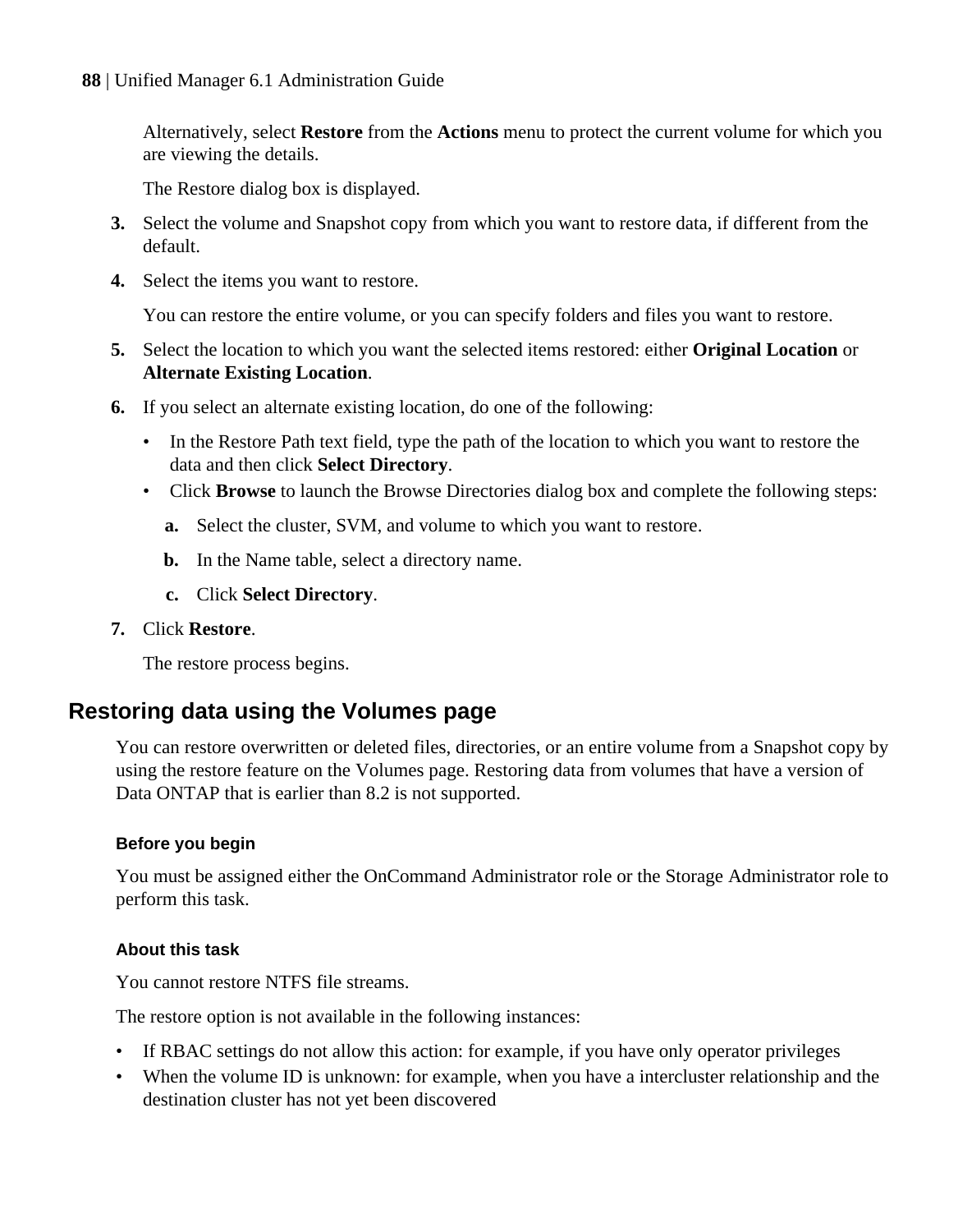Alternatively, select **Restore** from the **Actions** menu to protect the current volume for which you are viewing the details.

The Restore dialog box is displayed.

3. Select the volume and Snapshot copy from which you want to restore data, if different from the default.
4. Select the items you want to restore.

   You can restore the entire volume, or you can specify folders and files you want to restore.
5. Select the location to which you want the selected items restored: either **Original Location** or **Alternate Existing Location**.
6. If you select an alternate existing location, do one of the following:
   - In the Restore Path text field, type the path of the location to which you want to restore the data and then click **Select Directory**.
   - Click **Browse** to launch the Browse Directories dialog box and complete the following steps:
     a. Select the cluster, SVM, and volume to which you want to restore.
     b. In the Name table, select a directory name.
     c. Click **Select Directory**.
7. Click **Restore**.

   The restore process begins.

## Restoring data using the Volumes page

You can restore overwritten or deleted files, directories, or an entire volume from a Snapshot copy by using the restore feature on the Volumes page. Restoring data from volumes that have a version of Data ONTAP that is earlier than 8.2 is not supported.

#### Before you begin

You must be assigned either the OnCommand Administrator role or the Storage Administrator role to perform this task.

#### About this task

You cannot restore NTFS file streams.

The restore option is not available in the following instances:

- If RBAC settings do not allow this action: for example, if you have only operator privileges
- When the volume ID is unknown: for example, when you have a intercluster relationship and the destination cluster has not yet been discovered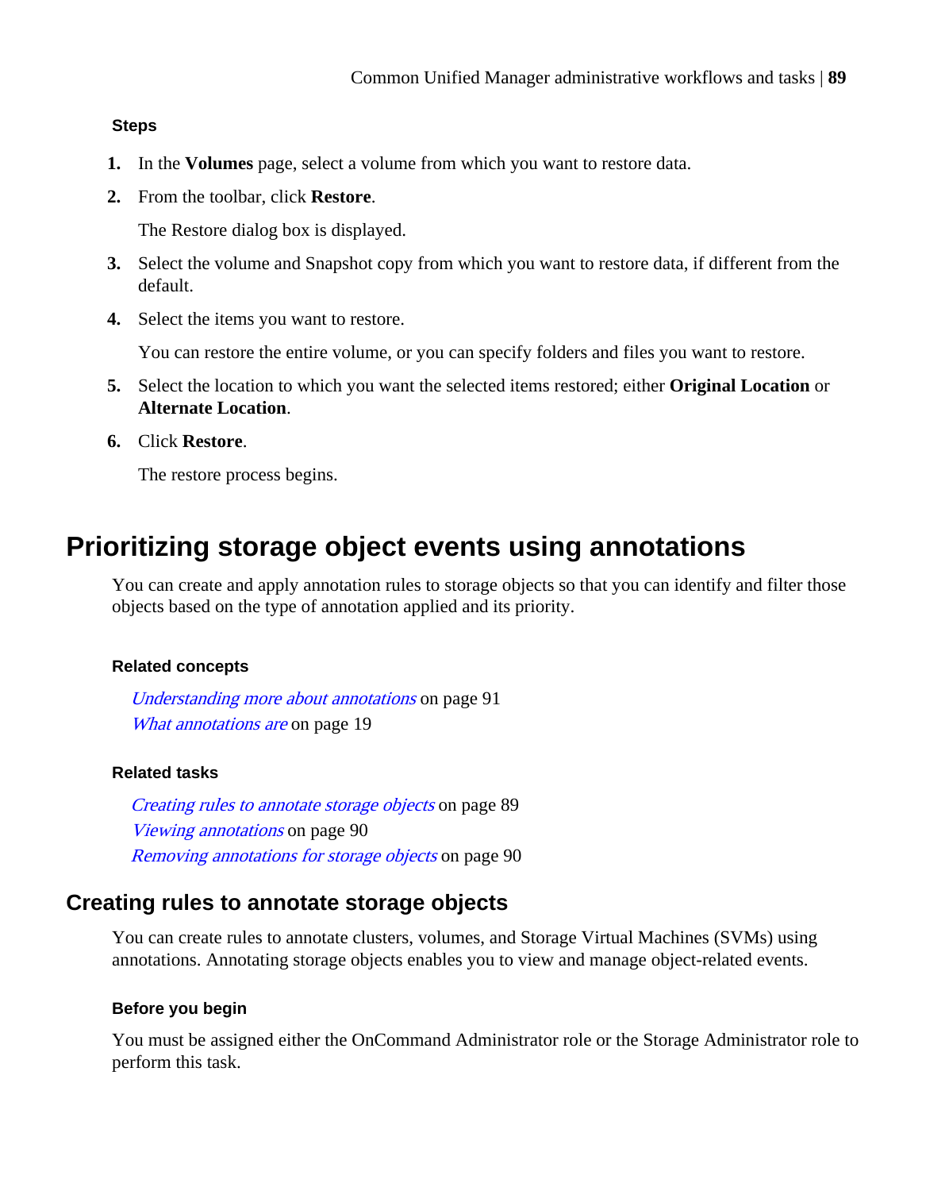#### Steps

1. In the **Volumes** page, select a volume from which you want to restore data.
2. From the toolbar, click **Restore**.

   The Restore dialog box is displayed.
3. Select the volume and Snapshot copy from which you want to restore data, if different from the default.
4. Select the items you want to restore.

   You can restore the entire volume, or you can specify folders and files you want to restore.
5. Select the location to which you want the selected items restored; either **Original Location** or **Alternate Location**.
6. Click **Restore**.

   The restore process begins.

# Prioritizing storage object events using annotations

You can create and apply annotation rules to storage objects so that you can identify and filter those objects based on the type of annotation applied and its priority.

#### Related concepts

*Understanding more about annotations* on page 91
*What annotations are* on page 19

#### Related tasks

*Creating rules to annotate storage objects* on page 89
*Viewing annotations* on page 90
*Removing annotations for storage objects* on page 90

## Creating rules to annotate storage objects

You can create rules to annotate clusters, volumes, and Storage Virtual Machines (SVMs) using annotations. Annotating storage objects enables you to view and manage object-related events.

#### Before you begin

You must be assigned either the OnCommand Administrator role or the Storage Administrator role to perform this task.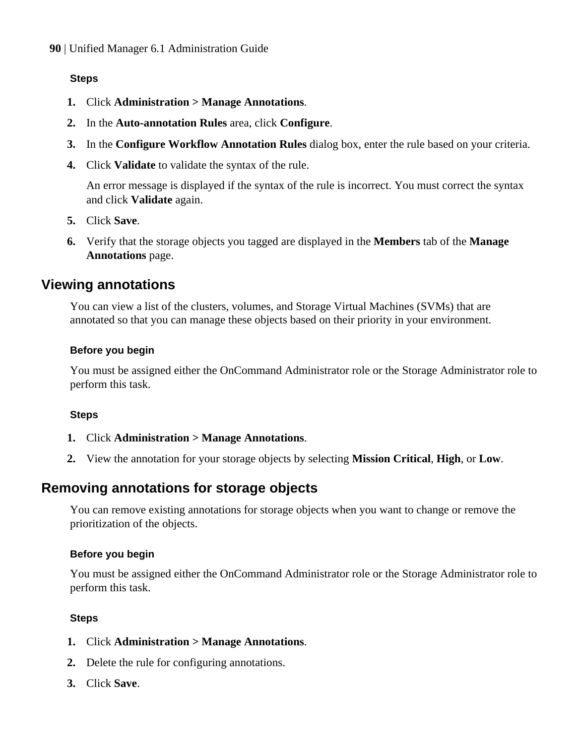#### Steps

1. Click **Administration > Manage Annotations**.
2. In the **Auto-annotation Rules** area, click **Configure**.
3. In the **Configure Workflow Annotation Rules** dialog box, enter the rule based on your criteria.
4. Click **Validate** to validate the syntax of the rule.

   An error message is displayed if the syntax of the rule is incorrect. You must correct the syntax and click **Validate** again.
5. Click **Save**.
6. Verify that the storage objects you tagged are displayed in the **Members** tab of the **Manage Annotations** page.

## Viewing annotations

You can view a list of the clusters, volumes, and Storage Virtual Machines (SVMs) that are annotated so that you can manage these objects based on their priority in your environment.

#### Before you begin

You must be assigned either the OnCommand Administrator role or the Storage Administrator role to perform this task.

#### Steps

1. Click **Administration > Manage Annotations**.
2. View the annotation for your storage objects by selecting **Mission Critical**, **High**, or **Low**.

## Removing annotations for storage objects

You can remove existing annotations for storage objects when you want to change or remove the prioritization of the objects.

#### Before you begin

You must be assigned either the OnCommand Administrator role or the Storage Administrator role to perform this task.

#### Steps

1. Click **Administration > Manage Annotations**.
2. Delete the rule for configuring annotations.
3. Click **Save**.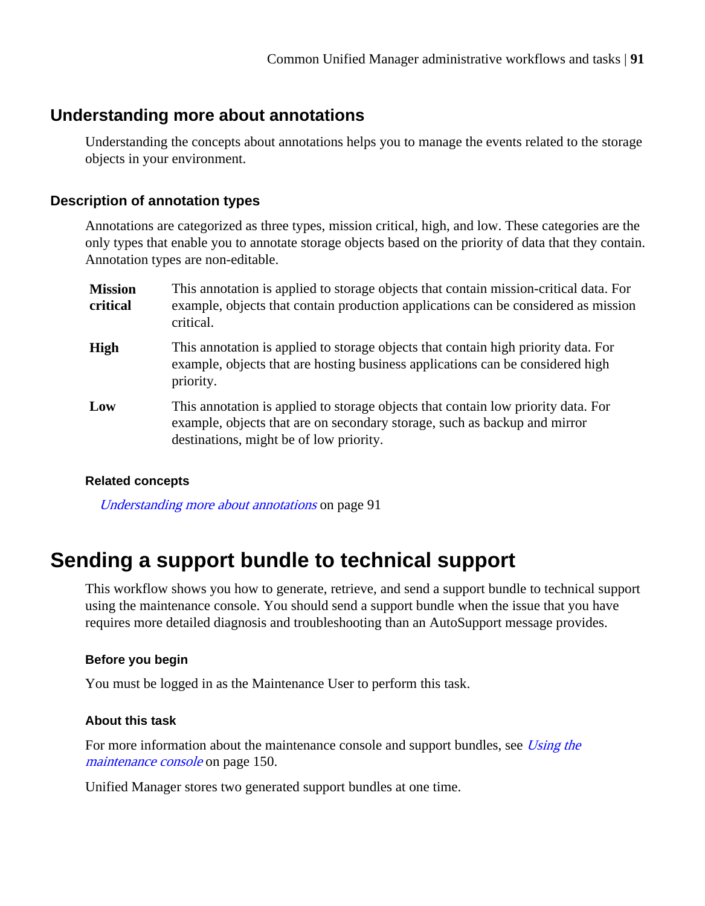## Understanding more about annotations

Understanding the concepts about annotations helps you to manage the events related to the storage objects in your environment.

### Description of annotation types

Annotations are categorized as three types, mission critical, high, and low. These categories are the only types that enable you to annotate storage objects based on the priority of data that they contain. Annotation types are non-editable.

**Mission critical**
: This annotation is applied to storage objects that contain mission-critical data. For example, objects that contain production applications can be considered as mission critical.

**High**
: This annotation is applied to storage objects that contain high priority data. For example, objects that are hosting business applications can be considered high priority.

**Low**
: This annotation is applied to storage objects that contain low priority data. For example, objects that are on secondary storage, such as backup and mirror destinations, might be of low priority.

#### Related concepts

*Understanding more about annotations* on page 91

# Sending a support bundle to technical support

This workflow shows you how to generate, retrieve, and send a support bundle to technical support using the maintenance console. You should send a support bundle when the issue that you have requires more detailed diagnosis and troubleshooting than an AutoSupport message provides.

#### Before you begin

You must be logged in as the Maintenance User to perform this task.

#### About this task

For more information about the maintenance console and support bundles, see *Using the maintenance console* on page 150.

Unified Manager stores two generated support bundles at one time.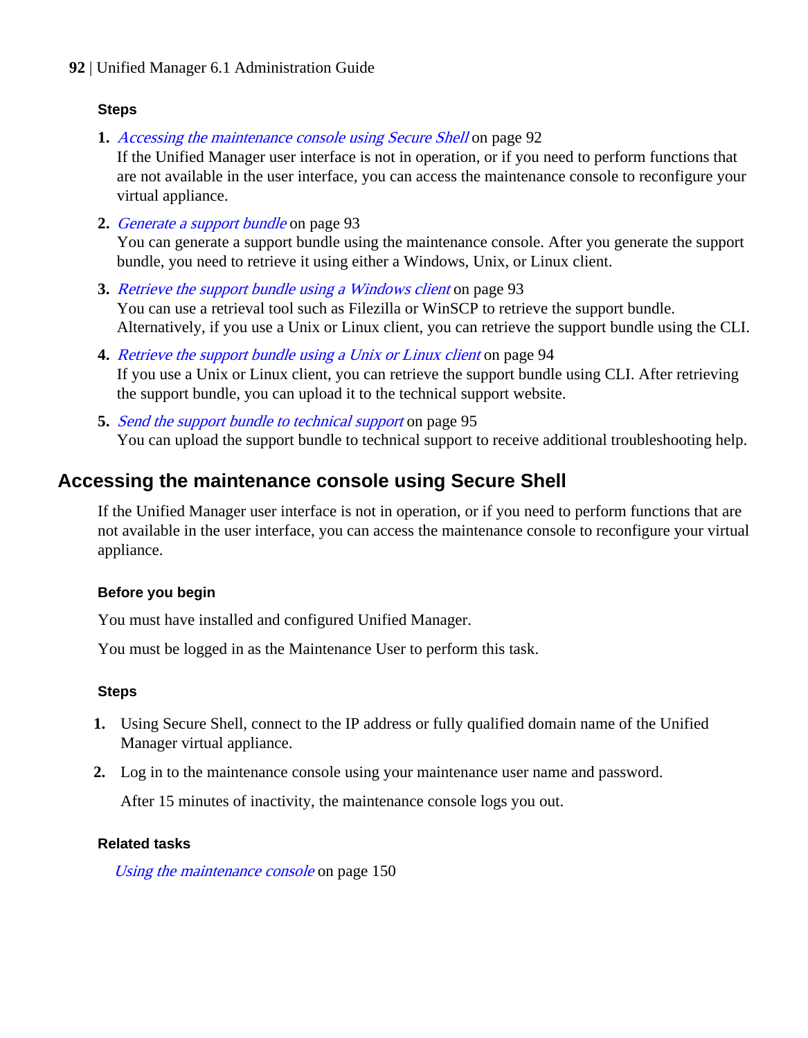#### Steps

1. *Accessing the maintenance console using Secure Shell* on page 92
   If the Unified Manager user interface is not in operation, or if you need to perform functions that are not available in the user interface, you can access the maintenance console to reconfigure your virtual appliance.
2. *Generate a support bundle* on page 93
   You can generate a support bundle using the maintenance console. After you generate the support bundle, you need to retrieve it using either a Windows, Unix, or Linux client.
3. *Retrieve the support bundle using a Windows client* on page 93
   You can use a retrieval tool such as Filezilla or WinSCP to retrieve the support bundle. Alternatively, if you use a Unix or Linux client, you can retrieve the support bundle using the CLI.
4. *Retrieve the support bundle using a Unix or Linux client* on page 94
   If you use a Unix or Linux client, you can retrieve the support bundle using CLI. After retrieving the support bundle, you can upload it to the technical support website.
5. *Send the support bundle to technical support* on page 95
   You can upload the support bundle to technical support to receive additional troubleshooting help.

## Accessing the maintenance console using Secure Shell

If the Unified Manager user interface is not in operation, or if you need to perform functions that are not available in the user interface, you can access the maintenance console to reconfigure your virtual appliance.

#### Before you begin

You must have installed and configured Unified Manager.

You must be logged in as the Maintenance User to perform this task.

#### Steps

1. Using Secure Shell, connect to the IP address or fully qualified domain name of the Unified Manager virtual appliance.
2. Log in to the maintenance console using your maintenance user name and password.

   After 15 minutes of inactivity, the maintenance console logs you out.

#### Related tasks

*Using the maintenance console* on page 150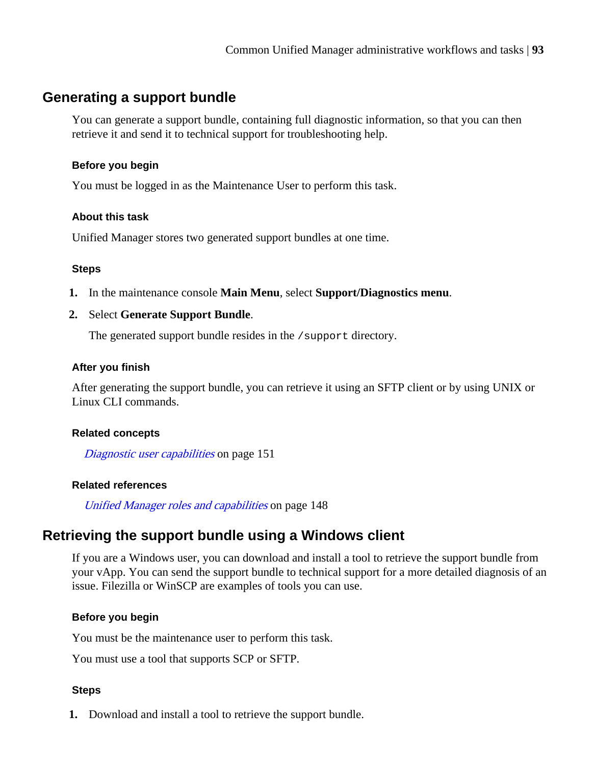## Generating a support bundle

You can generate a support bundle, containing full diagnostic information, so that you can then retrieve it and send it to technical support for troubleshooting help.

#### Before you begin

You must be logged in as the Maintenance User to perform this task.

#### About this task

Unified Manager stores two generated support bundles at one time.

#### Steps

1. In the maintenance console **Main Menu**, select **Support/Diagnostics menu**.
2. Select **Generate Support Bundle**.

   The generated support bundle resides in the `/support` directory.

#### After you finish

After generating the support bundle, you can retrieve it using an SFTP client or by using UNIX or Linux CLI commands.

#### Related concepts

*Diagnostic user capabilities* on page 151

#### Related references

*Unified Manager roles and capabilities* on page 148

## Retrieving the support bundle using a Windows client

If you are a Windows user, you can download and install a tool to retrieve the support bundle from your vApp. You can send the support bundle to technical support for a more detailed diagnosis of an issue. Filezilla or WinSCP are examples of tools you can use.

#### Before you begin

You must be the maintenance user to perform this task.

You must use a tool that supports SCP or SFTP.

#### Steps

1. Download and install a tool to retrieve the support bundle.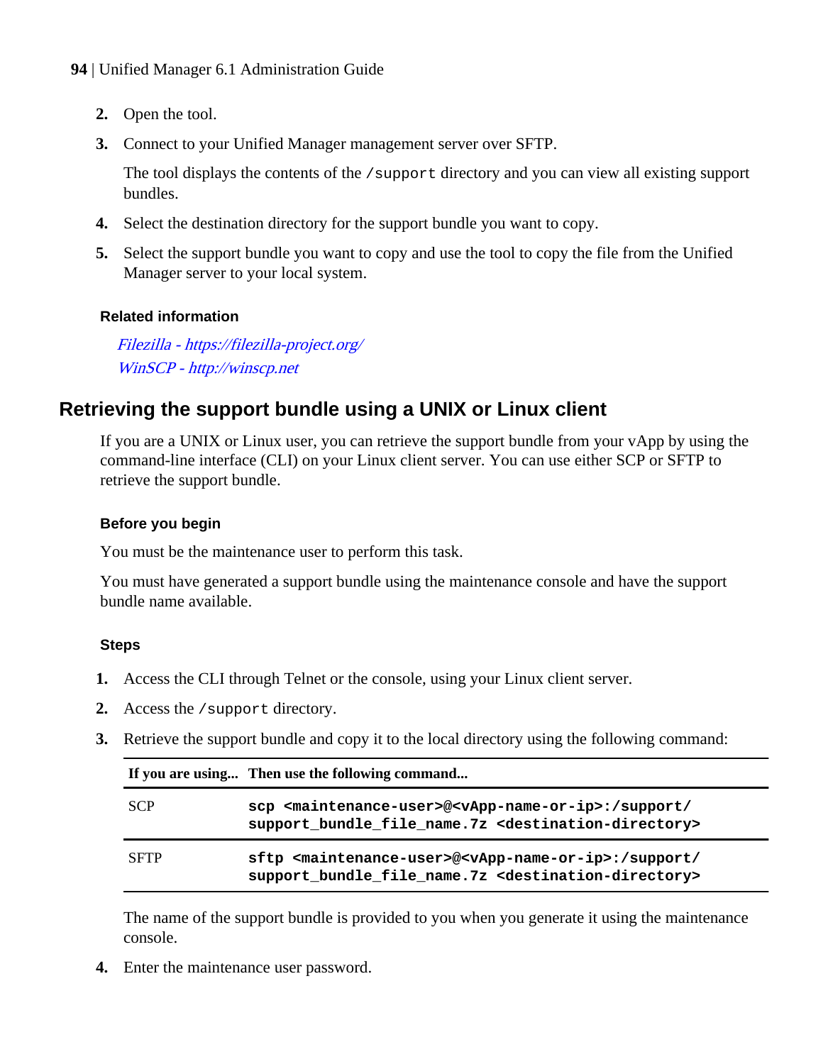2. Open the tool.
3. Connect to your Unified Manager management server over SFTP.

   The tool displays the contents of the `/support` directory and you can view all existing support bundles.
4. Select the destination directory for the support bundle you want to copy.
5. Select the support bundle you want to copy and use the tool to copy the file from the Unified Manager server to your local system.

#### Related information

*Filezilla - https://filezilla-project.org/*
*WinSCP - http://winscp.net*

## Retrieving the support bundle using a UNIX or Linux client

If you are a UNIX or Linux user, you can retrieve the support bundle from your vApp by using the command-line interface (CLI) on your Linux client server. You can use either SCP or SFTP to retrieve the support bundle.

#### Before you begin

You must be the maintenance user to perform this task.

You must have generated a support bundle using the maintenance console and have the support bundle name available.

#### Steps

1. Access the CLI through Telnet or the console, using your Linux client server.
2. Access the `/support` directory.
3. Retrieve the support bundle and copy it to the local directory using the following command:

| If you are using... | Then use the following command... |
|---|---|
| SCP | `scp <maintenance-user>@<vApp-name-or-ip>:/support/support_bundle_file_name.7z <destination-directory>` |
| SFTP | `sftp <maintenance-user>@<vApp-name-or-ip>:/support/support_bundle_file_name.7z <destination-directory>` |

   The name of the support bundle is provided to you when you generate it using the maintenance console.
4. Enter the maintenance user password.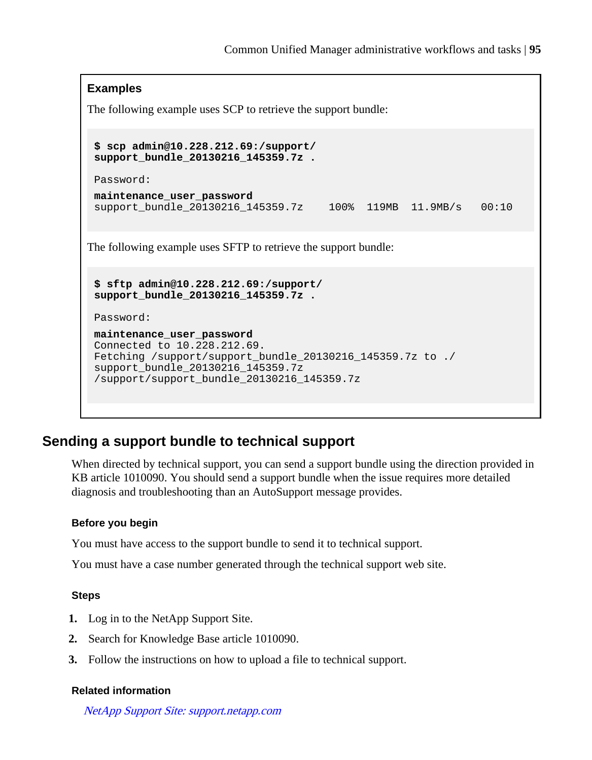**Examples**

The following example uses SCP to retrieve the support bundle:

```
$ scp admin@10.228.212.69:/support/
support_bundle_20130216_145359.7z .

Password:
maintenance_user_password
support_bundle_20130216_145359.7z    100%  119MB  11.9MB/s   00:10
```

The following example uses SFTP to retrieve the support bundle:

```
$ sftp admin@10.228.212.69:/support/
support_bundle_20130216_145359.7z .

Password:
maintenance_user_password
Connected to 10.228.212.69.
Fetching /support/support_bundle_20130216_145359.7z to ./
support_bundle_20130216_145359.7z
/support/support_bundle_20130216_145359.7z
```

## Sending a support bundle to technical support

When directed by technical support, you can send a support bundle using the direction provided in KB article 1010090. You should send a support bundle when the issue requires more detailed diagnosis and troubleshooting than an AutoSupport message provides.

#### Before you begin

You must have access to the support bundle to send it to technical support.

You must have a case number generated through the technical support web site.

#### Steps

1. Log in to the NetApp Support Site.
2. Search for Knowledge Base article 1010090.
3. Follow the instructions on how to upload a file to technical support.

#### Related information

*NetApp Support Site: support.netapp.com*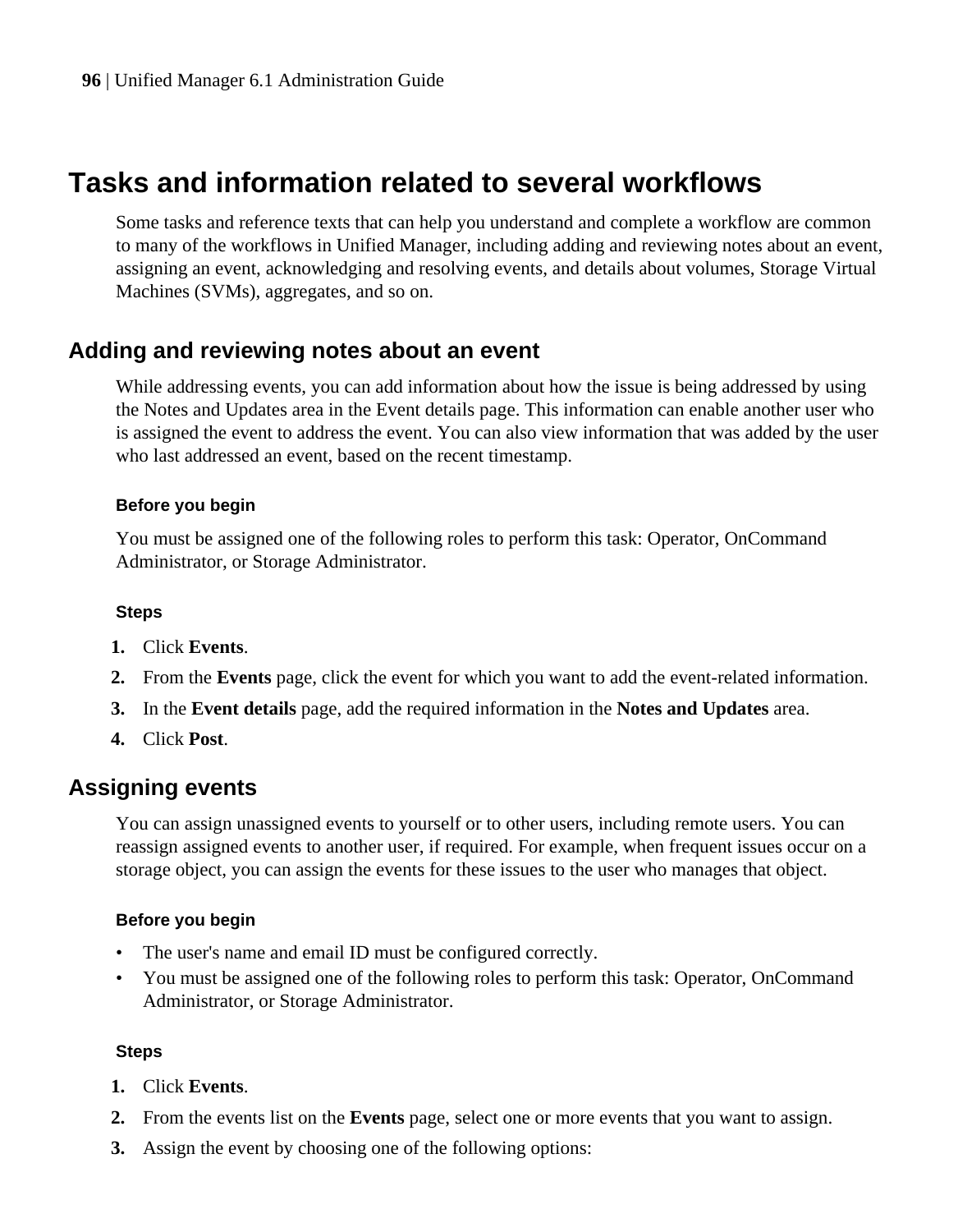# Tasks and information related to several workflows

Some tasks and reference texts that can help you understand and complete a workflow are common to many of the workflows in Unified Manager, including adding and reviewing notes about an event, assigning an event, acknowledging and resolving events, and details about volumes, Storage Virtual Machines (SVMs), aggregates, and so on.

## Adding and reviewing notes about an event

While addressing events, you can add information about how the issue is being addressed by using the Notes and Updates area in the Event details page. This information can enable another user who is assigned the event to address the event. You can also view information that was added by the user who last addressed an event, based on the recent timestamp.

#### Before you begin

You must be assigned one of the following roles to perform this task: Operator, OnCommand Administrator, or Storage Administrator.

#### Steps

1. Click **Events**.
2. From the **Events** page, click the event for which you want to add the event-related information.
3. In the **Event details** page, add the required information in the **Notes and Updates** area.
4. Click **Post**.

## Assigning events

You can assign unassigned events to yourself or to other users, including remote users. You can reassign assigned events to another user, if required. For example, when frequent issues occur on a storage object, you can assign the events for these issues to the user who manages that object.

#### Before you begin

- The user's name and email ID must be configured correctly.
- You must be assigned one of the following roles to perform this task: Operator, OnCommand Administrator, or Storage Administrator.

#### Steps

1. Click **Events**.
2. From the events list on the **Events** page, select one or more events that you want to assign.
3. Assign the event by choosing one of the following options: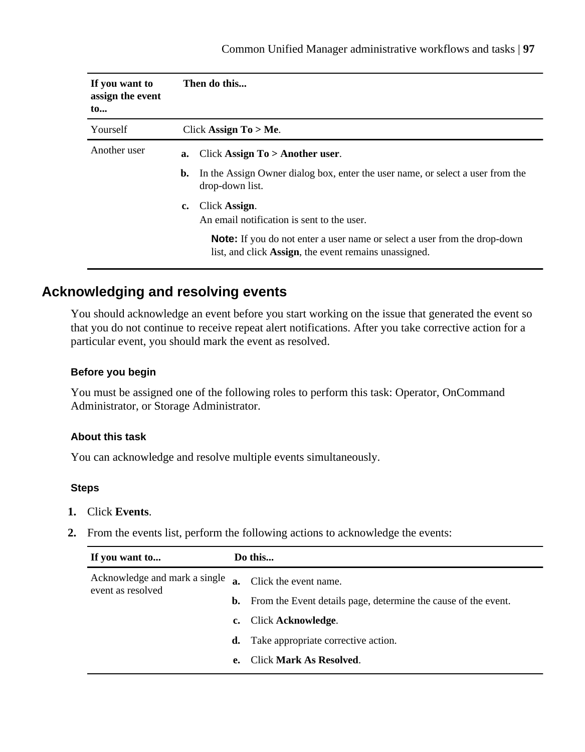| If you want to assign the event to... | Then do this... |
|---|---|
| Yourself | Click **Assign To > Me**. |
| Another user | **a.** Click **Assign To > Another user**.<br>**b.** In the Assign Owner dialog box, enter the user name, or select a user from the drop-down list.<br>**c.** Click **Assign**.<br>An email notification is sent to the user.<br>**Note:** If you do not enter a user name or select a user from the drop-down list, and click **Assign**, the event remains unassigned. |

## Acknowledging and resolving events

You should acknowledge an event before you start working on the issue that generated the event so that you do not continue to receive repeat alert notifications. After you take corrective action for a particular event, you should mark the event as resolved.

### Before you begin

You must be assigned one of the following roles to perform this task: Operator, OnCommand Administrator, or Storage Administrator.

### About this task

You can acknowledge and resolve multiple events simultaneously.

### Steps

1. Click **Events**.
2. From the events list, perform the following actions to acknowledge the events:

| If you want to... | Do this... |
|---|---|
| Acknowledge and mark a single event as resolved | **a.** Click the event name.<br>**b.** From the Event details page, determine the cause of the event.<br>**c.** Click **Acknowledge**.<br>**d.** Take appropriate corrective action.<br>**e.** Click **Mark As Resolved**. |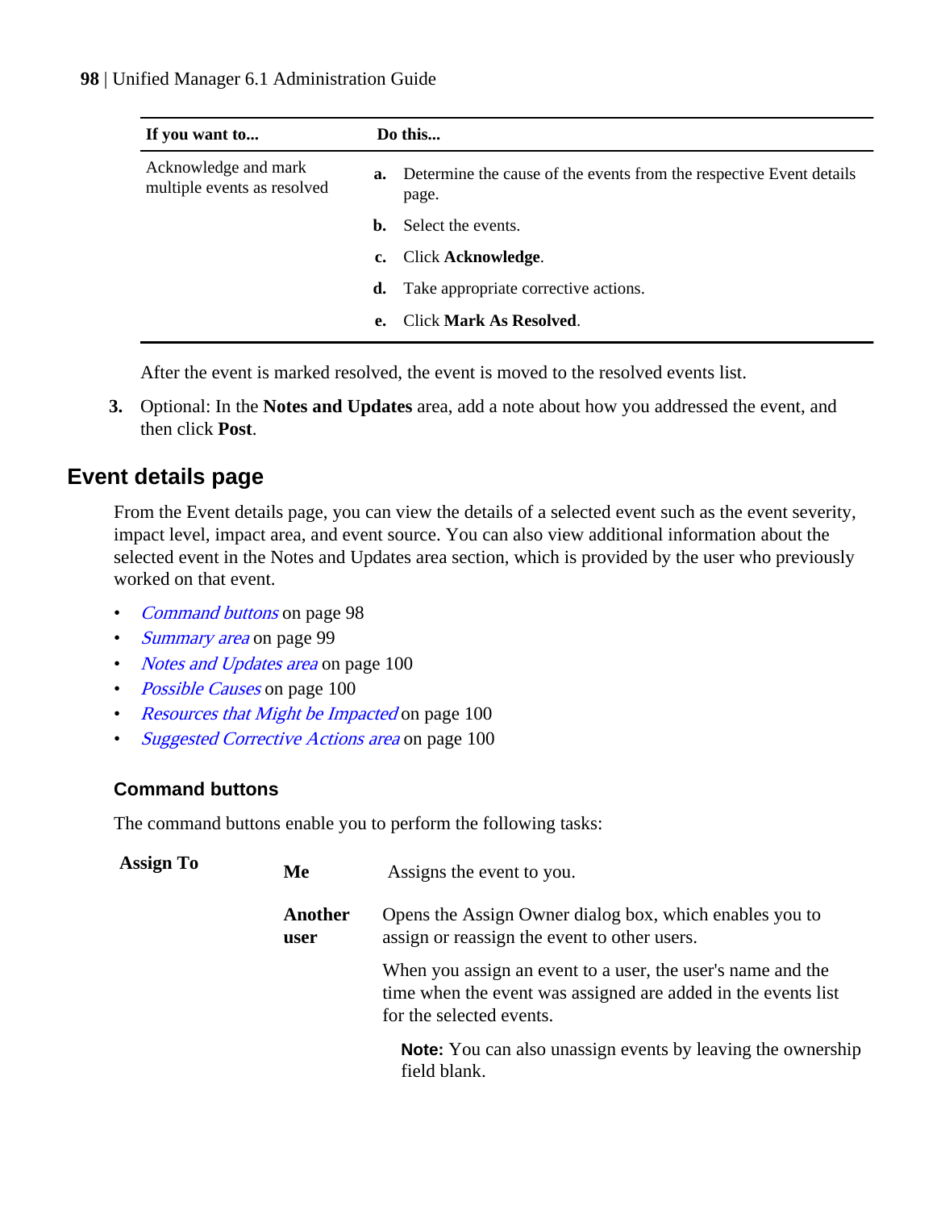| If you want to... | Do this... |
|---|---|
| Acknowledge and mark multiple events as resolved | **a.** Determine the cause of the events from the respective Event details page.<br>**b.** Select the events.<br>**c.** Click **Acknowledge**.<br>**d.** Take appropriate corrective actions.<br>**e.** Click **Mark As Resolved**. |

After the event is marked resolved, the event is moved to the resolved events list.

3. Optional: In the **Notes and Updates** area, add a note about how you addressed the event, and then click **Post**.

## Event details page

From the Event details page, you can view the details of a selected event such as the event severity, impact level, impact area, and event source. You can also view additional information about the selected event in the Notes and Updates area section, which is provided by the user who previously worked on that event.

- *Command buttons* on page 98
- *Summary area* on page 99
- *Notes and Updates area* on page 100
- *Possible Causes* on page 100
- *Resources that Might be Impacted* on page 100
- *Suggested Corrective Actions area* on page 100

### Command buttons

The command buttons enable you to perform the following tasks:

**Assign To**

**Me**
Assigns the event to you.

**Another user**
Opens the Assign Owner dialog box, which enables you to assign or reassign the event to other users.

When you assign an event to a user, the user's name and the time when the event was assigned are added in the events list for the selected events.

**Note:** You can also unassign events by leaving the ownership field blank.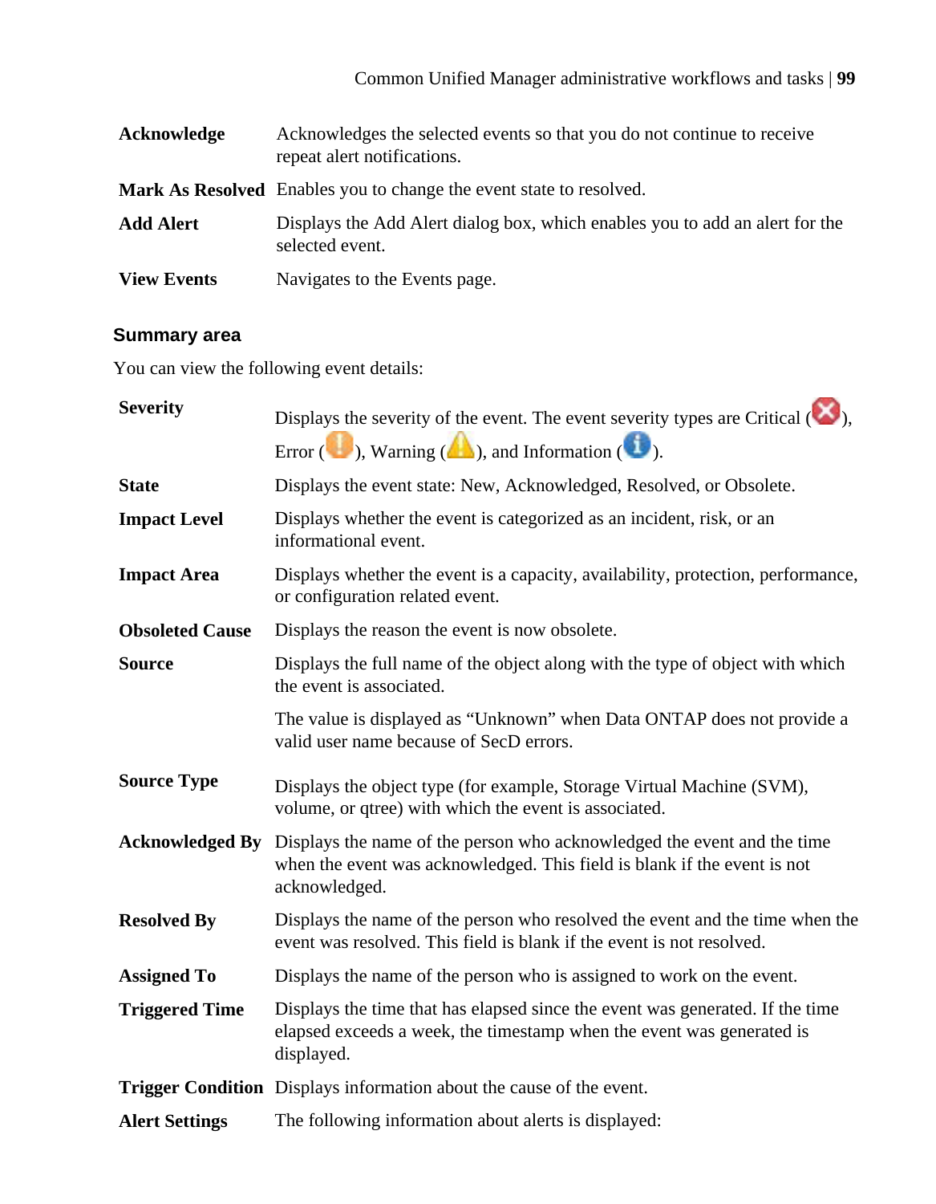| | |
|---|---|
| **Acknowledge** | Acknowledges the selected events so that you do not continue to receive repeat alert notifications. |
| **Mark As Resolved** | Enables you to change the event state to resolved. |
| **Add Alert** | Displays the Add Alert dialog box, which enables you to add an alert for the selected event. |
| **View Events** | Navigates to the Events page. |

### Summary area

You can view the following event details:

| | |
|---|---|
| **Severity** | Displays the severity of the event. The event severity types are Critical ( ), Error ( ), Warning ( ), and Information ( ). |
| **State** | Displays the event state: New, Acknowledged, Resolved, or Obsolete. |
| **Impact Level** | Displays whether the event is categorized as an incident, risk, or an informational event. |
| **Impact Area** | Displays whether the event is a capacity, availability, protection, performance, or configuration related event. |
| **Obsoleted Cause** | Displays the reason the event is now obsolete. |
| **Source** | Displays the full name of the object along with the type of object with which the event is associated.<br><br>The value is displayed as “Unknown” when Data ONTAP does not provide a valid user name because of SecD errors. |
| **Source Type** | Displays the object type (for example, Storage Virtual Machine (SVM), volume, or qtree) with which the event is associated. |
| **Acknowledged By** | Displays the name of the person who acknowledged the event and the time when the event was acknowledged. This field is blank if the event is not acknowledged. |
| **Resolved By** | Displays the name of the person who resolved the event and the time when the event was resolved. This field is blank if the event is not resolved. |
| **Assigned To** | Displays the name of the person who is assigned to work on the event. |
| **Triggered Time** | Displays the time that has elapsed since the event was generated. If the time elapsed exceeds a week, the timestamp when the event was generated is displayed. |
| **Trigger Condition** | Displays information about the cause of the event. |
| **Alert Settings** | The following information about alerts is displayed: |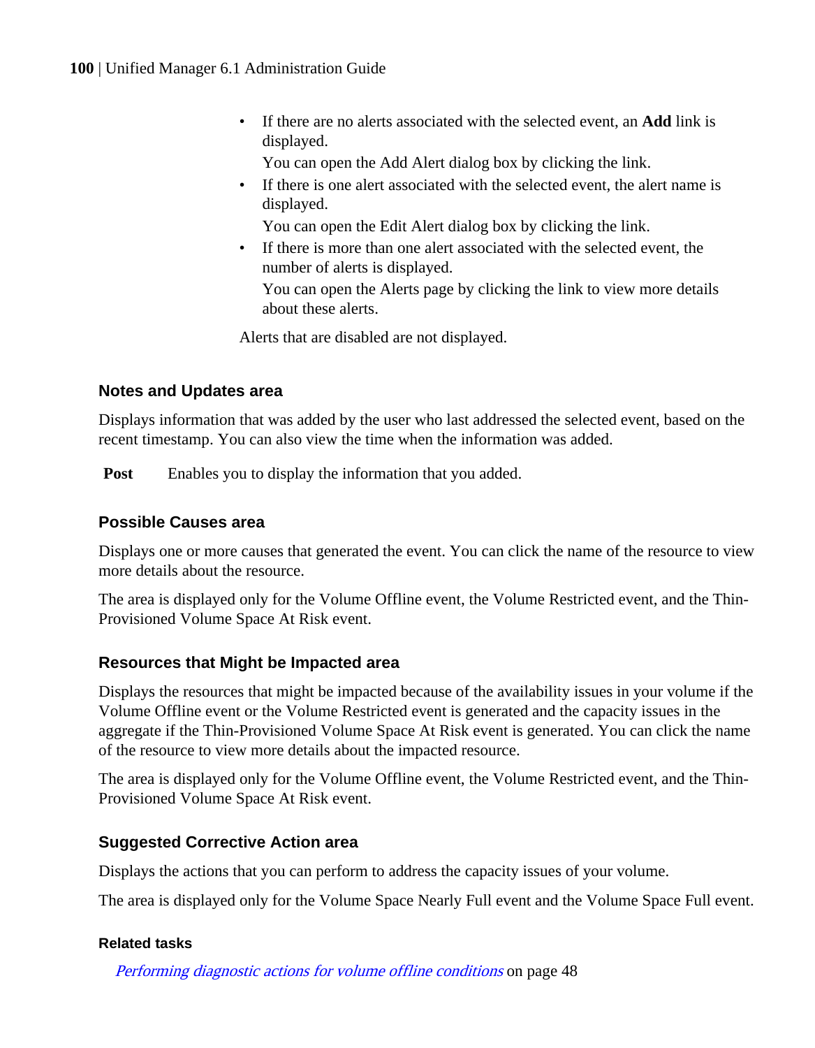- If there are no alerts associated with the selected event, an **Add** link is displayed.
  You can open the Add Alert dialog box by clicking the link.
- If there is one alert associated with the selected event, the alert name is displayed.
  You can open the Edit Alert dialog box by clicking the link.
- If there is more than one alert associated with the selected event, the number of alerts is displayed.
  You can open the Alerts page by clicking the link to view more details about these alerts.

Alerts that are disabled are not displayed.

### Notes and Updates area

Displays information that was added by the user who last addressed the selected event, based on the recent timestamp. You can also view the time when the information was added.

**Post** Enables you to display the information that you added.

### Possible Causes area

Displays one or more causes that generated the event. You can click the name of the resource to view more details about the resource.

The area is displayed only for the Volume Offline event, the Volume Restricted event, and the Thin-Provisioned Volume Space At Risk event.

### Resources that Might be Impacted area

Displays the resources that might be impacted because of the availability issues in your volume if the Volume Offline event or the Volume Restricted event is generated and the capacity issues in the aggregate if the Thin-Provisioned Volume Space At Risk event is generated. You can click the name of the resource to view more details about the impacted resource.

The area is displayed only for the Volume Offline event, the Volume Restricted event, and the Thin-Provisioned Volume Space At Risk event.

### Suggested Corrective Action area

Displays the actions that you can perform to address the capacity issues of your volume.

The area is displayed only for the Volume Space Nearly Full event and the Volume Space Full event.

#### Related tasks

*Performing diagnostic actions for volume offline conditions* on page 48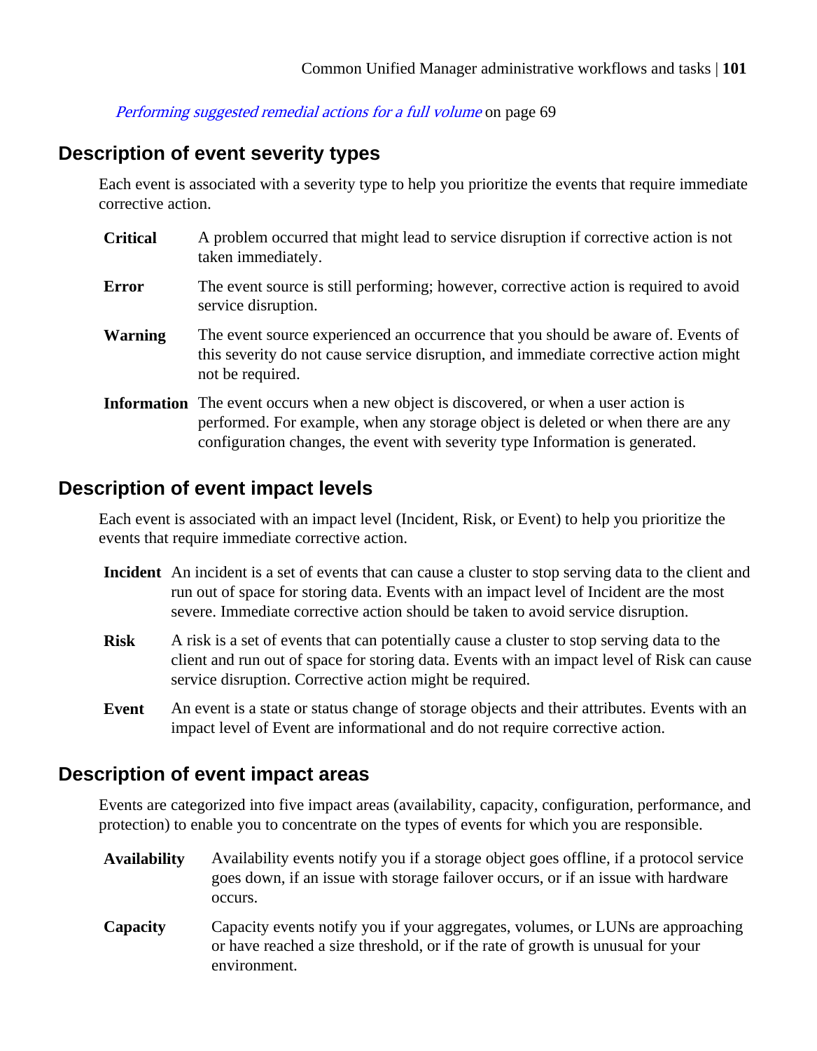*Performing suggested remedial actions for a full volume* on page 69

## Description of event severity types

Each event is associated with a severity type to help you prioritize the events that require immediate corrective action.

**Critical**
A problem occurred that might lead to service disruption if corrective action is not taken immediately.

**Error**
The event source is still performing; however, corrective action is required to avoid service disruption.

**Warning**
The event source experienced an occurrence that you should be aware of. Events of this severity do not cause service disruption, and immediate corrective action might not be required.

**Information**
The event occurs when a new object is discovered, or when a user action is performed. For example, when any storage object is deleted or when there are any configuration changes, the event with severity type Information is generated.

## Description of event impact levels

Each event is associated with an impact level (Incident, Risk, or Event) to help you prioritize the events that require immediate corrective action.

**Incident**
An incident is a set of events that can cause a cluster to stop serving data to the client and run out of space for storing data. Events with an impact level of Incident are the most severe. Immediate corrective action should be taken to avoid service disruption.

**Risk**
A risk is a set of events that can potentially cause a cluster to stop serving data to the client and run out of space for storing data. Events with an impact level of Risk can cause service disruption. Corrective action might be required.

**Event**
An event is a state or status change of storage objects and their attributes. Events with an impact level of Event are informational and do not require corrective action.

## Description of event impact areas

Events are categorized into five impact areas (availability, capacity, configuration, performance, and protection) to enable you to concentrate on the types of events for which you are responsible.

**Availability**
Availability events notify you if a storage object goes offline, if a protocol service goes down, if an issue with storage failover occurs, or if an issue with hardware occurs.

**Capacity**
Capacity events notify you if your aggregates, volumes, or LUNs are approaching or have reached a size threshold, or if the rate of growth is unusual for your environment.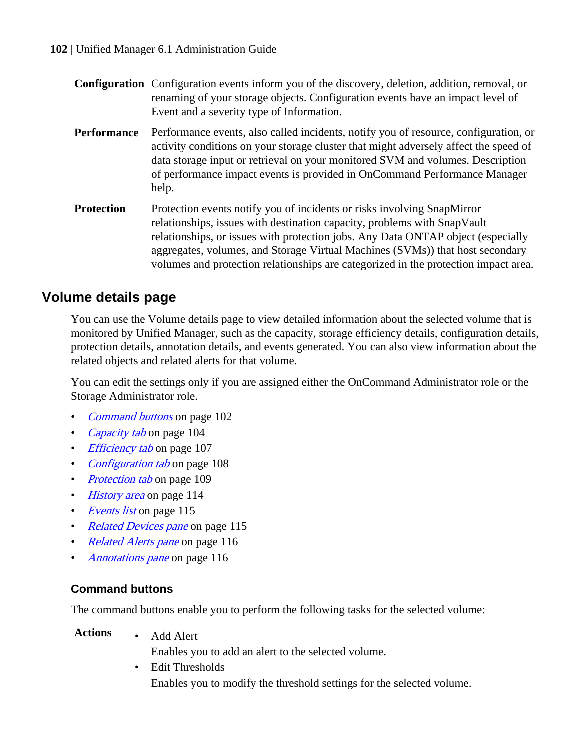**Configuration** Configuration events inform you of the discovery, deletion, addition, removal, or renaming of your storage objects. Configuration events have an impact level of Event and a severity type of Information.

**Performance** Performance events, also called incidents, notify you of resource, configuration, or activity conditions on your storage cluster that might adversely affect the speed of data storage input or retrieval on your monitored SVM and volumes. Description of performance impact events is provided in OnCommand Performance Manager help.

**Protection** Protection events notify you of incidents or risks involving SnapMirror relationships, issues with destination capacity, problems with SnapVault relationships, or issues with protection jobs. Any Data ONTAP object (especially aggregates, volumes, and Storage Virtual Machines (SVMs)) that host secondary volumes and protection relationships are categorized in the protection impact area.

## Volume details page

You can use the Volume details page to view detailed information about the selected volume that is monitored by Unified Manager, such as the capacity, storage efficiency details, configuration details, protection details, annotation details, and events generated. You can also view information about the related objects and related alerts for that volume.

You can edit the settings only if you are assigned either the OnCommand Administrator role or the Storage Administrator role.

- *Command buttons* on page 102
- *Capacity tab* on page 104
- *Efficiency tab* on page 107
- *Configuration tab* on page 108
- *Protection tab* on page 109
- *History area* on page 114
- *Events list* on page 115
- *Related Devices pane* on page 115
- *Related Alerts pane* on page 116
- *Annotations pane* on page 116

### Command buttons

The command buttons enable you to perform the following tasks for the selected volume:

**Actions**

- Add Alert
  Enables you to add an alert to the selected volume.
- Edit Thresholds
  Enables you to modify the threshold settings for the selected volume.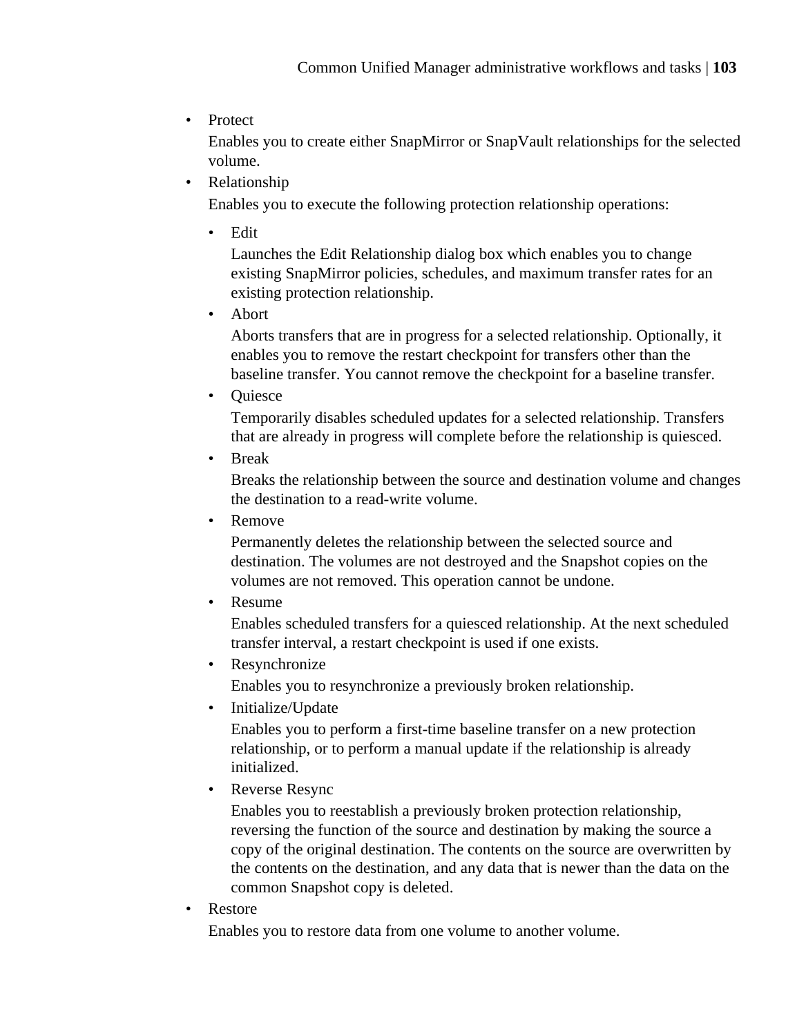- Protect

  Enables you to create either SnapMirror or SnapVault relationships for the selected volume.
- Relationship

  Enables you to execute the following protection relationship operations:

  - Edit

    Launches the Edit Relationship dialog box which enables you to change existing SnapMirror policies, schedules, and maximum transfer rates for an existing protection relationship.
  - Abort

    Aborts transfers that are in progress for a selected relationship. Optionally, it enables you to remove the restart checkpoint for transfers other than the baseline transfer. You cannot remove the checkpoint for a baseline transfer.
  - Quiesce

    Temporarily disables scheduled updates for a selected relationship. Transfers that are already in progress will complete before the relationship is quiesced.
  - Break

    Breaks the relationship between the source and destination volume and changes the destination to a read-write volume.
  - Remove

    Permanently deletes the relationship between the selected source and destination. The volumes are not destroyed and the Snapshot copies on the volumes are not removed. This operation cannot be undone.
  - Resume

    Enables scheduled transfers for a quiesced relationship. At the next scheduled transfer interval, a restart checkpoint is used if one exists.
  - Resynchronize

    Enables you to resynchronize a previously broken relationship.
  - Initialize/Update

    Enables you to perform a first-time baseline transfer on a new protection relationship, or to perform a manual update if the relationship is already initialized.
  - Reverse Resync

    Enables you to reestablish a previously broken protection relationship, reversing the function of the source and destination by making the source a copy of the original destination. The contents on the source are overwritten by the contents on the destination, and any data that is newer than the data on the common Snapshot copy is deleted.
- Restore

  Enables you to restore data from one volume to another volume.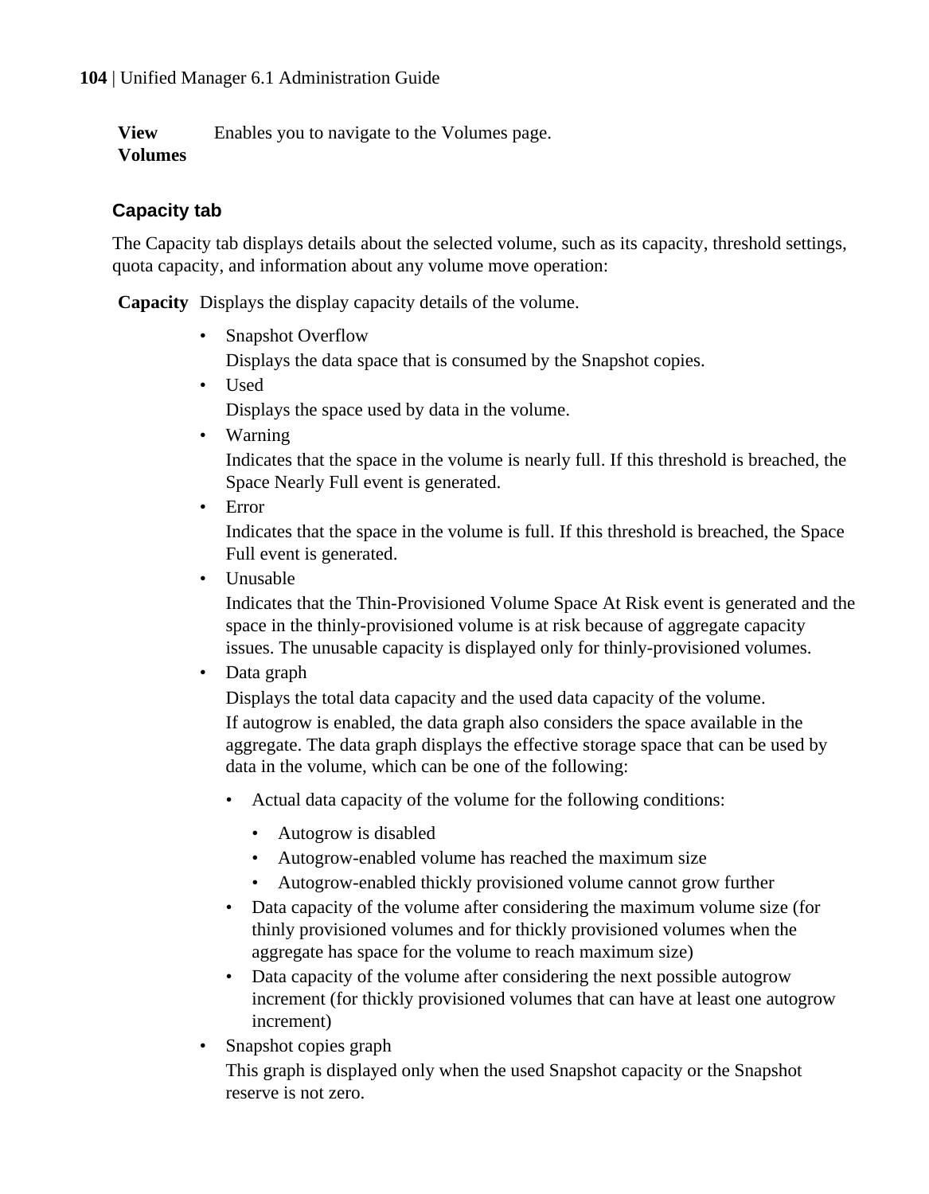**View Volumes**
Enables you to navigate to the Volumes page.

### Capacity tab

The Capacity tab displays details about the selected volume, such as its capacity, threshold settings, quota capacity, and information about any volume move operation:

**Capacity**
Displays the display capacity details of the volume.

- Snapshot Overflow
  Displays the data space that is consumed by the Snapshot copies.
- Used
  Displays the space used by data in the volume.
- Warning
  Indicates that the space in the volume is nearly full. If this threshold is breached, the Space Nearly Full event is generated.
- Error
  Indicates that the space in the volume is full. If this threshold is breached, the Space Full event is generated.
- Unusable
  Indicates that the Thin-Provisioned Volume Space At Risk event is generated and the space in the thinly-provisioned volume is at risk because of aggregate capacity issues. The unusable capacity is displayed only for thinly-provisioned volumes.
- Data graph
  Displays the total data capacity and the used data capacity of the volume.
  If autogrow is enabled, the data graph also considers the space available in the aggregate. The data graph displays the effective storage space that can be used by data in the volume, which can be one of the following:
  - Actual data capacity of the volume for the following conditions:
    - Autogrow is disabled
    - Autogrow-enabled volume has reached the maximum size
    - Autogrow-enabled thickly provisioned volume cannot grow further
  - Data capacity of the volume after considering the maximum volume size (for thinly provisioned volumes and for thickly provisioned volumes when the aggregate has space for the volume to reach maximum size)
  - Data capacity of the volume after considering the next possible autogrow increment (for thickly provisioned volumes that can have at least one autogrow increment)
- Snapshot copies graph
  This graph is displayed only when the used Snapshot capacity or the Snapshot reserve is not zero.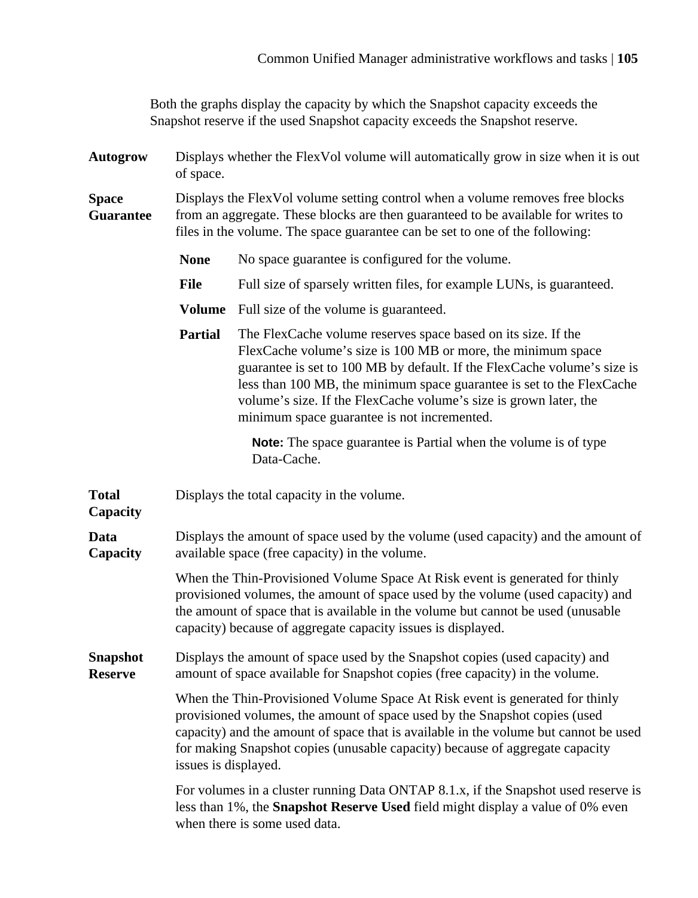Both the graphs display the capacity by which the Snapshot capacity exceeds the Snapshot reserve if the used Snapshot capacity exceeds the Snapshot reserve.

**Autogrow**
Displays whether the FlexVol volume will automatically grow in size when it is out of space.

**Space Guarantee**
Displays the FlexVol volume setting control when a volume removes free blocks from an aggregate. These blocks are then guaranteed to be available for writes to files in the volume. The space guarantee can be set to one of the following:

**None**
No space guarantee is configured for the volume.

**File**
Full size of sparsely written files, for example LUNs, is guaranteed.

**Volume**
Full size of the volume is guaranteed.

**Partial**
The FlexCache volume reserves space based on its size. If the FlexCache volume's size is 100 MB or more, the minimum space guarantee is set to 100 MB by default. If the FlexCache volume's size is less than 100 MB, the minimum space guarantee is set to the FlexCache volume's size. If the FlexCache volume's size is grown later, the minimum space guarantee is not incremented.

**Note:** The space guarantee is Partial when the volume is of type Data-Cache.

**Total Capacity**
Displays the total capacity in the volume.

**Data Capacity**
Displays the amount of space used by the volume (used capacity) and the amount of available space (free capacity) in the volume.

When the Thin-Provisioned Volume Space At Risk event is generated for thinly provisioned volumes, the amount of space used by the volume (used capacity) and the amount of space that is available in the volume but cannot be used (unusable capacity) because of aggregate capacity issues is displayed.

**Snapshot Reserve**
Displays the amount of space used by the Snapshot copies (used capacity) and amount of space available for Snapshot copies (free capacity) in the volume.

When the Thin-Provisioned Volume Space At Risk event is generated for thinly provisioned volumes, the amount of space used by the Snapshot copies (used capacity) and the amount of space that is available in the volume but cannot be used for making Snapshot copies (unusable capacity) because of aggregate capacity issues is displayed.

For volumes in a cluster running Data ONTAP 8.1.x, if the Snapshot used reserve is less than 1%, the **Snapshot Reserve Used** field might display a value of 0% even when there is some used data.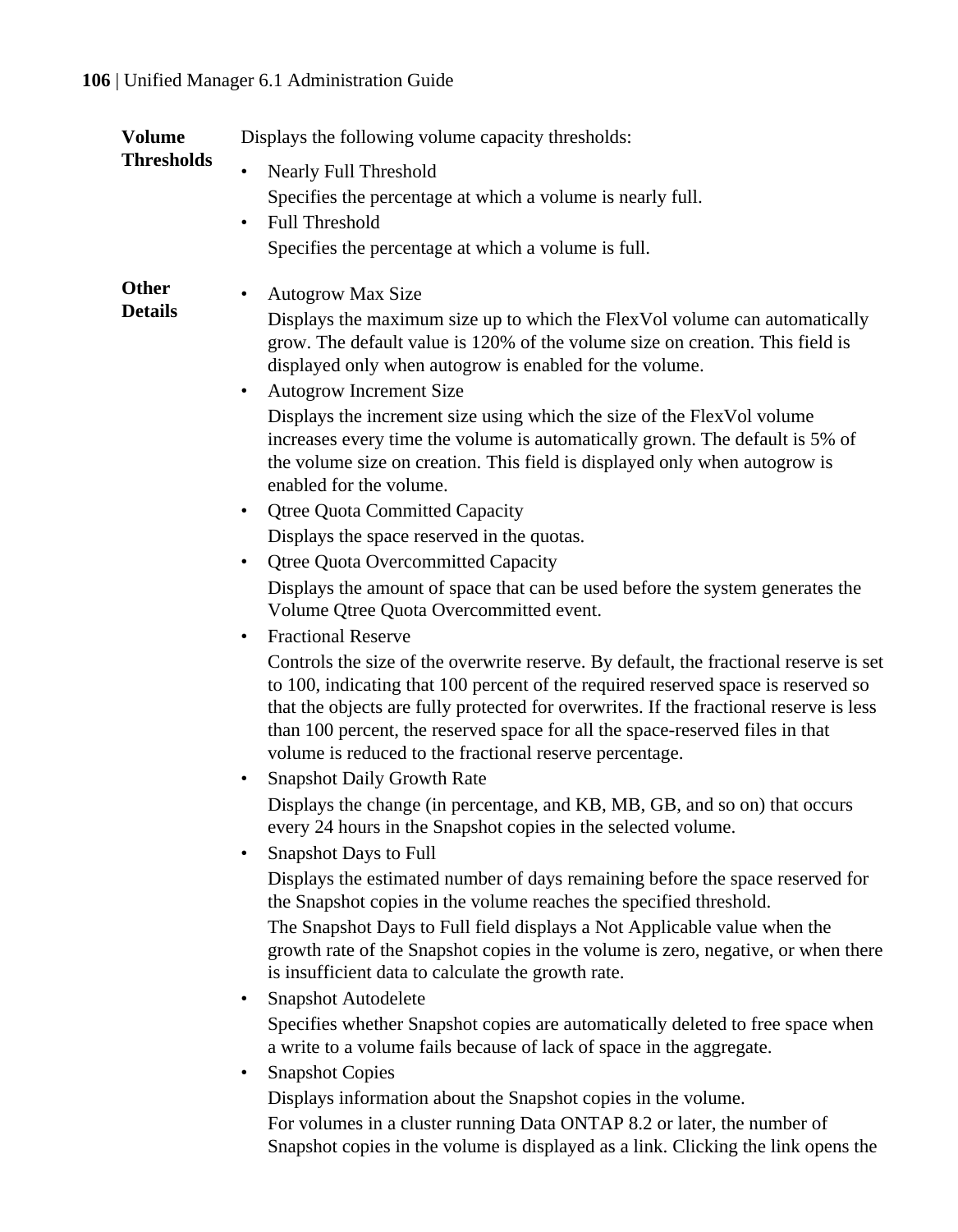**Volume Thresholds**

Displays the following volume capacity thresholds:

- Nearly Full Threshold
  Specifies the percentage at which a volume is nearly full.
- Full Threshold
  Specifies the percentage at which a volume is full.

**Other Details**

- Autogrow Max Size
  Displays the maximum size up to which the FlexVol volume can automatically grow. The default value is 120% of the volume size on creation. This field is displayed only when autogrow is enabled for the volume.
- Autogrow Increment Size
  Displays the increment size using which the size of the FlexVol volume increases every time the volume is automatically grown. The default is 5% of the volume size on creation. This field is displayed only when autogrow is enabled for the volume.
- Qtree Quota Committed Capacity
  Displays the space reserved in the quotas.
- Qtree Quota Overcommitted Capacity
  Displays the amount of space that can be used before the system generates the Volume Qtree Quota Overcommitted event.
- Fractional Reserve
  Controls the size of the overwrite reserve. By default, the fractional reserve is set to 100, indicating that 100 percent of the required reserved space is reserved so that the objects are fully protected for overwrites. If the fractional reserve is less than 100 percent, the reserved space for all the space-reserved files in that volume is reduced to the fractional reserve percentage.
- Snapshot Daily Growth Rate
  Displays the change (in percentage, and KB, MB, GB, and so on) that occurs every 24 hours in the Snapshot copies in the selected volume.
- Snapshot Days to Full
  Displays the estimated number of days remaining before the space reserved for the Snapshot copies in the volume reaches the specified threshold.
  The Snapshot Days to Full field displays a Not Applicable value when the growth rate of the Snapshot copies in the volume is zero, negative, or when there is insufficient data to calculate the growth rate.
- Snapshot Autodelete
  Specifies whether Snapshot copies are automatically deleted to free space when a write to a volume fails because of lack of space in the aggregate.
- Snapshot Copies
  Displays information about the Snapshot copies in the volume.
  For volumes in a cluster running Data ONTAP 8.2 or later, the number of Snapshot copies in the volume is displayed as a link. Clicking the link opens the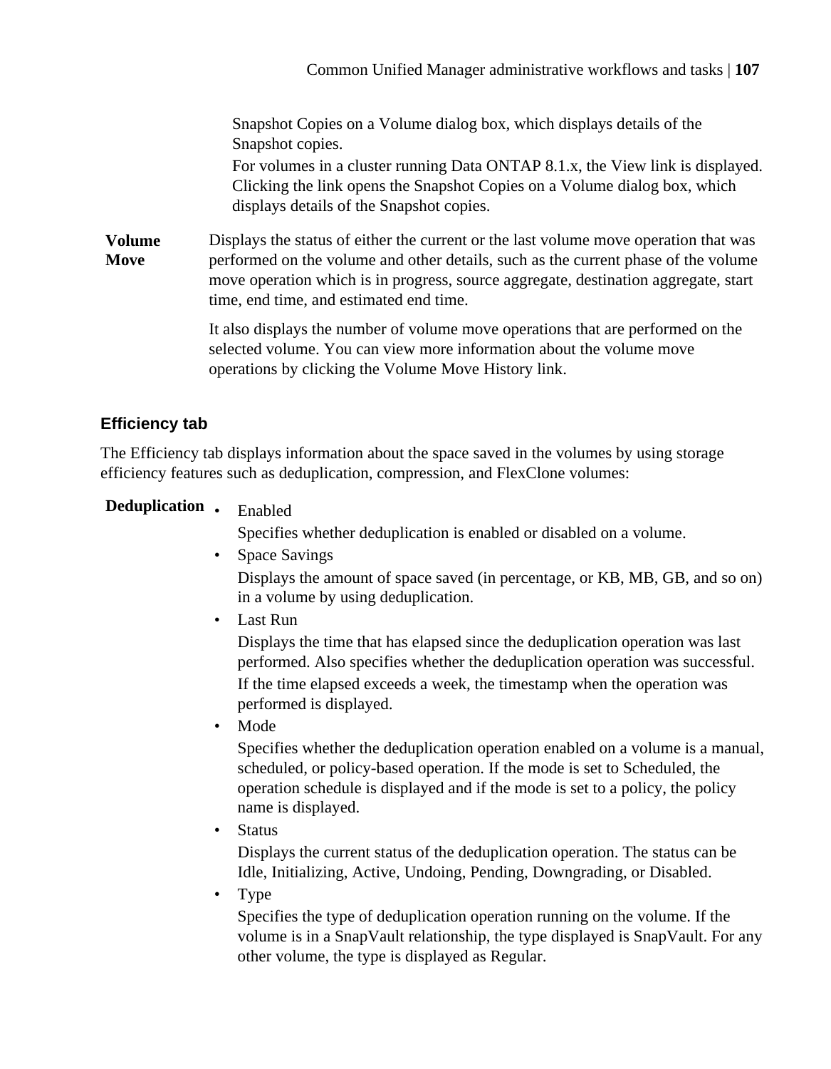Snapshot Copies on a Volume dialog box, which displays details of the Snapshot copies.

For volumes in a cluster running Data ONTAP 8.1.x, the View link is displayed. Clicking the link opens the Snapshot Copies on a Volume dialog box, which displays details of the Snapshot copies.

**Volume Move**

Displays the status of either the current or the last volume move operation that was performed on the volume and other details, such as the current phase of the volume move operation which is in progress, source aggregate, destination aggregate, start time, end time, and estimated end time.

It also displays the number of volume move operations that are performed on the selected volume. You can view more information about the volume move operations by clicking the Volume Move History link.

### Efficiency tab

The Efficiency tab displays information about the space saved in the volumes by using storage efficiency features such as deduplication, compression, and FlexClone volumes:

**Deduplication**

- Enabled

  Specifies whether deduplication is enabled or disabled on a volume.
- Space Savings

  Displays the amount of space saved (in percentage, or KB, MB, GB, and so on) in a volume by using deduplication.
- Last Run

  Displays the time that has elapsed since the deduplication operation was last performed. Also specifies whether the deduplication operation was successful.

  If the time elapsed exceeds a week, the timestamp when the operation was performed is displayed.
- Mode

  Specifies whether the deduplication operation enabled on a volume is a manual, scheduled, or policy-based operation. If the mode is set to Scheduled, the operation schedule is displayed and if the mode is set to a policy, the policy name is displayed.
- Status

  Displays the current status of the deduplication operation. The status can be Idle, Initializing, Active, Undoing, Pending, Downgrading, or Disabled.
- Type

  Specifies the type of deduplication operation running on the volume. If the volume is in a SnapVault relationship, the type displayed is SnapVault. For any other volume, the type is displayed as Regular.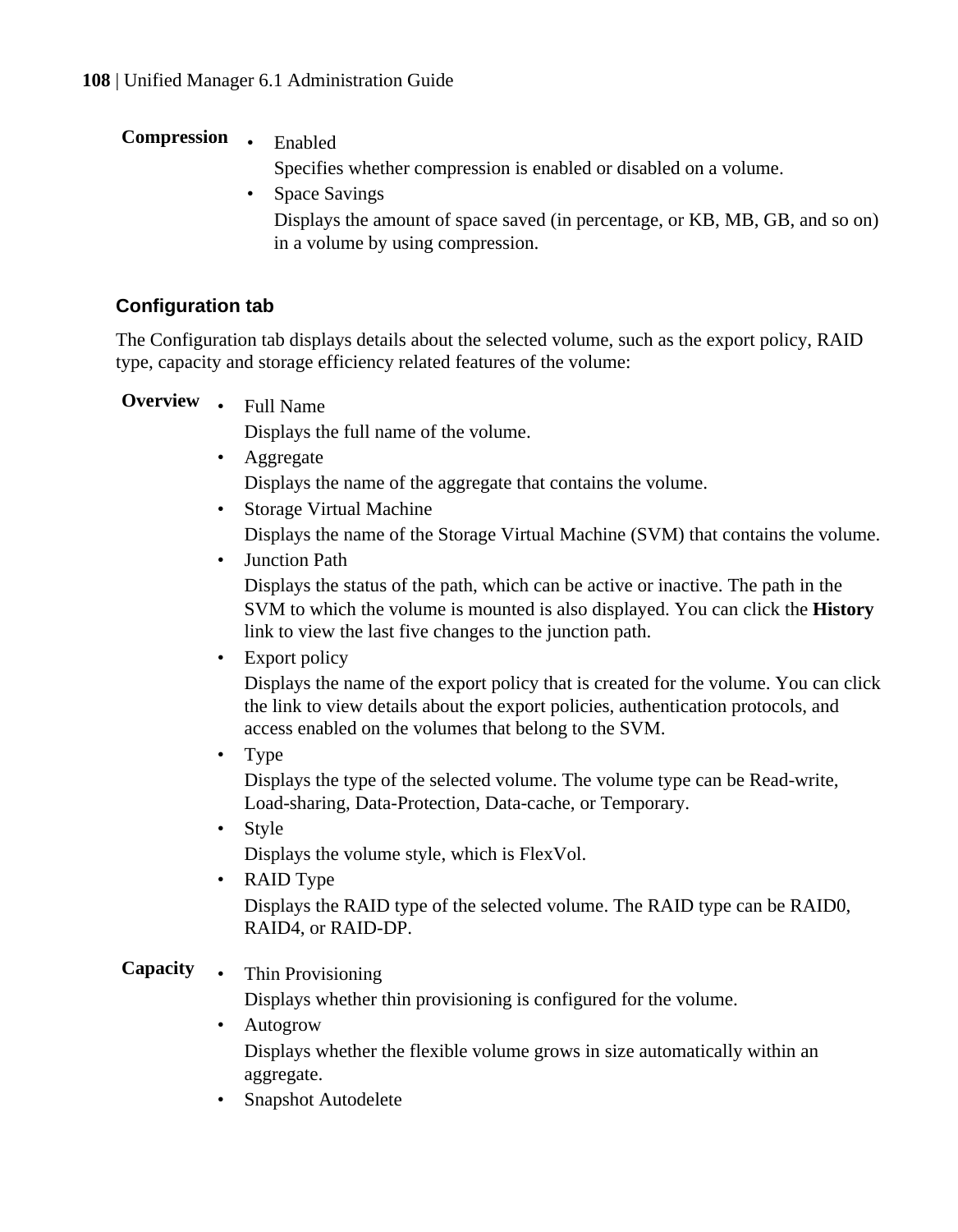**Compression**

- Enabled

  Specifies whether compression is enabled or disabled on a volume.
- Space Savings

  Displays the amount of space saved (in percentage, or KB, MB, GB, and so on) in a volume by using compression.

### Configuration tab

The Configuration tab displays details about the selected volume, such as the export policy, RAID type, capacity and storage efficiency related features of the volume:

**Overview**

- Full Name

  Displays the full name of the volume.
- Aggregate

  Displays the name of the aggregate that contains the volume.
- Storage Virtual Machine

  Displays the name of the Storage Virtual Machine (SVM) that contains the volume.
- Junction Path

  Displays the status of the path, which can be active or inactive. The path in the SVM to which the volume is mounted is also displayed. You can click the **History** link to view the last five changes to the junction path.
- Export policy

  Displays the name of the export policy that is created for the volume. You can click the link to view details about the export policies, authentication protocols, and access enabled on the volumes that belong to the SVM.
- Type

  Displays the type of the selected volume. The volume type can be Read-write, Load-sharing, Data-Protection, Data-cache, or Temporary.
- Style

  Displays the volume style, which is FlexVol.
- RAID Type

  Displays the RAID type of the selected volume. The RAID type can be RAID0, RAID4, or RAID-DP.

**Capacity**

- Thin Provisioning

  Displays whether thin provisioning is configured for the volume.
- Autogrow

  Displays whether the flexible volume grows in size automatically within an aggregate.
- Snapshot Autodelete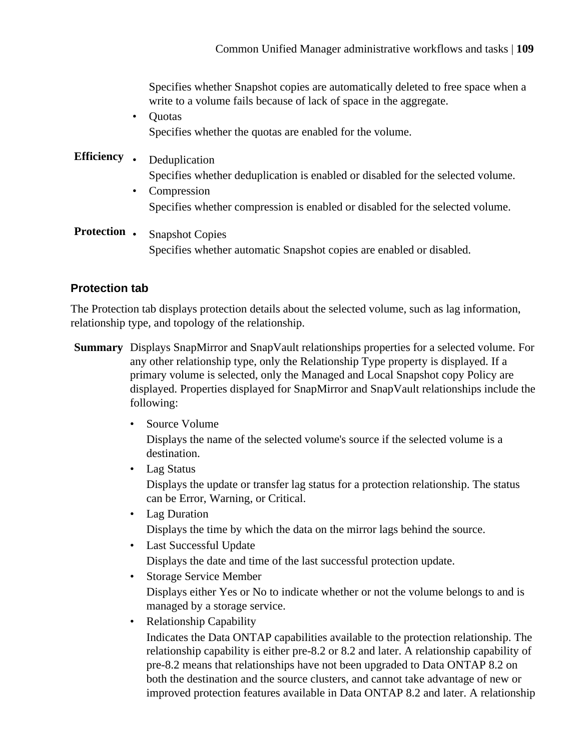Specifies whether Snapshot copies are automatically deleted to free space when a write to a volume fails because of lack of space in the aggregate.

- Quotas
  Specifies whether the quotas are enabled for the volume.

**Efficiency**

- Deduplication
  Specifies whether deduplication is enabled or disabled for the selected volume.
- Compression
  Specifies whether compression is enabled or disabled for the selected volume.

**Protection**

- Snapshot Copies
  Specifies whether automatic Snapshot copies are enabled or disabled.

### Protection tab

The Protection tab displays protection details about the selected volume, such as lag information, relationship type, and topology of the relationship.

**Summary**

Displays SnapMirror and SnapVault relationships properties for a selected volume. For any other relationship type, only the Relationship Type property is displayed. If a primary volume is selected, only the Managed and Local Snapshot copy Policy are displayed. Properties displayed for SnapMirror and SnapVault relationships include the following:

- Source Volume
  Displays the name of the selected volume's source if the selected volume is a destination.
- Lag Status
  Displays the update or transfer lag status for a protection relationship. The status can be Error, Warning, or Critical.
- Lag Duration
  Displays the time by which the data on the mirror lags behind the source.
- Last Successful Update
  Displays the date and time of the last successful protection update.
- Storage Service Member
  Displays either Yes or No to indicate whether or not the volume belongs to and is managed by a storage service.
- Relationship Capability
  Indicates the Data ONTAP capabilities available to the protection relationship. The relationship capability is either pre-8.2 or 8.2 and later. A relationship capability of pre-8.2 means that relationships have not been upgraded to Data ONTAP 8.2 on both the destination and the source clusters, and cannot take advantage of new or improved protection features available in Data ONTAP 8.2 and later. A relationship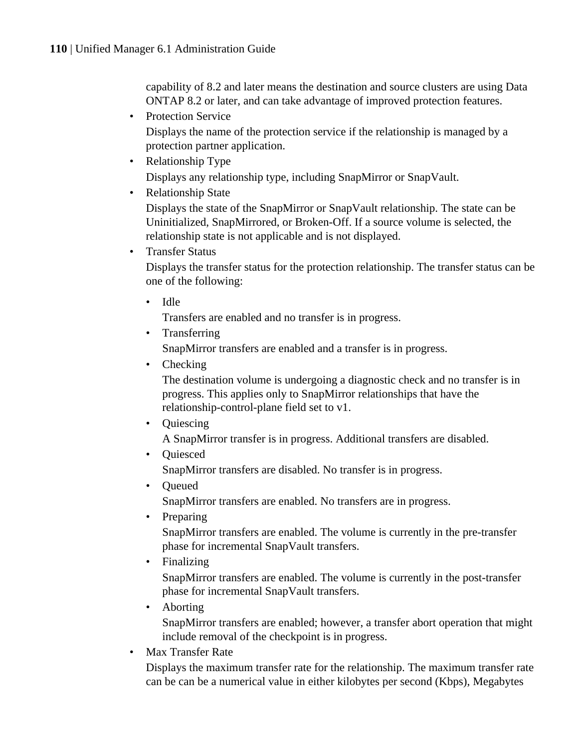capability of 8.2 and later means the destination and source clusters are using Data ONTAP 8.2 or later, and can take advantage of improved protection features.

- Protection Service

  Displays the name of the protection service if the relationship is managed by a protection partner application.

- Relationship Type

  Displays any relationship type, including SnapMirror or SnapVault.

- Relationship State

  Displays the state of the SnapMirror or SnapVault relationship. The state can be Uninitialized, SnapMirrored, or Broken-Off. If a source volume is selected, the relationship state is not applicable and is not displayed.

- Transfer Status

  Displays the transfer status for the protection relationship. The transfer status can be one of the following:

  - Idle

    Transfers are enabled and no transfer is in progress.

  - Transferring

    SnapMirror transfers are enabled and a transfer is in progress.

  - Checking

    The destination volume is undergoing a diagnostic check and no transfer is in progress. This applies only to SnapMirror relationships that have the relationship-control-plane field set to v1.

  - Quiescing

    A SnapMirror transfer is in progress. Additional transfers are disabled.

  - Quiesced

    SnapMirror transfers are disabled. No transfer is in progress.

  - Queued

    SnapMirror transfers are enabled. No transfers are in progress.

  - Preparing

    SnapMirror transfers are enabled. The volume is currently in the pre-transfer phase for incremental SnapVault transfers.

  - Finalizing

    SnapMirror transfers are enabled. The volume is currently in the post-transfer phase for incremental SnapVault transfers.

  - Aborting

    SnapMirror transfers are enabled; however, a transfer abort operation that might include removal of the checkpoint is in progress.

- Max Transfer Rate

  Displays the maximum transfer rate for the relationship. The maximum transfer rate can be can be a numerical value in either kilobytes per second (Kbps), Megabytes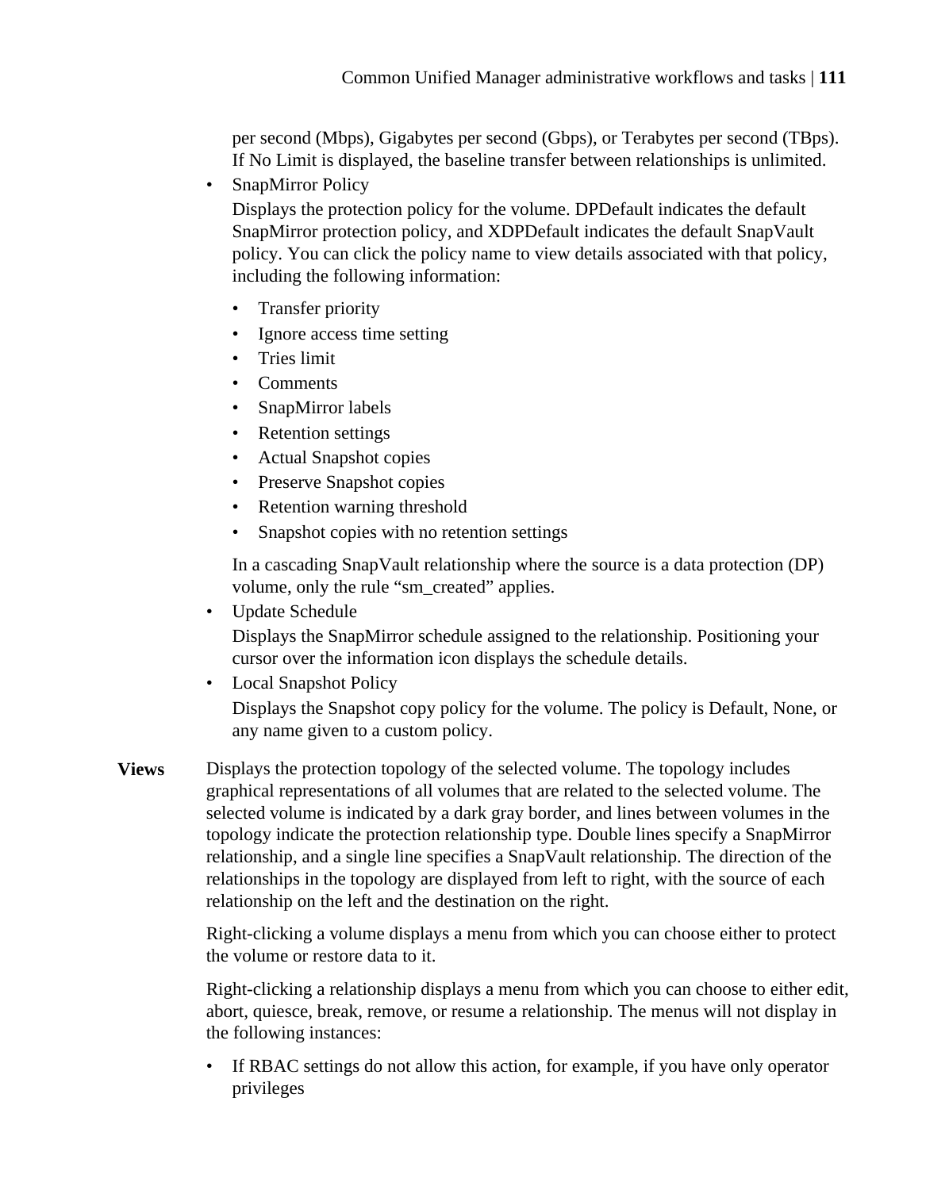per second (Mbps), Gigabytes per second (Gbps), or Terabytes per second (TBps). If No Limit is displayed, the baseline transfer between relationships is unlimited.

- SnapMirror Policy

  Displays the protection policy for the volume. DPDefault indicates the default SnapMirror protection policy, and XDPDefault indicates the default SnapVault policy. You can click the policy name to view details associated with that policy, including the following information:

  - Transfer priority
  - Ignore access time setting
  - Tries limit
  - Comments
  - SnapMirror labels
  - Retention settings
  - Actual Snapshot copies
  - Preserve Snapshot copies
  - Retention warning threshold
  - Snapshot copies with no retention settings

  In a cascading SnapVault relationship where the source is a data protection (DP) volume, only the rule “sm_created” applies.

- Update Schedule

  Displays the SnapMirror schedule assigned to the relationship. Positioning your cursor over the information icon displays the schedule details.

- Local Snapshot Policy

  Displays the Snapshot copy policy for the volume. The policy is Default, None, or any name given to a custom policy.

**Views**

Displays the protection topology of the selected volume. The topology includes graphical representations of all volumes that are related to the selected volume. The selected volume is indicated by a dark gray border, and lines between volumes in the topology indicate the protection relationship type. Double lines specify a SnapMirror relationship, and a single line specifies a SnapVault relationship. The direction of the relationships in the topology are displayed from left to right, with the source of each relationship on the left and the destination on the right.

Right-clicking a volume displays a menu from which you can choose either to protect the volume or restore data to it.

Right-clicking a relationship displays a menu from which you can choose to either edit, abort, quiesce, break, remove, or resume a relationship. The menus will not display in the following instances:

- If RBAC settings do not allow this action, for example, if you have only operator privileges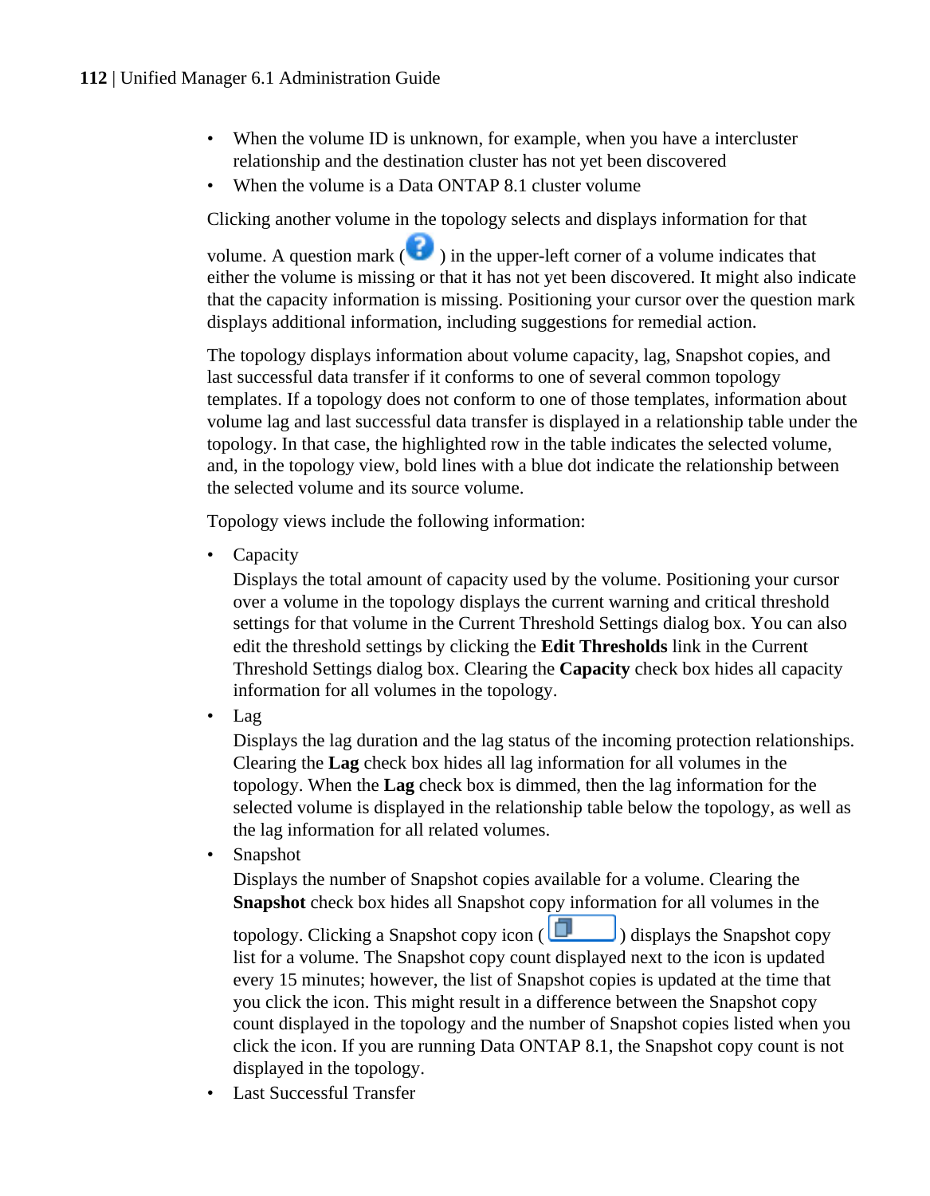- When the volume ID is unknown, for example, when you have a intercluster relationship and the destination cluster has not yet been discovered
- When the volume is a Data ONTAP 8.1 cluster volume

Clicking another volume in the topology selects and displays information for that volume. A question mark ( ) in the upper-left corner of a volume indicates that either the volume is missing or that it has not yet been discovered. It might also indicate that the capacity information is missing. Positioning your cursor over the question mark displays additional information, including suggestions for remedial action.

The topology displays information about volume capacity, lag, Snapshot copies, and last successful data transfer if it conforms to one of several common topology templates. If a topology does not conform to one of those templates, information about volume lag and last successful data transfer is displayed in a relationship table under the topology. In that case, the highlighted row in the table indicates the selected volume, and, in the topology view, bold lines with a blue dot indicate the relationship between the selected volume and its source volume.

Topology views include the following information:

- Capacity
  Displays the total amount of capacity used by the volume. Positioning your cursor over a volume in the topology displays the current warning and critical threshold settings for that volume in the Current Threshold Settings dialog box. You can also edit the threshold settings by clicking the **Edit Thresholds** link in the Current Threshold Settings dialog box. Clearing the **Capacity** check box hides all capacity information for all volumes in the topology.
- Lag
  Displays the lag duration and the lag status of the incoming protection relationships. Clearing the **Lag** check box hides all lag information for all volumes in the topology. When the **Lag** check box is dimmed, then the lag information for the selected volume is displayed in the relationship table below the topology, as well as the lag information for all related volumes.
- Snapshot
  Displays the number of Snapshot copies available for a volume. Clearing the **Snapshot** check box hides all Snapshot copy information for all volumes in the topology. Clicking a Snapshot copy icon ( ) displays the Snapshot copy list for a volume. The Snapshot copy count displayed next to the icon is updated every 15 minutes; however, the list of Snapshot copies is updated at the time that you click the icon. This might result in a difference between the Snapshot copy count displayed in the topology and the number of Snapshot copies listed when you click the icon. If you are running Data ONTAP 8.1, the Snapshot copy count is not displayed in the topology.
- Last Successful Transfer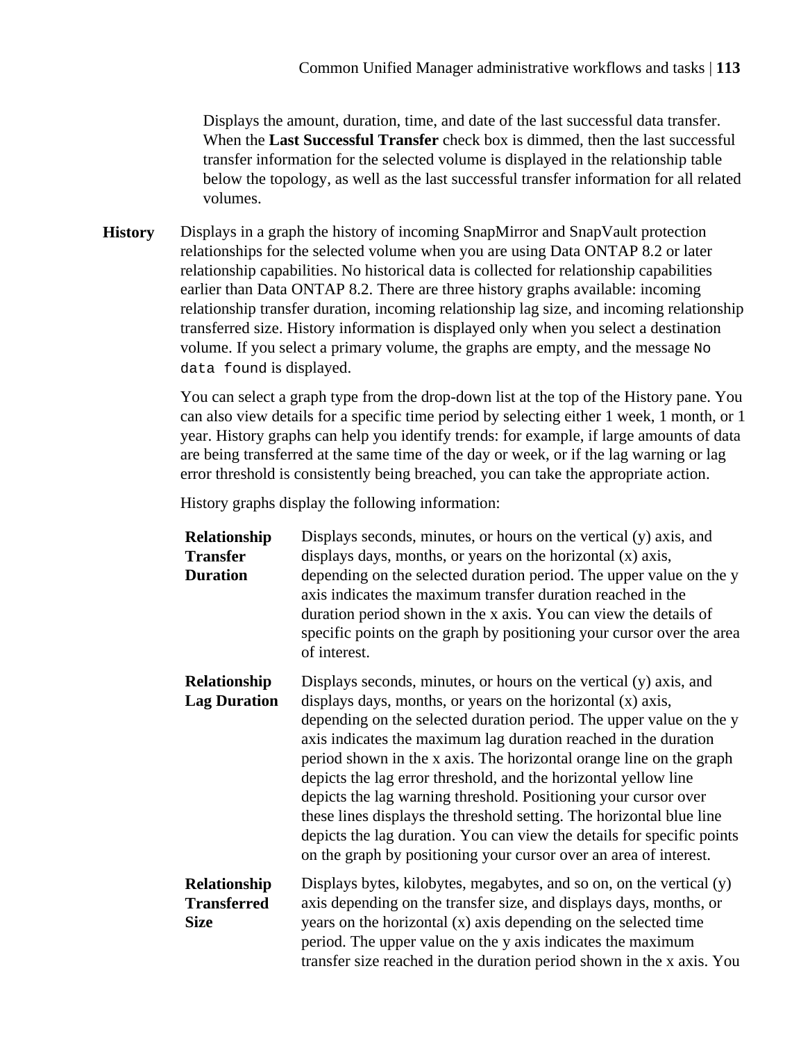Displays the amount, duration, time, and date of the last successful data transfer. When the **Last Successful Transfer** check box is dimmed, then the last successful transfer information for the selected volume is displayed in the relationship table below the topology, as well as the last successful transfer information for all related volumes.

**History**
Displays in a graph the history of incoming SnapMirror and SnapVault protection relationships for the selected volume when you are using Data ONTAP 8.2 or later relationship capabilities. No historical data is collected for relationship capabilities earlier than Data ONTAP 8.2. There are three history graphs available: incoming relationship transfer duration, incoming relationship lag size, and incoming relationship transferred size. History information is displayed only when you select a destination volume. If you select a primary volume, the graphs are empty, and the message `No data found` is displayed.

You can select a graph type from the drop-down list at the top of the History pane. You can also view details for a specific time period by selecting either 1 week, 1 month, or 1 year. History graphs can help you identify trends: for example, if large amounts of data are being transferred at the same time of the day or week, or if the lag warning or lag error threshold is consistently being breached, you can take the appropriate action.

History graphs display the following information:

**Relationship Transfer Duration**
Displays seconds, minutes, or hours on the vertical (y) axis, and displays days, months, or years on the horizontal (x) axis, depending on the selected duration period. The upper value on the y axis indicates the maximum transfer duration reached in the duration period shown in the x axis. You can view the details of specific points on the graph by positioning your cursor over the area of interest.

**Relationship Lag Duration**
Displays seconds, minutes, or hours on the vertical (y) axis, and displays days, months, or years on the horizontal (x) axis, depending on the selected duration period. The upper value on the y axis indicates the maximum lag duration reached in the duration period shown in the x axis. The horizontal orange line on the graph depicts the lag error threshold, and the horizontal yellow line depicts the lag warning threshold. Positioning your cursor over these lines displays the threshold setting. The horizontal blue line depicts the lag duration. You can view the details for specific points on the graph by positioning your cursor over an area of interest.

**Relationship Transferred Size**
Displays bytes, kilobytes, megabytes, and so on, on the vertical (y) axis depending on the transfer size, and displays days, months, or years on the horizontal (x) axis depending on the selected time period. The upper value on the y axis indicates the maximum transfer size reached in the duration period shown in the x axis. You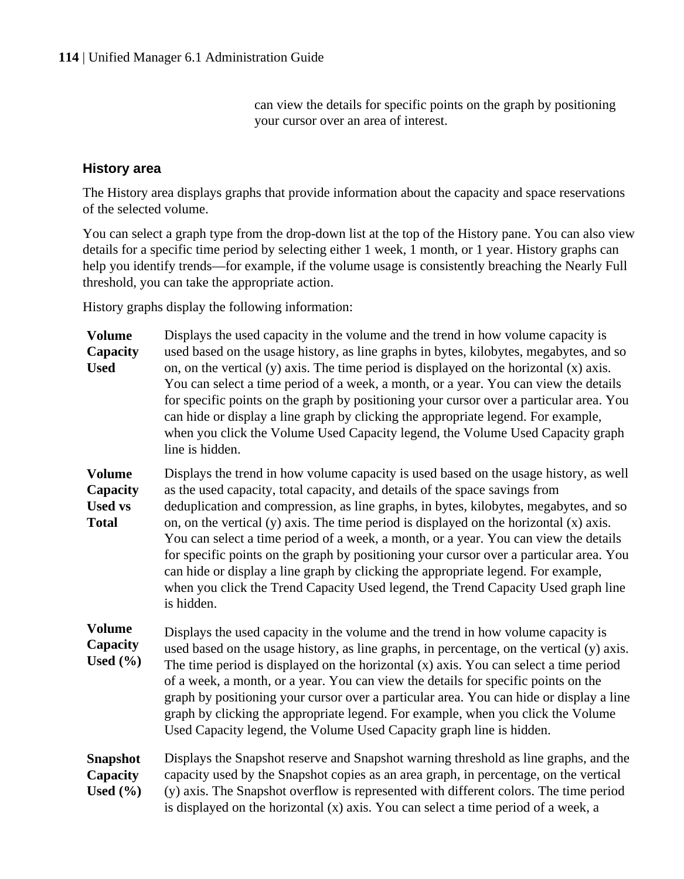can view the details for specific points on the graph by positioning your cursor over an area of interest.

### History area

The History area displays graphs that provide information about the capacity and space reservations of the selected volume.

You can select a graph type from the drop-down list at the top of the History pane. You can also view details for a specific time period by selecting either 1 week, 1 month, or 1 year. History graphs can help you identify trends—for example, if the volume usage is consistently breaching the Nearly Full threshold, you can take the appropriate action.

History graphs display the following information:

**Volume Capacity Used**
Displays the used capacity in the volume and the trend in how volume capacity is used based on the usage history, as line graphs in bytes, kilobytes, megabytes, and so on, on the vertical (y) axis. The time period is displayed on the horizontal (x) axis. You can select a time period of a week, a month, or a year. You can view the details for specific points on the graph by positioning your cursor over a particular area. You can hide or display a line graph by clicking the appropriate legend. For example, when you click the Volume Used Capacity legend, the Volume Used Capacity graph line is hidden.

**Volume Capacity Used vs Total**
Displays the trend in how volume capacity is used based on the usage history, as well as the used capacity, total capacity, and details of the space savings from deduplication and compression, as line graphs, in bytes, kilobytes, megabytes, and so on, on the vertical (y) axis. The time period is displayed on the horizontal (x) axis. You can select a time period of a week, a month, or a year. You can view the details for specific points on the graph by positioning your cursor over a particular area. You can hide or display a line graph by clicking the appropriate legend. For example, when you click the Trend Capacity Used legend, the Trend Capacity Used graph line is hidden.

**Volume Capacity Used (%)**
Displays the used capacity in the volume and the trend in how volume capacity is used based on the usage history, as line graphs, in percentage, on the vertical (y) axis. The time period is displayed on the horizontal (x) axis. You can select a time period of a week, a month, or a year. You can view the details for specific points on the graph by positioning your cursor over a particular area. You can hide or display a line graph by clicking the appropriate legend. For example, when you click the Volume Used Capacity legend, the Volume Used Capacity graph line is hidden.

**Snapshot Capacity Used (%)**
Displays the Snapshot reserve and Snapshot warning threshold as line graphs, and the capacity used by the Snapshot copies as an area graph, in percentage, on the vertical (y) axis. The Snapshot overflow is represented with different colors. The time period is displayed on the horizontal (x) axis. You can select a time period of a week, a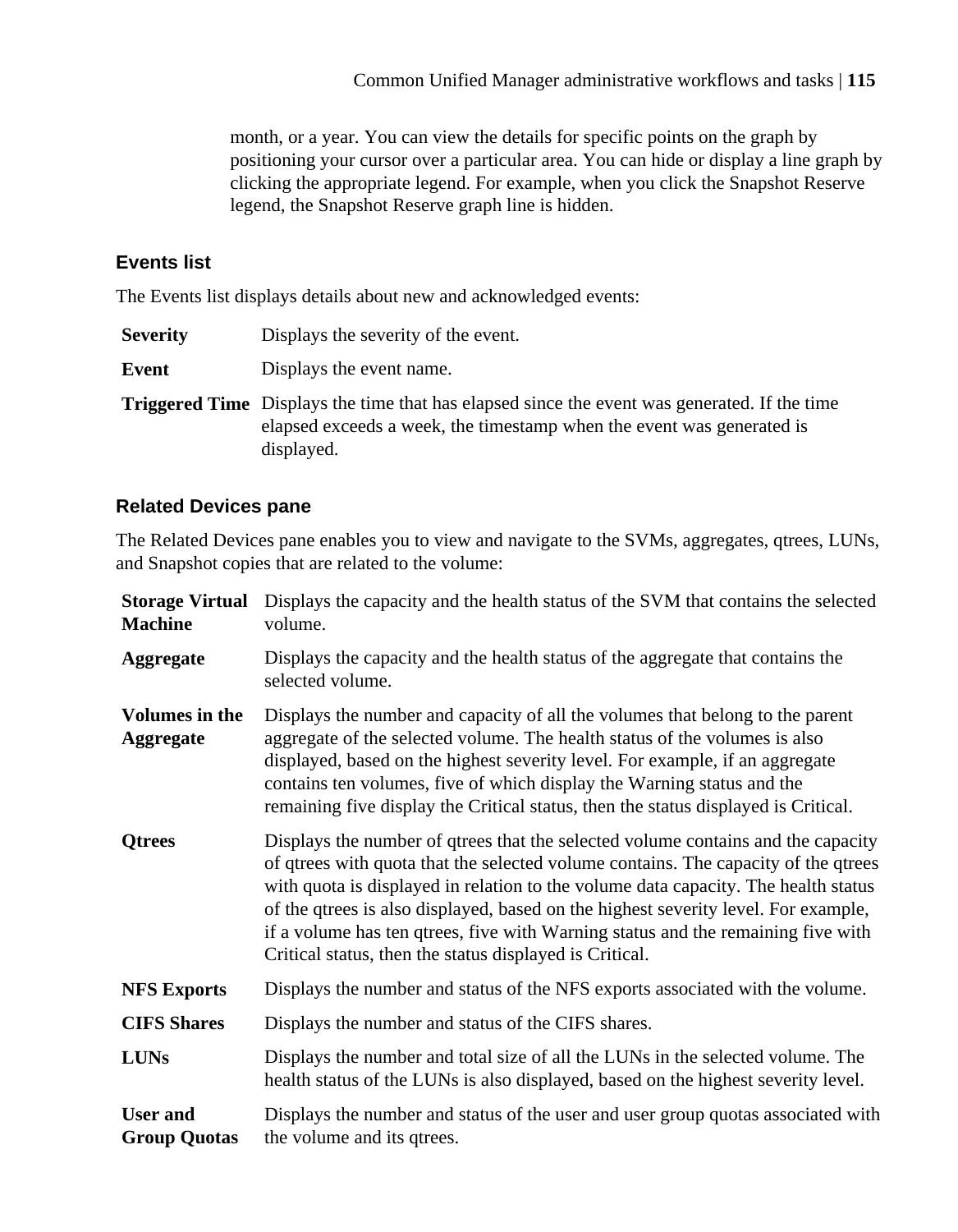month, or a year. You can view the details for specific points on the graph by positioning your cursor over a particular area. You can hide or display a line graph by clicking the appropriate legend. For example, when you click the Snapshot Reserve legend, the Snapshot Reserve graph line is hidden.

### Events list

The Events list displays details about new and acknowledged events:

**Severity**
Displays the severity of the event.

**Event**
Displays the event name.

**Triggered Time**
Displays the time that has elapsed since the event was generated. If the time elapsed exceeds a week, the timestamp when the event was generated is displayed.

### Related Devices pane

The Related Devices pane enables you to view and navigate to the SVMs, aggregates, qtrees, LUNs, and Snapshot copies that are related to the volume:

**Storage Virtual Machine**
Displays the capacity and the health status of the SVM that contains the selected volume.

**Aggregate**
Displays the capacity and the health status of the aggregate that contains the selected volume.

**Volumes in the Aggregate**
Displays the number and capacity of all the volumes that belong to the parent aggregate of the selected volume. The health status of the volumes is also displayed, based on the highest severity level. For example, if an aggregate contains ten volumes, five of which display the Warning status and the remaining five display the Critical status, then the status displayed is Critical.

**Qtrees**
Displays the number of qtrees that the selected volume contains and the capacity of qtrees with quota that the selected volume contains. The capacity of the qtrees with quota is displayed in relation to the volume data capacity. The health status of the qtrees is also displayed, based on the highest severity level. For example, if a volume has ten qtrees, five with Warning status and the remaining five with Critical status, then the status displayed is Critical.

**NFS Exports**
Displays the number and status of the NFS exports associated with the volume.

**CIFS Shares**
Displays the number and status of the CIFS shares.

**LUNs**
Displays the number and total size of all the LUNs in the selected volume. The health status of the LUNs is also displayed, based on the highest severity level.

**User and Group Quotas**
Displays the number and status of the user and user group quotas associated with the volume and its qtrees.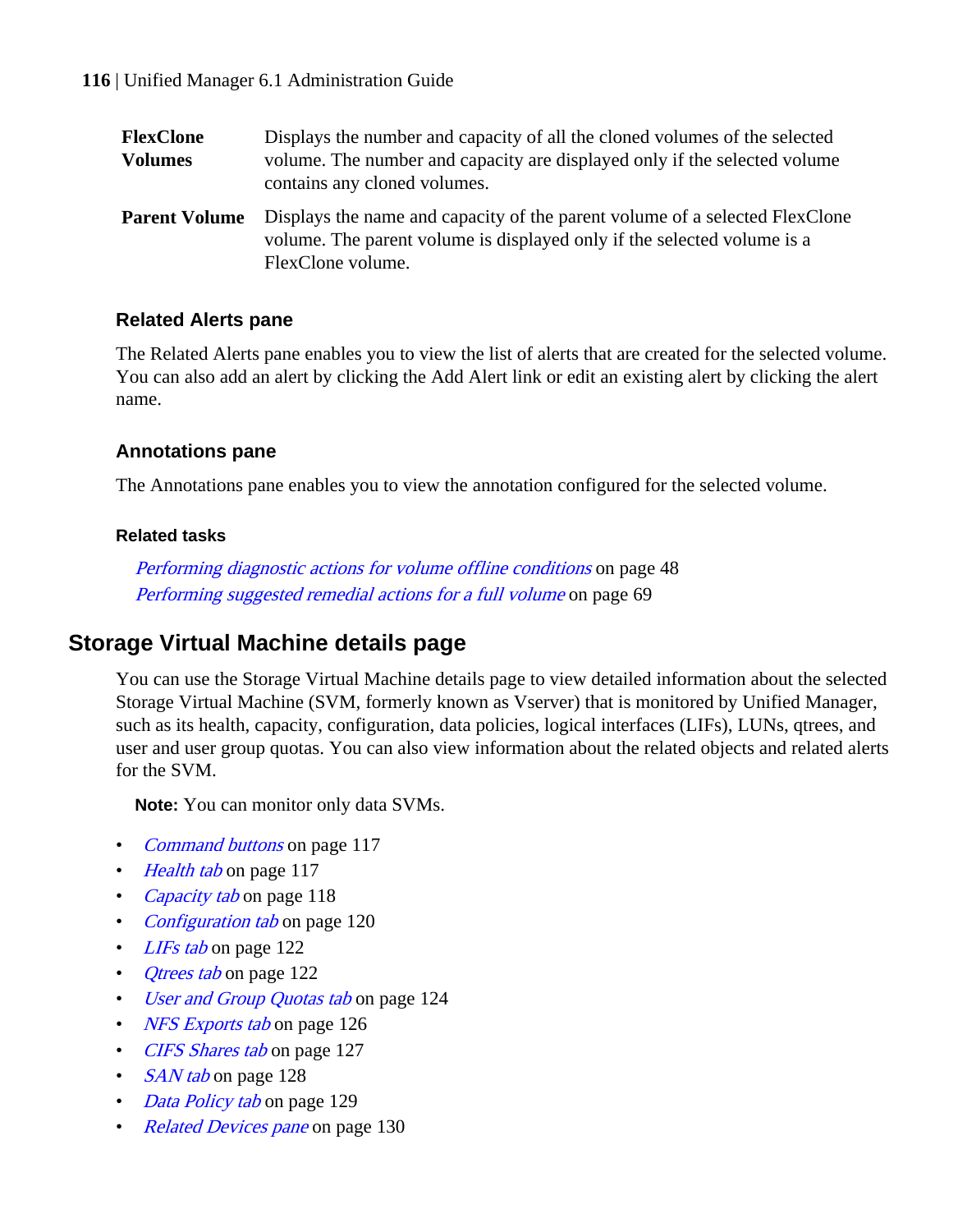**FlexClone Volumes** Displays the number and capacity of all the cloned volumes of the selected volume. The number and capacity are displayed only if the selected volume contains any cloned volumes.

**Parent Volume** Displays the name and capacity of the parent volume of a selected FlexClone volume. The parent volume is displayed only if the selected volume is a FlexClone volume.

### Related Alerts pane

The Related Alerts pane enables you to view the list of alerts that are created for the selected volume. You can also add an alert by clicking the Add Alert link or edit an existing alert by clicking the alert name.

### Annotations pane

The Annotations pane enables you to view the annotation configured for the selected volume.

#### Related tasks

*Performing diagnostic actions for volume offline conditions* on page 48
*Performing suggested remedial actions for a full volume* on page 69

## Storage Virtual Machine details page

You can use the Storage Virtual Machine details page to view detailed information about the selected Storage Virtual Machine (SVM, formerly known as Vserver) that is monitored by Unified Manager, such as its health, capacity, configuration, data policies, logical interfaces (LIFs), LUNs, qtrees, and user and user group quotas. You can also view information about the related objects and related alerts for the SVM.

**Note:** You can monitor only data SVMs.

- *Command buttons* on page 117
- *Health tab* on page 117
- *Capacity tab* on page 118
- *Configuration tab* on page 120
- *LIFs tab* on page 122
- *Qtrees tab* on page 122
- *User and Group Quotas tab* on page 124
- *NFS Exports tab* on page 126
- *CIFS Shares tab* on page 127
- *SAN tab* on page 128
- *Data Policy tab* on page 129
- *Related Devices pane* on page 130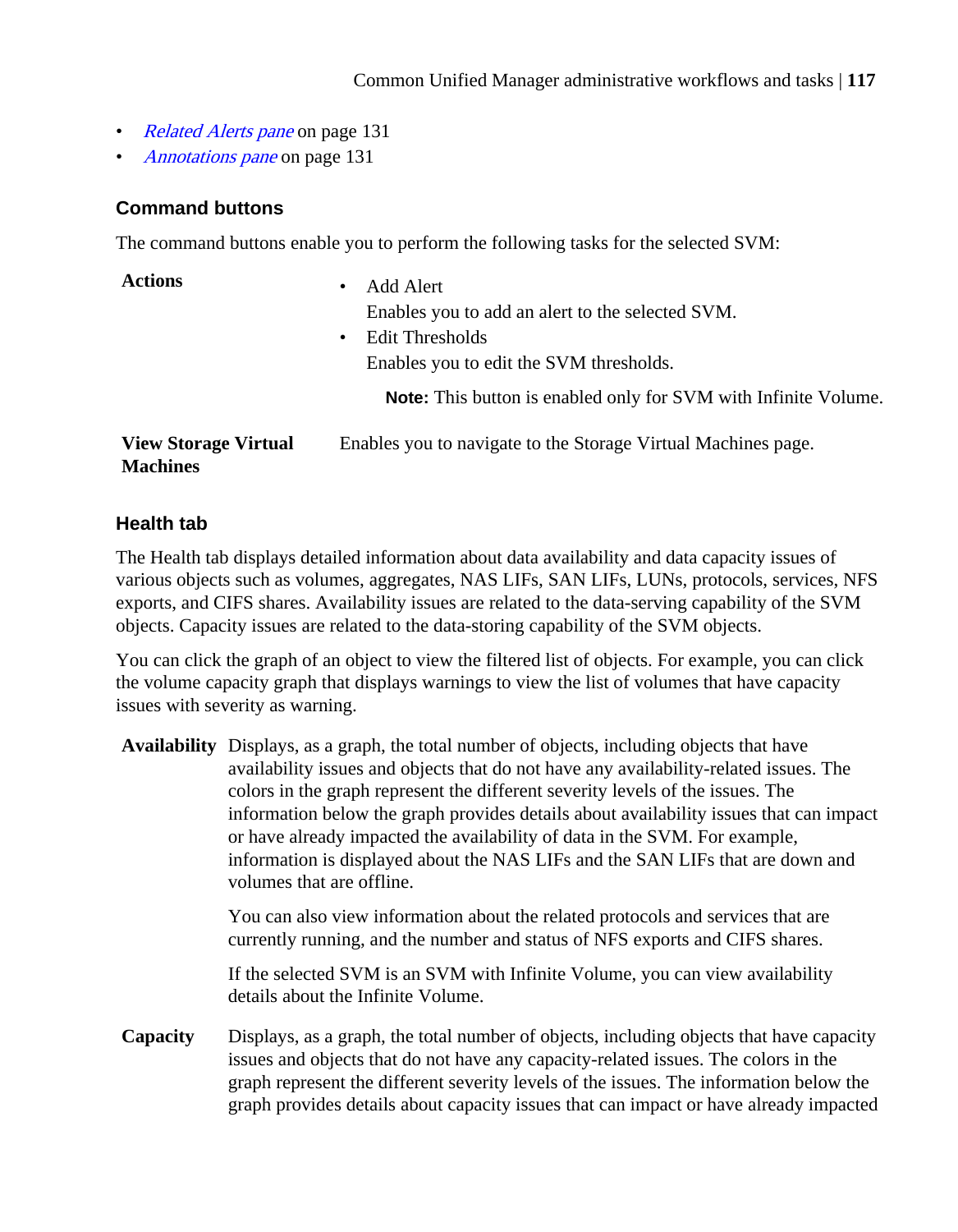- *Related Alerts pane* on page 131
- *Annotations pane* on page 131

### Command buttons

The command buttons enable you to perform the following tasks for the selected SVM:

**Actions**

- Add Alert
  Enables you to add an alert to the selected SVM.
- Edit Thresholds
  Enables you to edit the SVM thresholds.

  **Note:** This button is enabled only for SVM with Infinite Volume.

**View Storage Virtual Machines**

Enables you to navigate to the Storage Virtual Machines page.

### Health tab

The Health tab displays detailed information about data availability and data capacity issues of various objects such as volumes, aggregates, NAS LIFs, SAN LIFs, LUNs, protocols, services, NFS exports, and CIFS shares. Availability issues are related to the data-serving capability of the SVM objects. Capacity issues are related to the data-storing capability of the SVM objects.

You can click the graph of an object to view the filtered list of objects. For example, you can click the volume capacity graph that displays warnings to view the list of volumes that have capacity issues with severity as warning.

**Availability**

Displays, as a graph, the total number of objects, including objects that have availability issues and objects that do not have any availability-related issues. The colors in the graph represent the different severity levels of the issues. The information below the graph provides details about availability issues that can impact or have already impacted the availability of data in the SVM. For example, information is displayed about the NAS LIFs and the SAN LIFs that are down and volumes that are offline.

You can also view information about the related protocols and services that are currently running, and the number and status of NFS exports and CIFS shares.

If the selected SVM is an SVM with Infinite Volume, you can view availability details about the Infinite Volume.

**Capacity**

Displays, as a graph, the total number of objects, including objects that have capacity issues and objects that do not have any capacity-related issues. The colors in the graph represent the different severity levels of the issues. The information below the graph provides details about capacity issues that can impact or have already impacted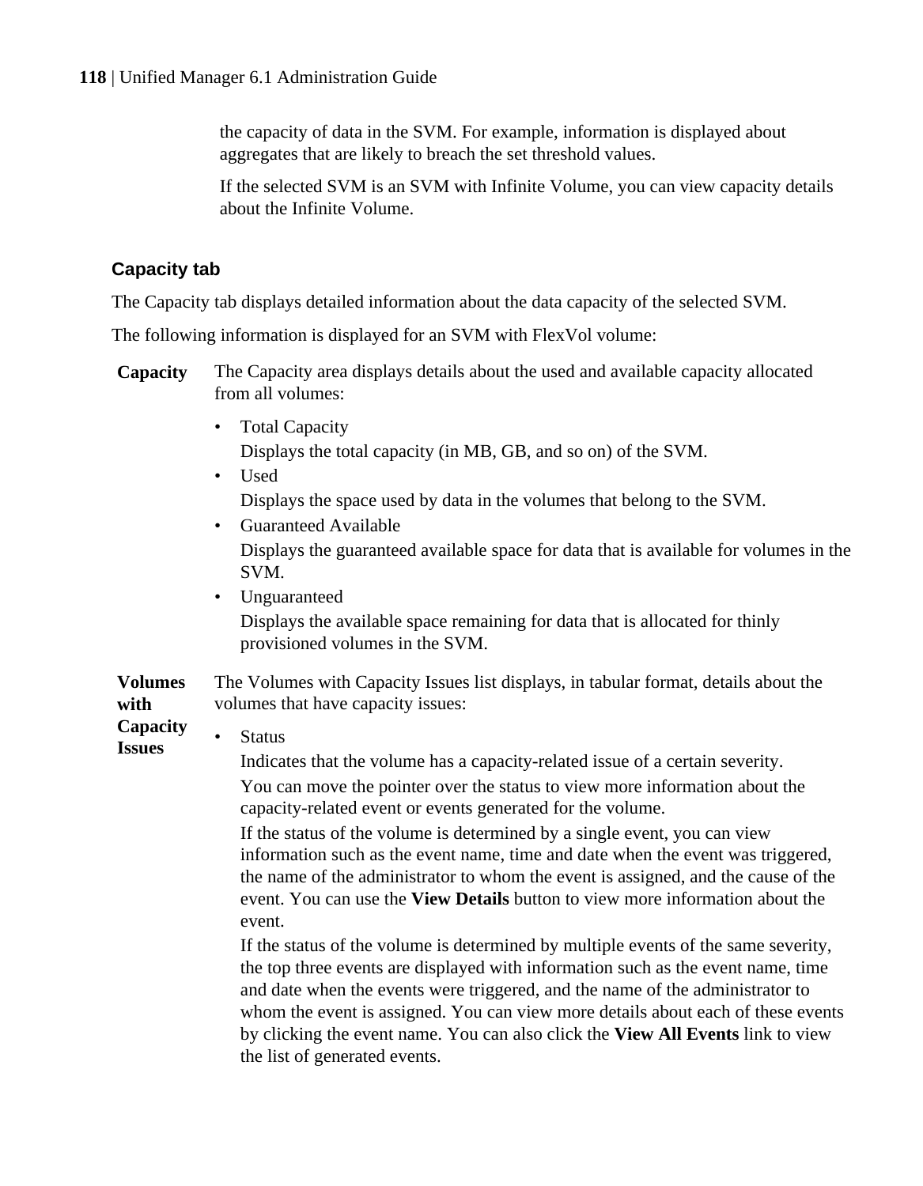the capacity of data in the SVM. For example, information is displayed about aggregates that are likely to breach the set threshold values.

If the selected SVM is an SVM with Infinite Volume, you can view capacity details about the Infinite Volume.

### Capacity tab

The Capacity tab displays detailed information about the data capacity of the selected SVM.

The following information is displayed for an SVM with FlexVol volume:

**Capacity**

The Capacity area displays details about the used and available capacity allocated from all volumes:

- Total Capacity
  Displays the total capacity (in MB, GB, and so on) of the SVM.
- Used
  Displays the space used by data in the volumes that belong to the SVM.
- Guaranteed Available
  Displays the guaranteed available space for data that is available for volumes in the SVM.
- Unguaranteed
  Displays the available space remaining for data that is allocated for thinly provisioned volumes in the SVM.

**Volumes with Capacity Issues**

The Volumes with Capacity Issues list displays, in tabular format, details about the volumes that have capacity issues:

- Status
  Indicates that the volume has a capacity-related issue of a certain severity.
  You can move the pointer over the status to view more information about the capacity-related event or events generated for the volume.
  If the status of the volume is determined by a single event, you can view information such as the event name, time and date when the event was triggered, the name of the administrator to whom the event is assigned, and the cause of the event. You can use the **View Details** button to view more information about the event.
  If the status of the volume is determined by multiple events of the same severity, the top three events are displayed with information such as the event name, time and date when the events were triggered, and the name of the administrator to whom the event is assigned. You can view more details about each of these events by clicking the event name. You can also click the **View All Events** link to view the list of generated events.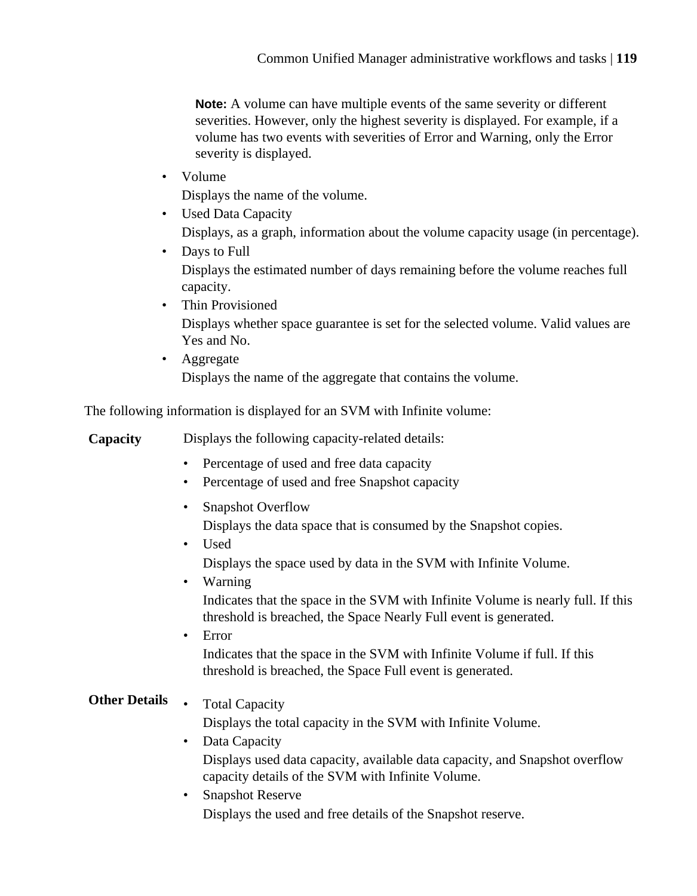**Note:** A volume can have multiple events of the same severity or different severities. However, only the highest severity is displayed. For example, if a volume has two events with severities of Error and Warning, only the Error severity is displayed.

- Volume
  Displays the name of the volume.
- Used Data Capacity
  Displays, as a graph, information about the volume capacity usage (in percentage).
- Days to Full
  Displays the estimated number of days remaining before the volume reaches full capacity.
- Thin Provisioned
  Displays whether space guarantee is set for the selected volume. Valid values are Yes and No.
- Aggregate
  Displays the name of the aggregate that contains the volume.

The following information is displayed for an SVM with Infinite volume:

**Capacity**

Displays the following capacity-related details:

- Percentage of used and free data capacity
- Percentage of used and free Snapshot capacity

- Snapshot Overflow
  Displays the data space that is consumed by the Snapshot copies.
- Used
  Displays the space used by data in the SVM with Infinite Volume.
- Warning
  Indicates that the space in the SVM with Infinite Volume is nearly full. If this threshold is breached, the Space Nearly Full event is generated.
- Error
  Indicates that the space in the SVM with Infinite Volume if full. If this threshold is breached, the Space Full event is generated.

**Other Details**

- Total Capacity
  Displays the total capacity in the SVM with Infinite Volume.
- Data Capacity
  Displays used data capacity, available data capacity, and Snapshot overflow capacity details of the SVM with Infinite Volume.
- Snapshot Reserve
  Displays the used and free details of the Snapshot reserve.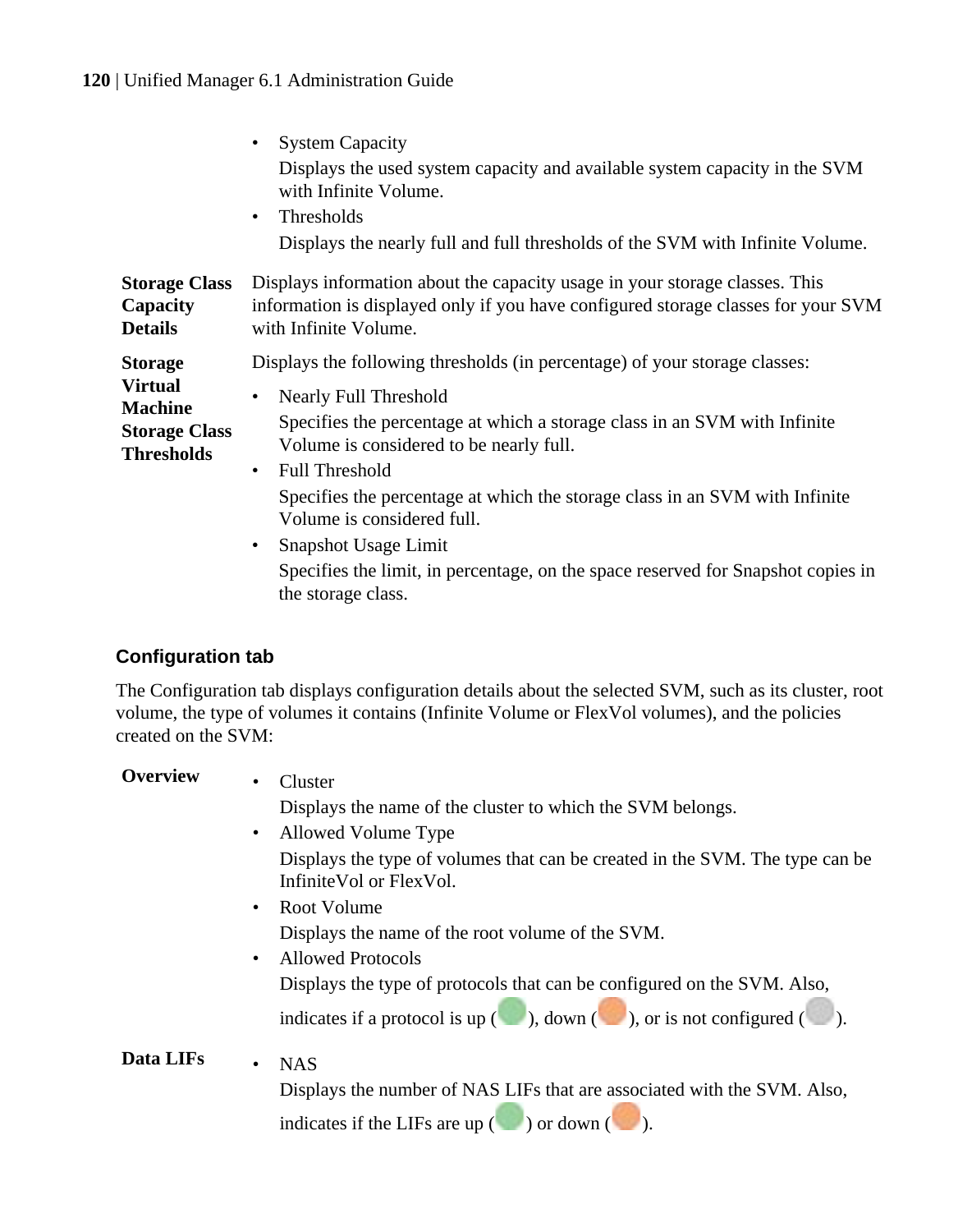- System Capacity

  Displays the used system capacity and available system capacity in the SVM with Infinite Volume.
- Thresholds

  Displays the nearly full and full thresholds of the SVM with Infinite Volume.

**Storage Class Capacity Details**
Displays information about the capacity usage in your storage classes. This information is displayed only if you have configured storage classes for your SVM with Infinite Volume.

**Storage Virtual Machine Storage Class Thresholds**
Displays the following thresholds (in percentage) of your storage classes:

- Nearly Full Threshold

  Specifies the percentage at which a storage class in an SVM with Infinite Volume is considered to be nearly full.
- Full Threshold

  Specifies the percentage at which the storage class in an SVM with Infinite Volume is considered full.
- Snapshot Usage Limit

  Specifies the limit, in percentage, on the space reserved for Snapshot copies in the storage class.

### Configuration tab

The Configuration tab displays configuration details about the selected SVM, such as its cluster, root volume, the type of volumes it contains (Infinite Volume or FlexVol volumes), and the policies created on the SVM:

**Overview**

- Cluster

  Displays the name of the cluster to which the SVM belongs.
- Allowed Volume Type

  Displays the type of volumes that can be created in the SVM. The type can be InfiniteVol or FlexVol.
- Root Volume

  Displays the name of the root volume of the SVM.
- Allowed Protocols

  Displays the type of protocols that can be configured on the SVM. Also, indicates if a protocol is up ( ), down ( ), or is not configured ( ).

**Data LIFs**

- NAS

  Displays the number of NAS LIFs that are associated with the SVM. Also, indicates if the LIFs are up ( ) or down ( ).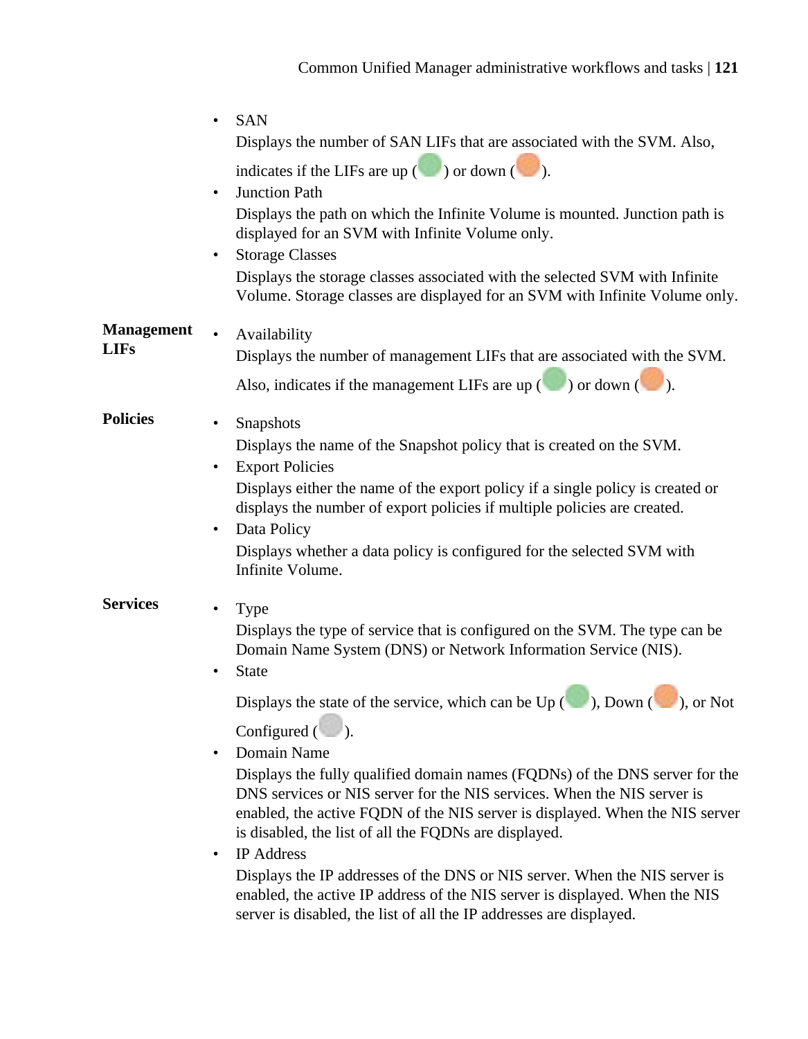- SAN

  Displays the number of SAN LIFs that are associated with the SVM. Also, indicates if the LIFs are up ( ) or down ( ).
- Junction Path

  Displays the path on which the Infinite Volume is mounted. Junction path is displayed for an SVM with Infinite Volume only.
- Storage Classes

  Displays the storage classes associated with the selected SVM with Infinite Volume. Storage classes are displayed for an SVM with Infinite Volume only.

**Management LIFs**

- Availability

  Displays the number of management LIFs that are associated with the SVM. Also, indicates if the management LIFs are up ( ) or down ( ).

**Policies**

- Snapshots

  Displays the name of the Snapshot policy that is created on the SVM.
- Export Policies

  Displays either the name of the export policy if a single policy is created or displays the number of export policies if multiple policies are created.
- Data Policy

  Displays whether a data policy is configured for the selected SVM with Infinite Volume.

**Services**

- Type

  Displays the type of service that is configured on the SVM. The type can be Domain Name System (DNS) or Network Information Service (NIS).
- State

  Displays the state of the service, which can be Up ( ), Down ( ), or Not Configured ( ).
- Domain Name

  Displays the fully qualified domain names (FQDNs) of the DNS server for the DNS services or NIS server for the NIS services. When the NIS server is enabled, the active FQDN of the NIS server is displayed. When the NIS server is disabled, the list of all the FQDNs are displayed.
- IP Address

  Displays the IP addresses of the DNS or NIS server. When the NIS server is enabled, the active IP address of the NIS server is displayed. When the NIS server is disabled, the list of all the IP addresses are displayed.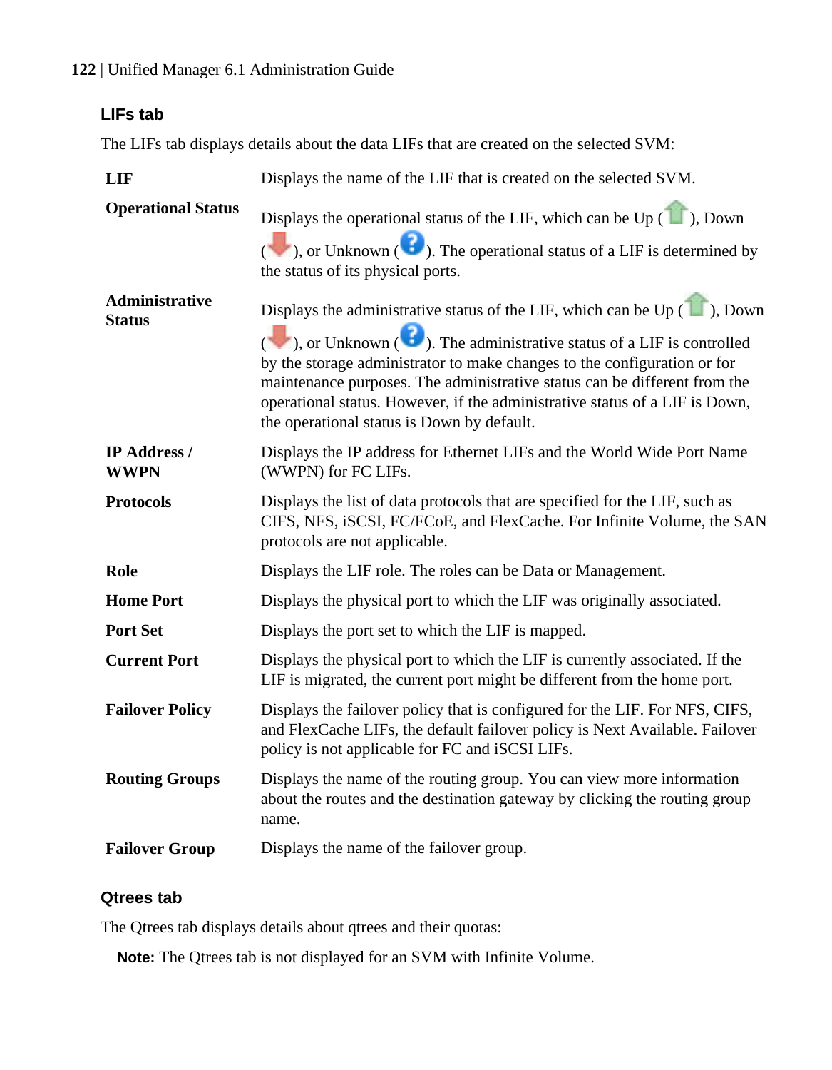### LIFs tab

The LIFs tab displays details about the data LIFs that are created on the selected SVM:

**LIF**
Displays the name of the LIF that is created on the selected SVM.

**Operational Status**
Displays the operational status of the LIF, which can be Up ( ), Down ( ), or Unknown ( ). The operational status of a LIF is determined by the status of its physical ports.

**Administrative Status**
Displays the administrative status of the LIF, which can be Up ( ), Down ( ), or Unknown ( ). The administrative status of a LIF is controlled by the storage administrator to make changes to the configuration or for maintenance purposes. The administrative status can be different from the operational status. However, if the administrative status of a LIF is Down, the operational status is Down by default.

**IP Address / WWPN**
Displays the IP address for Ethernet LIFs and the World Wide Port Name (WWPN) for FC LIFs.

**Protocols**
Displays the list of data protocols that are specified for the LIF, such as CIFS, NFS, iSCSI, FC/FCoE, and FlexCache. For Infinite Volume, the SAN protocols are not applicable.

**Role**
Displays the LIF role. The roles can be Data or Management.

**Home Port**
Displays the physical port to which the LIF was originally associated.

**Port Set**
Displays the port set to which the LIF is mapped.

**Current Port**
Displays the physical port to which the LIF is currently associated. If the LIF is migrated, the current port might be different from the home port.

**Failover Policy**
Displays the failover policy that is configured for the LIF. For NFS, CIFS, and FlexCache LIFs, the default failover policy is Next Available. Failover policy is not applicable for FC and iSCSI LIFs.

**Routing Groups**
Displays the name of the routing group. You can view more information about the routes and the destination gateway by clicking the routing group name.

**Failover Group**
Displays the name of the failover group.

### Qtrees tab

The Qtrees tab displays details about qtrees and their quotas:

**Note:** The Qtrees tab is not displayed for an SVM with Infinite Volume.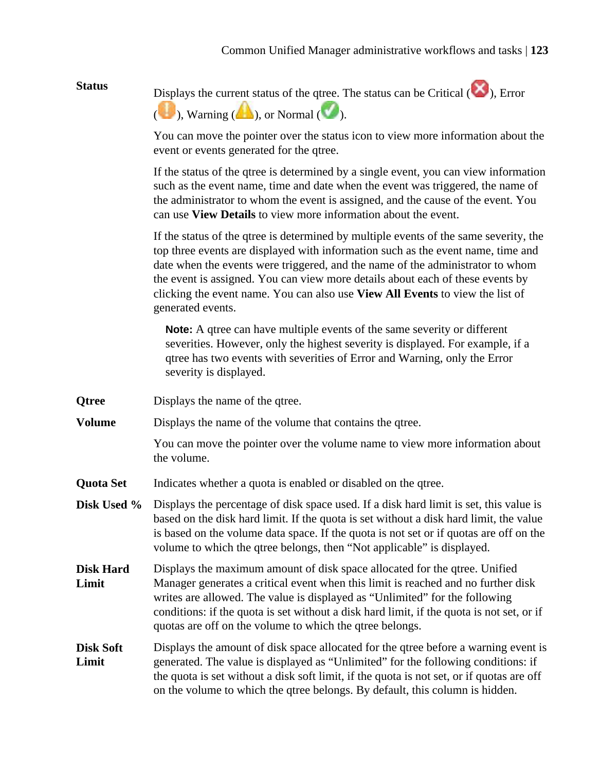**Status**

Displays the current status of the qtree. The status can be Critical ( ), Error ( ), Warning ( ), or Normal ( ).

You can move the pointer over the status icon to view more information about the event or events generated for the qtree.

If the status of the qtree is determined by a single event, you can view information such as the event name, time and date when the event was triggered, the name of the administrator to whom the event is assigned, and the cause of the event. You can use **View Details** to view more information about the event.

If the status of the qtree is determined by multiple events of the same severity, the top three events are displayed with information such as the event name, time and date when the events were triggered, and the name of the administrator to whom the event is assigned. You can view more details about each of these events by clicking the event name. You can also use **View All Events** to view the list of generated events.

> **Note:** A qtree can have multiple events of the same severity or different severities. However, only the highest severity is displayed. For example, if a qtree has two events with severities of Error and Warning, only the Error severity is displayed.

**Qtree**

Displays the name of the qtree.

**Volume**

Displays the name of the volume that contains the qtree.

You can move the pointer over the volume name to view more information about the volume.

**Quota Set**

Indicates whether a quota is enabled or disabled on the qtree.

**Disk Used %**

Displays the percentage of disk space used. If a disk hard limit is set, this value is based on the disk hard limit. If the quota is set without a disk hard limit, the value is based on the volume data space. If the quota is not set or if quotas are off on the volume to which the qtree belongs, then “Not applicable” is displayed.

**Disk Hard Limit**

Displays the maximum amount of disk space allocated for the qtree. Unified Manager generates a critical event when this limit is reached and no further disk writes are allowed. The value is displayed as “Unlimited” for the following conditions: if the quota is set without a disk hard limit, if the quota is not set, or if quotas are off on the volume to which the qtree belongs.

**Disk Soft Limit**

Displays the amount of disk space allocated for the qtree before a warning event is generated. The value is displayed as “Unlimited” for the following conditions: if the quota is set without a disk soft limit, if the quota is not set, or if quotas are off on the volume to which the qtree belongs. By default, this column is hidden.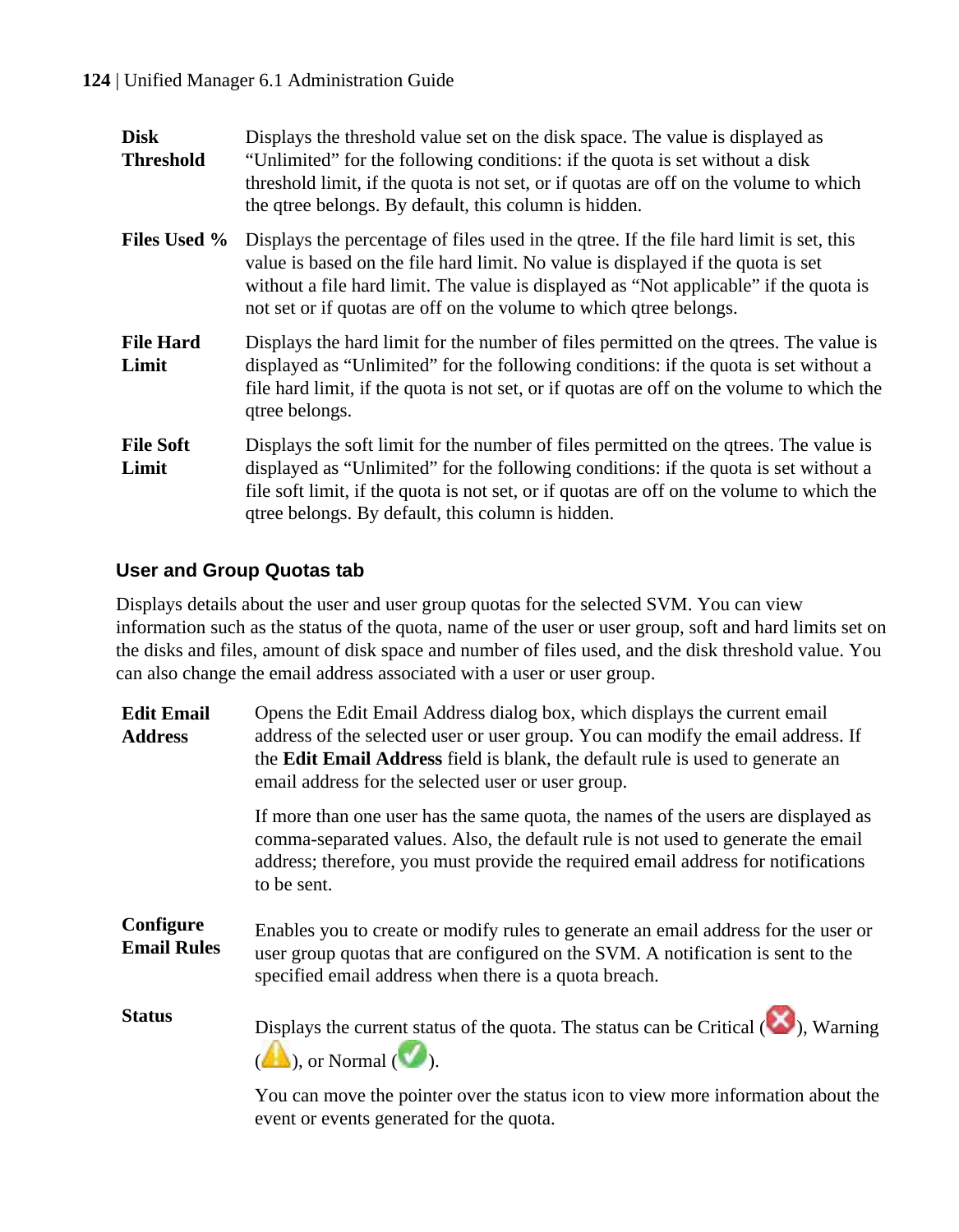**Disk Threshold**
Displays the threshold value set on the disk space. The value is displayed as "Unlimited" for the following conditions: if the quota is set without a disk threshold limit, if the quota is not set, or if quotas are off on the volume to which the qtree belongs. By default, this column is hidden.

**Files Used %**
Displays the percentage of files used in the qtree. If the file hard limit is set, this value is based on the file hard limit. No value is displayed if the quota is set without a file hard limit. The value is displayed as "Not applicable" if the quota is not set or if quotas are off on the volume to which qtree belongs.

**File Hard Limit**
Displays the hard limit for the number of files permitted on the qtrees. The value is displayed as "Unlimited" for the following conditions: if the quota is set without a file hard limit, if the quota is not set, or if quotas are off on the volume to which the qtree belongs.

**File Soft Limit**
Displays the soft limit for the number of files permitted on the qtrees. The value is displayed as "Unlimited" for the following conditions: if the quota is set without a file soft limit, if the quota is not set, or if quotas are off on the volume to which the qtree belongs. By default, this column is hidden.

### User and Group Quotas tab

Displays details about the user and user group quotas for the selected SVM. You can view information such as the status of the quota, name of the user or user group, soft and hard limits set on the disks and files, amount of disk space and number of files used, and the disk threshold value. You can also change the email address associated with a user or user group.

**Edit Email Address**
Opens the Edit Email Address dialog box, which displays the current email address of the selected user or user group. You can modify the email address. If the **Edit Email Address** field is blank, the default rule is used to generate an email address for the selected user or user group.

If more than one user has the same quota, the names of the users are displayed as comma-separated values. Also, the default rule is not used to generate the email address; therefore, you must provide the required email address for notifications to be sent.

**Configure Email Rules**
Enables you to create or modify rules to generate an email address for the user or user group quotas that are configured on the SVM. A notification is sent to the specified email address when there is a quota breach.

**Status**
Displays the current status of the quota. The status can be Critical ( ), Warning ( ), or Normal ( ).

You can move the pointer over the status icon to view more information about the event or events generated for the quota.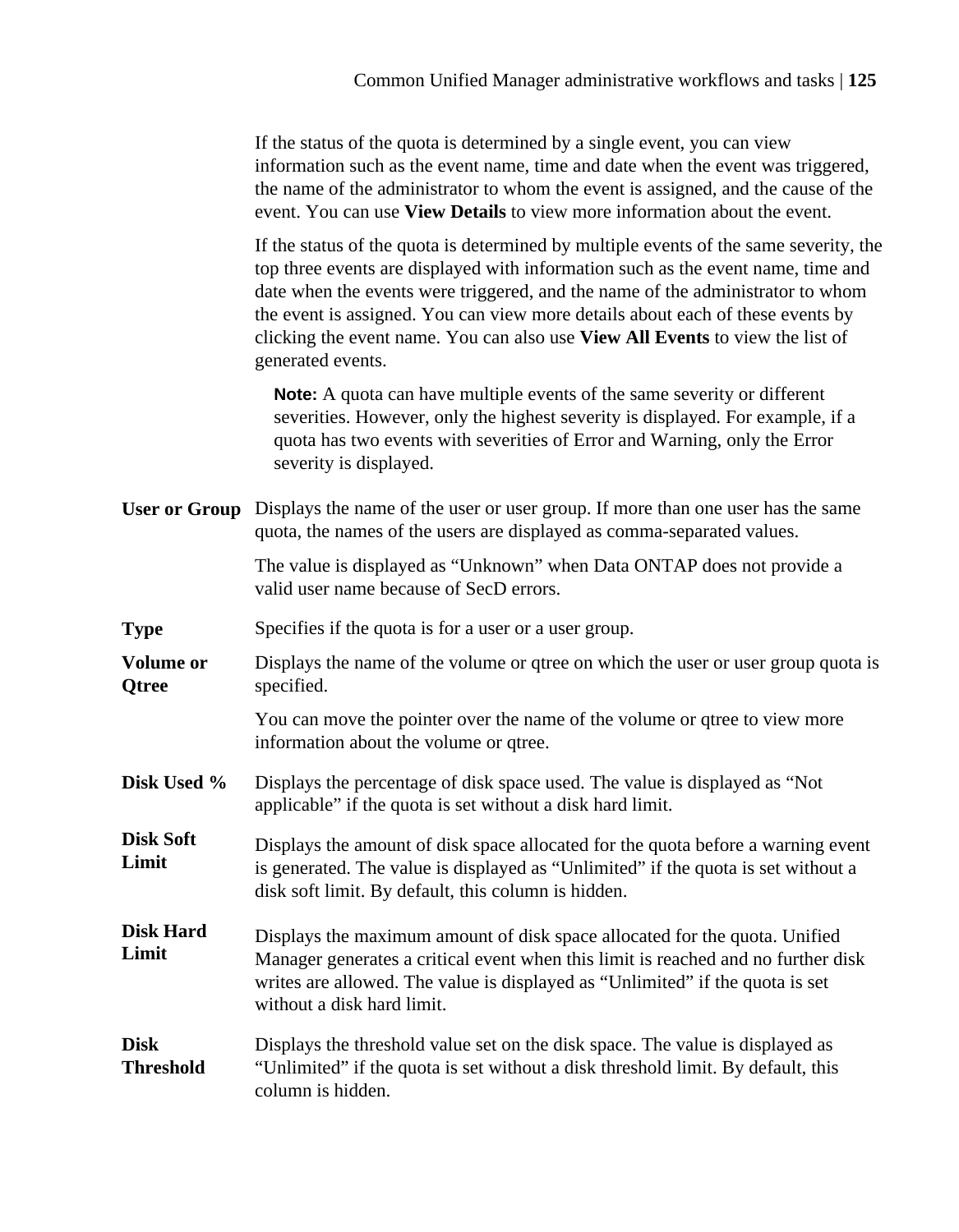If the status of the quota is determined by a single event, you can view information such as the event name, time and date when the event was triggered, the name of the administrator to whom the event is assigned, and the cause of the event. You can use **View Details** to view more information about the event.

If the status of the quota is determined by multiple events of the same severity, the top three events are displayed with information such as the event name, time and date when the events were triggered, and the name of the administrator to whom the event is assigned. You can view more details about each of these events by clicking the event name. You can also use **View All Events** to view the list of generated events.

> **Note:** A quota can have multiple events of the same severity or different severities. However, only the highest severity is displayed. For example, if a quota has two events with severities of Error and Warning, only the Error severity is displayed.

**User or Group**
Displays the name of the user or user group. If more than one user has the same quota, the names of the users are displayed as comma-separated values.

The value is displayed as "Unknown" when Data ONTAP does not provide a valid user name because of SecD errors.

**Type**
Specifies if the quota is for a user or a user group.

**Volume or Qtree**
Displays the name of the volume or qtree on which the user or user group quota is specified.

You can move the pointer over the name of the volume or qtree to view more information about the volume or qtree.

**Disk Used %**
Displays the percentage of disk space used. The value is displayed as "Not applicable" if the quota is set without a disk hard limit.

**Disk Soft Limit**
Displays the amount of disk space allocated for the quota before a warning event is generated. The value is displayed as "Unlimited" if the quota is set without a disk soft limit. By default, this column is hidden.

**Disk Hard Limit**
Displays the maximum amount of disk space allocated for the quota. Unified Manager generates a critical event when this limit is reached and no further disk writes are allowed. The value is displayed as "Unlimited" if the quota is set without a disk hard limit.

**Disk Threshold**
Displays the threshold value set on the disk space. The value is displayed as "Unlimited" if the quota is set without a disk threshold limit. By default, this column is hidden.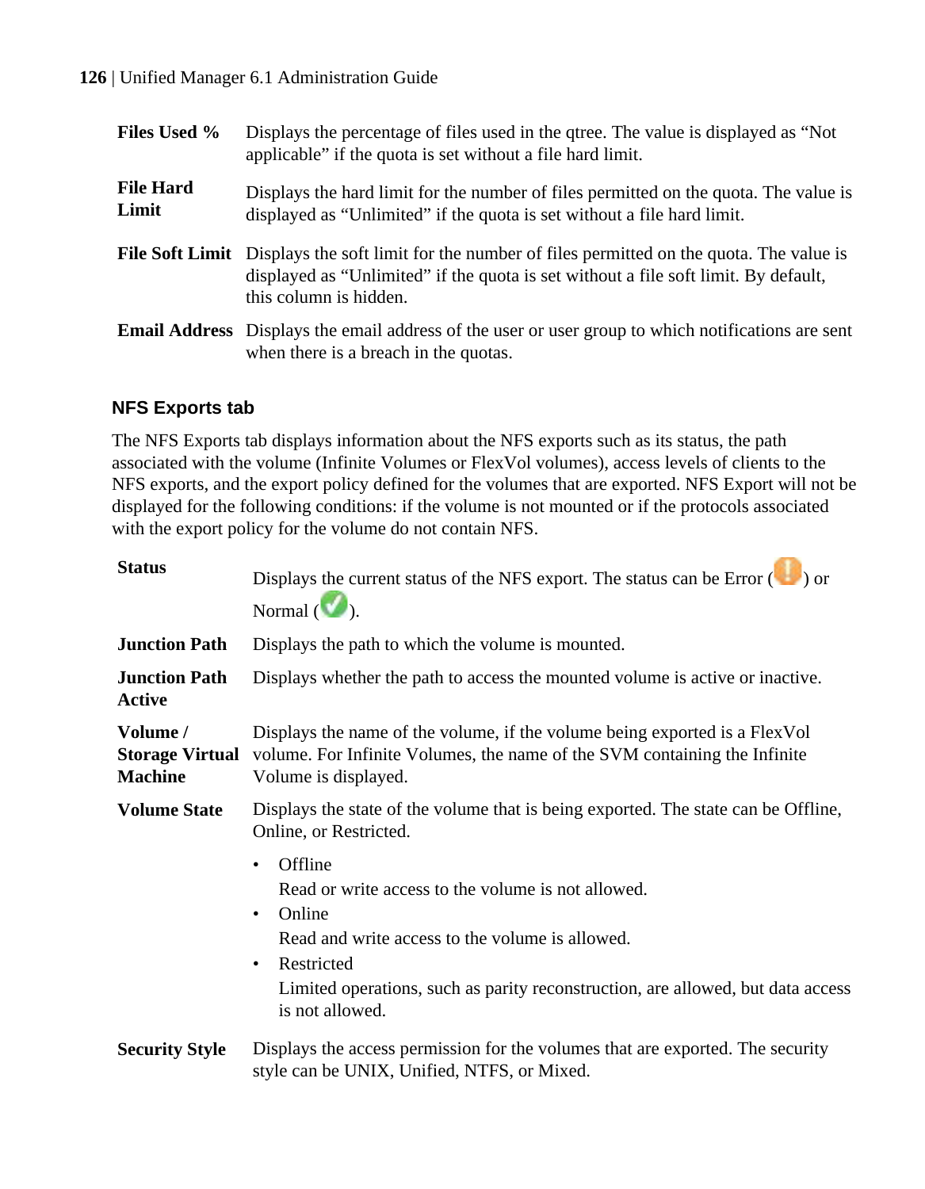**Files Used %** Displays the percentage of files used in the qtree. The value is displayed as "Not applicable" if the quota is set without a file hard limit.

**File Hard Limit** Displays the hard limit for the number of files permitted on the quota. The value is displayed as "Unlimited" if the quota is set without a file hard limit.

**File Soft Limit** Displays the soft limit for the number of files permitted on the quota. The value is displayed as "Unlimited" if the quota is set without a file soft limit. By default, this column is hidden.

**Email Address** Displays the email address of the user or user group to which notifications are sent when there is a breach in the quotas.

### NFS Exports tab

The NFS Exports tab displays information about the NFS exports such as its status, the path associated with the volume (Infinite Volumes or FlexVol volumes), access levels of clients to the NFS exports, and the export policy defined for the volumes that are exported. NFS Export will not be displayed for the following conditions: if the volume is not mounted or if the protocols associated with the export policy for the volume do not contain NFS.

**Status** Displays the current status of the NFS export. The status can be Error ( ) or Normal ( ).

**Junction Path** Displays the path to which the volume is mounted.

**Junction Path Active** Displays whether the path to access the mounted volume is active or inactive.

**Volume / Storage Virtual Machine** Displays the name of the volume, if the volume being exported is a FlexVol volume. For Infinite Volumes, the name of the SVM containing the Infinite Volume is displayed.

**Volume State** Displays the state of the volume that is being exported. The state can be Offline, Online, or Restricted.

- Offline
  Read or write access to the volume is not allowed.
- Online
  Read and write access to the volume is allowed.
- Restricted
  Limited operations, such as parity reconstruction, are allowed, but data access is not allowed.

**Security Style** Displays the access permission for the volumes that are exported. The security style can be UNIX, Unified, NTFS, or Mixed.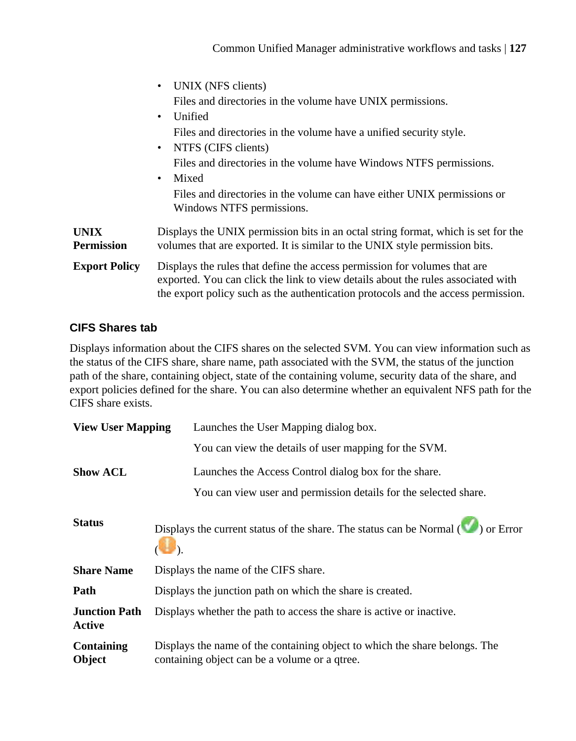- UNIX (NFS clients)
  Files and directories in the volume have UNIX permissions.
- Unified
  Files and directories in the volume have a unified security style.
- NTFS (CIFS clients)
  Files and directories in the volume have Windows NTFS permissions.
- Mixed
  Files and directories in the volume can have either UNIX permissions or Windows NTFS permissions.

**UNIX Permission**
Displays the UNIX permission bits in an octal string format, which is set for the volumes that are exported. It is similar to the UNIX style permission bits.

**Export Policy**
Displays the rules that define the access permission for volumes that are exported. You can click the link to view details about the rules associated with the export policy such as the authentication protocols and the access permission.

### CIFS Shares tab

Displays information about the CIFS shares on the selected SVM. You can view information such as the status of the CIFS share, share name, path associated with the SVM, the status of the junction path of the share, containing object, state of the containing volume, security data of the share, and export policies defined for the share. You can also determine whether an equivalent NFS path for the CIFS share exists.

**View User Mapping**
Launches the User Mapping dialog box.

You can view the details of user mapping for the SVM.

**Show ACL**
Launches the Access Control dialog box for the share.

You can view user and permission details for the selected share.

**Status**
Displays the current status of the share. The status can be Normal ( ) or Error ( ).

**Share Name**
Displays the name of the CIFS share.

**Path**
Displays the junction path on which the share is created.

**Junction Path Active**
Displays whether the path to access the share is active or inactive.

**Containing Object**
Displays the name of the containing object to which the share belongs. The containing object can be a volume or a qtree.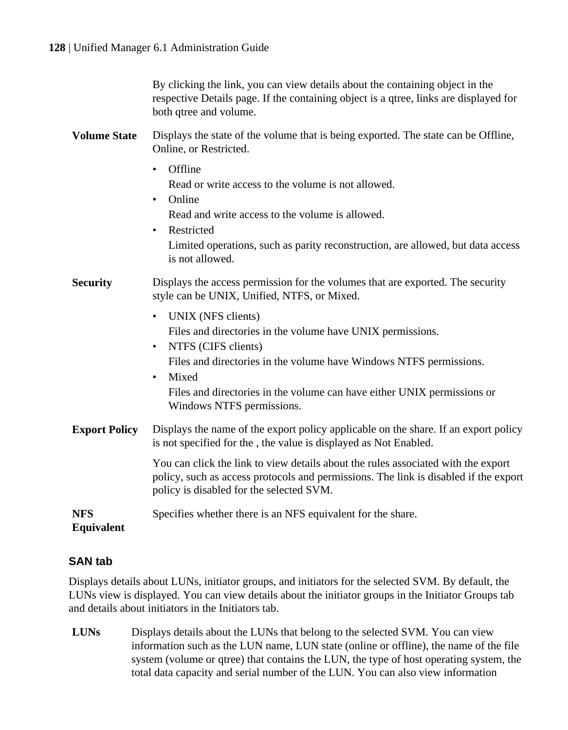By clicking the link, you can view details about the containing object in the respective Details page. If the containing object is a qtree, links are displayed for both qtree and volume.

**Volume State**
Displays the state of the volume that is being exported. The state can be Offline, Online, or Restricted.

- Offline
  Read or write access to the volume is not allowed.
- Online
  Read and write access to the volume is allowed.
- Restricted
  Limited operations, such as parity reconstruction, are allowed, but data access is not allowed.

**Security**
Displays the access permission for the volumes that are exported. The security style can be UNIX, Unified, NTFS, or Mixed.

- UNIX (NFS clients)
  Files and directories in the volume have UNIX permissions.
- NTFS (CIFS clients)
  Files and directories in the volume have Windows NTFS permissions.
- Mixed
  Files and directories in the volume can have either UNIX permissions or Windows NTFS permissions.

**Export Policy**
Displays the name of the export policy applicable on the share. If an export policy is not specified for the , the value is displayed as Not Enabled.

You can click the link to view details about the rules associated with the export policy, such as access protocols and permissions. The link is disabled if the export policy is disabled for the selected SVM.

**NFS Equivalent**
Specifies whether there is an NFS equivalent for the share.

### SAN tab

Displays details about LUNs, initiator groups, and initiators for the selected SVM. By default, the LUNs view is displayed. You can view details about the initiator groups in the Initiator Groups tab and details about initiators in the Initiators tab.

**LUNs**
Displays details about the LUNs that belong to the selected SVM. You can view information such as the LUN name, LUN state (online or offline), the name of the file system (volume or qtree) that contains the LUN, the type of host operating system, the total data capacity and serial number of the LUN. You can also view information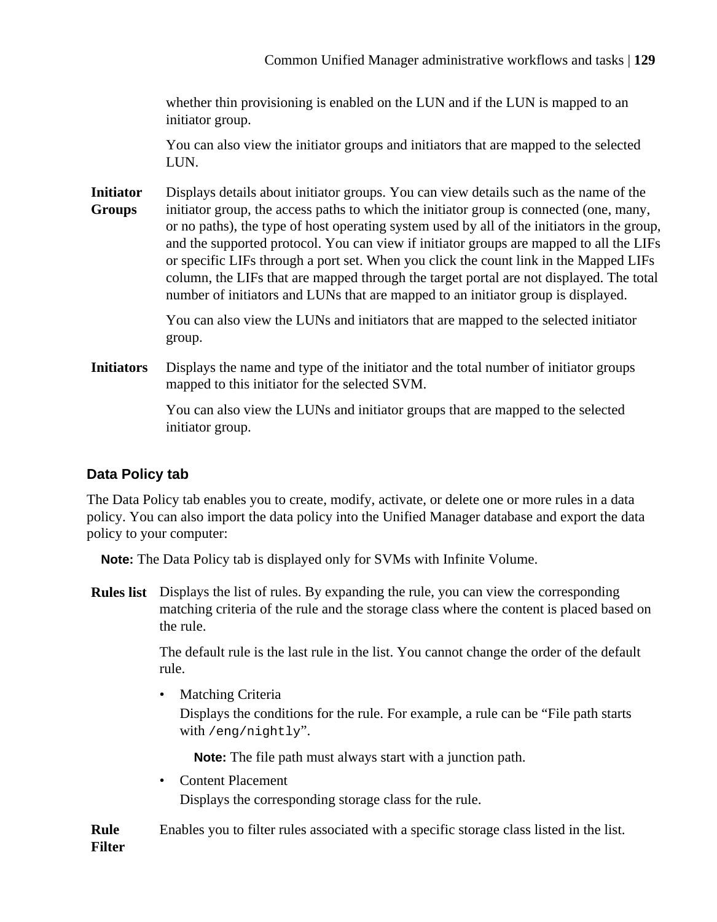whether thin provisioning is enabled on the LUN and if the LUN is mapped to an initiator group.

You can also view the initiator groups and initiators that are mapped to the selected LUN.

**Initiator Groups**
Displays details about initiator groups. You can view details such as the name of the initiator group, the access paths to which the initiator group is connected (one, many, or no paths), the type of host operating system used by all of the initiators in the group, and the supported protocol. You can view if initiator groups are mapped to all the LIFs or specific LIFs through a port set. When you click the count link in the Mapped LIFs column, the LIFs that are mapped through the target portal are not displayed. The total number of initiators and LUNs that are mapped to an initiator group is displayed.

You can also view the LUNs and initiators that are mapped to the selected initiator group.

**Initiators**
Displays the name and type of the initiator and the total number of initiator groups mapped to this initiator for the selected SVM.

You can also view the LUNs and initiator groups that are mapped to the selected initiator group.

### Data Policy tab

The Data Policy tab enables you to create, modify, activate, or delete one or more rules in a data policy. You can also import the data policy into the Unified Manager database and export the data policy to your computer:

**Note:** The Data Policy tab is displayed only for SVMs with Infinite Volume.

**Rules list**
Displays the list of rules. By expanding the rule, you can view the corresponding matching criteria of the rule and the storage class where the content is placed based on the rule.

The default rule is the last rule in the list. You cannot change the order of the default rule.

- Matching Criteria
  Displays the conditions for the rule. For example, a rule can be “File path starts with `/eng/nightly`”.

  **Note:** The file path must always start with a junction path.

- Content Placement
  Displays the corresponding storage class for the rule.

**Rule Filter**
Enables you to filter rules associated with a specific storage class listed in the list.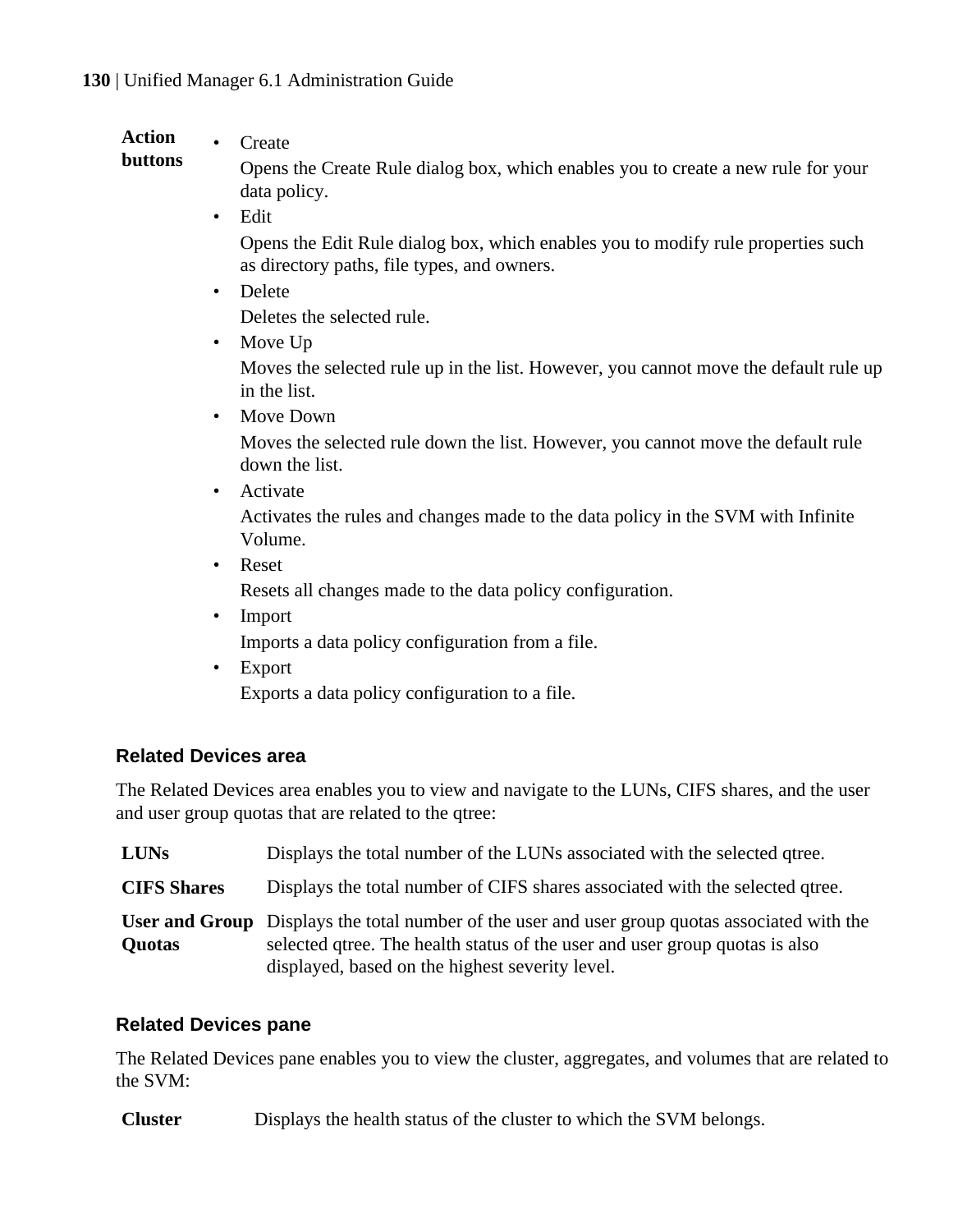**Action buttons**

- Create

  Opens the Create Rule dialog box, which enables you to create a new rule for your data policy.
- Edit

  Opens the Edit Rule dialog box, which enables you to modify rule properties such as directory paths, file types, and owners.
- Delete

  Deletes the selected rule.
- Move Up

  Moves the selected rule up in the list. However, you cannot move the default rule up in the list.
- Move Down

  Moves the selected rule down the list. However, you cannot move the default rule down the list.
- Activate

  Activates the rules and changes made to the data policy in the SVM with Infinite Volume.
- Reset

  Resets all changes made to the data policy configuration.
- Import

  Imports a data policy configuration from a file.
- Export

  Exports a data policy configuration to a file.

### Related Devices area

The Related Devices area enables you to view and navigate to the LUNs, CIFS shares, and the user and user group quotas that are related to the qtree:

**LUNs**
Displays the total number of the LUNs associated with the selected qtree.

**CIFS Shares**
Displays the total number of CIFS shares associated with the selected qtree.

**User and Group Quotas**
Displays the total number of the user and user group quotas associated with the selected qtree. The health status of the user and user group quotas is also displayed, based on the highest severity level.

### Related Devices pane

The Related Devices pane enables you to view the cluster, aggregates, and volumes that are related to the SVM:

**Cluster**
Displays the health status of the cluster to which the SVM belongs.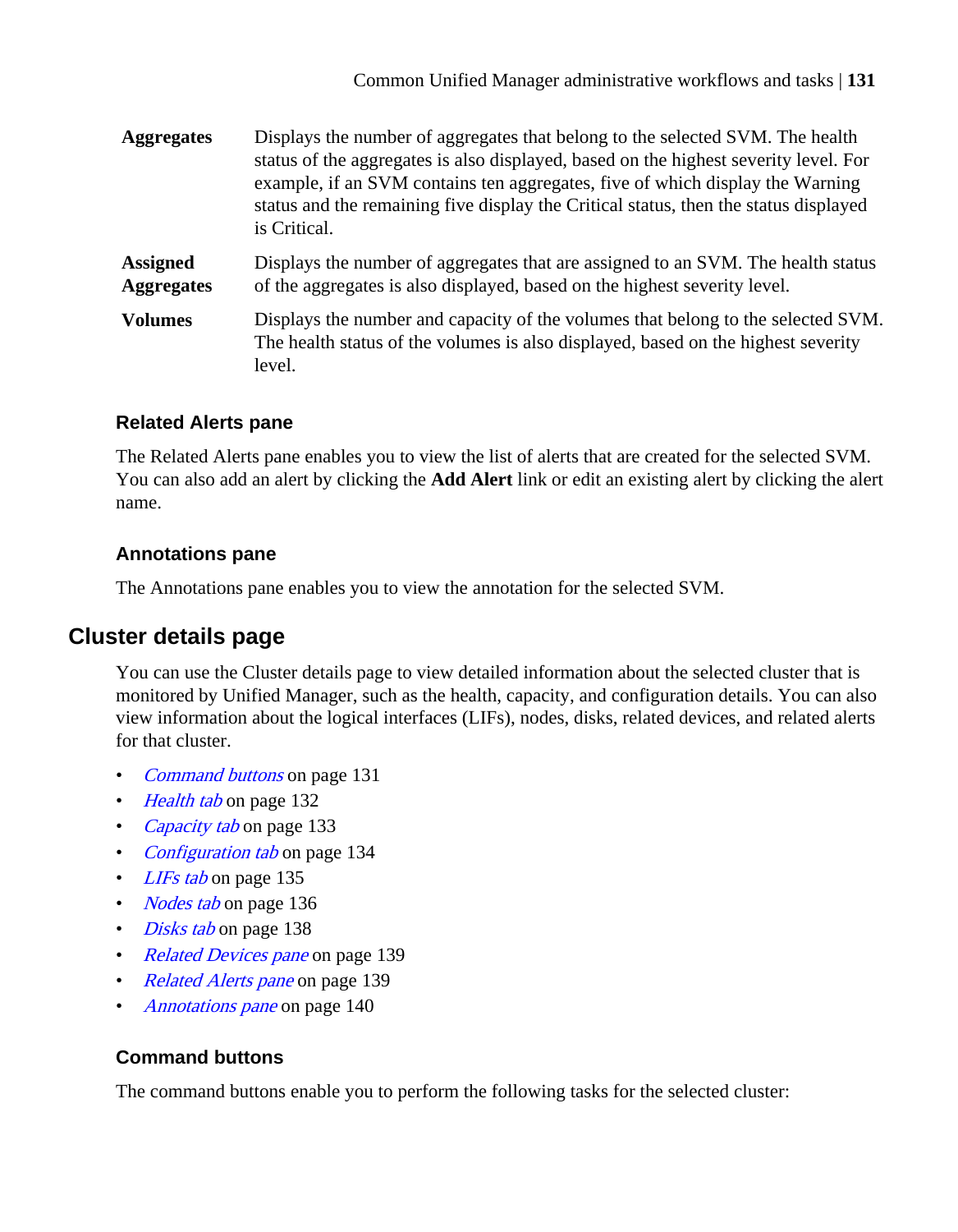| | |
|---|---|
| **Aggregates** | Displays the number of aggregates that belong to the selected SVM. The health status of the aggregates is also displayed, based on the highest severity level. For example, if an SVM contains ten aggregates, five of which display the Warning status and the remaining five display the Critical status, then the status displayed is Critical. |
| **Assigned Aggregates** | Displays the number of aggregates that are assigned to an SVM. The health status of the aggregates is also displayed, based on the highest severity level. |
| **Volumes** | Displays the number and capacity of the volumes that belong to the selected SVM. The health status of the volumes is also displayed, based on the highest severity level. |

### Related Alerts pane

The Related Alerts pane enables you to view the list of alerts that are created for the selected SVM. You can also add an alert by clicking the **Add Alert** link or edit an existing alert by clicking the alert name.

### Annotations pane

The Annotations pane enables you to view the annotation for the selected SVM.

## Cluster details page

You can use the Cluster details page to view detailed information about the selected cluster that is monitored by Unified Manager, such as the health, capacity, and configuration details. You can also view information about the logical interfaces (LIFs), nodes, disks, related devices, and related alerts for that cluster.

- *Command buttons* on page 131
- *Health tab* on page 132
- *Capacity tab* on page 133
- *Configuration tab* on page 134
- *LIFs tab* on page 135
- *Nodes tab* on page 136
- *Disks tab* on page 138
- *Related Devices pane* on page 139
- *Related Alerts pane* on page 139
- *Annotations pane* on page 140

### Command buttons

The command buttons enable you to perform the following tasks for the selected cluster: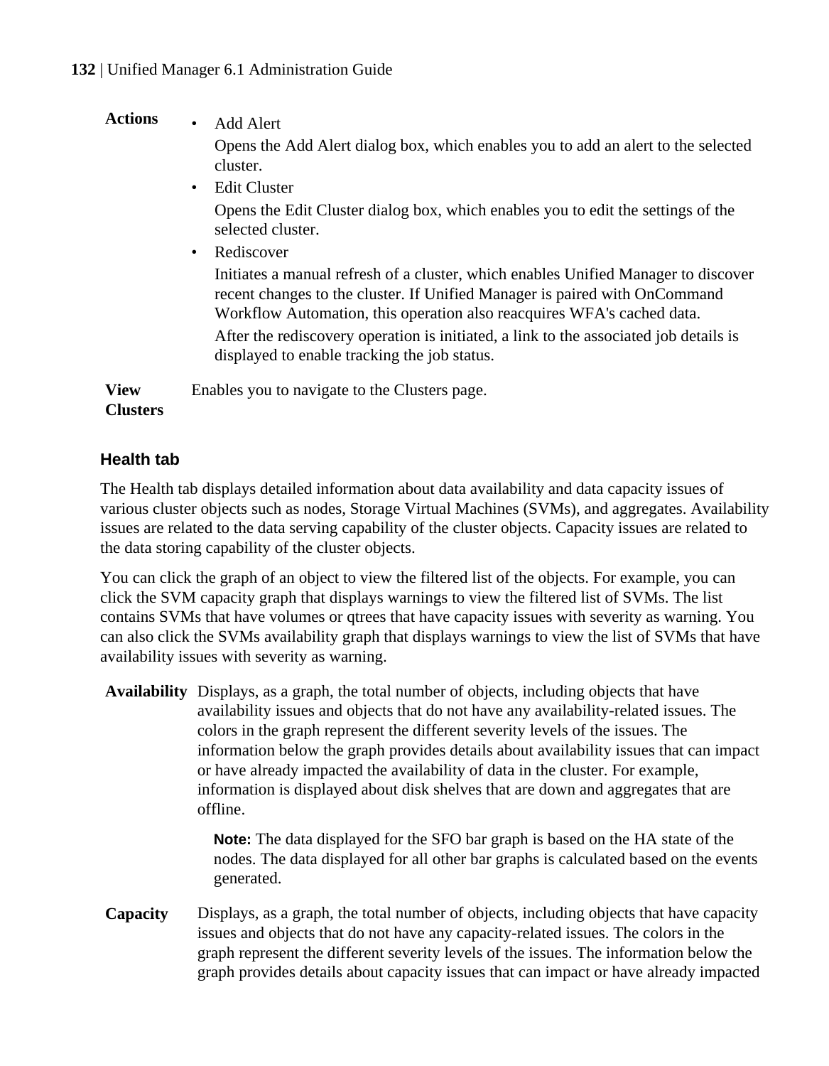**Actions**

- Add Alert

  Opens the Add Alert dialog box, which enables you to add an alert to the selected cluster.

- Edit Cluster

  Opens the Edit Cluster dialog box, which enables you to edit the settings of the selected cluster.

- Rediscover

  Initiates a manual refresh of a cluster, which enables Unified Manager to discover recent changes to the cluster. If Unified Manager is paired with OnCommand Workflow Automation, this operation also reacquires WFA's cached data.

  After the rediscovery operation is initiated, a link to the associated job details is displayed to enable tracking the job status.

**View Clusters**

Enables you to navigate to the Clusters page.

### Health tab

The Health tab displays detailed information about data availability and data capacity issues of various cluster objects such as nodes, Storage Virtual Machines (SVMs), and aggregates. Availability issues are related to the data serving capability of the cluster objects. Capacity issues are related to the data storing capability of the cluster objects.

You can click the graph of an object to view the filtered list of the objects. For example, you can click the SVM capacity graph that displays warnings to view the filtered list of SVMs. The list contains SVMs that have volumes or qtrees that have capacity issues with severity as warning. You can also click the SVMs availability graph that displays warnings to view the list of SVMs that have availability issues with severity as warning.

**Availability**

Displays, as a graph, the total number of objects, including objects that have availability issues and objects that do not have any availability-related issues. The colors in the graph represent the different severity levels of the issues. The information below the graph provides details about availability issues that can impact or have already impacted the availability of data in the cluster. For example, information is displayed about disk shelves that are down and aggregates that are offline.

> **Note:** The data displayed for the SFO bar graph is based on the HA state of the nodes. The data displayed for all other bar graphs is calculated based on the events generated.

**Capacity**

Displays, as a graph, the total number of objects, including objects that have capacity issues and objects that do not have any capacity-related issues. The colors in the graph represent the different severity levels of the issues. The information below the graph provides details about capacity issues that can impact or have already impacted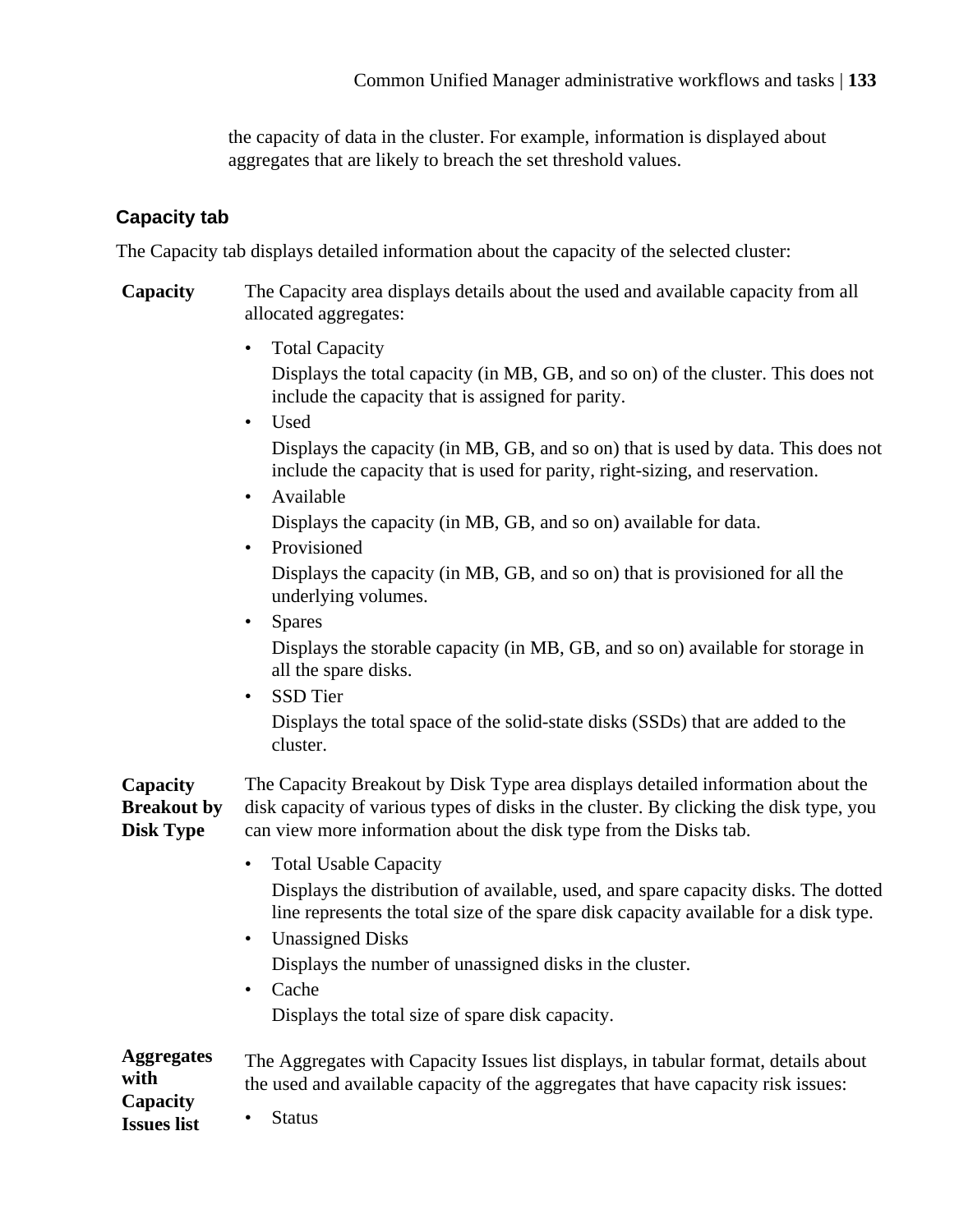the capacity of data in the cluster. For example, information is displayed about aggregates that are likely to breach the set threshold values.

### Capacity tab

The Capacity tab displays detailed information about the capacity of the selected cluster:

**Capacity**

The Capacity area displays details about the used and available capacity from all allocated aggregates:

- Total Capacity
  Displays the total capacity (in MB, GB, and so on) of the cluster. This does not include the capacity that is assigned for parity.
- Used
  Displays the capacity (in MB, GB, and so on) that is used by data. This does not include the capacity that is used for parity, right-sizing, and reservation.
- Available
  Displays the capacity (in MB, GB, and so on) available for data.
- Provisioned
  Displays the capacity (in MB, GB, and so on) that is provisioned for all the underlying volumes.
- Spares
  Displays the storable capacity (in MB, GB, and so on) available for storage in all the spare disks.
- SSD Tier
  Displays the total space of the solid-state disks (SSDs) that are added to the cluster.

**Capacity Breakout by Disk Type**

The Capacity Breakout by Disk Type area displays detailed information about the disk capacity of various types of disks in the cluster. By clicking the disk type, you can view more information about the disk type from the Disks tab.

- Total Usable Capacity
  Displays the distribution of available, used, and spare capacity disks. The dotted line represents the total size of the spare disk capacity available for a disk type.
- Unassigned Disks
  Displays the number of unassigned disks in the cluster.
- Cache
  Displays the total size of spare disk capacity.

**Aggregates with Capacity Issues list**

The Aggregates with Capacity Issues list displays, in tabular format, details about the used and available capacity of the aggregates that have capacity risk issues:

- Status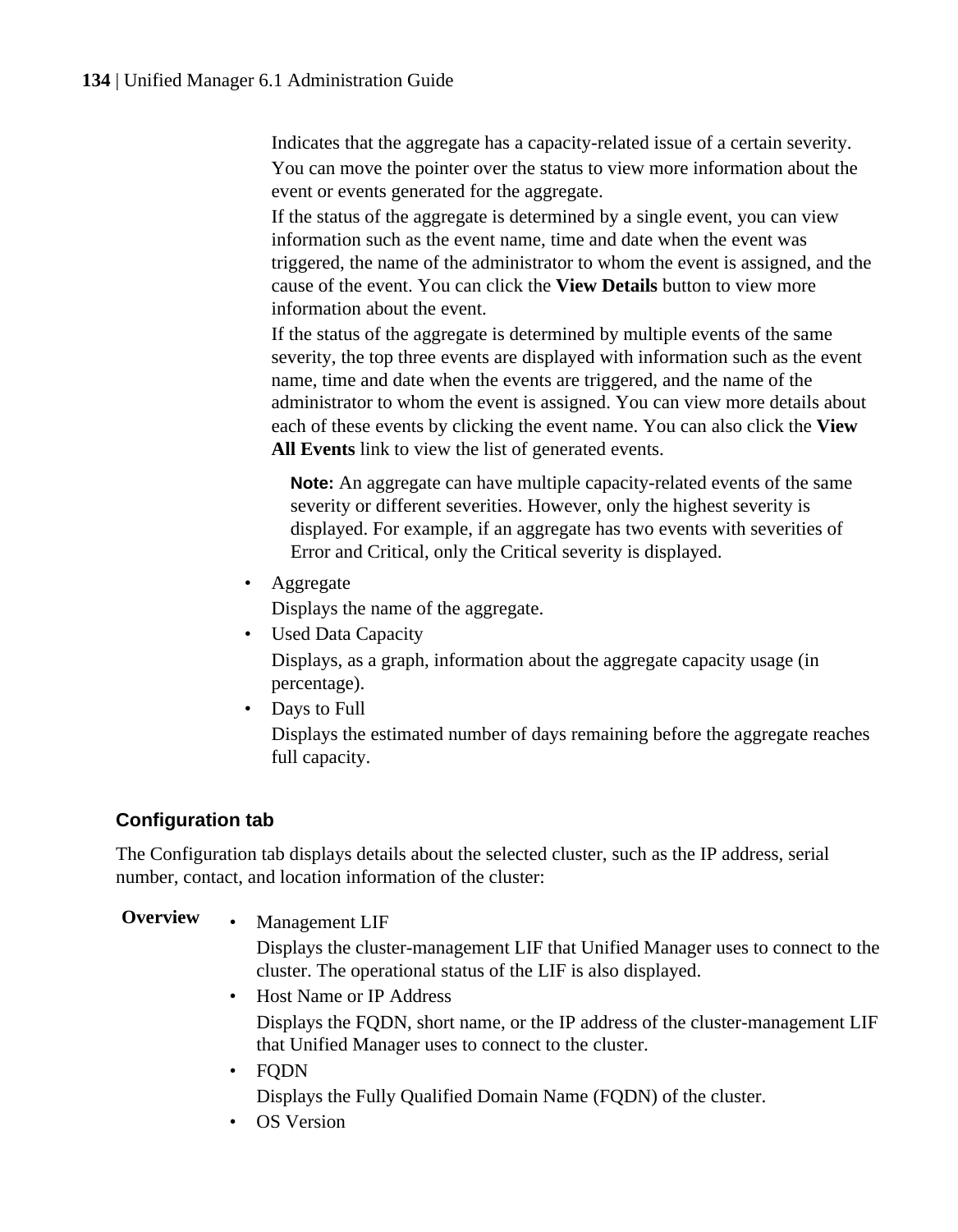Indicates that the aggregate has a capacity-related issue of a certain severity.

You can move the pointer over the status to view more information about the event or events generated for the aggregate.

If the status of the aggregate is determined by a single event, you can view information such as the event name, time and date when the event was triggered, the name of the administrator to whom the event is assigned, and the cause of the event. You can click the **View Details** button to view more information about the event.

If the status of the aggregate is determined by multiple events of the same severity, the top three events are displayed with information such as the event name, time and date when the events are triggered, and the name of the administrator to whom the event is assigned. You can view more details about each of these events by clicking the event name. You can also click the **View All Events** link to view the list of generated events.

> **Note:** An aggregate can have multiple capacity-related events of the same severity or different severities. However, only the highest severity is displayed. For example, if an aggregate has two events with severities of Error and Critical, only the Critical severity is displayed.

- Aggregate

  Displays the name of the aggregate.
- Used Data Capacity

  Displays, as a graph, information about the aggregate capacity usage (in percentage).
- Days to Full

  Displays the estimated number of days remaining before the aggregate reaches full capacity.

### Configuration tab

The Configuration tab displays details about the selected cluster, such as the IP address, serial number, contact, and location information of the cluster:

**Overview**

- Management LIF

  Displays the cluster-management LIF that Unified Manager uses to connect to the cluster. The operational status of the LIF is also displayed.
- Host Name or IP Address

  Displays the FQDN, short name, or the IP address of the cluster-management LIF that Unified Manager uses to connect to the cluster.
- FQDN

  Displays the Fully Qualified Domain Name (FQDN) of the cluster.
- OS Version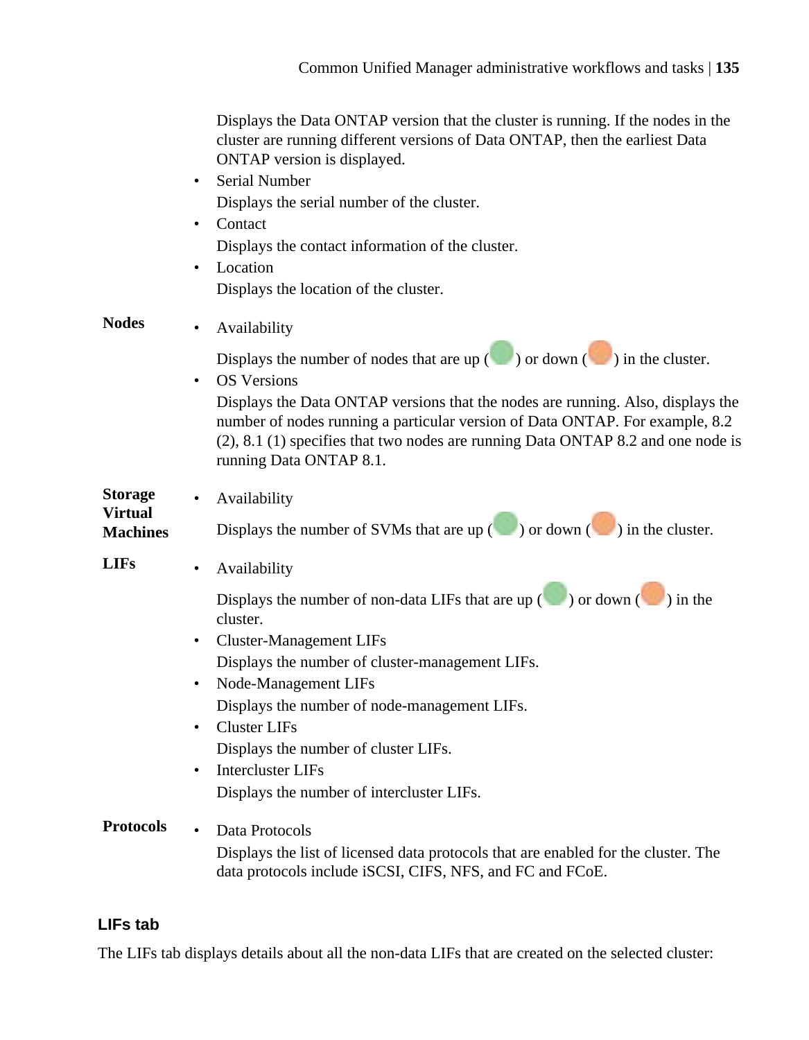Displays the Data ONTAP version that the cluster is running. If the nodes in the cluster are running different versions of Data ONTAP, then the earliest Data ONTAP version is displayed.

- Serial Number
  Displays the serial number of the cluster.
- Contact
  Displays the contact information of the cluster.
- Location
  Displays the location of the cluster.

**Nodes**

- Availability
  Displays the number of nodes that are up ( ) or down ( ) in the cluster.
- OS Versions
  Displays the Data ONTAP versions that the nodes are running. Also, displays the number of nodes running a particular version of Data ONTAP. For example, 8.2 (2), 8.1 (1) specifies that two nodes are running Data ONTAP 8.2 and one node is running Data ONTAP 8.1.

**Storage Virtual Machines**

- Availability
  Displays the number of SVMs that are up ( ) or down ( ) in the cluster.

**LIFs**

- Availability
  Displays the number of non-data LIFs that are up ( ) or down ( ) in the cluster.
- Cluster-Management LIFs
  Displays the number of cluster-management LIFs.
- Node-Management LIFs
  Displays the number of node-management LIFs.
- Cluster LIFs
  Displays the number of cluster LIFs.
- Intercluster LIFs
  Displays the number of intercluster LIFs.

**Protocols**

- Data Protocols
  Displays the list of licensed data protocols that are enabled for the cluster. The data protocols include iSCSI, CIFS, NFS, and FC and FCoE.

### LIFs tab

The LIFs tab displays details about all the non-data LIFs that are created on the selected cluster: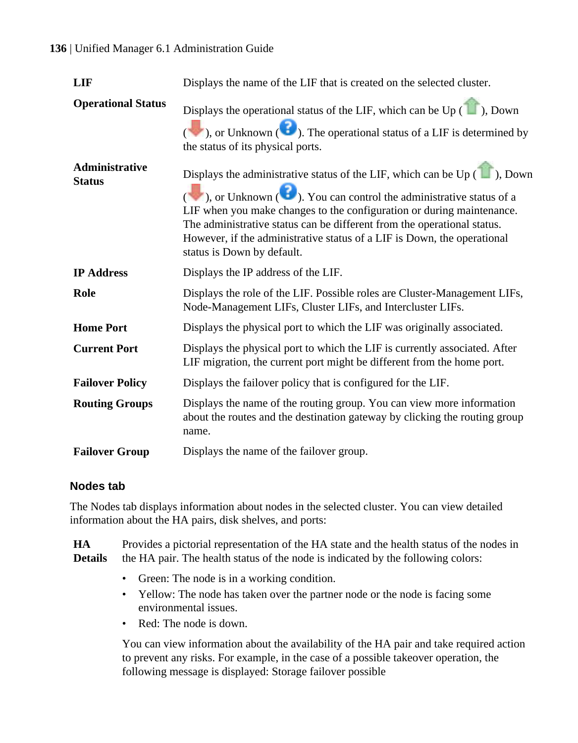**LIF**
Displays the name of the LIF that is created on the selected cluster.

**Operational Status**
Displays the operational status of the LIF, which can be Up ( ), Down ( ), or Unknown ( ). The operational status of a LIF is determined by the status of its physical ports.

**Administrative Status**
Displays the administrative status of the LIF, which can be Up ( ), Down ( ), or Unknown ( ). You can control the administrative status of a LIF when you make changes to the configuration or during maintenance. The administrative status can be different from the operational status. However, if the administrative status of a LIF is Down, the operational status is Down by default.

**IP Address**
Displays the IP address of the LIF.

**Role**
Displays the role of the LIF. Possible roles are Cluster-Management LIFs, Node-Management LIFs, Cluster LIFs, and Intercluster LIFs.

**Home Port**
Displays the physical port to which the LIF was originally associated.

**Current Port**
Displays the physical port to which the LIF is currently associated. After LIF migration, the current port might be different from the home port.

**Failover Policy**
Displays the failover policy that is configured for the LIF.

**Routing Groups**
Displays the name of the routing group. You can view more information about the routes and the destination gateway by clicking the routing group name.

**Failover Group**
Displays the name of the failover group.

### Nodes tab

The Nodes tab displays information about nodes in the selected cluster. You can view detailed information about the HA pairs, disk shelves, and ports:

**HA Details**
Provides a pictorial representation of the HA state and the health status of the nodes in the HA pair. The health status of the node is indicated by the following colors:

- Green: The node is in a working condition.
- Yellow: The node has taken over the partner node or the node is facing some environmental issues.
- Red: The node is down.

You can view information about the availability of the HA pair and take required action to prevent any risks. For example, in the case of a possible takeover operation, the following message is displayed: Storage failover possible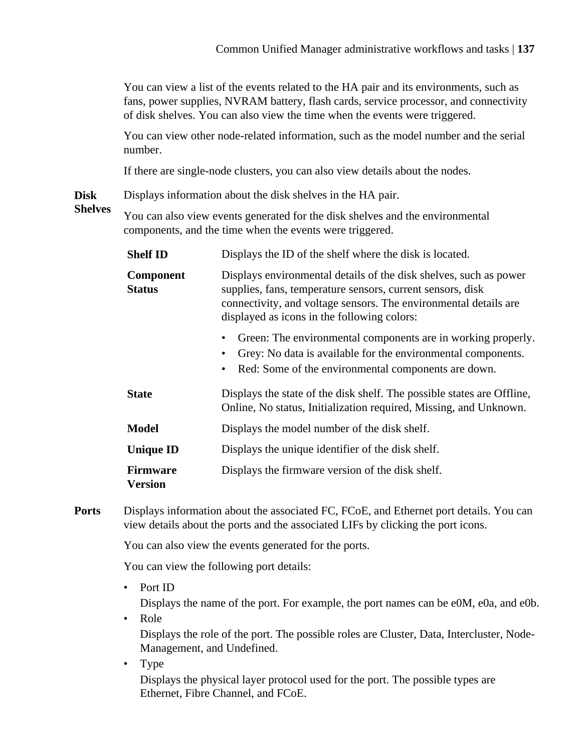You can view a list of the events related to the HA pair and its environments, such as fans, power supplies, NVRAM battery, flash cards, service processor, and connectivity of disk shelves. You can also view the time when the events were triggered.

You can view other node-related information, such as the model number and the serial number.

If there are single-node clusters, you can also view details about the nodes.

**Disk Shelves**

Displays information about the disk shelves in the HA pair.

You can also view events generated for the disk shelves and the environmental components, and the time when the events were triggered.

**Shelf ID**
Displays the ID of the shelf where the disk is located.

**Component Status**
Displays environmental details of the disk shelves, such as power supplies, fans, temperature sensors, current sensors, disk connectivity, and voltage sensors. The environmental details are displayed as icons in the following colors:

- Green: The environmental components are in working properly.
- Grey: No data is available for the environmental components.
- Red: Some of the environmental components are down.

**State**
Displays the state of the disk shelf. The possible states are Offline, Online, No status, Initialization required, Missing, and Unknown.

**Model**
Displays the model number of the disk shelf.

**Unique ID**
Displays the unique identifier of the disk shelf.

**Firmware Version**
Displays the firmware version of the disk shelf.

**Ports**

Displays information about the associated FC, FCoE, and Ethernet port details. You can view details about the ports and the associated LIFs by clicking the port icons.

You can also view the events generated for the ports.

You can view the following port details:

- Port ID
  Displays the name of the port. For example, the port names can be e0M, e0a, and e0b.
- Role
  Displays the role of the port. The possible roles are Cluster, Data, Intercluster, Node-Management, and Undefined.
- Type
  Displays the physical layer protocol used for the port. The possible types are Ethernet, Fibre Channel, and FCoE.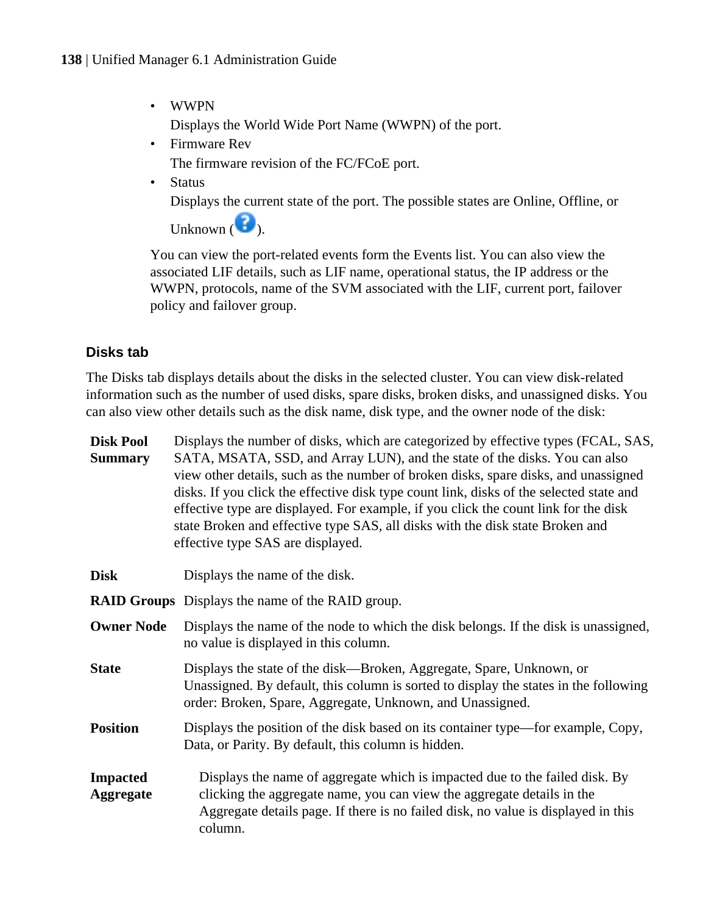- WWPN
  Displays the World Wide Port Name (WWPN) of the port.
- Firmware Rev
  The firmware revision of the FC/FCoE port.
- Status
  Displays the current state of the port. The possible states are Online, Offline, or Unknown ( ).

You can view the port-related events form the Events list. You can also view the associated LIF details, such as LIF name, operational status, the IP address or the WWPN, protocols, name of the SVM associated with the LIF, current port, failover policy and failover group.

### Disks tab

The Disks tab displays details about the disks in the selected cluster. You can view disk-related information such as the number of used disks, spare disks, broken disks, and unassigned disks. You can also view other details such as the disk name, disk type, and the owner node of the disk:

**Disk Pool Summary**
Displays the number of disks, which are categorized by effective types (FCAL, SAS, SATA, MSATA, SSD, and Array LUN), and the state of the disks. You can also view other details, such as the number of broken disks, spare disks, and unassigned disks. If you click the effective disk type count link, disks of the selected state and effective type are displayed. For example, if you click the count link for the disk state Broken and effective type SAS, all disks with the disk state Broken and effective type SAS are displayed.

**Disk**
Displays the name of the disk.

**RAID Groups**
Displays the name of the RAID group.

**Owner Node**
Displays the name of the node to which the disk belongs. If the disk is unassigned, no value is displayed in this column.

**State**
Displays the state of the disk—Broken, Aggregate, Spare, Unknown, or Unassigned. By default, this column is sorted to display the states in the following order: Broken, Spare, Aggregate, Unknown, and Unassigned.

**Position**
Displays the position of the disk based on its container type—for example, Copy, Data, or Parity. By default, this column is hidden.

**Impacted Aggregate**
Displays the name of aggregate which is impacted due to the failed disk. By clicking the aggregate name, you can view the aggregate details in the Aggregate details page. If there is no failed disk, no value is displayed in this column.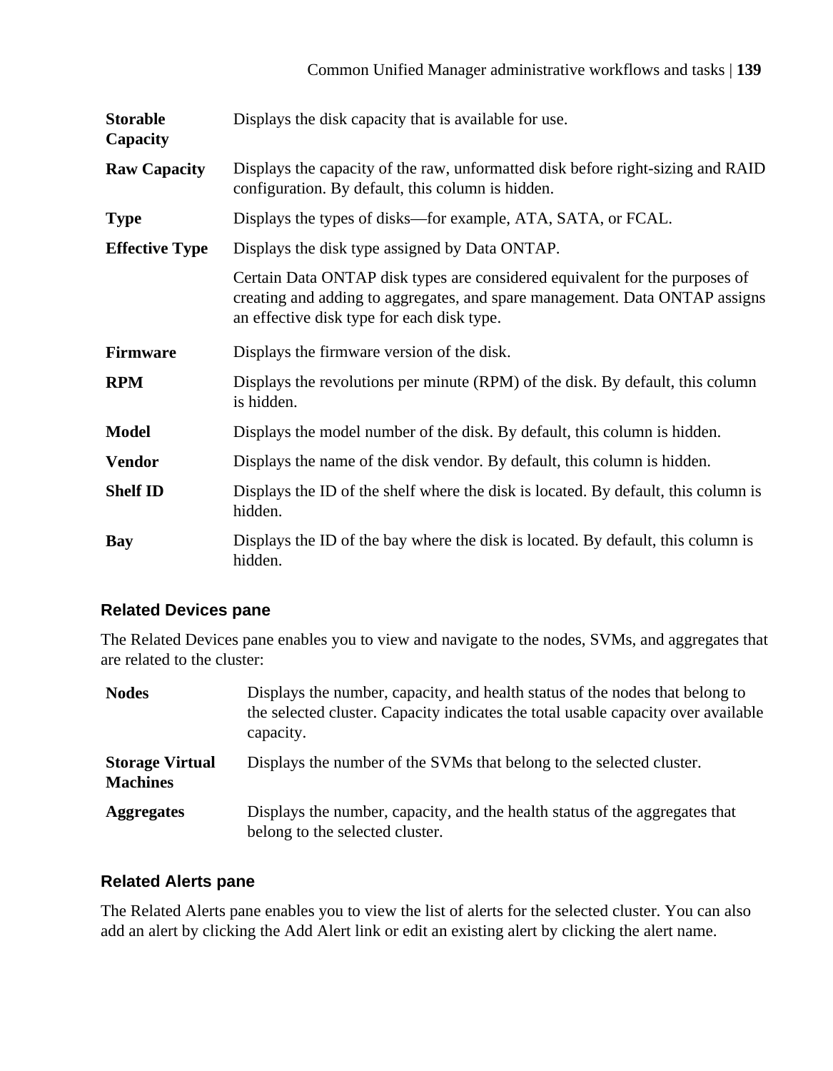| | |
|---|---|
| **Storable Capacity** | Displays the disk capacity that is available for use. |
| **Raw Capacity** | Displays the capacity of the raw, unformatted disk before right-sizing and RAID configuration. By default, this column is hidden. |
| **Type** | Displays the types of disks—for example, ATA, SATA, or FCAL. |
| **Effective Type** | Displays the disk type assigned by Data ONTAP.<br><br>Certain Data ONTAP disk types are considered equivalent for the purposes of creating and adding to aggregates, and spare management. Data ONTAP assigns an effective disk type for each disk type. |
| **Firmware** | Displays the firmware version of the disk. |
| **RPM** | Displays the revolutions per minute (RPM) of the disk. By default, this column is hidden. |
| **Model** | Displays the model number of the disk. By default, this column is hidden. |
| **Vendor** | Displays the name of the disk vendor. By default, this column is hidden. |
| **Shelf ID** | Displays the ID of the shelf where the disk is located. By default, this column is hidden. |
| **Bay** | Displays the ID of the bay where the disk is located. By default, this column is hidden. |

### Related Devices pane

The Related Devices pane enables you to view and navigate to the nodes, SVMs, and aggregates that are related to the cluster:

| | |
|---|---|
| **Nodes** | Displays the number, capacity, and health status of the nodes that belong to the selected cluster. Capacity indicates the total usable capacity over available capacity. |
| **Storage Virtual Machines** | Displays the number of the SVMs that belong to the selected cluster. |
| **Aggregates** | Displays the number, capacity, and the health status of the aggregates that belong to the selected cluster. |

### Related Alerts pane

The Related Alerts pane enables you to view the list of alerts for the selected cluster. You can also add an alert by clicking the Add Alert link or edit an existing alert by clicking the alert name.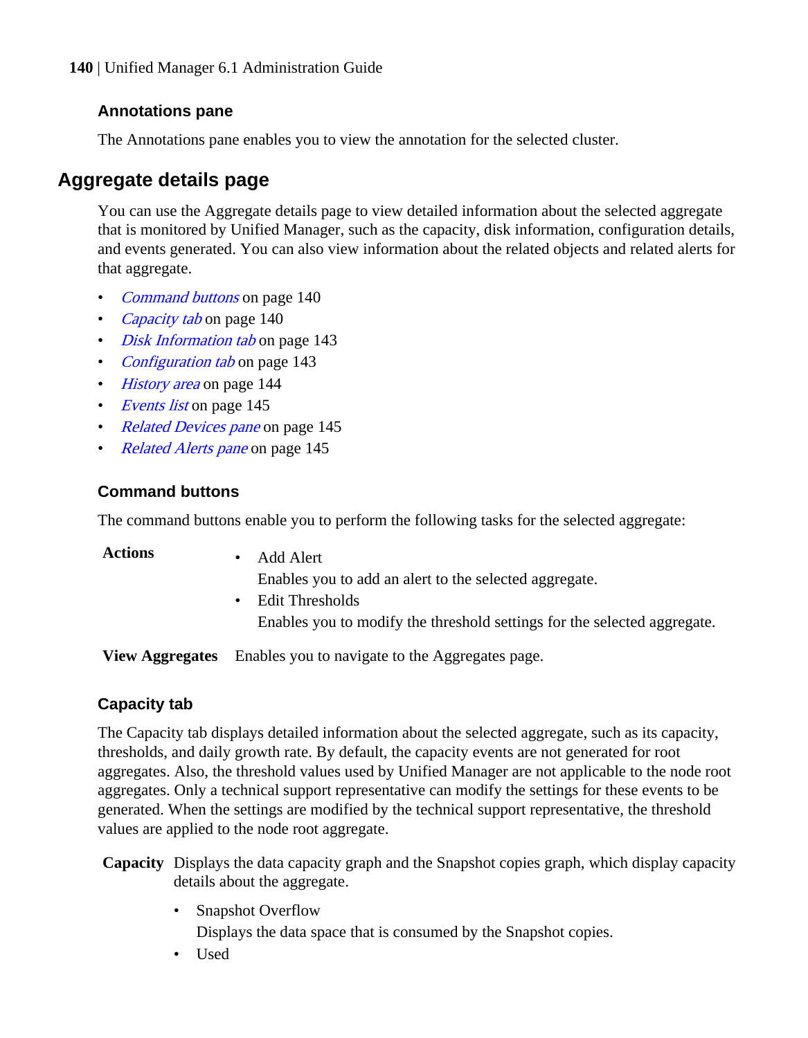### Annotations pane

The Annotations pane enables you to view the annotation for the selected cluster.

## Aggregate details page

You can use the Aggregate details page to view detailed information about the selected aggregate that is monitored by Unified Manager, such as the capacity, disk information, configuration details, and events generated. You can also view information about the related objects and related alerts for that aggregate.

- *Command buttons* on page 140
- *Capacity tab* on page 140
- *Disk Information tab* on page 143
- *Configuration tab* on page 143
- *History area* on page 144
- *Events list* on page 145
- *Related Devices pane* on page 145
- *Related Alerts pane* on page 145

### Command buttons

The command buttons enable you to perform the following tasks for the selected aggregate:

**Actions**

- Add Alert
  Enables you to add an alert to the selected aggregate.
- Edit Thresholds
  Enables you to modify the threshold settings for the selected aggregate.

**View Aggregates**
Enables you to navigate to the Aggregates page.

### Capacity tab

The Capacity tab displays detailed information about the selected aggregate, such as its capacity, thresholds, and daily growth rate. By default, the capacity events are not generated for root aggregates. Also, the threshold values used by Unified Manager are not applicable to the node root aggregates. Only a technical support representative can modify the settings for these events to be generated. When the settings are modified by the technical support representative, the threshold values are applied to the node root aggregate.

**Capacity**
Displays the data capacity graph and the Snapshot copies graph, which display capacity details about the aggregate.

- Snapshot Overflow
  Displays the data space that is consumed by the Snapshot copies.
- Used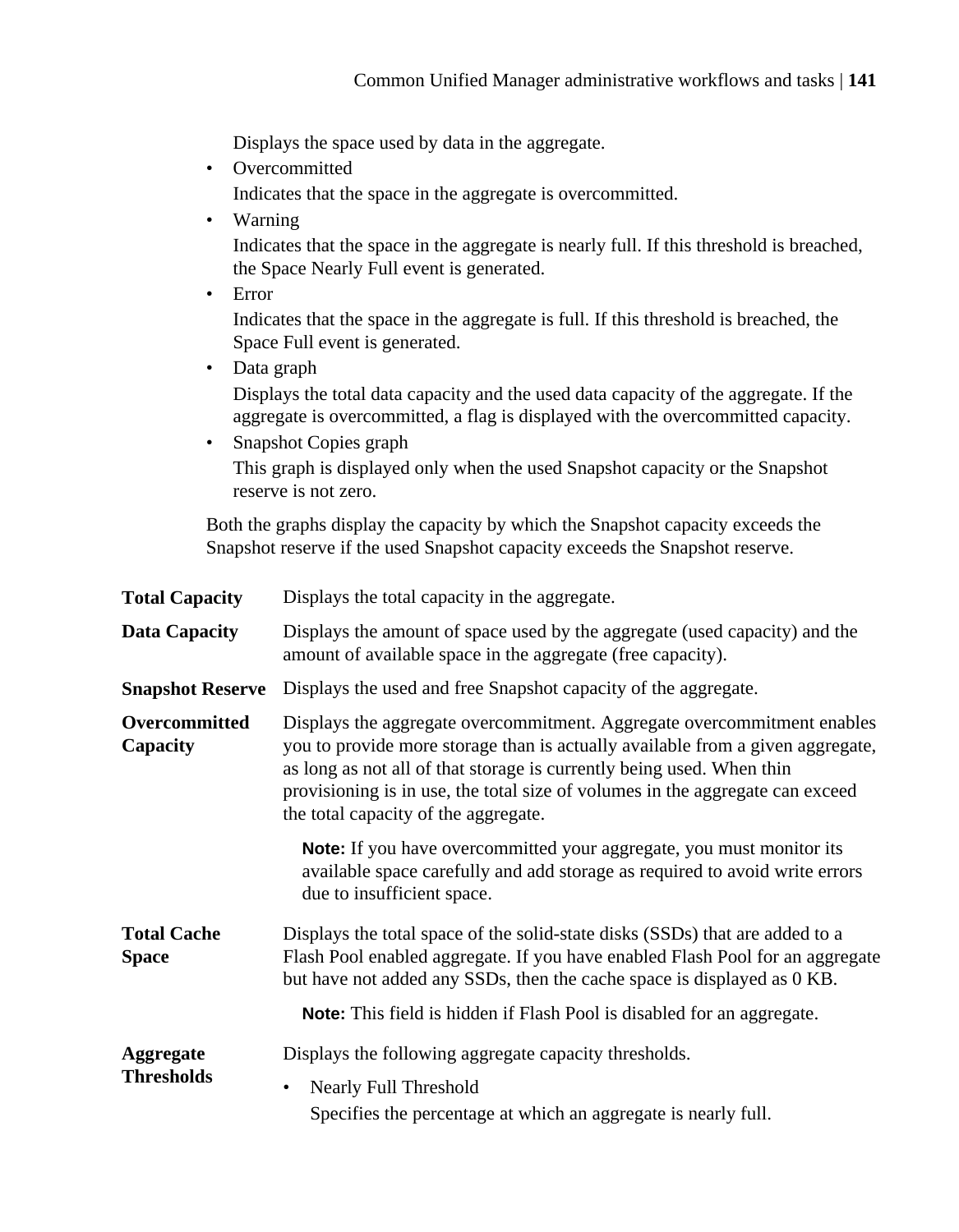Displays the space used by data in the aggregate.

- Overcommitted

  Indicates that the space in the aggregate is overcommitted.
- Warning

  Indicates that the space in the aggregate is nearly full. If this threshold is breached, the Space Nearly Full event is generated.
- Error

  Indicates that the space in the aggregate is full. If this threshold is breached, the Space Full event is generated.
- Data graph

  Displays the total data capacity and the used data capacity of the aggregate. If the aggregate is overcommitted, a flag is displayed with the overcommitted capacity.
- Snapshot Copies graph

  This graph is displayed only when the used Snapshot capacity or the Snapshot reserve is not zero.

Both the graphs display the capacity by which the Snapshot capacity exceeds the Snapshot reserve if the used Snapshot capacity exceeds the Snapshot reserve.

**Total Capacity**

Displays the total capacity in the aggregate.

**Data Capacity**

Displays the amount of space used by the aggregate (used capacity) and the amount of available space in the aggregate (free capacity).

**Snapshot Reserve**

Displays the used and free Snapshot capacity of the aggregate.

**Overcommitted Capacity**

Displays the aggregate overcommitment. Aggregate overcommitment enables you to provide more storage than is actually available from a given aggregate, as long as not all of that storage is currently being used. When thin provisioning is in use, the total size of volumes in the aggregate can exceed the total capacity of the aggregate.

**Note:** If you have overcommitted your aggregate, you must monitor its available space carefully and add storage as required to avoid write errors due to insufficient space.

**Total Cache Space**

Displays the total space of the solid-state disks (SSDs) that are added to a Flash Pool enabled aggregate. If you have enabled Flash Pool for an aggregate but have not added any SSDs, then the cache space is displayed as 0 KB.

**Note:** This field is hidden if Flash Pool is disabled for an aggregate.

**Aggregate Thresholds**

Displays the following aggregate capacity thresholds.

- Nearly Full Threshold

  Specifies the percentage at which an aggregate is nearly full.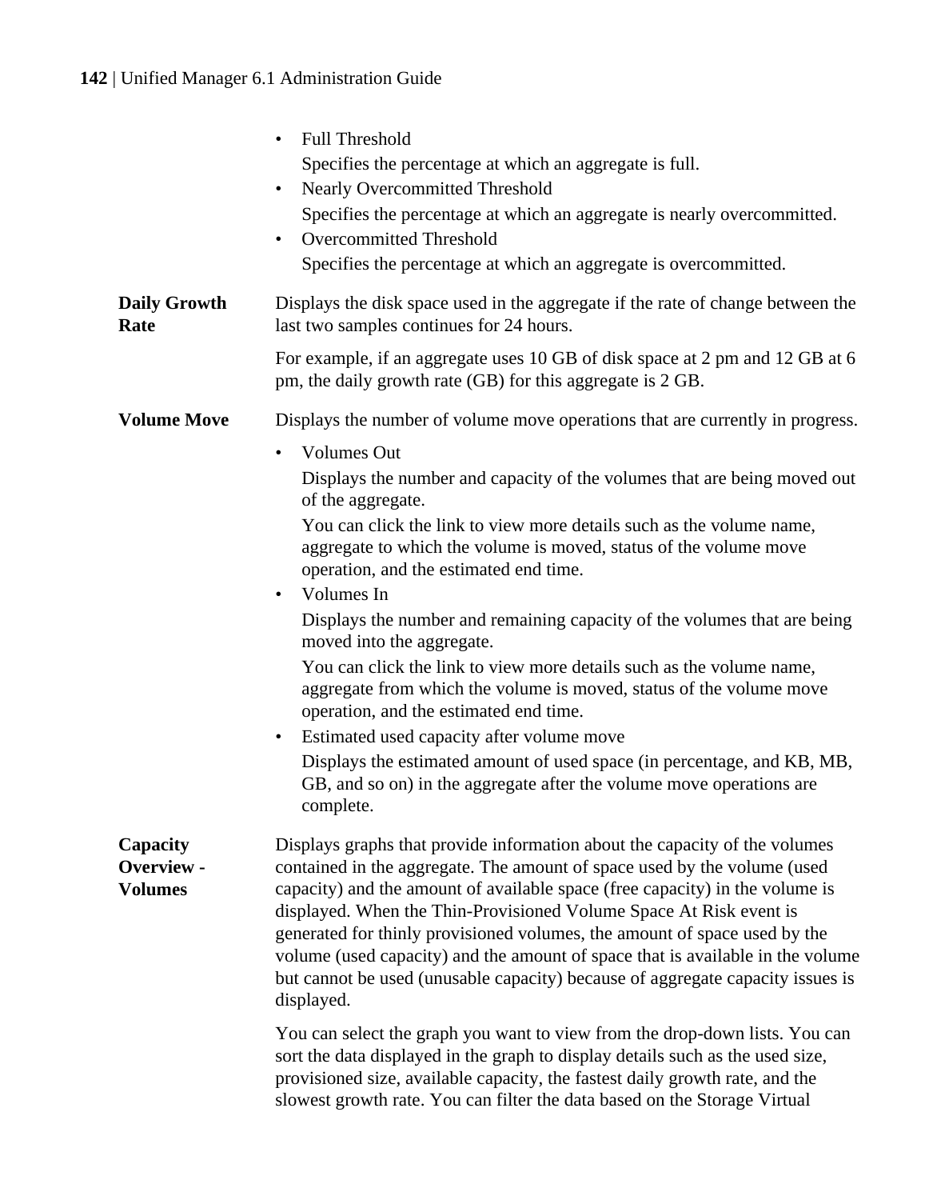- Full Threshold
  Specifies the percentage at which an aggregate is full.
- Nearly Overcommitted Threshold
  Specifies the percentage at which an aggregate is nearly overcommitted.
- Overcommitted Threshold
  Specifies the percentage at which an aggregate is overcommitted.

**Daily Growth Rate**
Displays the disk space used in the aggregate if the rate of change between the last two samples continues for 24 hours.

For example, if an aggregate uses 10 GB of disk space at 2 pm and 12 GB at 6 pm, the daily growth rate (GB) for this aggregate is 2 GB.

**Volume Move**
Displays the number of volume move operations that are currently in progress.

- Volumes Out
  Displays the number and capacity of the volumes that are being moved out of the aggregate.
  You can click the link to view more details such as the volume name, aggregate to which the volume is moved, status of the volume move operation, and the estimated end time.
- Volumes In
  Displays the number and remaining capacity of the volumes that are being moved into the aggregate.
  You can click the link to view more details such as the volume name, aggregate from which the volume is moved, status of the volume move operation, and the estimated end time.
- Estimated used capacity after volume move
  Displays the estimated amount of used space (in percentage, and KB, MB, GB, and so on) in the aggregate after the volume move operations are complete.

**Capacity Overview - Volumes**
Displays graphs that provide information about the capacity of the volumes contained in the aggregate. The amount of space used by the volume (used capacity) and the amount of available space (free capacity) in the volume is displayed. When the Thin-Provisioned Volume Space At Risk event is generated for thinly provisioned volumes, the amount of space used by the volume (used capacity) and the amount of space that is available in the volume but cannot be used (unusable capacity) because of aggregate capacity issues is displayed.

You can select the graph you want to view from the drop-down lists. You can sort the data displayed in the graph to display details such as the used size, provisioned size, available capacity, the fastest daily growth rate, and the slowest growth rate. You can filter the data based on the Storage Virtual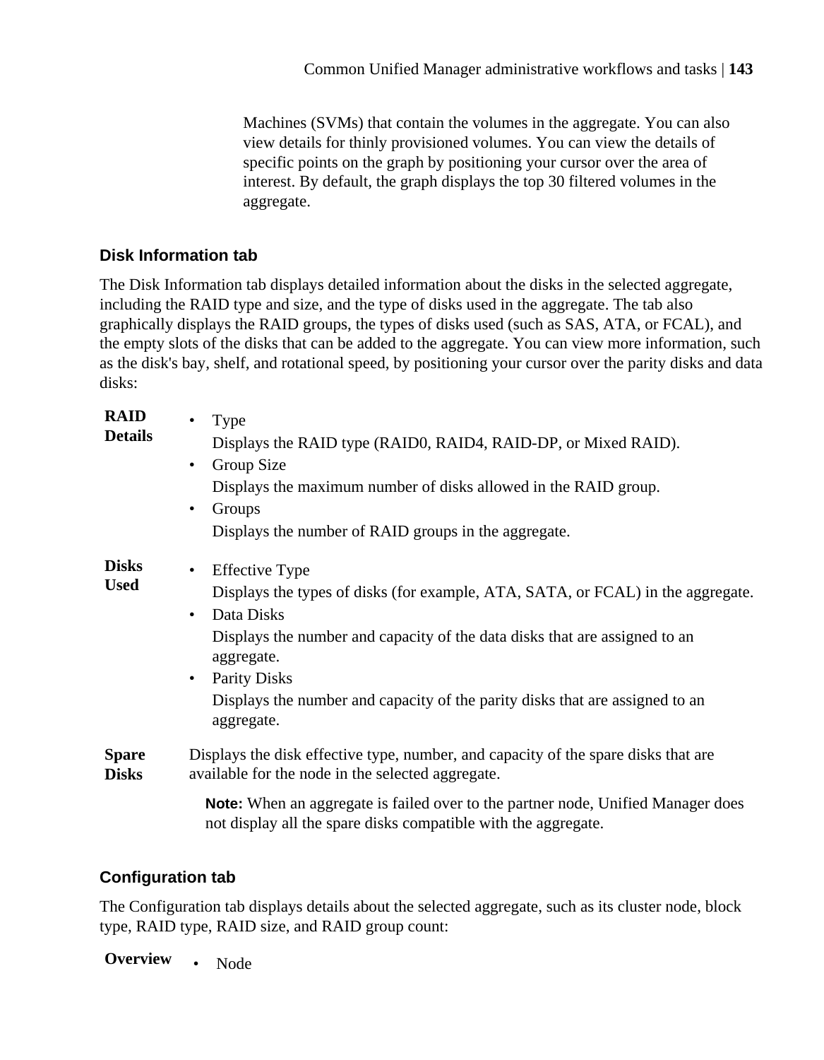Machines (SVMs) that contain the volumes in the aggregate. You can also view details for thinly provisioned volumes. You can view the details of specific points on the graph by positioning your cursor over the area of interest. By default, the graph displays the top 30 filtered volumes in the aggregate.

### Disk Information tab

The Disk Information tab displays detailed information about the disks in the selected aggregate, including the RAID type and size, and the type of disks used in the aggregate. The tab also graphically displays the RAID groups, the types of disks used (such as SAS, ATA, or FCAL), and the empty slots of the disks that can be added to the aggregate. You can view more information, such as the disk's bay, shelf, and rotational speed, by positioning your cursor over the parity disks and data disks:

**RAID Details**

- Type
  Displays the RAID type (RAID0, RAID4, RAID-DP, or Mixed RAID).
- Group Size
  Displays the maximum number of disks allowed in the RAID group.
- Groups
  Displays the number of RAID groups in the aggregate.

**Disks Used**

- Effective Type
  Displays the types of disks (for example, ATA, SATA, or FCAL) in the aggregate.
- Data Disks
  Displays the number and capacity of the data disks that are assigned to an aggregate.
- Parity Disks
  Displays the number and capacity of the parity disks that are assigned to an aggregate.

**Spare Disks**

Displays the disk effective type, number, and capacity of the spare disks that are available for the node in the selected aggregate.

**Note:** When an aggregate is failed over to the partner node, Unified Manager does not display all the spare disks compatible with the aggregate.

### Configuration tab

The Configuration tab displays details about the selected aggregate, such as its cluster node, block type, RAID type, RAID size, and RAID group count:

**Overview**

- Node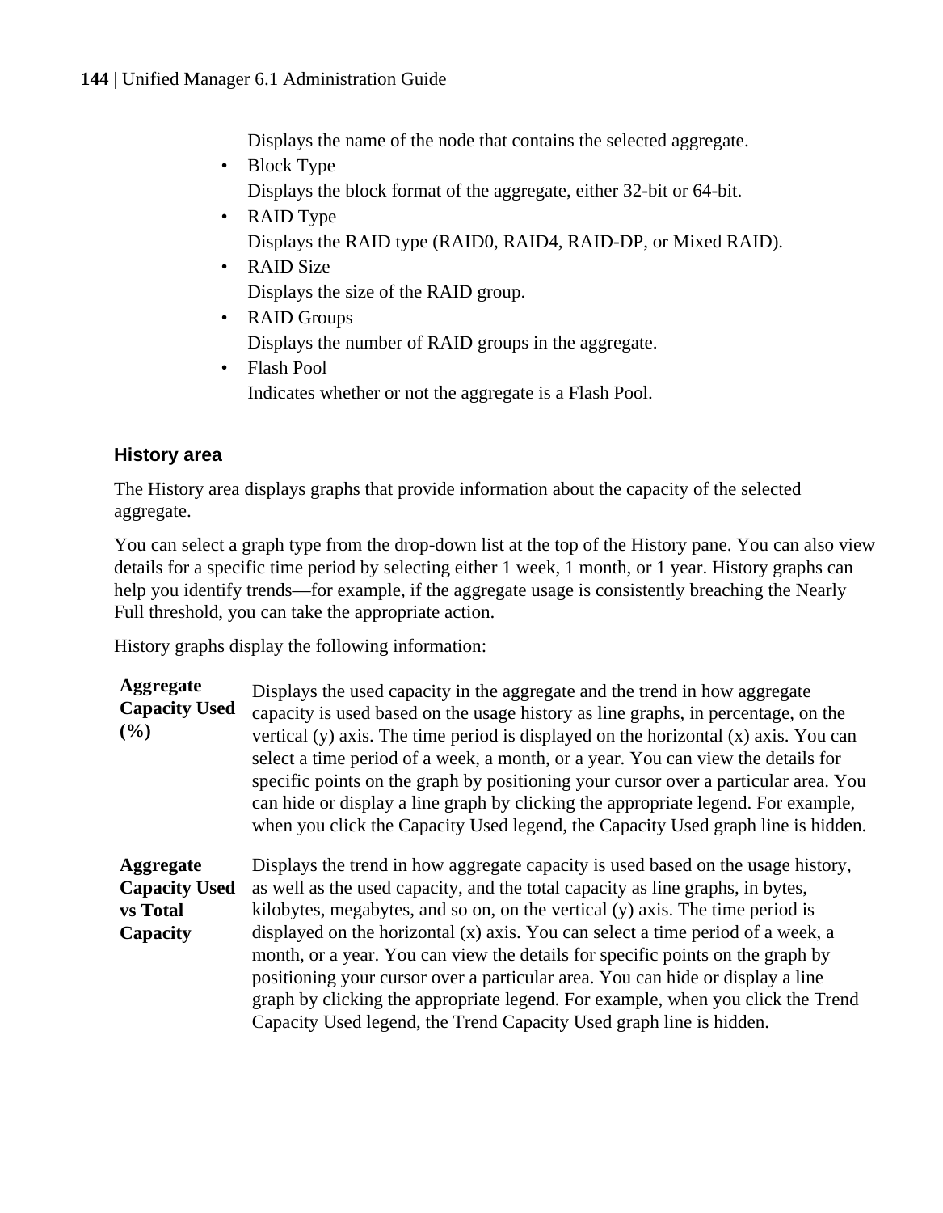Displays the name of the node that contains the selected aggregate.

- Block Type
  Displays the block format of the aggregate, either 32-bit or 64-bit.
- RAID Type
  Displays the RAID type (RAID0, RAID4, RAID-DP, or Mixed RAID).
- RAID Size
  Displays the size of the RAID group.
- RAID Groups
  Displays the number of RAID groups in the aggregate.
- Flash Pool
  Indicates whether or not the aggregate is a Flash Pool.

### History area

The History area displays graphs that provide information about the capacity of the selected aggregate.

You can select a graph type from the drop-down list at the top of the History pane. You can also view details for a specific time period by selecting either 1 week, 1 month, or 1 year. History graphs can help you identify trends—for example, if the aggregate usage is consistently breaching the Nearly Full threshold, you can take the appropriate action.

History graphs display the following information:

**Aggregate Capacity Used (%)**
Displays the used capacity in the aggregate and the trend in how aggregate capacity is used based on the usage history as line graphs, in percentage, on the vertical (y) axis. The time period is displayed on the horizontal (x) axis. You can select a time period of a week, a month, or a year. You can view the details for specific points on the graph by positioning your cursor over a particular area. You can hide or display a line graph by clicking the appropriate legend. For example, when you click the Capacity Used legend, the Capacity Used graph line is hidden.

**Aggregate Capacity Used vs Total Capacity**
Displays the trend in how aggregate capacity is used based on the usage history, as well as the used capacity, and the total capacity as line graphs, in bytes, kilobytes, megabytes, and so on, on the vertical (y) axis. The time period is displayed on the horizontal (x) axis. You can select a time period of a week, a month, or a year. You can view the details for specific points on the graph by positioning your cursor over a particular area. You can hide or display a line graph by clicking the appropriate legend. For example, when you click the Trend Capacity Used legend, the Trend Capacity Used graph line is hidden.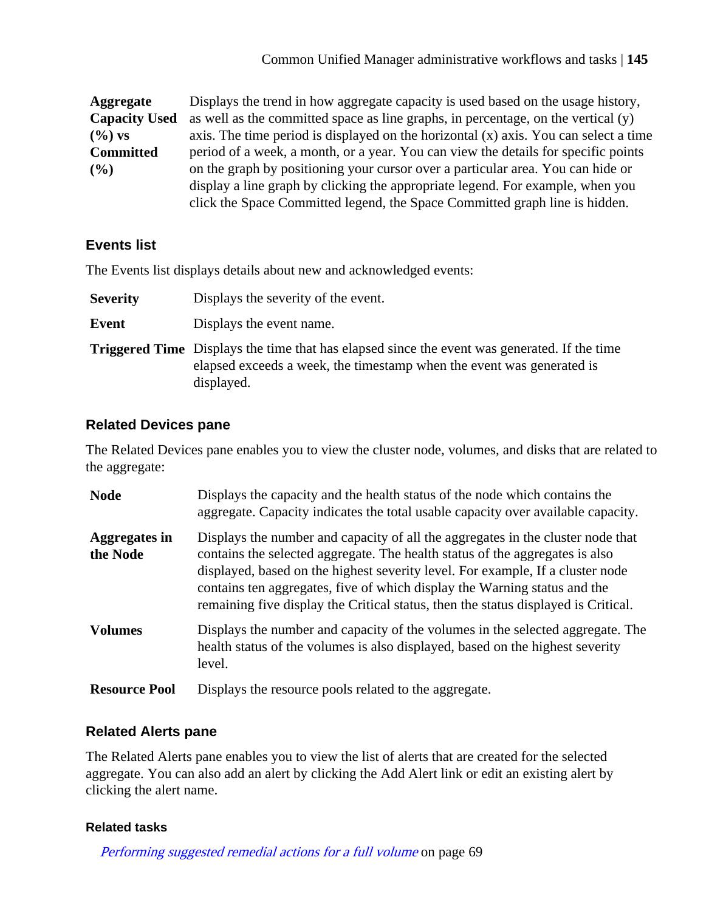**Aggregate Capacity Used (%) vs Committed (%)**
Displays the trend in how aggregate capacity is used based on the usage history, as well as the committed space as line graphs, in percentage, on the vertical (y) axis. The time period is displayed on the horizontal (x) axis. You can select a time period of a week, a month, or a year. You can view the details for specific points on the graph by positioning your cursor over a particular area. You can hide or display a line graph by clicking the appropriate legend. For example, when you click the Space Committed legend, the Space Committed graph line is hidden.

### Events list

The Events list displays details about new and acknowledged events:

**Severity**
Displays the severity of the event.

**Event**
Displays the event name.

**Triggered Time**
Displays the time that has elapsed since the event was generated. If the time elapsed exceeds a week, the timestamp when the event was generated is displayed.

### Related Devices pane

The Related Devices pane enables you to view the cluster node, volumes, and disks that are related to the aggregate:

**Node**
Displays the capacity and the health status of the node which contains the aggregate. Capacity indicates the total usable capacity over available capacity.

**Aggregates in the Node**
Displays the number and capacity of all the aggregates in the cluster node that contains the selected aggregate. The health status of the aggregates is also displayed, based on the highest severity level. For example, If a cluster node contains ten aggregates, five of which display the Warning status and the remaining five display the Critical status, then the status displayed is Critical.

**Volumes**
Displays the number and capacity of the volumes in the selected aggregate. The health status of the volumes is also displayed, based on the highest severity level.

**Resource Pool**
Displays the resource pools related to the aggregate.

### Related Alerts pane

The Related Alerts pane enables you to view the list of alerts that are created for the selected aggregate. You can also add an alert by clicking the Add Alert link or edit an existing alert by clicking the alert name.

#### Related tasks

*Performing suggested remedial actions for a full volume* on page 69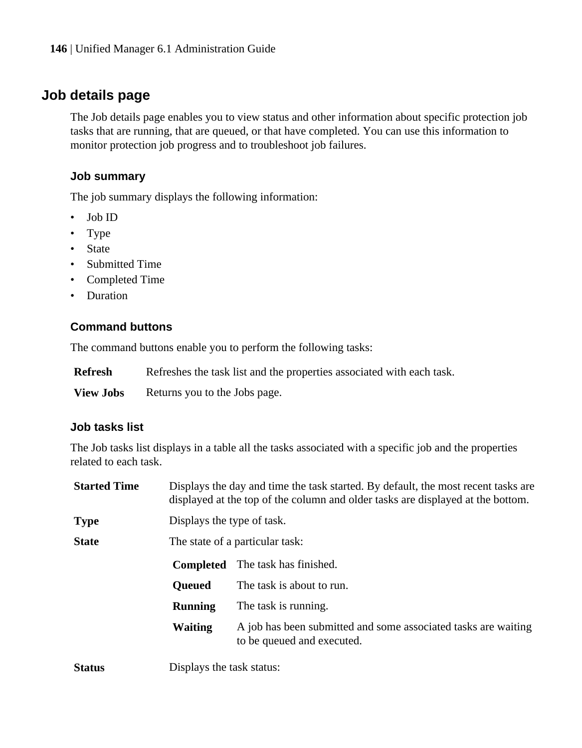## Job details page

The Job details page enables you to view status and other information about specific protection job tasks that are running, that are queued, or that have completed. You can use this information to monitor protection job progress and to troubleshoot job failures.

### Job summary

The job summary displays the following information:

- Job ID
- Type
- State
- Submitted Time
- Completed Time
- Duration

### Command buttons

The command buttons enable you to perform the following tasks:

**Refresh**
Refreshes the task list and the properties associated with each task.

**View Jobs**
Returns you to the Jobs page.

### Job tasks list

The Job tasks list displays in a table all the tasks associated with a specific job and the properties related to each task.

**Started Time**
Displays the day and time the task started. By default, the most recent tasks are displayed at the top of the column and older tasks are displayed at the bottom.

**Type**
Displays the type of task.

**State**
The state of a particular task:

- **Completed**: The task has finished.
- **Queued**: The task is about to run.
- **Running**: The task is running.
- **Waiting**: A job has been submitted and some associated tasks are waiting to be queued and executed.

**Status**
Displays the task status: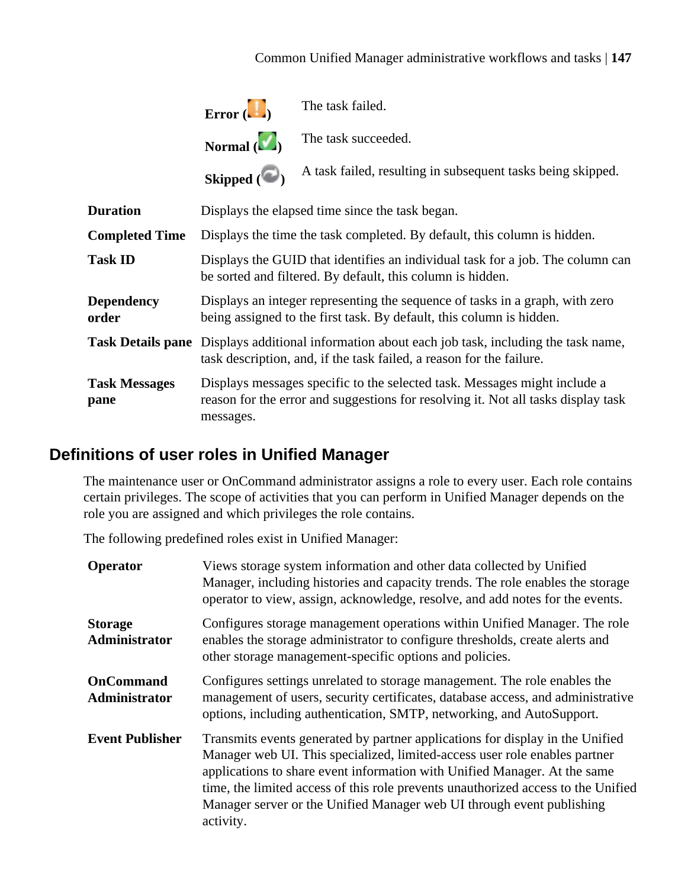| | |
|---|---|
| **Error** (!) | The task failed. |
| **Normal** (✓) | The task succeeded. |
| **Skipped** ( ) | A task failed, resulting in subsequent tasks being skipped. |

| | |
|---|---|
| **Duration** | Displays the elapsed time since the task began. |
| **Completed Time** | Displays the time the task completed. By default, this column is hidden. |
| **Task ID** | Displays the GUID that identifies an individual task for a job. The column can be sorted and filtered. By default, this column is hidden. |
| **Dependency order** | Displays an integer representing the sequence of tasks in a graph, with zero being assigned to the first task. By default, this column is hidden. |
| **Task Details pane** | Displays additional information about each job task, including the task name, task description, and, if the task failed, a reason for the failure. |
| **Task Messages pane** | Displays messages specific to the selected task. Messages might include a reason for the error and suggestions for resolving it. Not all tasks display task messages. |

## Definitions of user roles in Unified Manager

The maintenance user or OnCommand administrator assigns a role to every user. Each role contains certain privileges. The scope of activities that you can perform in Unified Manager depends on the role you are assigned and which privileges the role contains.

The following predefined roles exist in Unified Manager:

| | |
|---|---|
| **Operator** | Views storage system information and other data collected by Unified Manager, including histories and capacity trends. The role enables the storage operator to view, assign, acknowledge, resolve, and add notes for the events. |
| **Storage Administrator** | Configures storage management operations within Unified Manager. The role enables the storage administrator to configure thresholds, create alerts and other storage management-specific options and policies. |
| **OnCommand Administrator** | Configures settings unrelated to storage management. The role enables the management of users, security certificates, database access, and administrative options, including authentication, SMTP, networking, and AutoSupport. |
| **Event Publisher** | Transmits events generated by partner applications for display in the Unified Manager web UI. This specialized, limited-access user role enables partner applications to share event information with Unified Manager. At the same time, the limited access of this role prevents unauthorized access to the Unified Manager server or the Unified Manager web UI through event publishing activity. |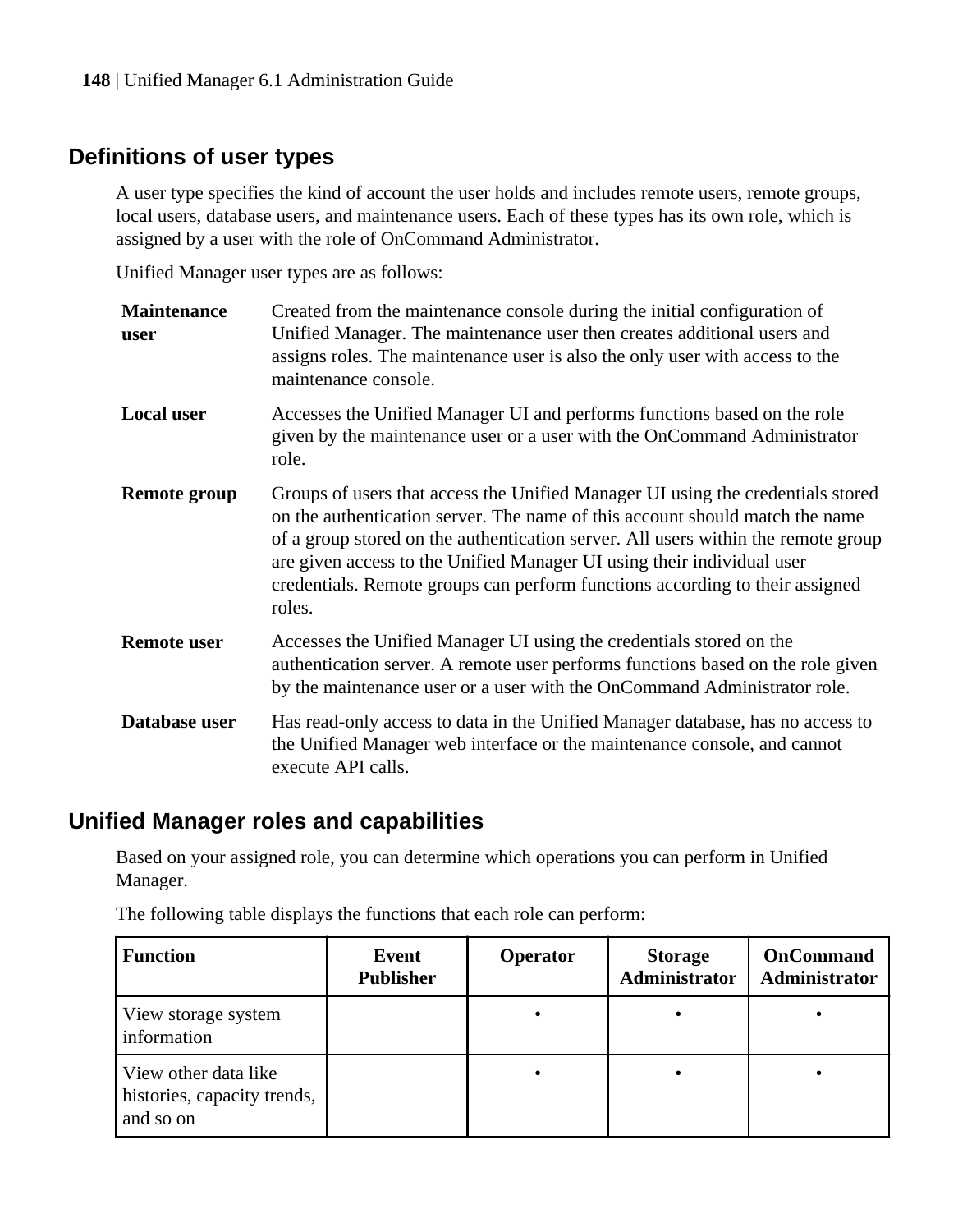## Definitions of user types

A user type specifies the kind of account the user holds and includes remote users, remote groups, local users, database users, and maintenance users. Each of these types has its own role, which is assigned by a user with the role of OnCommand Administrator.

Unified Manager user types are as follows:

**Maintenance user**
: Created from the maintenance console during the initial configuration of Unified Manager. The maintenance user then creates additional users and assigns roles. The maintenance user is also the only user with access to the maintenance console.

**Local user**
: Accesses the Unified Manager UI and performs functions based on the role given by the maintenance user or a user with the OnCommand Administrator role.

**Remote group**
: Groups of users that access the Unified Manager UI using the credentials stored on the authentication server. The name of this account should match the name of a group stored on the authentication server. All users within the remote group are given access to the Unified Manager UI using their individual user credentials. Remote groups can perform functions according to their assigned roles.

**Remote user**
: Accesses the Unified Manager UI using the credentials stored on the authentication server. A remote user performs functions based on the role given by the maintenance user or a user with the OnCommand Administrator role.

**Database user**
: Has read-only access to data in the Unified Manager database, has no access to the Unified Manager web interface or the maintenance console, and cannot execute API calls.

## Unified Manager roles and capabilities

Based on your assigned role, you can determine which operations you can perform in Unified Manager.

The following table displays the functions that each role can perform:

| Function | Event Publisher | Operator | Storage Administrator | OnCommand Administrator |
|---|---|---|---|---|
| View storage system information | | • | • | • |
| View other data like histories, capacity trends, and so on | | • | • | • |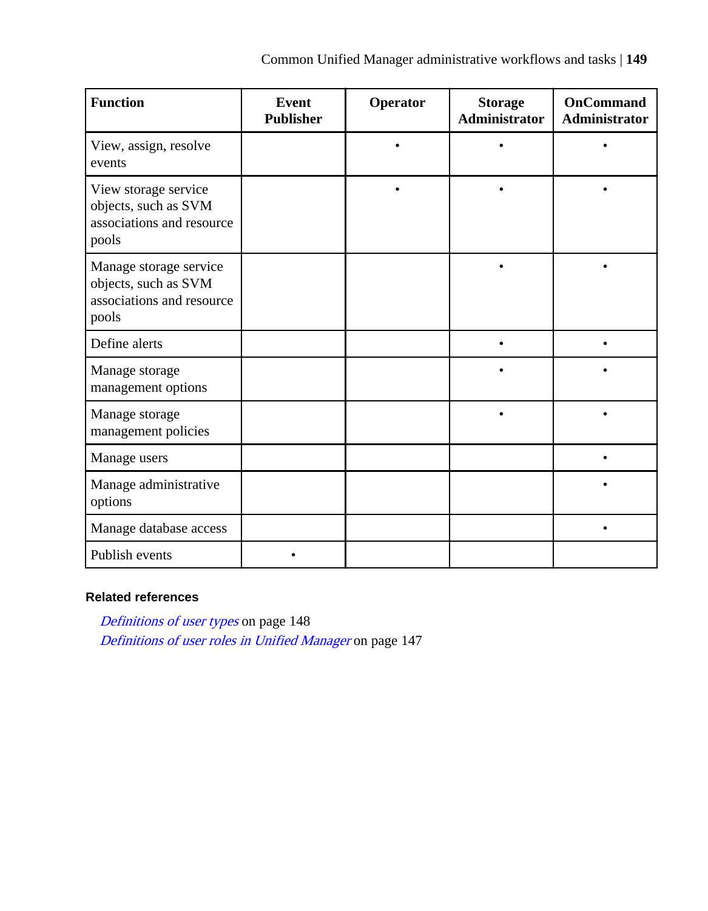| Function | Event Publisher | Operator | Storage Administrator | OnCommand Administrator |
|---|---|---|---|---|
| View, assign, resolve events | | • | • | • |
| View storage service objects, such as SVM associations and resource pools | | • | • | • |
| Manage storage service objects, such as SVM associations and resource pools | | | • | • |
| Define alerts | | | • | • |
| Manage storage management options | | | • | • |
| Manage storage management policies | | | • | • |
| Manage users | | | | • |
| Manage administrative options | | | | • |
| Manage database access | | | | • |
| Publish events | • | | | |

**Related references**

*Definitions of user types* on page 148
*Definitions of user roles in Unified Manager* on page 147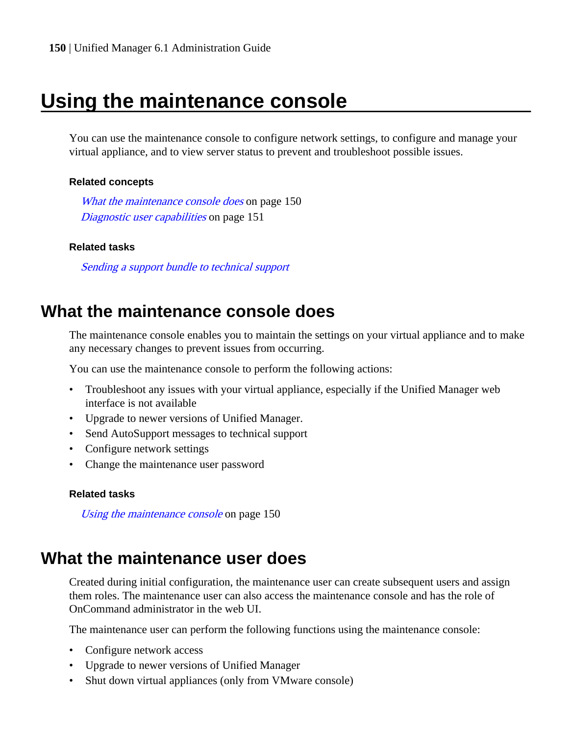# Using the maintenance console

You can use the maintenance console to configure network settings, to configure and manage your virtual appliance, and to view server status to prevent and troubleshoot possible issues.

### Related concepts

*What the maintenance console does* on page 150
*Diagnostic user capabilities* on page 151

### Related tasks

*Sending a support bundle to technical support*

## What the maintenance console does

The maintenance console enables you to maintain the settings on your virtual appliance and to make any necessary changes to prevent issues from occurring.

You can use the maintenance console to perform the following actions:

- Troubleshoot any issues with your virtual appliance, especially if the Unified Manager web interface is not available
- Upgrade to newer versions of Unified Manager.
- Send AutoSupport messages to technical support
- Configure network settings
- Change the maintenance user password

### Related tasks

*Using the maintenance console* on page 150

## What the maintenance user does

Created during initial configuration, the maintenance user can create subsequent users and assign them roles. The maintenance user can also access the maintenance console and has the role of OnCommand administrator in the web UI.

The maintenance user can perform the following functions using the maintenance console:

- Configure network access
- Upgrade to newer versions of Unified Manager
- Shut down virtual appliances (only from VMware console)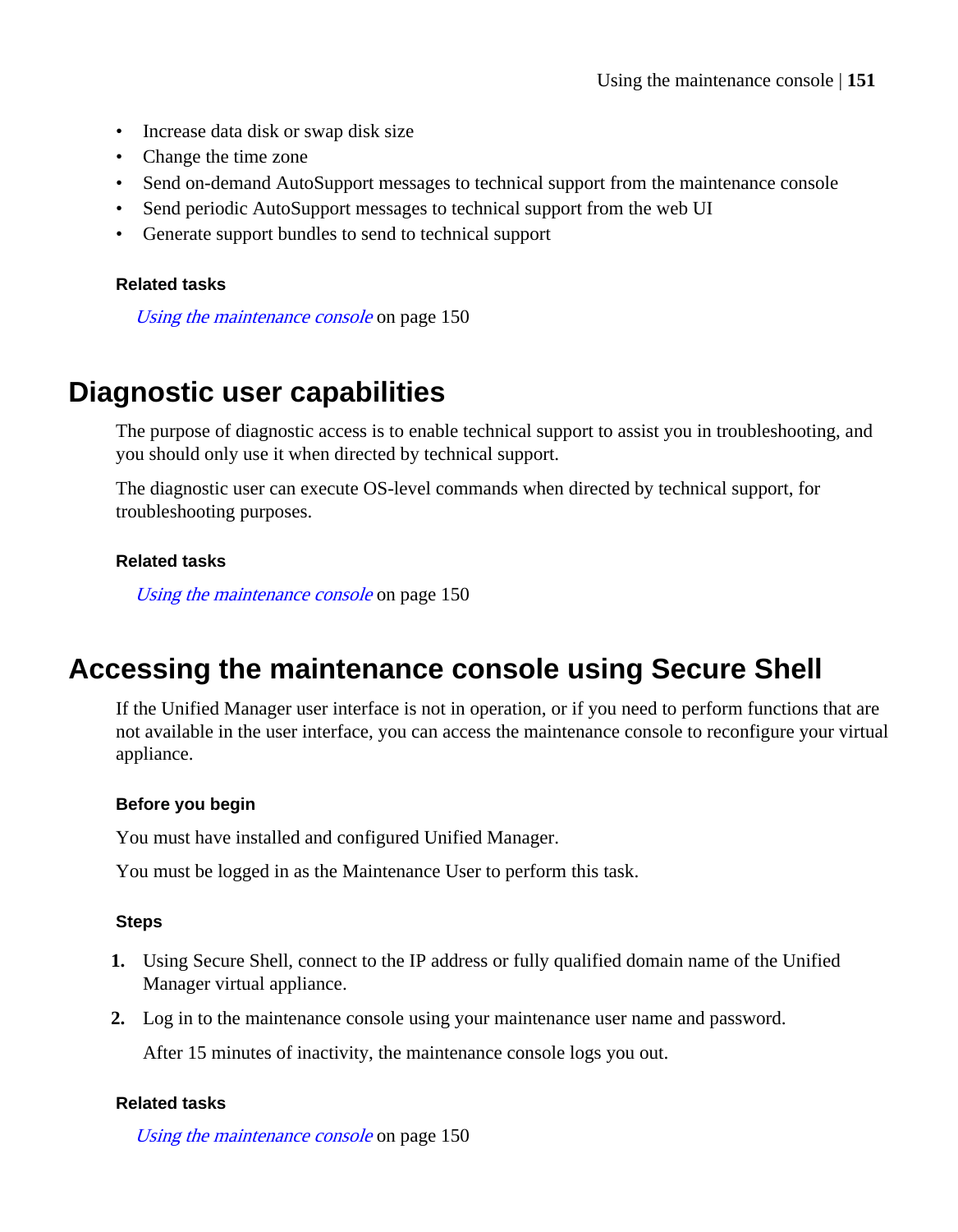- Increase data disk or swap disk size
- Change the time zone
- Send on-demand AutoSupport messages to technical support from the maintenance console
- Send periodic AutoSupport messages to technical support from the web UI
- Generate support bundles to send to technical support

#### Related tasks

*Using the maintenance console* on page 150

## Diagnostic user capabilities

The purpose of diagnostic access is to enable technical support to assist you in troubleshooting, and you should only use it when directed by technical support.

The diagnostic user can execute OS-level commands when directed by technical support, for troubleshooting purposes.

#### Related tasks

*Using the maintenance console* on page 150

## Accessing the maintenance console using Secure Shell

If the Unified Manager user interface is not in operation, or if you need to perform functions that are not available in the user interface, you can access the maintenance console to reconfigure your virtual appliance.

#### Before you begin

You must have installed and configured Unified Manager.

You must be logged in as the Maintenance User to perform this task.

#### Steps

1. Using Secure Shell, connect to the IP address or fully qualified domain name of the Unified Manager virtual appliance.
2. Log in to the maintenance console using your maintenance user name and password.

   After 15 minutes of inactivity, the maintenance console logs you out.

#### Related tasks

*Using the maintenance console* on page 150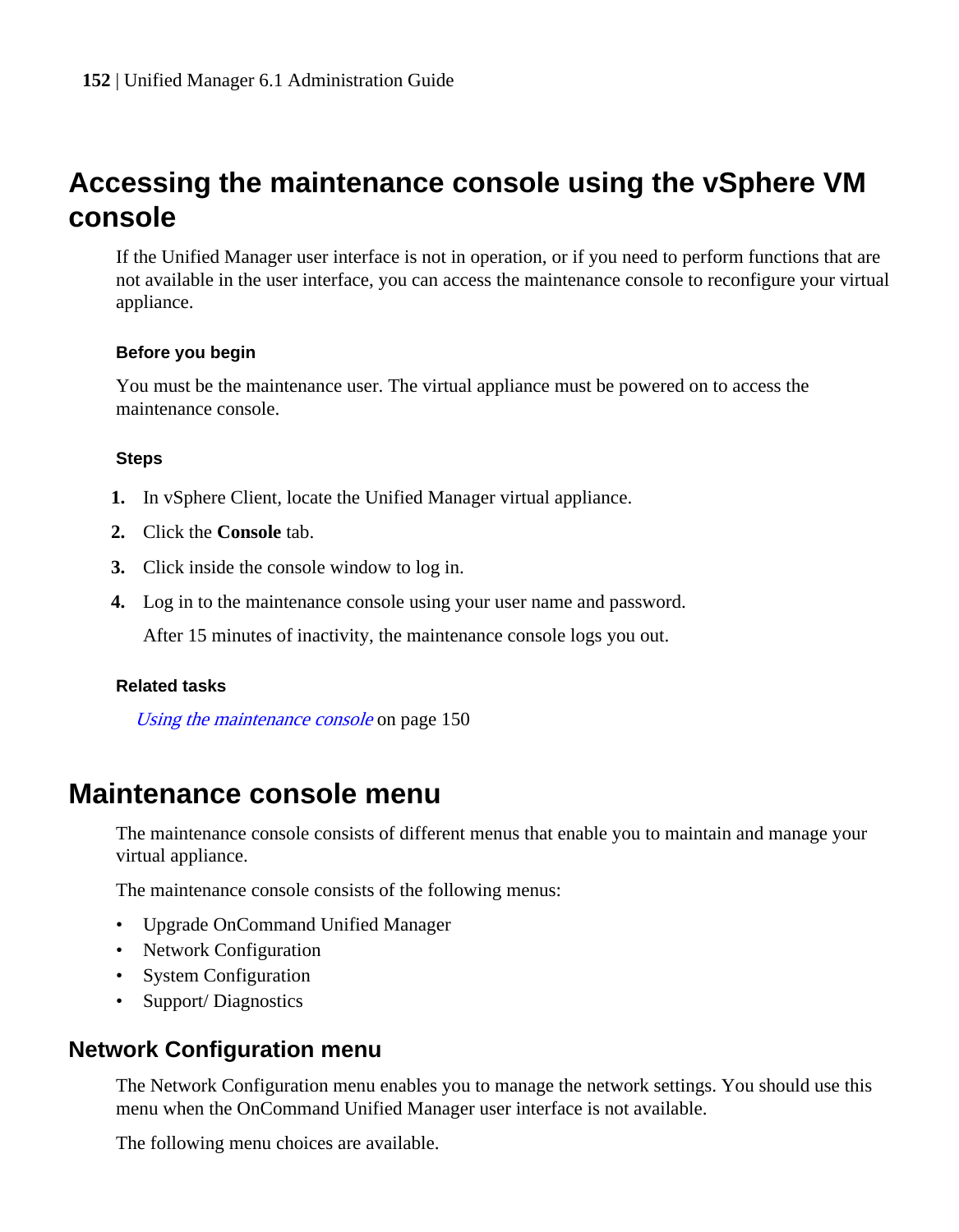# Accessing the maintenance console using the vSphere VM console

If the Unified Manager user interface is not in operation, or if you need to perform functions that are not available in the user interface, you can access the maintenance console to reconfigure your virtual appliance.

### Before you begin

You must be the maintenance user. The virtual appliance must be powered on to access the maintenance console.

### Steps

1. In vSphere Client, locate the Unified Manager virtual appliance.
2. Click the **Console** tab.
3. Click inside the console window to log in.
4. Log in to the maintenance console using your user name and password.

   After 15 minutes of inactivity, the maintenance console logs you out.

### Related tasks

*Using the maintenance console* on page 150

# Maintenance console menu

The maintenance console consists of different menus that enable you to maintain and manage your virtual appliance.

The maintenance console consists of the following menus:

- Upgrade OnCommand Unified Manager
- Network Configuration
- System Configuration
- Support/ Diagnostics

## Network Configuration menu

The Network Configuration menu enables you to manage the network settings. You should use this menu when the OnCommand Unified Manager user interface is not available.

The following menu choices are available.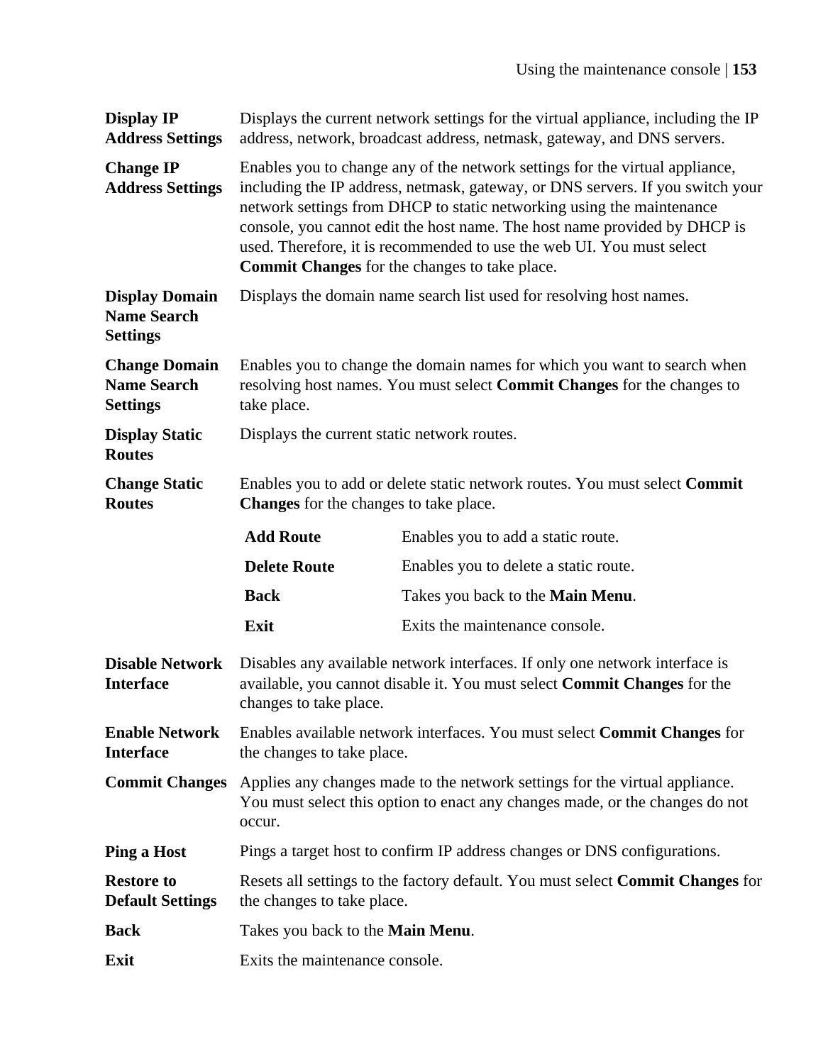| | |
|---|---|
| **Display IP Address Settings** | Displays the current network settings for the virtual appliance, including the IP address, network, broadcast address, netmask, gateway, and DNS servers. |
| **Change IP Address Settings** | Enables you to change any of the network settings for the virtual appliance, including the IP address, netmask, gateway, or DNS servers. If you switch your network settings from DHCP to static networking using the maintenance console, you cannot edit the host name. The host name provided by DHCP is used. Therefore, it is recommended to use the web UI. You must select **Commit Changes** for the changes to take place. |
| **Display Domain Name Search Settings** | Displays the domain name search list used for resolving host names. |
| **Change Domain Name Search Settings** | Enables you to change the domain names for which you want to search when resolving host names. You must select **Commit Changes** for the changes to take place. |
| **Display Static Routes** | Displays the current static network routes. |
| **Change Static Routes** | Enables you to add or delete static network routes. You must select **Commit Changes** for the changes to take place.<br>**Add Route** — Enables you to add a static route.<br>**Delete Route** — Enables you to delete a static route.<br>**Back** — Takes you back to the **Main Menu**.<br>**Exit** — Exits the maintenance console. |
| **Disable Network Interface** | Disables any available network interfaces. If only one network interface is available, you cannot disable it. You must select **Commit Changes** for the changes to take place. |
| **Enable Network Interface** | Enables available network interfaces. You must select **Commit Changes** for the changes to take place. |
| **Commit Changes** | Applies any changes made to the network settings for the virtual appliance. You must select this option to enact any changes made, or the changes do not occur. |
| **Ping a Host** | Pings a target host to confirm IP address changes or DNS configurations. |
| **Restore to Default Settings** | Resets all settings to the factory default. You must select **Commit Changes** for the changes to take place. |
| **Back** | Takes you back to the **Main Menu**. |
| **Exit** | Exits the maintenance console. |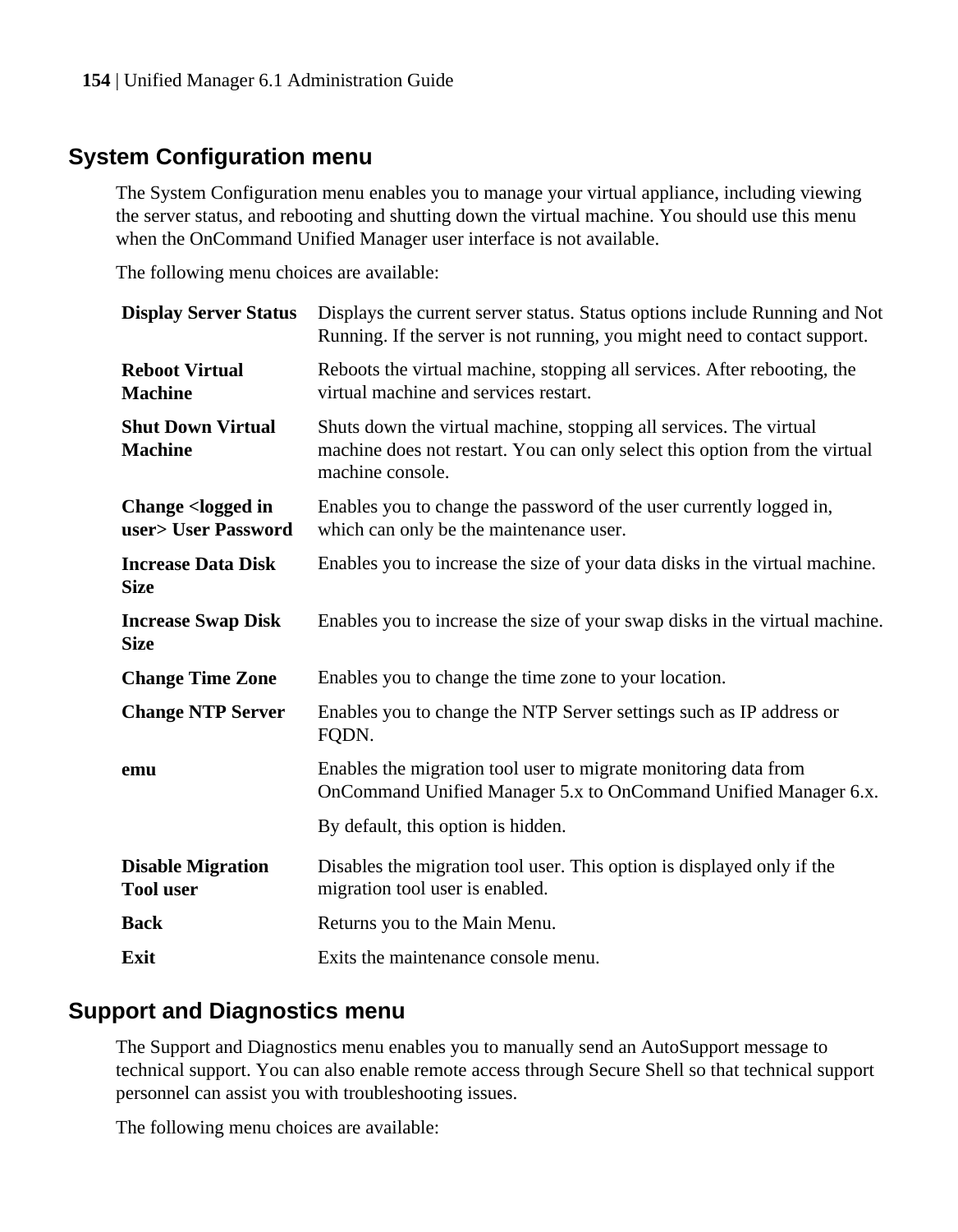## System Configuration menu

The System Configuration menu enables you to manage your virtual appliance, including viewing the server status, and rebooting and shutting down the virtual machine. You should use this menu when the OnCommand Unified Manager user interface is not available.

The following menu choices are available:

**Display Server Status**
: Displays the current server status. Status options include Running and Not Running. If the server is not running, you might need to contact support.

**Reboot Virtual Machine**
: Reboots the virtual machine, stopping all services. After rebooting, the virtual machine and services restart.

**Shut Down Virtual Machine**
: Shuts down the virtual machine, stopping all services. The virtual machine does not restart. You can only select this option from the virtual machine console.

**Change <logged in user> User Password**
: Enables you to change the password of the user currently logged in, which can only be the maintenance user.

**Increase Data Disk Size**
: Enables you to increase the size of your data disks in the virtual machine.

**Increase Swap Disk Size**
: Enables you to increase the size of your swap disks in the virtual machine.

**Change Time Zone**
: Enables you to change the time zone to your location.

**Change NTP Server**
: Enables you to change the NTP Server settings such as IP address or FQDN.

**emu**
: Enables the migration tool user to migrate monitoring data from OnCommand Unified Manager 5.x to OnCommand Unified Manager 6.x.

  By default, this option is hidden.

**Disable Migration Tool user**
: Disables the migration tool user. This option is displayed only if the migration tool user is enabled.

**Back**
: Returns you to the Main Menu.

**Exit**
: Exits the maintenance console menu.

## Support and Diagnostics menu

The Support and Diagnostics menu enables you to manually send an AutoSupport message to technical support. You can also enable remote access through Secure Shell so that technical support personnel can assist you with troubleshooting issues.

The following menu choices are available: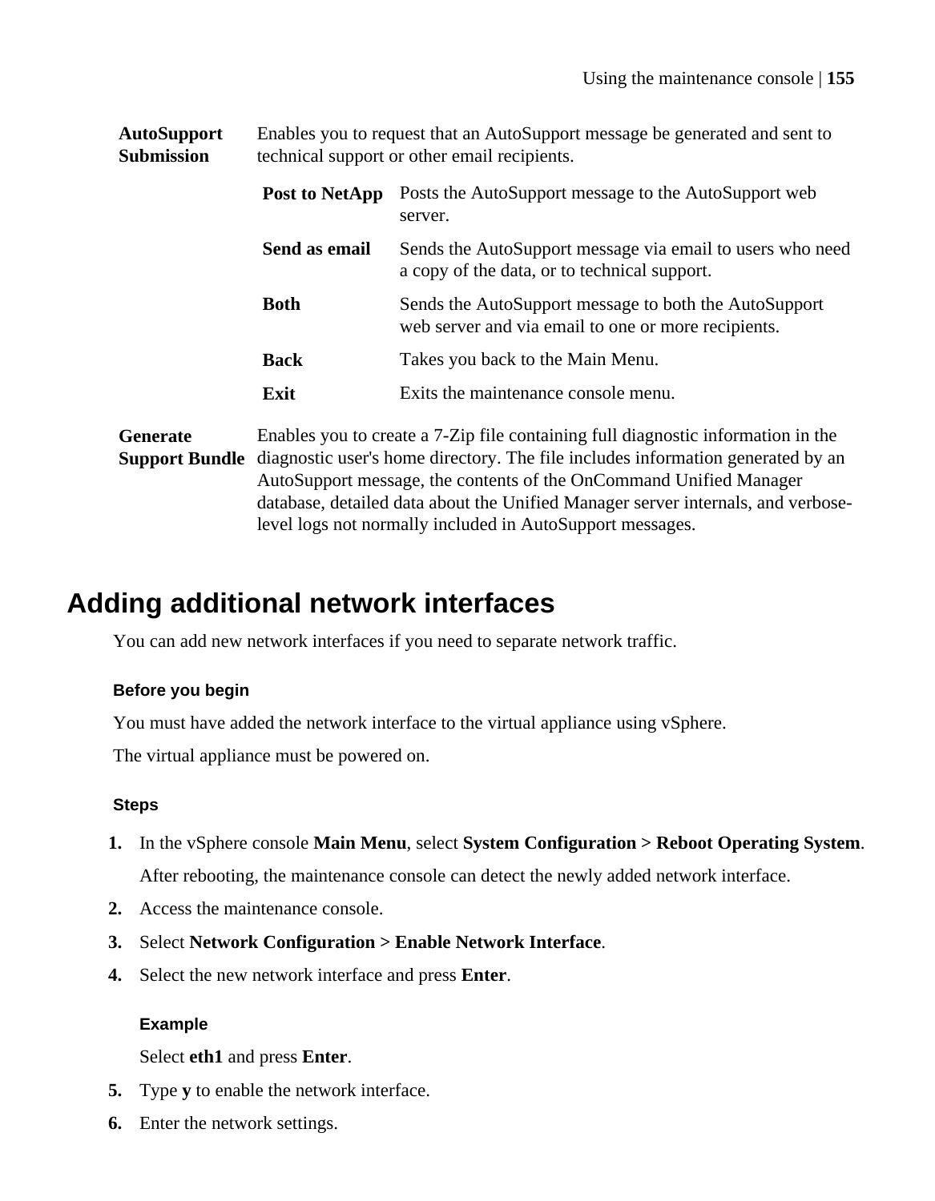**AutoSupport Submission**
Enables you to request that an AutoSupport message be generated and sent to technical support or other email recipients.

| | |
|---|---|
| **Post to NetApp** | Posts the AutoSupport message to the AutoSupport web server. |
| **Send as email** | Sends the AutoSupport message via email to users who need a copy of the data, or to technical support. |
| **Both** | Sends the AutoSupport message to both the AutoSupport web server and via email to one or more recipients. |
| **Back** | Takes you back to the Main Menu. |
| **Exit** | Exits the maintenance console menu. |

**Generate Support Bundle**
Enables you to create a 7-Zip file containing full diagnostic information in the diagnostic user's home directory. The file includes information generated by an AutoSupport message, the contents of the OnCommand Unified Manager database, detailed data about the Unified Manager server internals, and verbose-level logs not normally included in AutoSupport messages.

## Adding additional network interfaces

You can add new network interfaces if you need to separate network traffic.

#### Before you begin

You must have added the network interface to the virtual appliance using vSphere.

The virtual appliance must be powered on.

#### Steps

1. In the vSphere console **Main Menu**, select **System Configuration > Reboot Operating System**.

   After rebooting, the maintenance console can detect the newly added network interface.
2. Access the maintenance console.
3. Select **Network Configuration > Enable Network Interface**.
4. Select the new network interface and press **Enter**.

   **Example**

   Select **eth1** and press **Enter**.
5. Type **y** to enable the network interface.
6. Enter the network settings.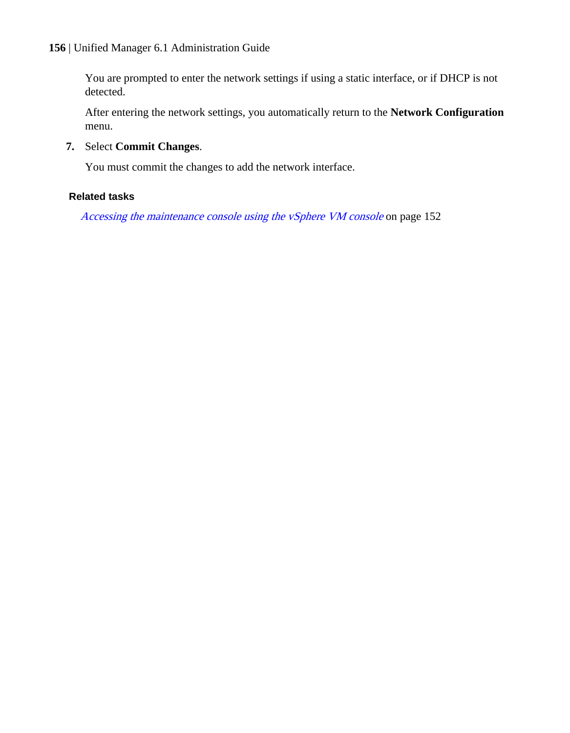You are prompted to enter the network settings if using a static interface, or if DHCP is not detected.

After entering the network settings, you automatically return to the **Network Configuration** menu.

7. Select **Commit Changes**.

   You must commit the changes to add the network interface.

#### Related tasks

*Accessing the maintenance console using the vSphere VM console* on page 152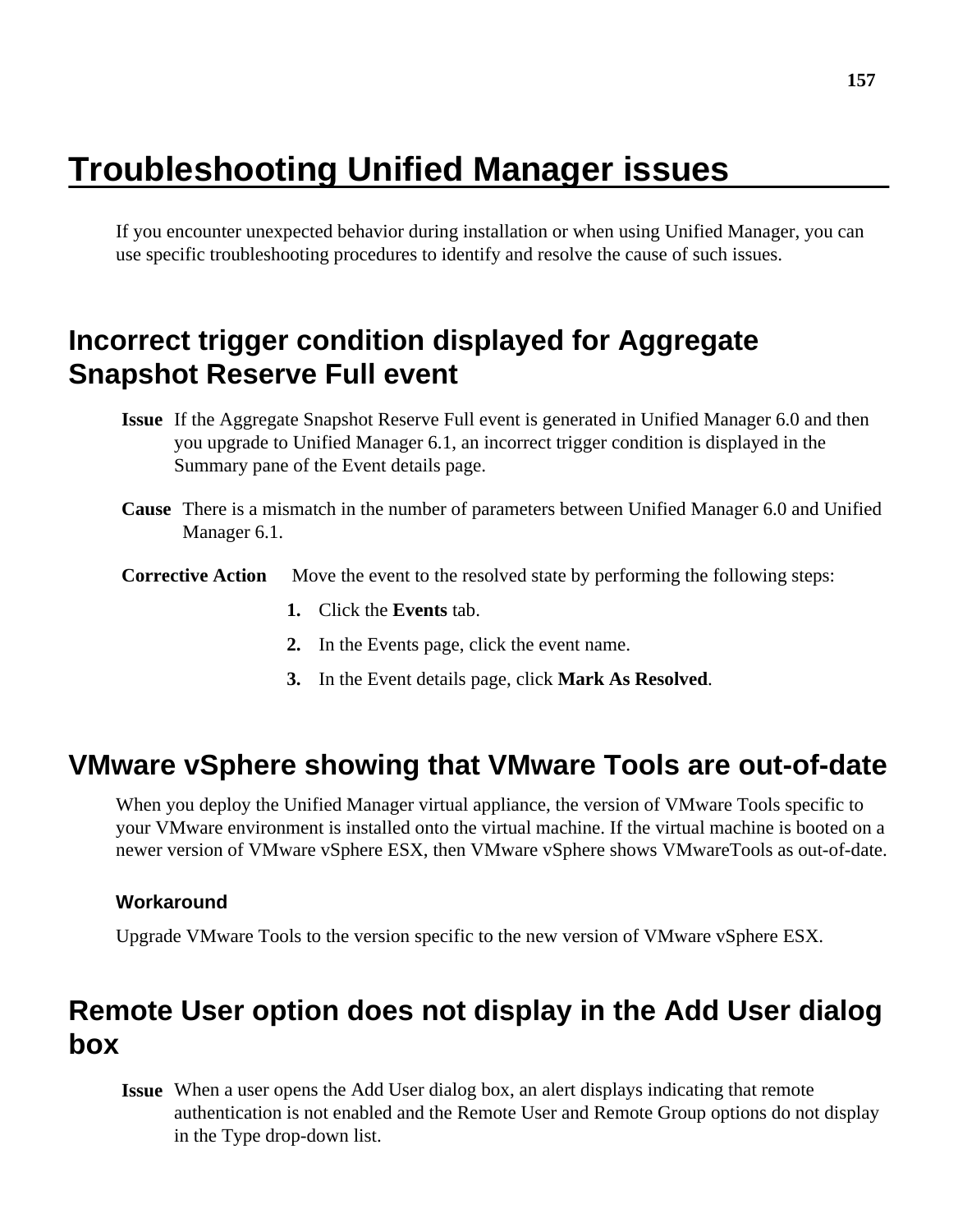# Troubleshooting Unified Manager issues

If you encounter unexpected behavior during installation or when using Unified Manager, you can use specific troubleshooting procedures to identify and resolve the cause of such issues.

## Incorrect trigger condition displayed for Aggregate Snapshot Reserve Full event

**Issue** If the Aggregate Snapshot Reserve Full event is generated in Unified Manager 6.0 and then you upgrade to Unified Manager 6.1, an incorrect trigger condition is displayed in the Summary pane of the Event details page.

**Cause** There is a mismatch in the number of parameters between Unified Manager 6.0 and Unified Manager 6.1.

**Corrective Action** Move the event to the resolved state by performing the following steps:

1. Click the **Events** tab.
2. In the Events page, click the event name.
3. In the Event details page, click **Mark As Resolved**.

## VMware vSphere showing that VMware Tools are out-of-date

When you deploy the Unified Manager virtual appliance, the version of VMware Tools specific to your VMware environment is installed onto the virtual machine. If the virtual machine is booted on a newer version of VMware vSphere ESX, then VMware vSphere shows VMwareTools as out-of-date.

### Workaround

Upgrade VMware Tools to the version specific to the new version of VMware vSphere ESX.

## Remote User option does not display in the Add User dialog box

**Issue** When a user opens the Add User dialog box, an alert displays indicating that remote authentication is not enabled and the Remote User and Remote Group options do not display in the Type drop-down list.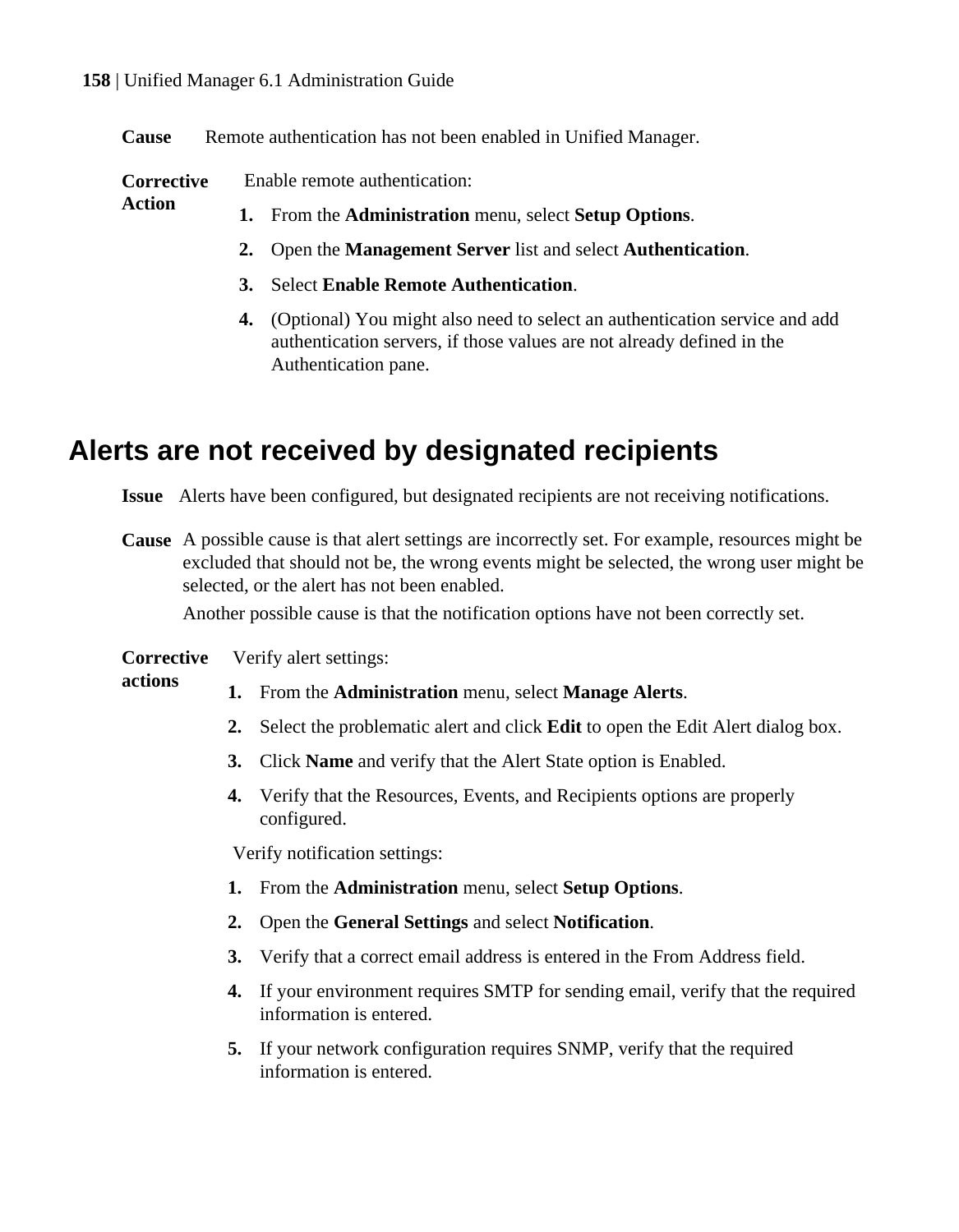**Cause** Remote authentication has not been enabled in Unified Manager.

**Corrective Action** Enable remote authentication:

1. From the **Administration** menu, select **Setup Options**.
2. Open the **Management Server** list and select **Authentication**.
3. Select **Enable Remote Authentication**.
4. (Optional) You might also need to select an authentication service and add authentication servers, if those values are not already defined in the Authentication pane.

## Alerts are not received by designated recipients

**Issue** Alerts have been configured, but designated recipients are not receiving notifications.

**Cause** A possible cause is that alert settings are incorrectly set. For example, resources might be excluded that should not be, the wrong events might be selected, the wrong user might be selected, or the alert has not been enabled.

Another possible cause is that the notification options have not been correctly set.

**Corrective actions** Verify alert settings:

1. From the **Administration** menu, select **Manage Alerts**.
2. Select the problematic alert and click **Edit** to open the Edit Alert dialog box.
3. Click **Name** and verify that the Alert State option is Enabled.
4. Verify that the Resources, Events, and Recipients options are properly configured.

Verify notification settings:

1. From the **Administration** menu, select **Setup Options**.
2. Open the **General Settings** and select **Notification**.
3. Verify that a correct email address is entered in the From Address field.
4. If your environment requires SMTP for sending email, verify that the required information is entered.
5. If your network configuration requires SNMP, verify that the required information is entered.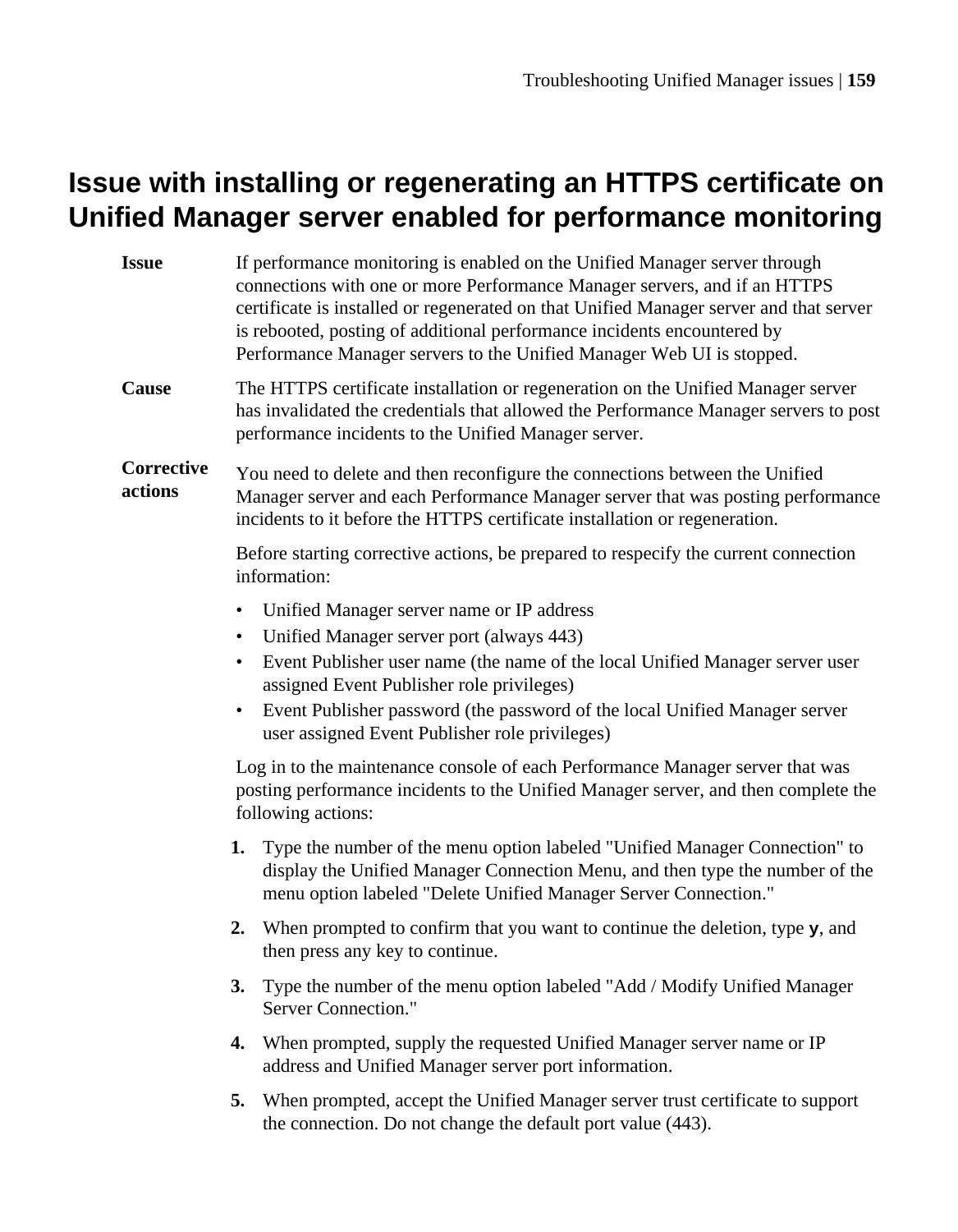# Issue with installing or regenerating an HTTPS certificate on Unified Manager server enabled for performance monitoring

**Issue**

If performance monitoring is enabled on the Unified Manager server through connections with one or more Performance Manager servers, and if an HTTPS certificate is installed or regenerated on that Unified Manager server and that server is rebooted, posting of additional performance incidents encountered by Performance Manager servers to the Unified Manager Web UI is stopped.

**Cause**

The HTTPS certificate installation or regeneration on the Unified Manager server has invalidated the credentials that allowed the Performance Manager servers to post performance incidents to the Unified Manager server.

**Corrective actions**

You need to delete and then reconfigure the connections between the Unified Manager server and each Performance Manager server that was posting performance incidents to it before the HTTPS certificate installation or regeneration.

Before starting corrective actions, be prepared to respecify the current connection information:

- Unified Manager server name or IP address
- Unified Manager server port (always 443)
- Event Publisher user name (the name of the local Unified Manager server user assigned Event Publisher role privileges)
- Event Publisher password (the password of the local Unified Manager server user assigned Event Publisher role privileges)

Log in to the maintenance console of each Performance Manager server that was posting performance incidents to the Unified Manager server, and then complete the following actions:

1. Type the number of the menu option labeled "Unified Manager Connection" to display the Unified Manager Connection Menu, and then type the number of the menu option labeled "Delete Unified Manager Server Connection."
2. When prompted to confirm that you want to continue the deletion, type **y**, and then press any key to continue.
3. Type the number of the menu option labeled "Add / Modify Unified Manager Server Connection."
4. When prompted, supply the requested Unified Manager server name or IP address and Unified Manager server port information.
5. When prompted, accept the Unified Manager server trust certificate to support the connection. Do not change the default port value (443).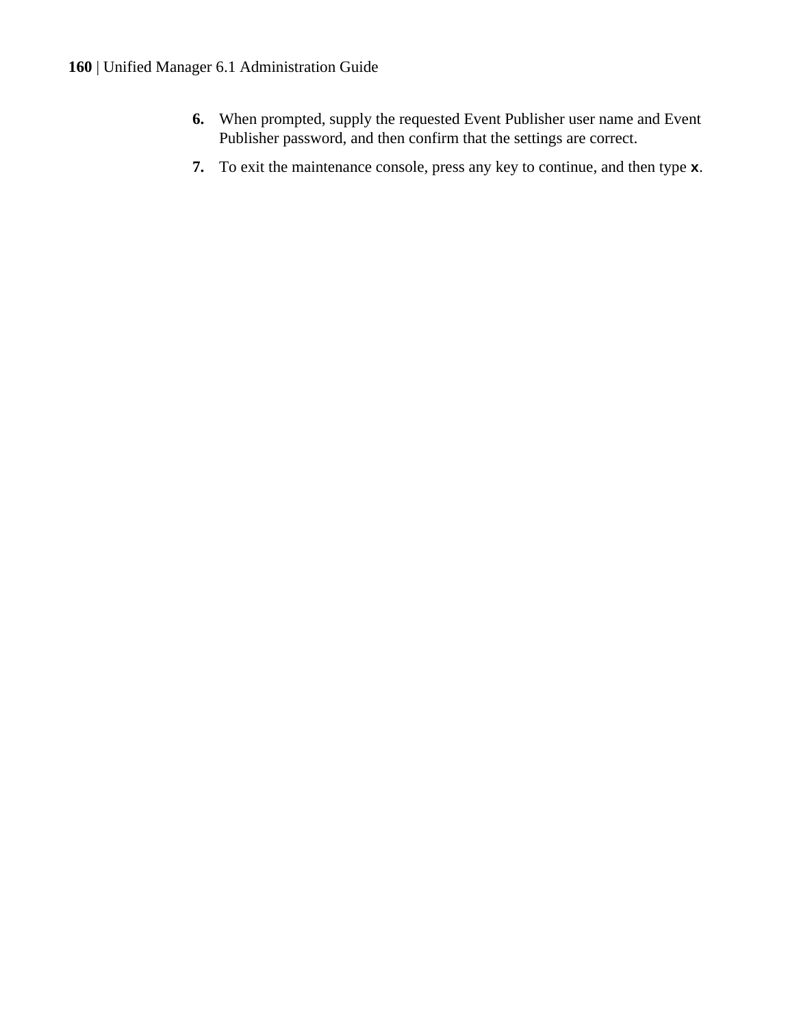6. When prompted, supply the requested Event Publisher user name and Event Publisher password, and then confirm that the settings are correct.
7. To exit the maintenance console, press any key to continue, and then type `x`.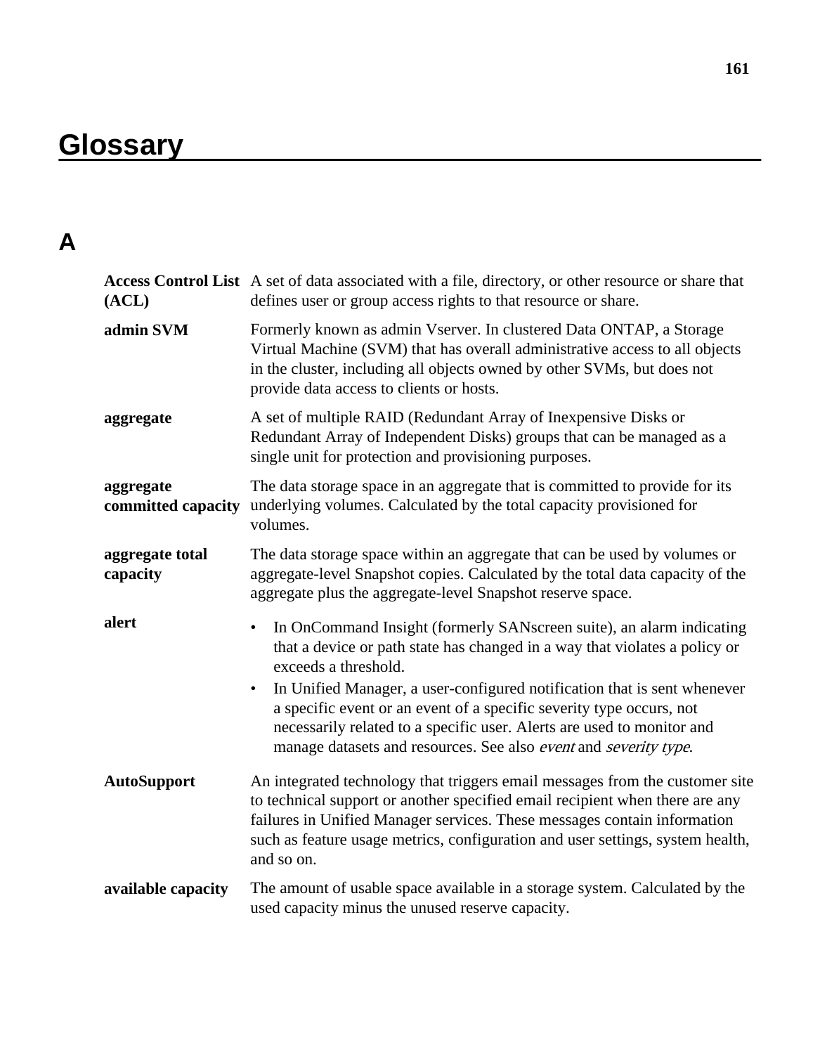# Glossary

## A

**Access Control List (ACL)**
A set of data associated with a file, directory, or other resource or share that defines user or group access rights to that resource or share.

**admin SVM**
Formerly known as admin Vserver. In clustered Data ONTAP, a Storage Virtual Machine (SVM) that has overall administrative access to all objects in the cluster, including all objects owned by other SVMs, but does not provide data access to clients or hosts.

**aggregate**
A set of multiple RAID (Redundant Array of Inexpensive Disks or Redundant Array of Independent Disks) groups that can be managed as a single unit for protection and provisioning purposes.

**aggregate committed capacity**
The data storage space in an aggregate that is committed to provide for its underlying volumes. Calculated by the total capacity provisioned for volumes.

**aggregate total capacity**
The data storage space within an aggregate that can be used by volumes or aggregate-level Snapshot copies. Calculated by the total data capacity of the aggregate plus the aggregate-level Snapshot reserve space.

**alert**

- In OnCommand Insight (formerly SANscreen suite), an alarm indicating that a device or path state has changed in a way that violates a policy or exceeds a threshold.
- In Unified Manager, a user-configured notification that is sent whenever a specific event or an event of a specific severity type occurs, not necessarily related to a specific user. Alerts are used to monitor and manage datasets and resources. See also *event* and *severity type*.

**AutoSupport**
An integrated technology that triggers email messages from the customer site to technical support or another specified email recipient when there are any failures in Unified Manager services. These messages contain information such as feature usage metrics, configuration and user settings, system health, and so on.

**available capacity**
The amount of usable space available in a storage system. Calculated by the used capacity minus the unused reserve capacity.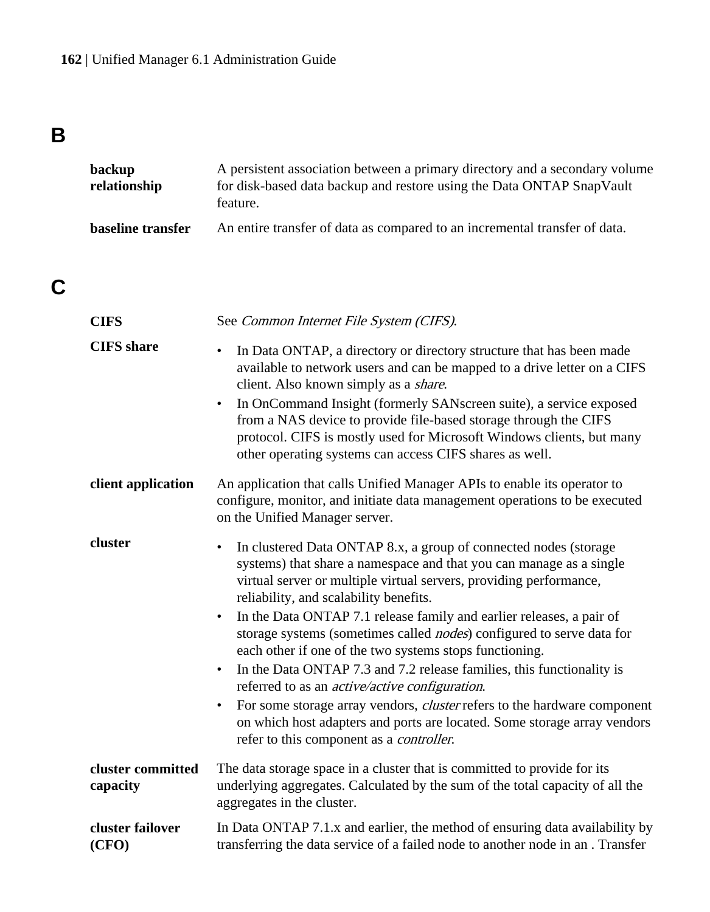## B

**backup relationship**
A persistent association between a primary directory and a secondary volume for disk-based data backup and restore using the Data ONTAP SnapVault feature.

**baseline transfer**
An entire transfer of data as compared to an incremental transfer of data.

## C

**CIFS**
See *Common Internet File System (CIFS)*.

**CIFS share**

- In Data ONTAP, a directory or directory structure that has been made available to network users and can be mapped to a drive letter on a CIFS client. Also known simply as a *share*.
- In OnCommand Insight (formerly SANscreen suite), a service exposed from a NAS device to provide file-based storage through the CIFS protocol. CIFS is mostly used for Microsoft Windows clients, but many other operating systems can access CIFS shares as well.

**client application**
An application that calls Unified Manager APIs to enable its operator to configure, monitor, and initiate data management operations to be executed on the Unified Manager server.

**cluster**

- In clustered Data ONTAP 8.x, a group of connected nodes (storage systems) that share a namespace and that you can manage as a single virtual server or multiple virtual servers, providing performance, reliability, and scalability benefits.
- In the Data ONTAP 7.1 release family and earlier releases, a pair of storage systems (sometimes called *nodes*) configured to serve data for each other if one of the two systems stops functioning.
- In the Data ONTAP 7.3 and 7.2 release families, this functionality is referred to as an *active/active configuration*.
- For some storage array vendors, *cluster* refers to the hardware component on which host adapters and ports are located. Some storage array vendors refer to this component as a *controller*.

**cluster committed capacity**
The data storage space in a cluster that is committed to provide for its underlying aggregates. Calculated by the sum of the total capacity of all the aggregates in the cluster.

**cluster failover (CFO)**
In Data ONTAP 7.1.x and earlier, the method of ensuring data availability by transferring the data service of a failed node to another node in an . Transfer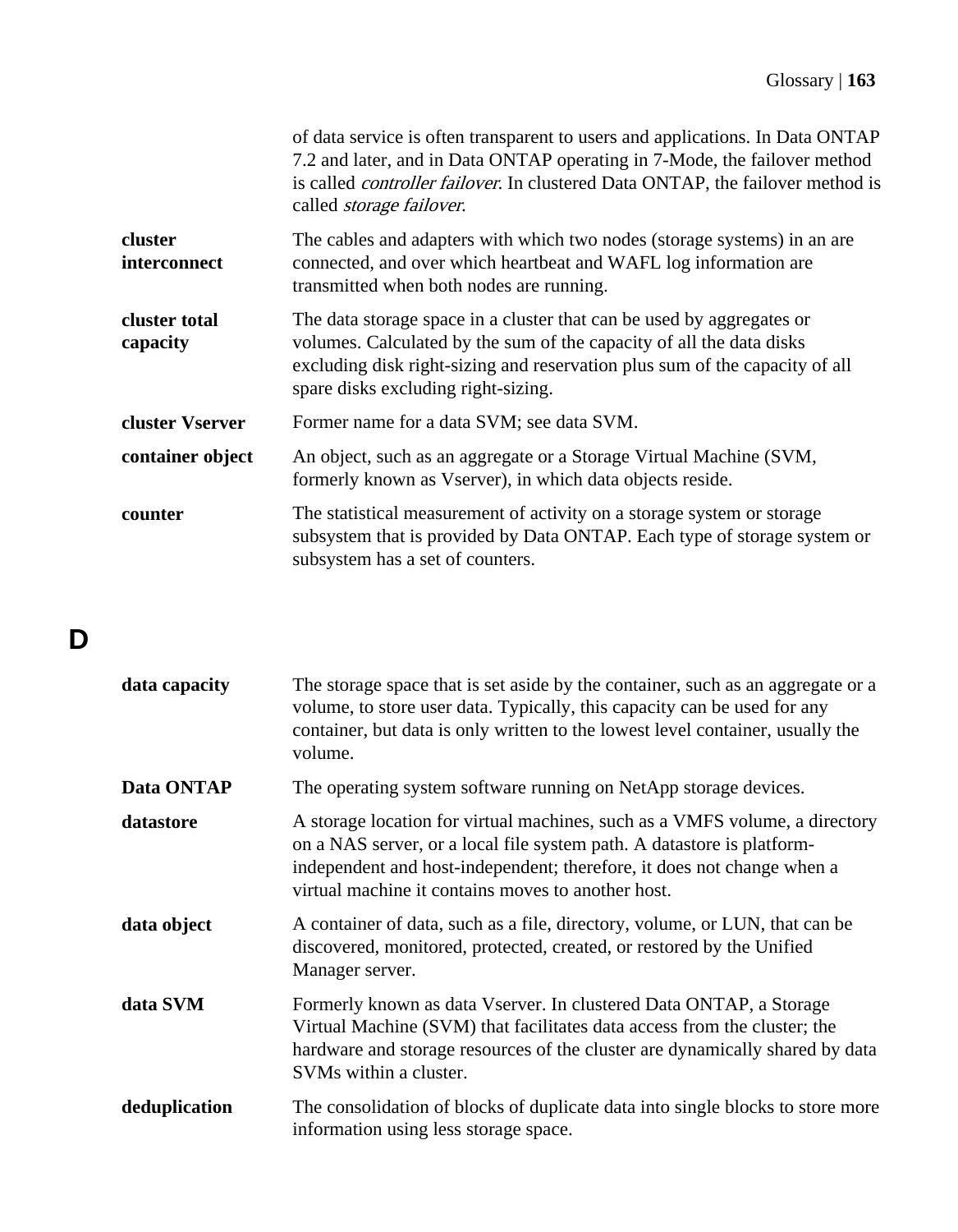of data service is often transparent to users and applications. In Data ONTAP 7.2 and later, and in Data ONTAP operating in 7-Mode, the failover method is called *controller failover*. In clustered Data ONTAP, the failover method is called *storage failover*.

**cluster interconnect**
The cables and adapters with which two nodes (storage systems) in an are connected, and over which heartbeat and WAFL log information are transmitted when both nodes are running.

**cluster total capacity**
The data storage space in a cluster that can be used by aggregates or volumes. Calculated by the sum of the capacity of all the data disks excluding disk right-sizing and reservation plus sum of the capacity of all spare disks excluding right-sizing.

**cluster Vserver**
Former name for a data SVM; see data SVM.

**container object**
An object, such as an aggregate or a Storage Virtual Machine (SVM, formerly known as Vserver), in which data objects reside.

**counter**
The statistical measurement of activity on a storage system or storage subsystem that is provided by Data ONTAP. Each type of storage system or subsystem has a set of counters.

## D

**data capacity**
The storage space that is set aside by the container, such as an aggregate or a volume, to store user data. Typically, this capacity can be used for any container, but data is only written to the lowest level container, usually the volume.

**Data ONTAP**
The operating system software running on NetApp storage devices.

**datastore**
A storage location for virtual machines, such as a VMFS volume, a directory on a NAS server, or a local file system path. A datastore is platform-independent and host-independent; therefore, it does not change when a virtual machine it contains moves to another host.

**data object**
A container of data, such as a file, directory, volume, or LUN, that can be discovered, monitored, protected, created, or restored by the Unified Manager server.

**data SVM**
Formerly known as data Vserver. In clustered Data ONTAP, a Storage Virtual Machine (SVM) that facilitates data access from the cluster; the hardware and storage resources of the cluster are dynamically shared by data SVMs within a cluster.

**deduplication**
The consolidation of blocks of duplicate data into single blocks to store more information using less storage space.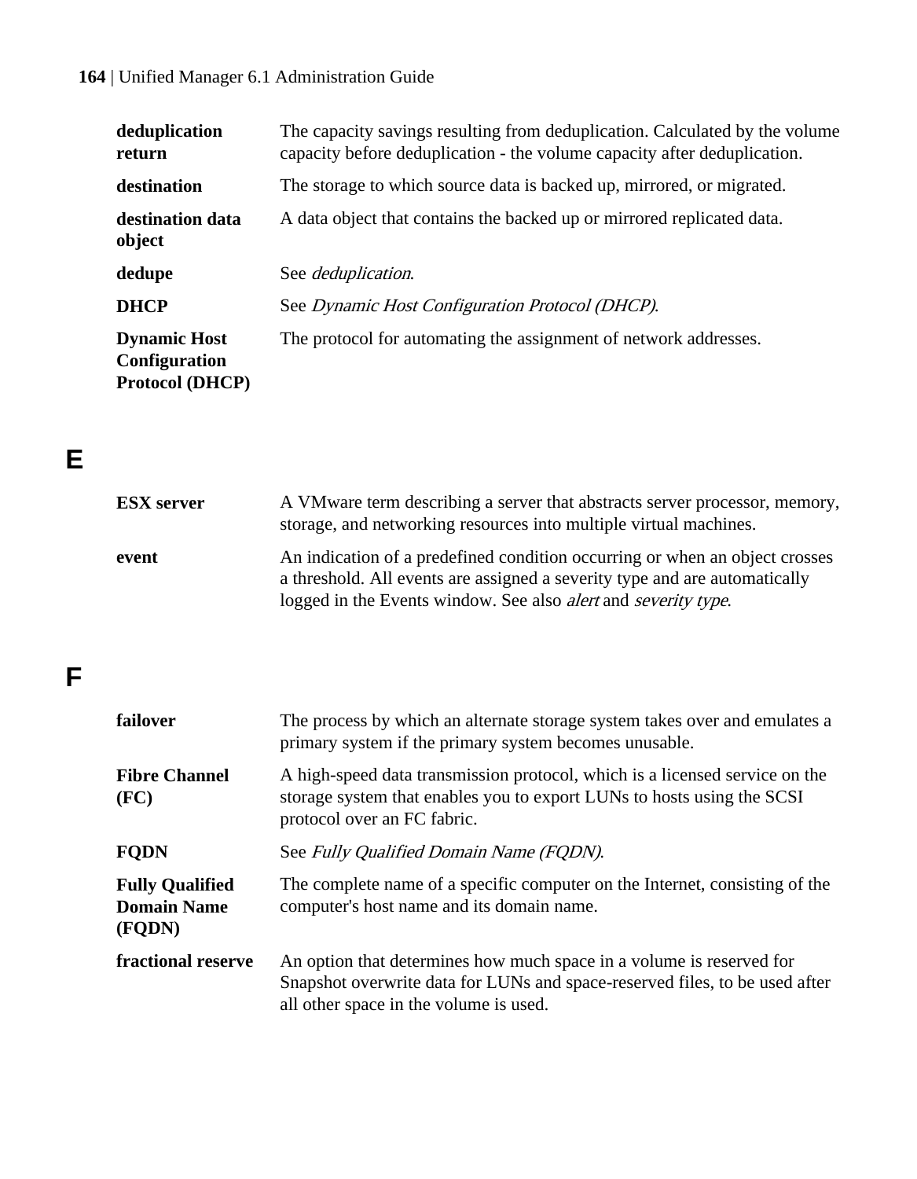**deduplication return**
The capacity savings resulting from deduplication. Calculated by the volume capacity before deduplication - the volume capacity after deduplication.

**destination**
The storage to which source data is backed up, mirrored, or migrated.

**destination data object**
A data object that contains the backed up or mirrored replicated data.

**dedupe**
See *deduplication*.

**DHCP**
See *Dynamic Host Configuration Protocol (DHCP)*.

**Dynamic Host Configuration Protocol (DHCP)**
The protocol for automating the assignment of network addresses.

## E

**ESX server**
A VMware term describing a server that abstracts server processor, memory, storage, and networking resources into multiple virtual machines.

**event**
An indication of a predefined condition occurring or when an object crosses a threshold. All events are assigned a severity type and are automatically logged in the Events window. See also *alert* and *severity type*.

## F

**failover**
The process by which an alternate storage system takes over and emulates a primary system if the primary system becomes unusable.

**Fibre Channel (FC)**
A high-speed data transmission protocol, which is a licensed service on the storage system that enables you to export LUNs to hosts using the SCSI protocol over an FC fabric.

**FQDN**
See *Fully Qualified Domain Name (FQDN)*.

**Fully Qualified Domain Name (FQDN)**
The complete name of a specific computer on the Internet, consisting of the computer's host name and its domain name.

**fractional reserve**
An option that determines how much space in a volume is reserved for Snapshot overwrite data for LUNs and space-reserved files, to be used after all other space in the volume is used.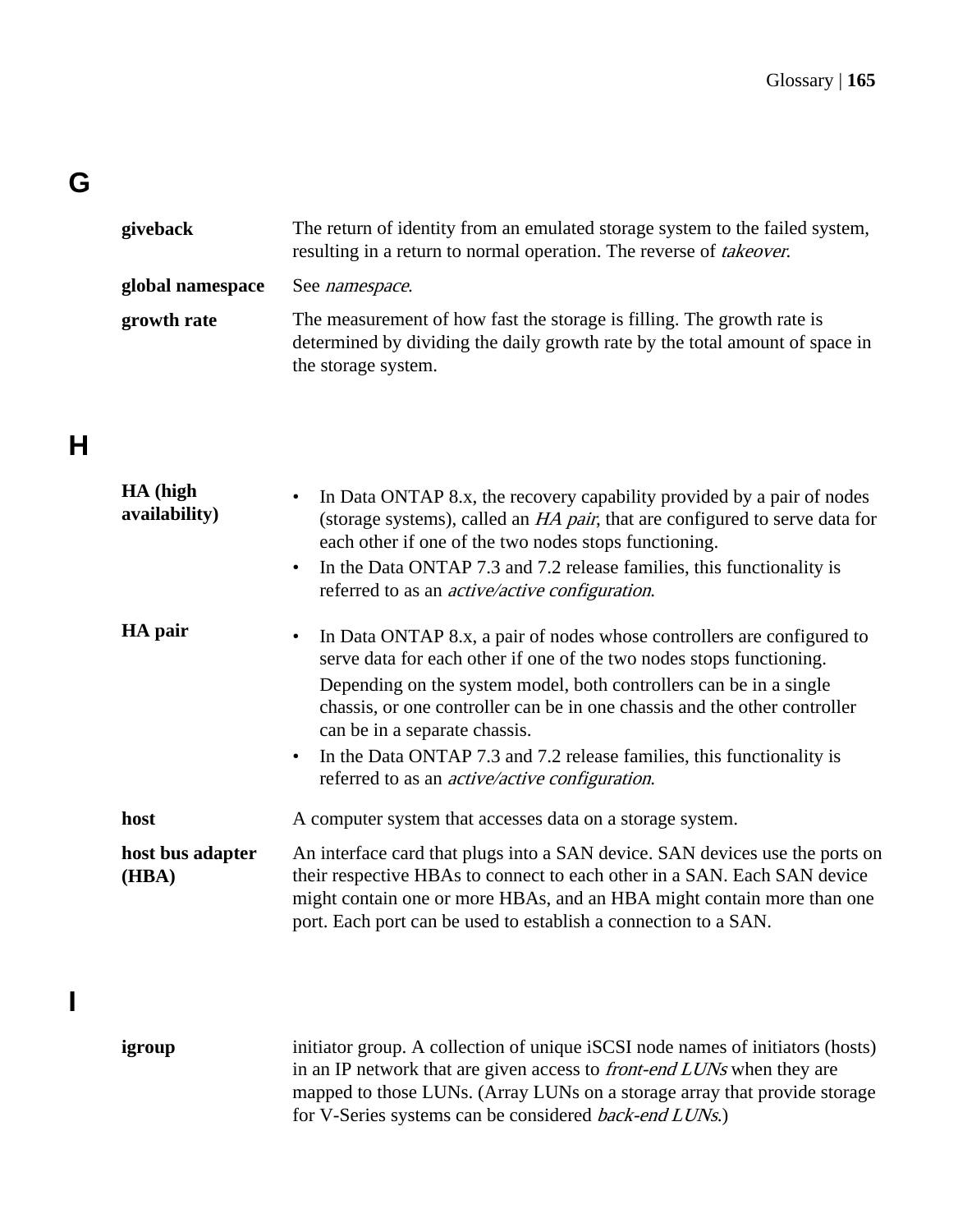## G

**giveback**
The return of identity from an emulated storage system to the failed system, resulting in a return to normal operation. The reverse of *takeover*.

**global namespace**
See *namespace*.

**growth rate**
The measurement of how fast the storage is filling. The growth rate is determined by dividing the daily growth rate by the total amount of space in the storage system.

## H

**HA (high availability)**
- In Data ONTAP 8.x, the recovery capability provided by a pair of nodes (storage systems), called an *HA pair*, that are configured to serve data for each other if one of the two nodes stops functioning.
- In the Data ONTAP 7.3 and 7.2 release families, this functionality is referred to as an *active/active configuration*.

**HA pair**
- In Data ONTAP 8.x, a pair of nodes whose controllers are configured to serve data for each other if one of the two nodes stops functioning.

  Depending on the system model, both controllers can be in a single chassis, or one controller can be in one chassis and the other controller can be in a separate chassis.
- In the Data ONTAP 7.3 and 7.2 release families, this functionality is referred to as an *active/active configuration*.

**host**
A computer system that accesses data on a storage system.

**host bus adapter (HBA)**
An interface card that plugs into a SAN device. SAN devices use the ports on their respective HBAs to connect to each other in a SAN. Each SAN device might contain one or more HBAs, and an HBA might contain more than one port. Each port can be used to establish a connection to a SAN.

## I

**igroup**
initiator group. A collection of unique iSCSI node names of initiators (hosts) in an IP network that are given access to *front-end LUNs* when they are mapped to those LUNs. (Array LUNs on a storage array that provide storage for V-Series systems can be considered *back-end LUNs*.)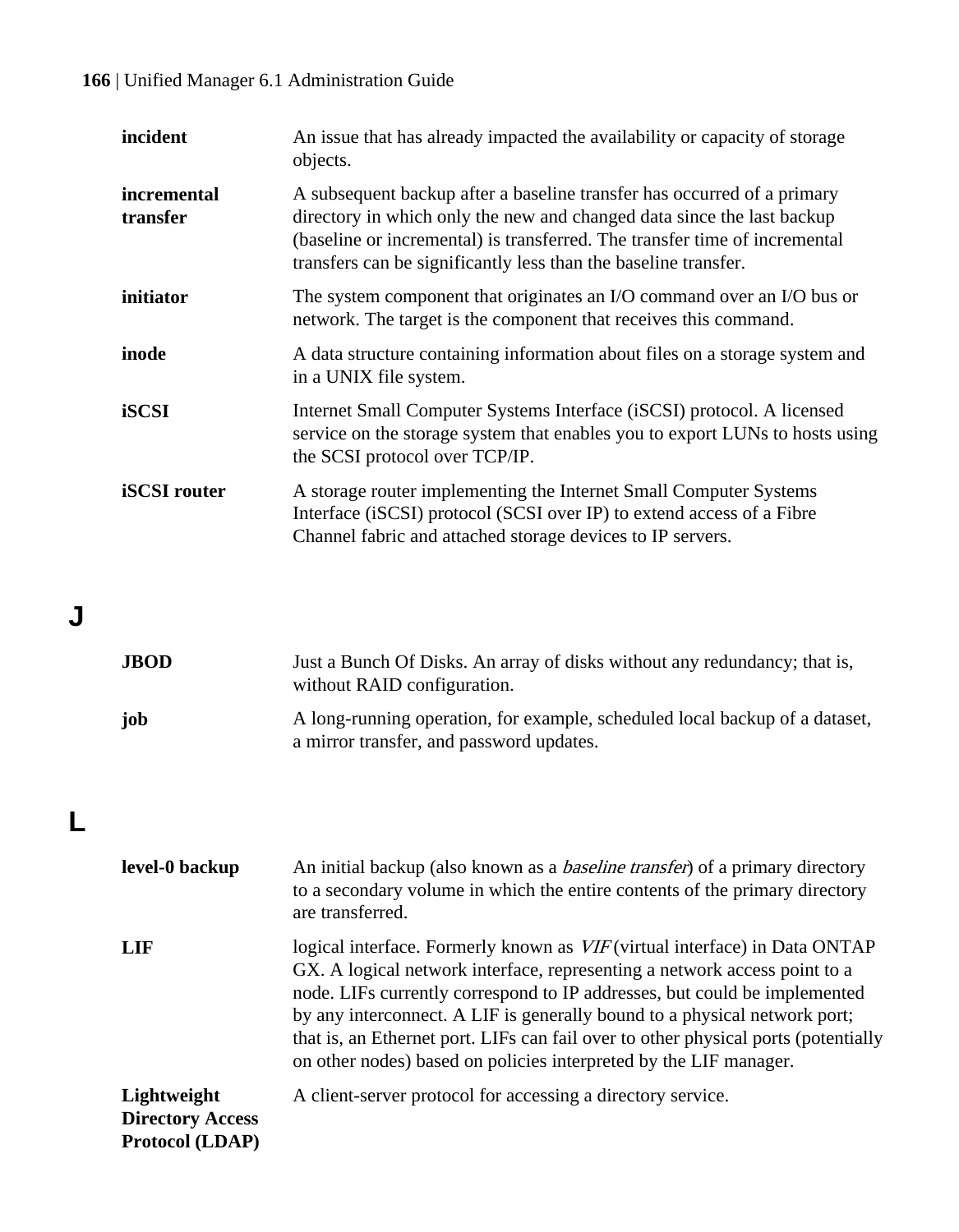**incident**
An issue that has already impacted the availability or capacity of storage objects.

**incremental transfer**
A subsequent backup after a baseline transfer has occurred of a primary directory in which only the new and changed data since the last backup (baseline or incremental) is transferred. The transfer time of incremental transfers can be significantly less than the baseline transfer.

**initiator**
The system component that originates an I/O command over an I/O bus or network. The target is the component that receives this command.

**inode**
A data structure containing information about files on a storage system and in a UNIX file system.

**iSCSI**
Internet Small Computer Systems Interface (iSCSI) protocol. A licensed service on the storage system that enables you to export LUNs to hosts using the SCSI protocol over TCP/IP.

**iSCSI router**
A storage router implementing the Internet Small Computer Systems Interface (iSCSI) protocol (SCSI over IP) to extend access of a Fibre Channel fabric and attached storage devices to IP servers.

## J

**JBOD**
Just a Bunch Of Disks. An array of disks without any redundancy; that is, without RAID configuration.

**job**
A long-running operation, for example, scheduled local backup of a dataset, a mirror transfer, and password updates.

## L

**level-0 backup**
An initial backup (also known as a *baseline transfer*) of a primary directory to a secondary volume in which the entire contents of the primary directory are transferred.

**LIF**
logical interface. Formerly known as *VIF* (virtual interface) in Data ONTAP GX. A logical network interface, representing a network access point to a node. LIFs currently correspond to IP addresses, but could be implemented by any interconnect. A LIF is generally bound to a physical network port; that is, an Ethernet port. LIFs can fail over to other physical ports (potentially on other nodes) based on policies interpreted by the LIF manager.

**Lightweight Directory Access Protocol (LDAP)**
A client-server protocol for accessing a directory service.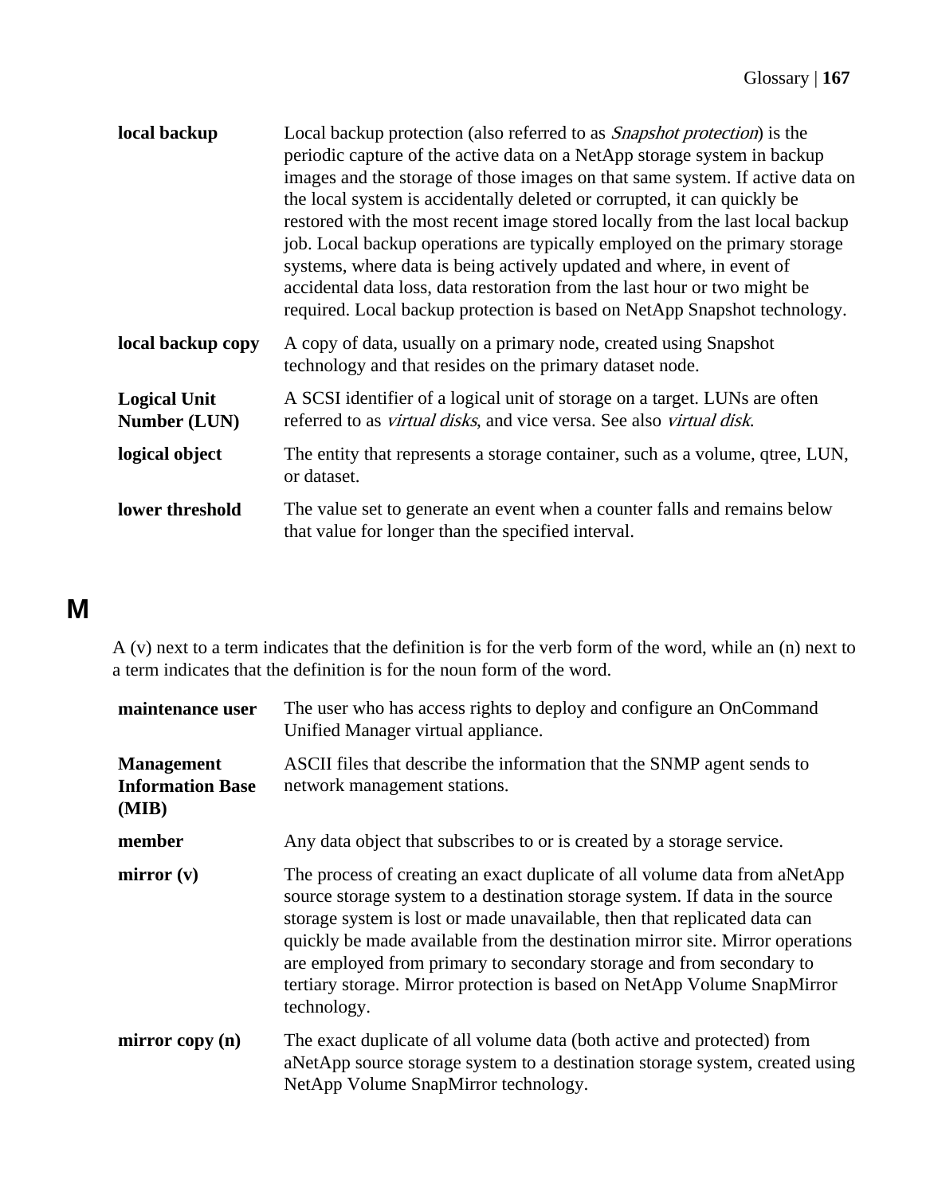| | |
|---|---|
| **local backup** | Local backup protection (also referred to as *Snapshot protection*) is the periodic capture of the active data on a NetApp storage system in backup images and the storage of those images on that same system. If active data on the local system is accidentally deleted or corrupted, it can quickly be restored with the most recent image stored locally from the last local backup job. Local backup operations are typically employed on the primary storage systems, where data is being actively updated and where, in event of accidental data loss, data restoration from the last hour or two might be required. Local backup protection is based on NetApp Snapshot technology. |
| **local backup copy** | A copy of data, usually on a primary node, created using Snapshot technology and that resides on the primary dataset node. |
| **Logical Unit Number (LUN)** | A SCSI identifier of a logical unit of storage on a target. LUNs are often referred to as *virtual disks*, and vice versa. See also *virtual disk*. |
| **logical object** | The entity that represents a storage container, such as a volume, qtree, LUN, or dataset. |
| **lower threshold** | The value set to generate an event when a counter falls and remains below that value for longer than the specified interval. |

# M

A (v) next to a term indicates that the definition is for the verb form of the word, while an (n) next to a term indicates that the definition is for the noun form of the word.

| | |
|---|---|
| **maintenance user** | The user who has access rights to deploy and configure an OnCommand Unified Manager virtual appliance. |
| **Management Information Base (MIB)** | ASCII files that describe the information that the SNMP agent sends to network management stations. |
| **member** | Any data object that subscribes to or is created by a storage service. |
| **mirror (v)** | The process of creating an exact duplicate of all volume data from aNetApp source storage system to a destination storage system. If data in the source storage system is lost or made unavailable, then that replicated data can quickly be made available from the destination mirror site. Mirror operations are employed from primary to secondary storage and from secondary to tertiary storage. Mirror protection is based on NetApp Volume SnapMirror technology. |
| **mirror copy (n)** | The exact duplicate of all volume data (both active and protected) from aNetApp source storage system to a destination storage system, created using NetApp Volume SnapMirror technology. |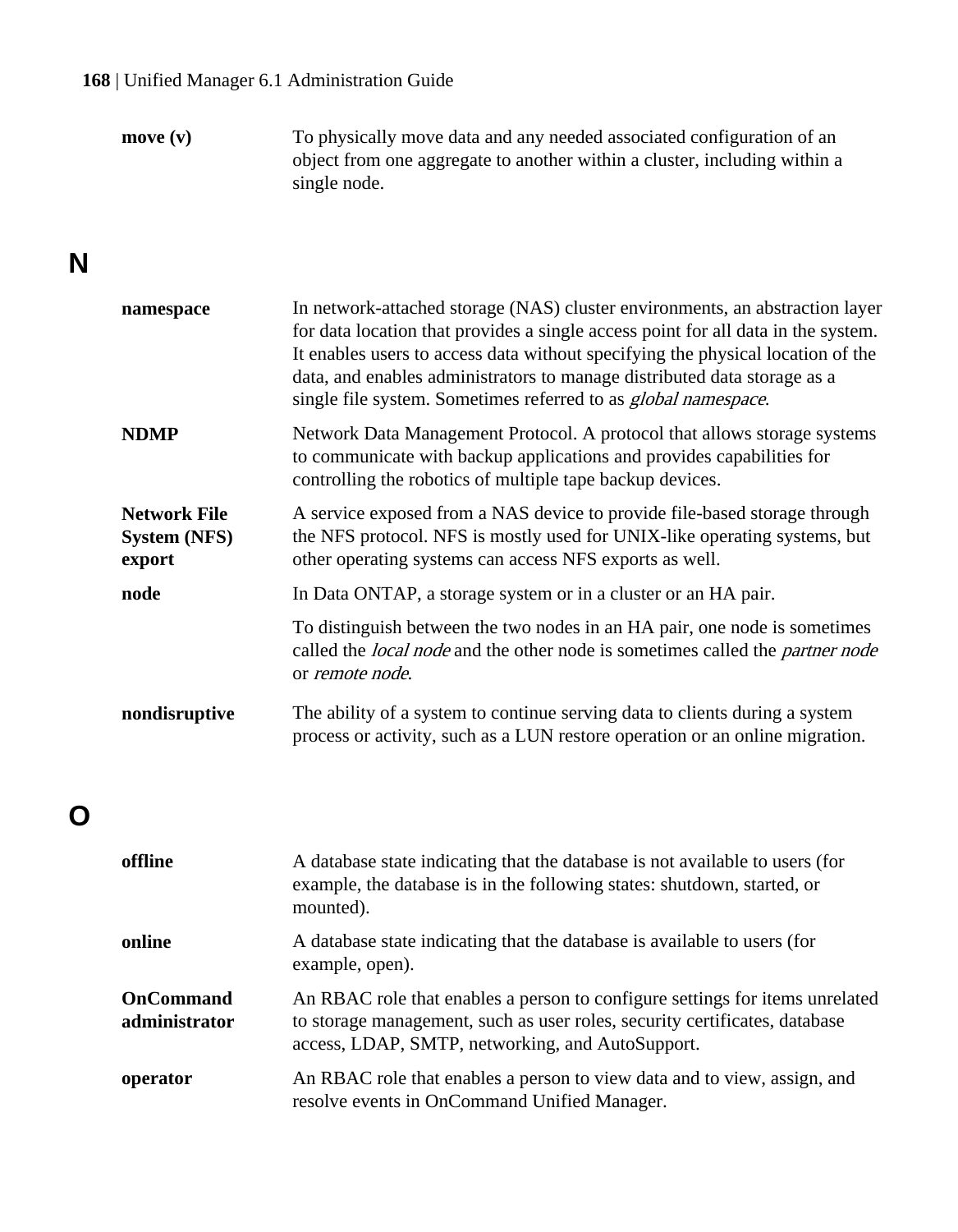**move (v)**
To physically move data and any needed associated configuration of an object from one aggregate to another within a cluster, including within a single node.

## N

**namespace**
In network-attached storage (NAS) cluster environments, an abstraction layer for data location that provides a single access point for all data in the system. It enables users to access data without specifying the physical location of the data, and enables administrators to manage distributed data storage as a single file system. Sometimes referred to as *global namespace*.

**NDMP**
Network Data Management Protocol. A protocol that allows storage systems to communicate with backup applications and provides capabilities for controlling the robotics of multiple tape backup devices.

**Network File System (NFS) export**
A service exposed from a NAS device to provide file-based storage through the NFS protocol. NFS is mostly used for UNIX-like operating systems, but other operating systems can access NFS exports as well.

**node**
In Data ONTAP, a storage system or in a cluster or an HA pair.

To distinguish between the two nodes in an HA pair, one node is sometimes called the *local node* and the other node is sometimes called the *partner node* or *remote node*.

**nondisruptive**
The ability of a system to continue serving data to clients during a system process or activity, such as a LUN restore operation or an online migration.

## O

**offline**
A database state indicating that the database is not available to users (for example, the database is in the following states: shutdown, started, or mounted).

**online**
A database state indicating that the database is available to users (for example, open).

**OnCommand administrator**
An RBAC role that enables a person to configure settings for items unrelated to storage management, such as user roles, security certificates, database access, LDAP, SMTP, networking, and AutoSupport.

**operator**
An RBAC role that enables a person to view data and to view, assign, and resolve events in OnCommand Unified Manager.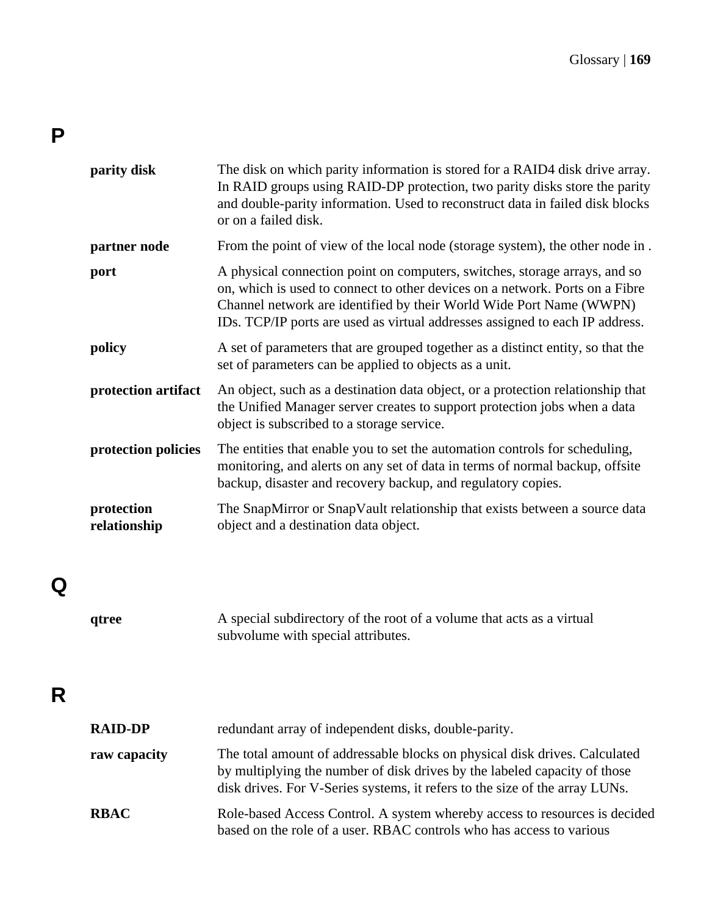## P

**parity disk**
The disk on which parity information is stored for a RAID4 disk drive array. In RAID groups using RAID-DP protection, two parity disks store the parity and double-parity information. Used to reconstruct data in failed disk blocks or on a failed disk.

**partner node**
From the point of view of the local node (storage system), the other node in .

**port**
A physical connection point on computers, switches, storage arrays, and so on, which is used to connect to other devices on a network. Ports on a Fibre Channel network are identified by their World Wide Port Name (WWPN) IDs. TCP/IP ports are used as virtual addresses assigned to each IP address.

**policy**
A set of parameters that are grouped together as a distinct entity, so that the set of parameters can be applied to objects as a unit.

**protection artifact**
An object, such as a destination data object, or a protection relationship that the Unified Manager server creates to support protection jobs when a data object is subscribed to a storage service.

**protection policies**
The entities that enable you to set the automation controls for scheduling, monitoring, and alerts on any set of data in terms of normal backup, offsite backup, disaster and recovery backup, and regulatory copies.

**protection relationship**
The SnapMirror or SnapVault relationship that exists between a source data object and a destination data object.

## Q

**qtree**
A special subdirectory of the root of a volume that acts as a virtual subvolume with special attributes.

## R

**RAID-DP**
redundant array of independent disks, double-parity.

**raw capacity**
The total amount of addressable blocks on physical disk drives. Calculated by multiplying the number of disk drives by the labeled capacity of those disk drives. For V-Series systems, it refers to the size of the array LUNs.

**RBAC**
Role-based Access Control. A system whereby access to resources is decided based on the role of a user. RBAC controls who has access to various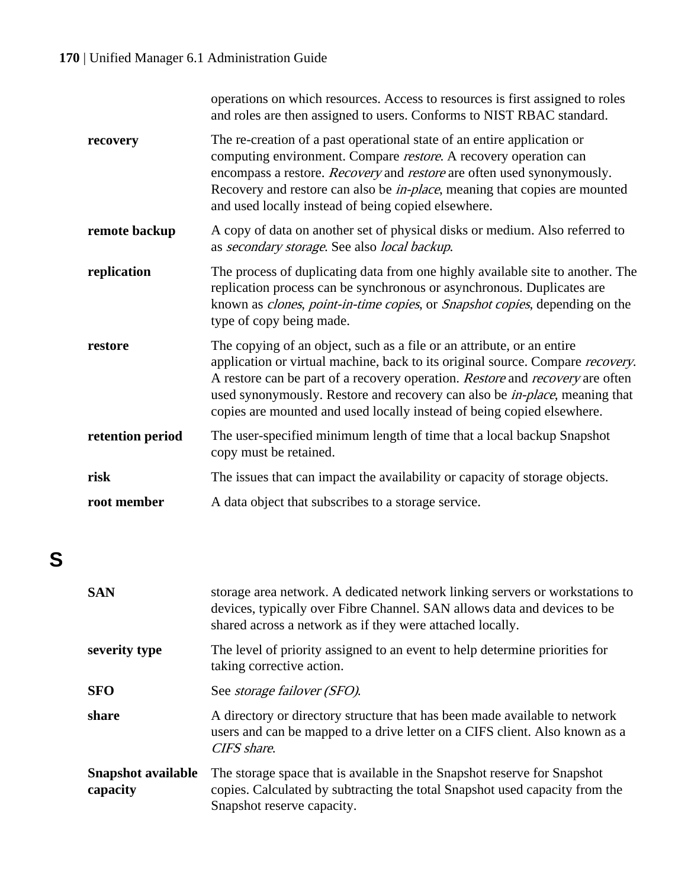operations on which resources. Access to resources is first assigned to roles and roles are then assigned to users. Conforms to NIST RBAC standard.

**recovery**
The re-creation of a past operational state of an entire application or computing environment. Compare *restore*. A recovery operation can encompass a restore. *Recovery* and *restore* are often used synonymously. Recovery and restore can also be *in-place*, meaning that copies are mounted and used locally instead of being copied elsewhere.

**remote backup**
A copy of data on another set of physical disks or medium. Also referred to as *secondary storage*. See also *local backup*.

**replication**
The process of duplicating data from one highly available site to another. The replication process can be synchronous or asynchronous. Duplicates are known as *clones*, *point-in-time copies*, or *Snapshot copies*, depending on the type of copy being made.

**restore**
The copying of an object, such as a file or an attribute, or an entire application or virtual machine, back to its original source. Compare *recovery*. A restore can be part of a recovery operation. *Restore* and *recovery* are often used synonymously. Restore and recovery can also be *in-place*, meaning that copies are mounted and used locally instead of being copied elsewhere.

**retention period**
The user-specified minimum length of time that a local backup Snapshot copy must be retained.

**risk**
The issues that can impact the availability or capacity of storage objects.

**root member**
A data object that subscribes to a storage service.

# S

**SAN**
storage area network. A dedicated network linking servers or workstations to devices, typically over Fibre Channel. SAN allows data and devices to be shared across a network as if they were attached locally.

**severity type**
The level of priority assigned to an event to help determine priorities for taking corrective action.

**SFO**
See *storage failover (SFO)*.

**share**
A directory or directory structure that has been made available to network users and can be mapped to a drive letter on a CIFS client. Also known as a *CIFS share*.

**Snapshot available capacity**
The storage space that is available in the Snapshot reserve for Snapshot copies. Calculated by subtracting the total Snapshot used capacity from the Snapshot reserve capacity.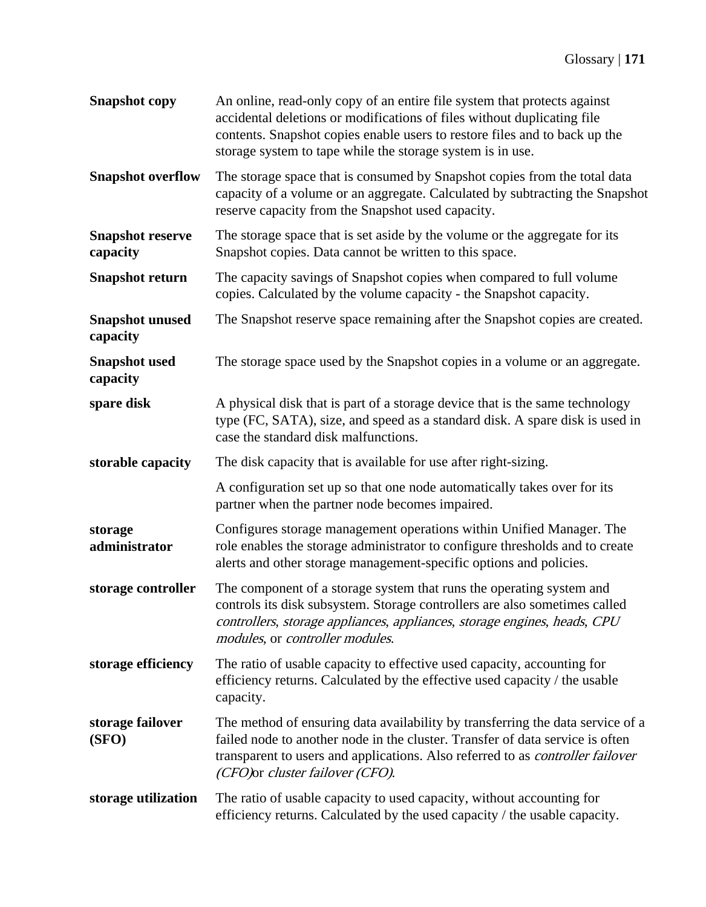**Snapshot copy** An online, read-only copy of an entire file system that protects against accidental deletions or modifications of files without duplicating file contents. Snapshot copies enable users to restore files and to back up the storage system to tape while the storage system is in use.

**Snapshot overflow** The storage space that is consumed by Snapshot copies from the total data capacity of a volume or an aggregate. Calculated by subtracting the Snapshot reserve capacity from the Snapshot used capacity.

**Snapshot reserve capacity** The storage space that is set aside by the volume or the aggregate for its Snapshot copies. Data cannot be written to this space.

**Snapshot return** The capacity savings of Snapshot copies when compared to full volume copies. Calculated by the volume capacity - the Snapshot capacity.

**Snapshot unused capacity** The Snapshot reserve space remaining after the Snapshot copies are created.

**Snapshot used capacity** The storage space used by the Snapshot copies in a volume or an aggregate.

**spare disk** A physical disk that is part of a storage device that is the same technology type (FC, SATA), size, and speed as a standard disk. A spare disk is used in case the standard disk malfunctions.

**storable capacity** The disk capacity that is available for use after right-sizing.

A configuration set up so that one node automatically takes over for its partner when the partner node becomes impaired.

**storage administrator** Configures storage management operations within Unified Manager. The role enables the storage administrator to configure thresholds and to create alerts and other storage management-specific options and policies.

**storage controller** The component of a storage system that runs the operating system and controls its disk subsystem. Storage controllers are also sometimes called *controllers*, *storage appliances*, *appliances*, *storage engines*, *heads*, *CPU modules*, or *controller modules*.

**storage efficiency** The ratio of usable capacity to effective used capacity, accounting for efficiency returns. Calculated by the effective used capacity / the usable capacity.

**storage failover (SFO)** The method of ensuring data availability by transferring the data service of a failed node to another node in the cluster. Transfer of data service is often transparent to users and applications. Also referred to as *controller failover (CFO)*or *cluster failover (CFO)*.

**storage utilization** The ratio of usable capacity to used capacity, without accounting for efficiency returns. Calculated by the used capacity / the usable capacity.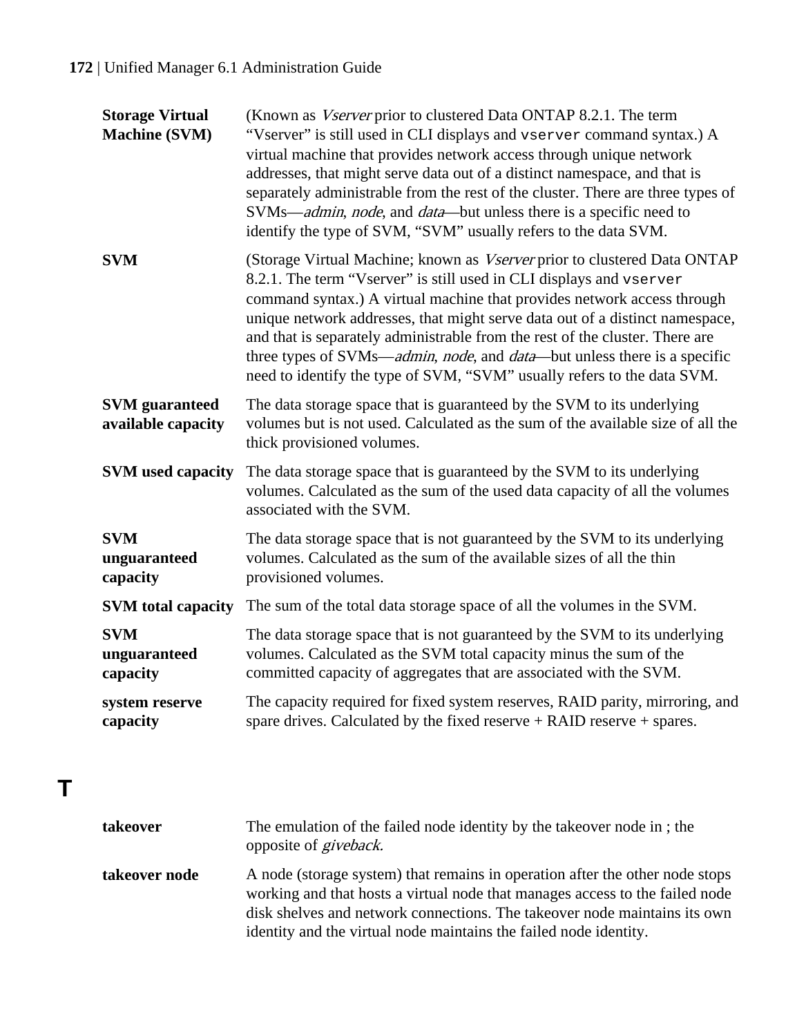**Storage Virtual Machine (SVM)**
(Known as *Vserver* prior to clustered Data ONTAP 8.2.1. The term "Vserver" is still used in CLI displays and `vserver` command syntax.) A virtual machine that provides network access through unique network addresses, that might serve data out of a distinct namespace, and that is separately administrable from the rest of the cluster. There are three types of SVMs—*admin*, *node*, and *data*—but unless there is a specific need to identify the type of SVM, "SVM" usually refers to the data SVM.

**SVM**
(Storage Virtual Machine; known as *Vserver* prior to clustered Data ONTAP 8.2.1. The term "Vserver" is still used in CLI displays and `vserver` command syntax.) A virtual machine that provides network access through unique network addresses, that might serve data out of a distinct namespace, and that is separately administrable from the rest of the cluster. There are three types of SVMs—*admin*, *node*, and *data*—but unless there is a specific need to identify the type of SVM, "SVM" usually refers to the data SVM.

**SVM guaranteed available capacity**
The data storage space that is guaranteed by the SVM to its underlying volumes but is not used. Calculated as the sum of the available size of all the thick provisioned volumes.

**SVM used capacity**
The data storage space that is guaranteed by the SVM to its underlying volumes. Calculated as the sum of the used data capacity of all the volumes associated with the SVM.

**SVM unguaranteed capacity**
The data storage space that is not guaranteed by the SVM to its underlying volumes. Calculated as the sum of the available sizes of all the thin provisioned volumes.

**SVM total capacity**
The sum of the total data storage space of all the volumes in the SVM.

**SVM unguaranteed capacity**
The data storage space that is not guaranteed by the SVM to its underlying volumes. Calculated as the SVM total capacity minus the sum of the committed capacity of aggregates that are associated with the SVM.

**system reserve capacity**
The capacity required for fixed system reserves, RAID parity, mirroring, and spare drives. Calculated by the fixed reserve + RAID reserve + spares.

# T

**takeover**
The emulation of the failed node identity by the takeover node in ; the opposite of *giveback.*

**takeover node**
A node (storage system) that remains in operation after the other node stops working and that hosts a virtual node that manages access to the failed node disk shelves and network connections. The takeover node maintains its own identity and the virtual node maintains the failed node identity.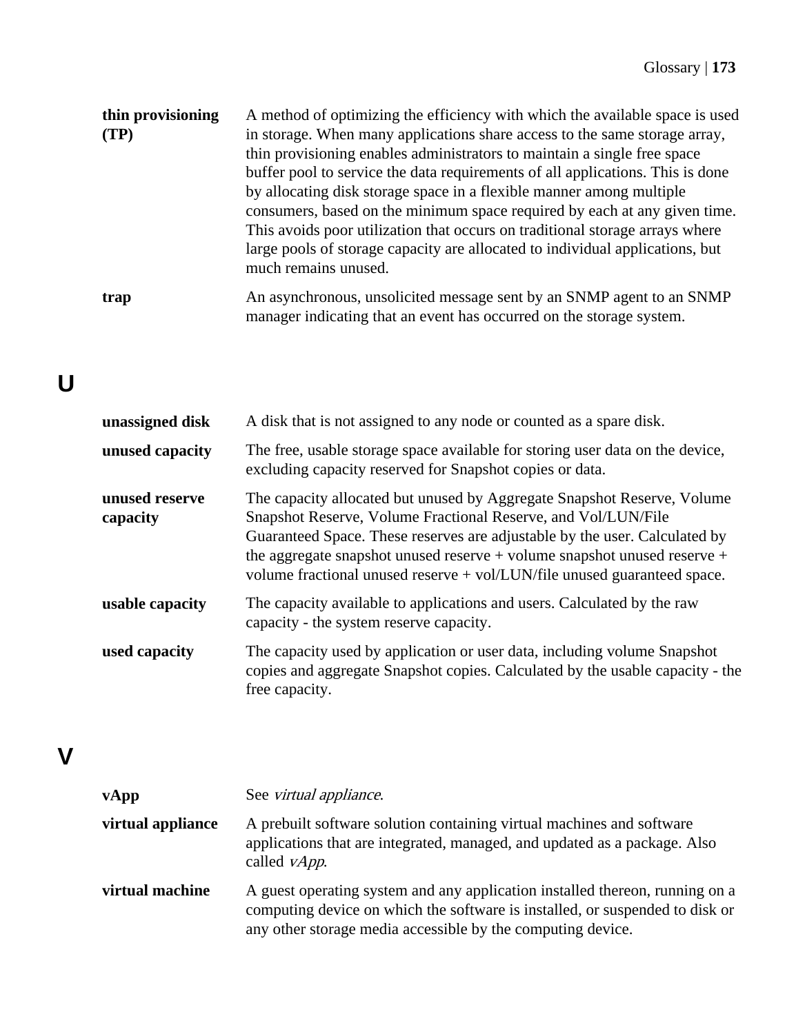**thin provisioning (TP)**
A method of optimizing the efficiency with which the available space is used in storage. When many applications share access to the same storage array, thin provisioning enables administrators to maintain a single free space buffer pool to service the data requirements of all applications. This is done by allocating disk storage space in a flexible manner among multiple consumers, based on the minimum space required by each at any given time. This avoids poor utilization that occurs on traditional storage arrays where large pools of storage capacity are allocated to individual applications, but much remains unused.

**trap**
An asynchronous, unsolicited message sent by an SNMP agent to an SNMP manager indicating that an event has occurred on the storage system.

## U

**unassigned disk**
A disk that is not assigned to any node or counted as a spare disk.

**unused capacity**
The free, usable storage space available for storing user data on the device, excluding capacity reserved for Snapshot copies or data.

**unused reserve capacity**
The capacity allocated but unused by Aggregate Snapshot Reserve, Volume Snapshot Reserve, Volume Fractional Reserve, and Vol/LUN/File Guaranteed Space. These reserves are adjustable by the user. Calculated by the aggregate snapshot unused reserve + volume snapshot unused reserve + volume fractional unused reserve + vol/LUN/file unused guaranteed space.

**usable capacity**
The capacity available to applications and users. Calculated by the raw capacity - the system reserve capacity.

**used capacity**
The capacity used by application or user data, including volume Snapshot copies and aggregate Snapshot copies. Calculated by the usable capacity - the free capacity.

## V

**vApp**
See *virtual appliance*.

**virtual appliance**
A prebuilt software solution containing virtual machines and software applications that are integrated, managed, and updated as a package. Also called *vApp*.

**virtual machine**
A guest operating system and any application installed thereon, running on a computing device on which the software is installed, or suspended to disk or any other storage media accessible by the computing device.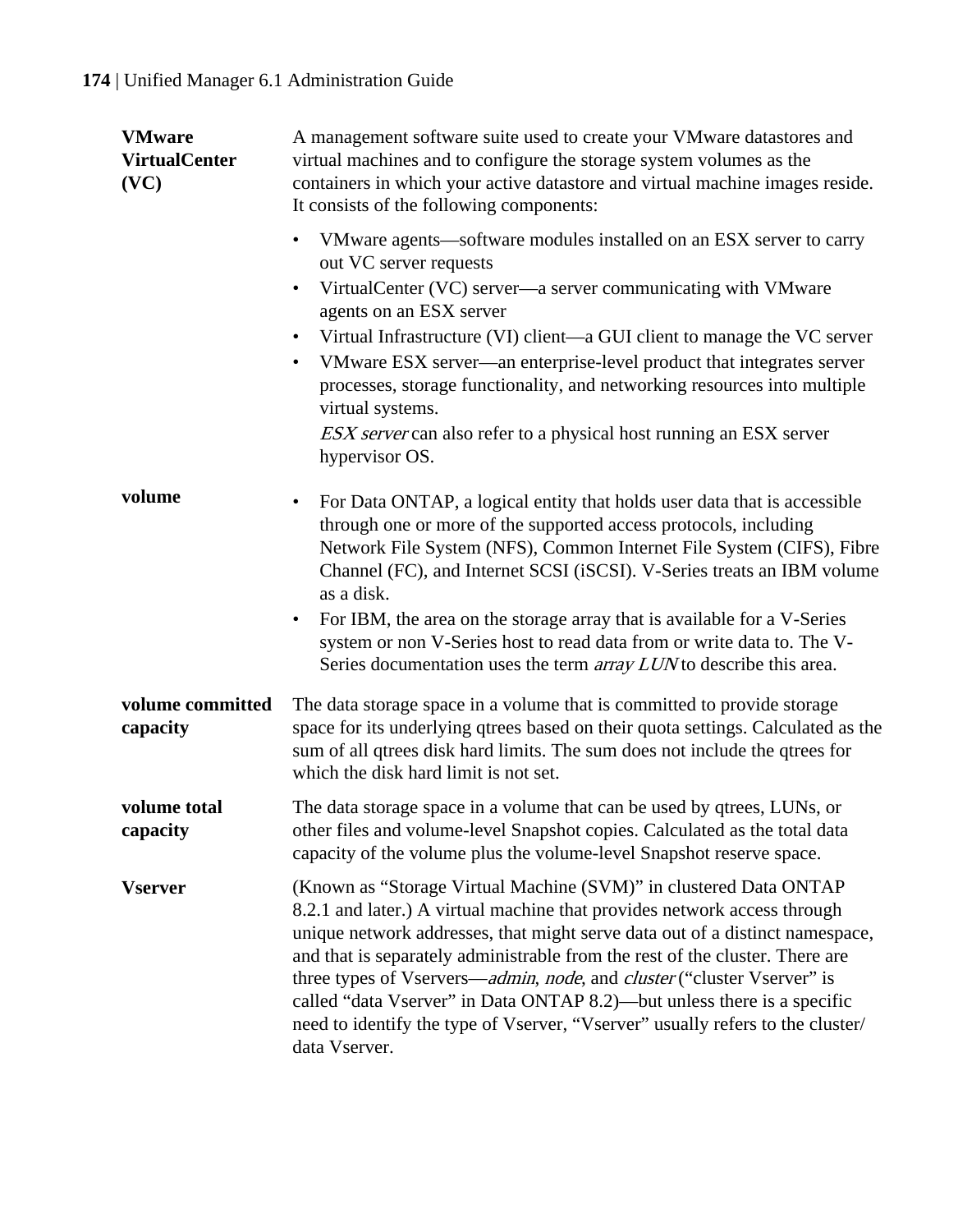**VMware VirtualCenter (VC)**

A management software suite used to create your VMware datastores and virtual machines and to configure the storage system volumes as the containers in which your active datastore and virtual machine images reside. It consists of the following components:

- VMware agents—software modules installed on an ESX server to carry out VC server requests
- VirtualCenter (VC) server—a server communicating with VMware agents on an ESX server
- Virtual Infrastructure (VI) client—a GUI client to manage the VC server
- VMware ESX server—an enterprise-level product that integrates server processes, storage functionality, and networking resources into multiple virtual systems.

  *ESX server* can also refer to a physical host running an ESX server hypervisor OS.

**volume**

- For Data ONTAP, a logical entity that holds user data that is accessible through one or more of the supported access protocols, including Network File System (NFS), Common Internet File System (CIFS), Fibre Channel (FC), and Internet SCSI (iSCSI). V-Series treats an IBM volume as a disk.
- For IBM, the area on the storage array that is available for a V-Series system or non V-Series host to read data from or write data to. The V-Series documentation uses the term *array LUN* to describe this area.

**volume committed capacity**

The data storage space in a volume that is committed to provide storage space for its underlying qtrees based on their quota settings. Calculated as the sum of all qtrees disk hard limits. The sum does not include the qtrees for which the disk hard limit is not set.

**volume total capacity**

The data storage space in a volume that can be used by qtrees, LUNs, or other files and volume-level Snapshot copies. Calculated as the total data capacity of the volume plus the volume-level Snapshot reserve space.

**Vserver**

(Known as “Storage Virtual Machine (SVM)” in clustered Data ONTAP 8.2.1 and later.) A virtual machine that provides network access through unique network addresses, that might serve data out of a distinct namespace, and that is separately administrable from the rest of the cluster. There are three types of Vservers—*admin*, *node*, and *cluster* (“cluster Vserver” is called “data Vserver” in Data ONTAP 8.2)—but unless there is a specific need to identify the type of Vserver, “Vserver” usually refers to the cluster/data Vserver.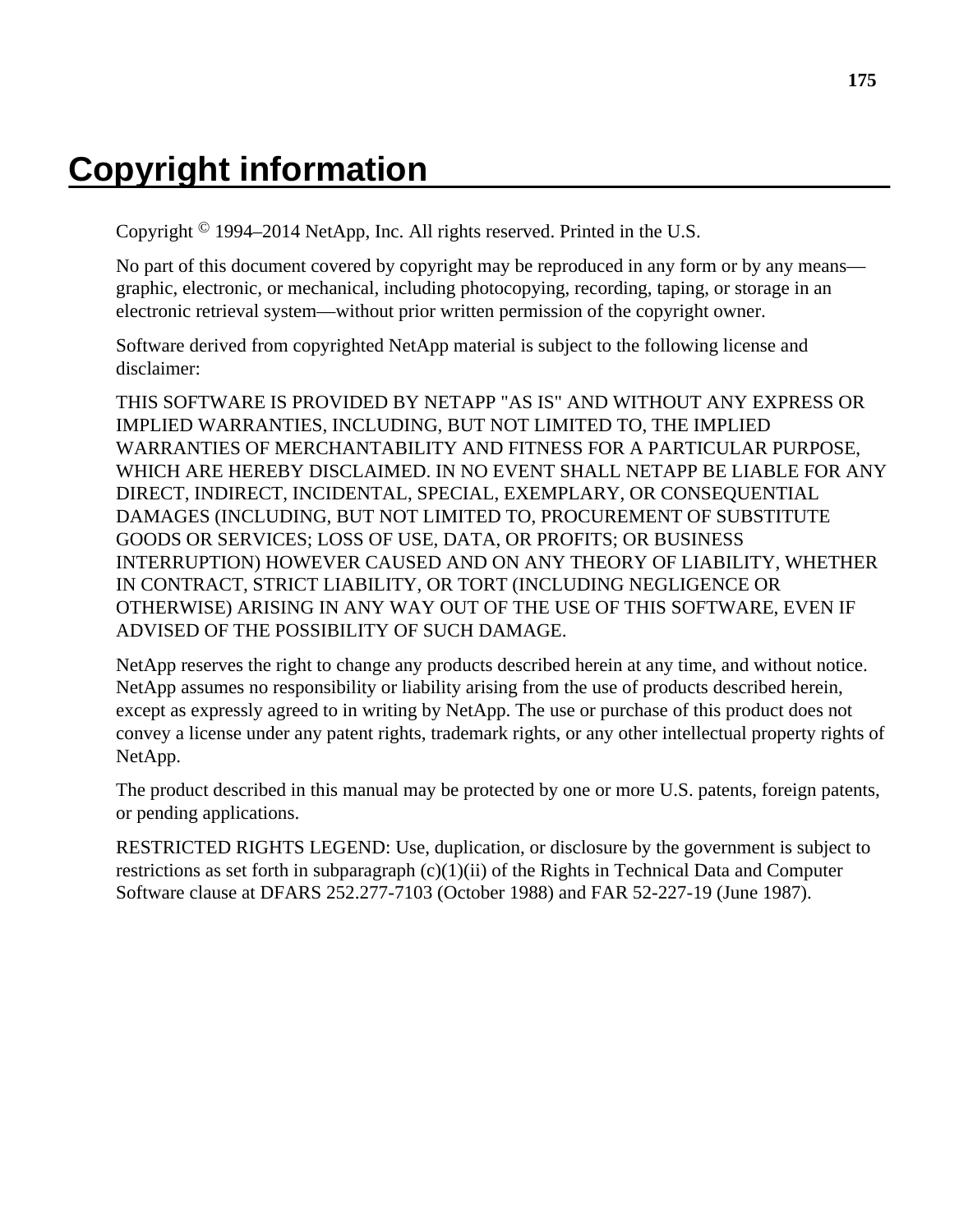# Copyright information

Copyright © 1994–2014 NetApp, Inc. All rights reserved. Printed in the U.S.

No part of this document covered by copyright may be reproduced in any form or by any means—graphic, electronic, or mechanical, including photocopying, recording, taping, or storage in an electronic retrieval system—without prior written permission of the copyright owner.

Software derived from copyrighted NetApp material is subject to the following license and disclaimer:

THIS SOFTWARE IS PROVIDED BY NETAPP "AS IS" AND WITHOUT ANY EXPRESS OR IMPLIED WARRANTIES, INCLUDING, BUT NOT LIMITED TO, THE IMPLIED WARRANTIES OF MERCHANTABILITY AND FITNESS FOR A PARTICULAR PURPOSE, WHICH ARE HEREBY DISCLAIMED. IN NO EVENT SHALL NETAPP BE LIABLE FOR ANY DIRECT, INDIRECT, INCIDENTAL, SPECIAL, EXEMPLARY, OR CONSEQUENTIAL DAMAGES (INCLUDING, BUT NOT LIMITED TO, PROCUREMENT OF SUBSTITUTE GOODS OR SERVICES; LOSS OF USE, DATA, OR PROFITS; OR BUSINESS INTERRUPTION) HOWEVER CAUSED AND ON ANY THEORY OF LIABILITY, WHETHER IN CONTRACT, STRICT LIABILITY, OR TORT (INCLUDING NEGLIGENCE OR OTHERWISE) ARISING IN ANY WAY OUT OF THE USE OF THIS SOFTWARE, EVEN IF ADVISED OF THE POSSIBILITY OF SUCH DAMAGE.

NetApp reserves the right to change any products described herein at any time, and without notice. NetApp assumes no responsibility or liability arising from the use of products described herein, except as expressly agreed to in writing by NetApp. The use or purchase of this product does not convey a license under any patent rights, trademark rights, or any other intellectual property rights of NetApp.

The product described in this manual may be protected by one or more U.S. patents, foreign patents, or pending applications.

RESTRICTED RIGHTS LEGEND: Use, duplication, or disclosure by the government is subject to restrictions as set forth in subparagraph (c)(1)(ii) of the Rights in Technical Data and Computer Software clause at DFARS 252.277-7103 (October 1988) and FAR 52-227-19 (June 1987).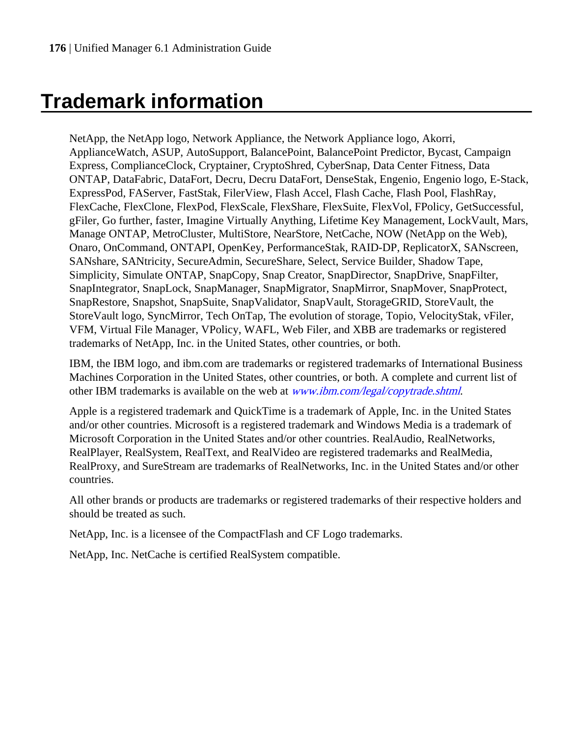# Trademark information

NetApp, the NetApp logo, Network Appliance, the Network Appliance logo, Akorri, ApplianceWatch, ASUP, AutoSupport, BalancePoint, BalancePoint Predictor, Bycast, Campaign Express, ComplianceClock, Cryptainer, CryptoShred, CyberSnap, Data Center Fitness, Data ONTAP, DataFabric, DataFort, Decru, Decru DataFort, DenseStak, Engenio, Engenio logo, E-Stack, ExpressPod, FAServer, FastStak, FilerView, Flash Accel, Flash Cache, Flash Pool, FlashRay, FlexCache, FlexClone, FlexPod, FlexScale, FlexShare, FlexSuite, FlexVol, FPolicy, GetSuccessful, gFiler, Go further, faster, Imagine Virtually Anything, Lifetime Key Management, LockVault, Mars, Manage ONTAP, MetroCluster, MultiStore, NearStore, NetCache, NOW (NetApp on the Web), Onaro, OnCommand, ONTAPI, OpenKey, PerformanceStak, RAID-DP, ReplicatorX, SANscreen, SANshare, SANtricity, SecureAdmin, SecureShare, Select, Service Builder, Shadow Tape, Simplicity, Simulate ONTAP, SnapCopy, Snap Creator, SnapDirector, SnapDrive, SnapFilter, SnapIntegrator, SnapLock, SnapManager, SnapMigrator, SnapMirror, SnapMover, SnapProtect, SnapRestore, Snapshot, SnapSuite, SnapValidator, SnapVault, StorageGRID, StoreVault, the StoreVault logo, SyncMirror, Tech OnTap, The evolution of storage, Topio, VelocityStak, vFiler, VFM, Virtual File Manager, VPolicy, WAFL, Web Filer, and XBB are trademarks or registered trademarks of NetApp, Inc. in the United States, other countries, or both.

IBM, the IBM logo, and ibm.com are trademarks or registered trademarks of International Business Machines Corporation in the United States, other countries, or both. A complete and current list of other IBM trademarks is available on the web at *www.ibm.com/legal/copytrade.shtml*.

Apple is a registered trademark and QuickTime is a trademark of Apple, Inc. in the United States and/or other countries. Microsoft is a registered trademark and Windows Media is a trademark of Microsoft Corporation in the United States and/or other countries. RealAudio, RealNetworks, RealPlayer, RealSystem, RealText, and RealVideo are registered trademarks and RealMedia, RealProxy, and SureStream are trademarks of RealNetworks, Inc. in the United States and/or other countries.

All other brands or products are trademarks or registered trademarks of their respective holders and should be treated as such.

NetApp, Inc. is a licensee of the CompactFlash and CF Logo trademarks.

NetApp, Inc. NetCache is certified RealSystem compatible.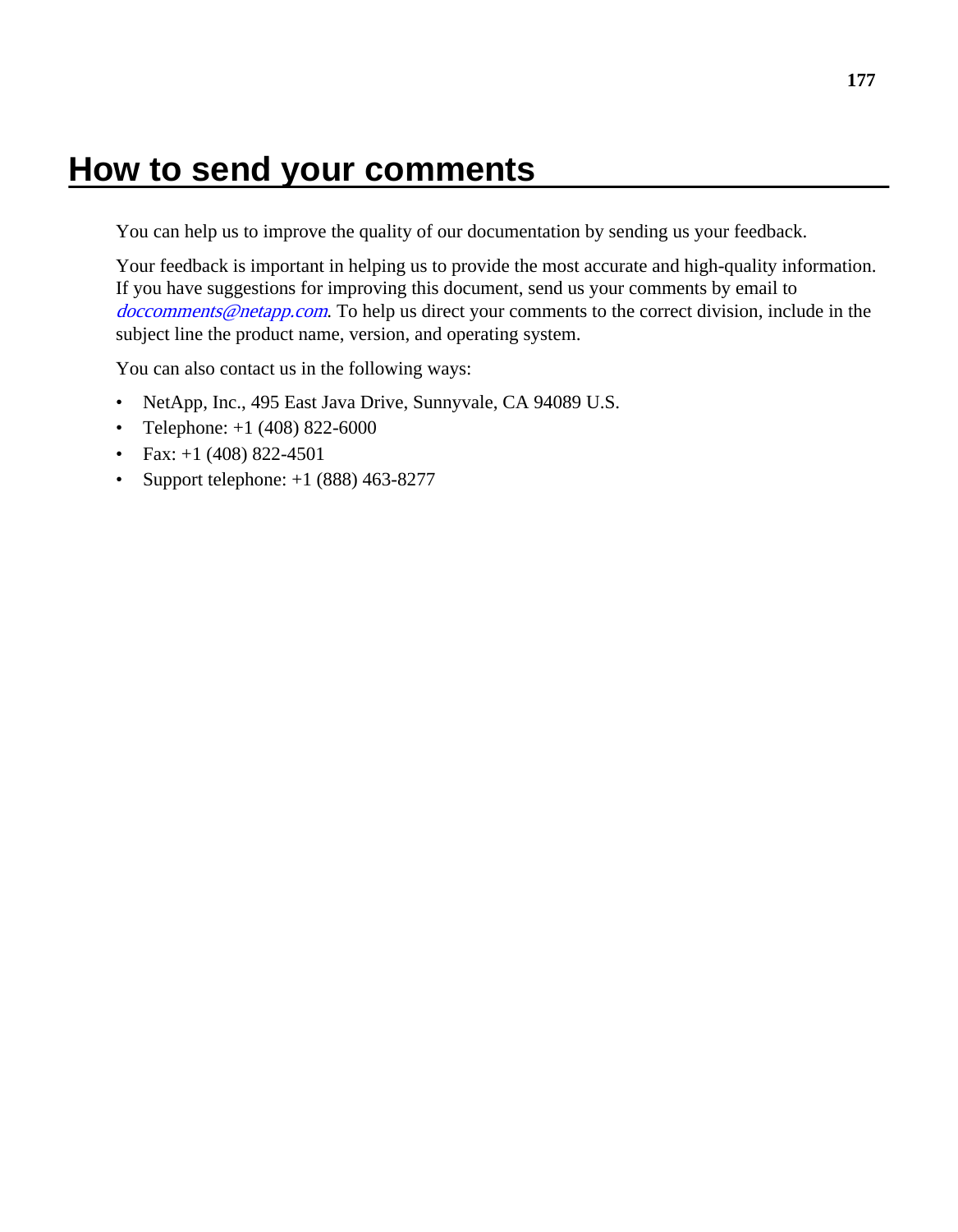# How to send your comments

You can help us to improve the quality of our documentation by sending us your feedback.

Your feedback is important in helping us to provide the most accurate and high-quality information. If you have suggestions for improving this document, send us your comments by email to *doccomments@netapp.com*. To help us direct your comments to the correct division, include in the subject line the product name, version, and operating system.

You can also contact us in the following ways:

- NetApp, Inc., 495 East Java Drive, Sunnyvale, CA 94089 U.S.
- Telephone: +1 (408) 822-6000
- Fax: +1 (408) 822-4501
- Support telephone: +1 (888) 463-8277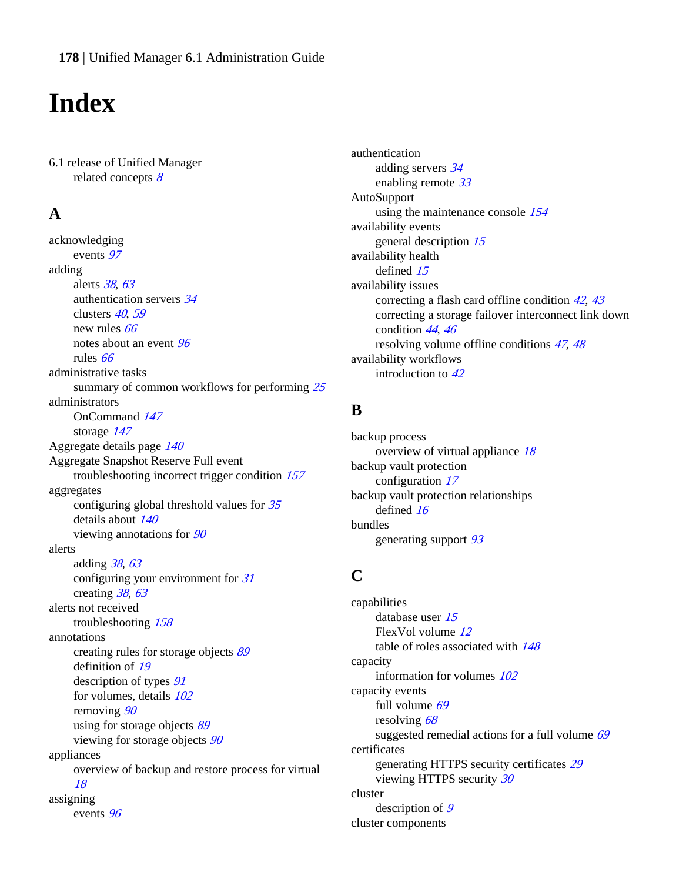# Index

6.1 release of Unified Manager
- related concepts 8

## A

acknowledging
- events 97

adding
- alerts 38, 63
- authentication servers 34
- clusters 40, 59
- new rules 66
- notes about an event 96
- rules 66

administrative tasks
- summary of common workflows for performing 25

administrators
- OnCommand 147
- storage 147

Aggregate details page 140

Aggregate Snapshot Reserve Full event
- troubleshooting incorrect trigger condition 157

aggregates
- configuring global threshold values for 35
- details about 140
- viewing annotations for 90

alerts
- adding 38, 63
- configuring your environment for 31
- creating 38, 63

alerts not received
- troubleshooting 158

annotations
- creating rules for storage objects 89
- definition of 19
- description of types 91
- for volumes, details 102
- removing 90
- using for storage objects 89
- viewing for storage objects 90

appliances
- overview of backup and restore process for virtual 18

assigning
- events 96

authentication
- adding servers 34
- enabling remote 33

AutoSupport
- using the maintenance console 154

availability events
- general description 15

availability health
- defined 15

availability issues
- correcting a flash card offline condition 42, 43
- correcting a storage failover interconnect link down condition 44, 46
- resolving volume offline conditions 47, 48

availability workflows
- introduction to 42

## B

backup process
- overview of virtual appliance 18

backup vault protection
- configuration 17

backup vault protection relationships
- defined 16

bundles
- generating support 93

## C

capabilities
- database user 15
- FlexVol volume 12
- table of roles associated with 148

capacity
- information for volumes 102

capacity events
- full volume 69
- resolving 68
- suggested remedial actions for a full volume 69

certificates
- generating HTTPS security certificates 29
- viewing HTTPS security 30

cluster
- description of 9

cluster components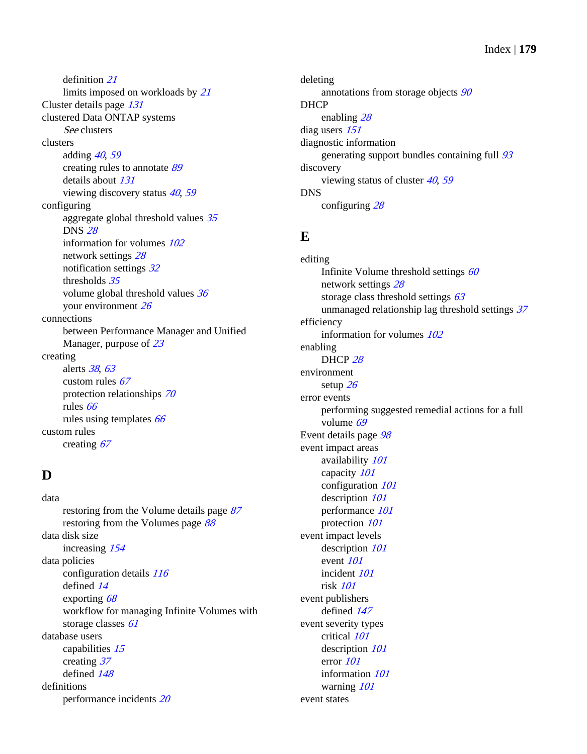definition 21
limits imposed on workloads by 21

Cluster details page 131

clustered Data ONTAP systems
*See* clusters

clusters
adding 40, 59
creating rules to annotate 89
details about 131
viewing discovery status 40, 59

configuring
aggregate global threshold values 35
DNS 28
information for volumes 102
network settings 28
notification settings 32
thresholds 35
volume global threshold values 36
your environment 26

connections
between Performance Manager and Unified Manager, purpose of 23

creating
alerts 38, 63
custom rules 67
protection relationships 70
rules 66
rules using templates 66

custom rules
creating 67

## D

data
restoring from the Volume details page 87
restoring from the Volumes page 88

data disk size
increasing 154

data policies
configuration details 116
defined 14
exporting 68
workflow for managing Infinite Volumes with storage classes 61

database users
capabilities 15
creating 37
defined 148

definitions
performance incidents 20

deleting
annotations from storage objects 90

DHCP
enabling 28

diag users 151

diagnostic information
generating support bundles containing full 93

discovery
viewing status of cluster 40, 59

DNS
configuring 28

## E

editing
Infinite Volume threshold settings 60
network settings 28
storage class threshold settings 63
unmanaged relationship lag threshold settings 37

efficiency
information for volumes 102

enabling
DHCP 28

environment
setup 26

error events
performing suggested remedial actions for a full volume 69

Event details page 98

event impact areas
availability 101
capacity 101
configuration 101
description 101
performance 101
protection 101

event impact levels
description 101
event 101
incident 101
risk 101

event publishers
defined 147

event severity types
critical 101
description 101
error 101
information 101
warning 101

event states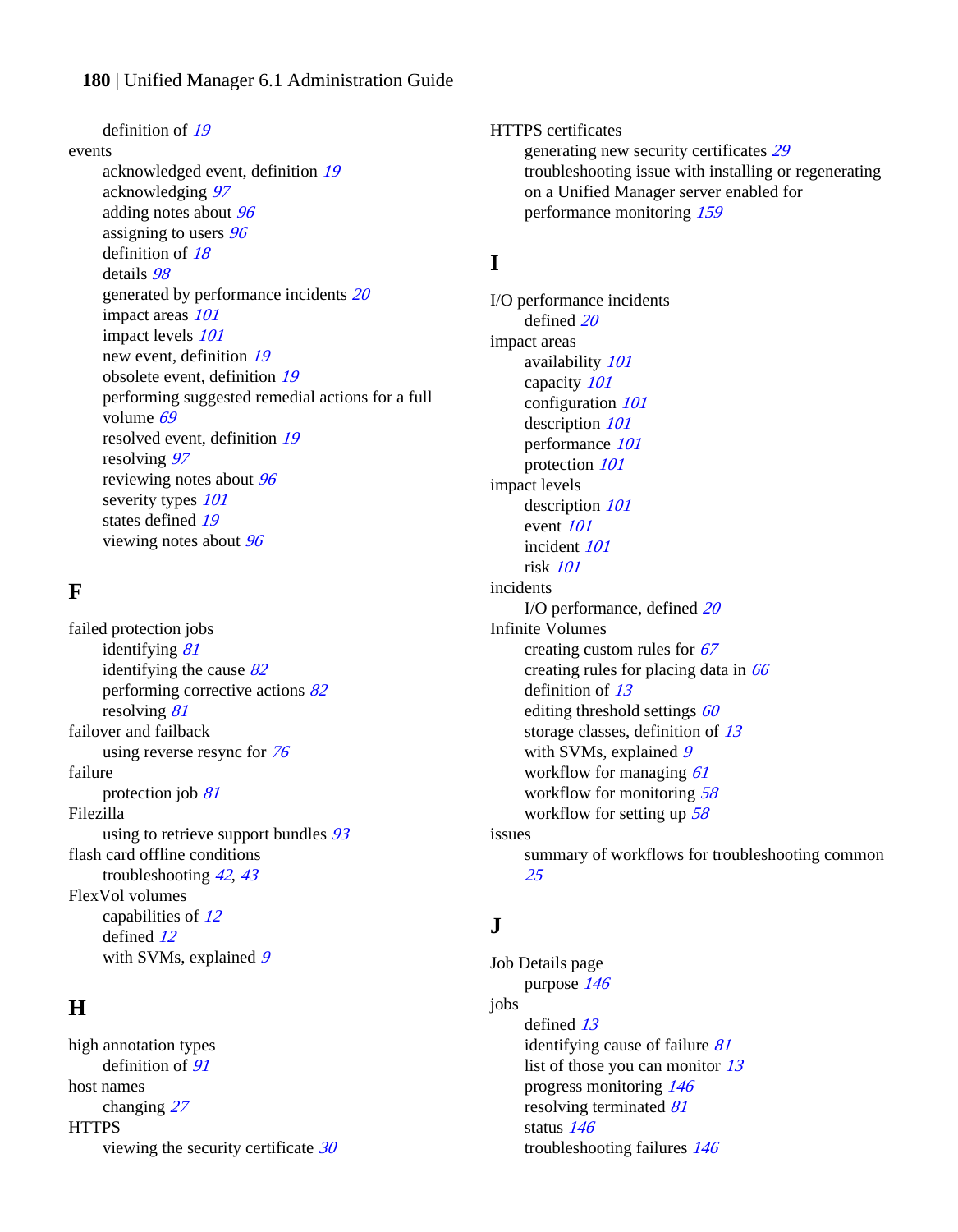definition of 19

events

- acknowledged event, definition 19
- acknowledging 97
- adding notes about 96
- assigning to users 96
- definition of 18
- details 98
- generated by performance incidents 20
- impact areas 101
- impact levels 101
- new event, definition 19
- obsolete event, definition 19
- performing suggested remedial actions for a full volume 69
- resolved event, definition 19
- resolving 97
- reviewing notes about 96
- severity types 101
- states defined 19
- viewing notes about 96

## F

failed protection jobs

- identifying 81
- identifying the cause 82
- performing corrective actions 82
- resolving 81

failover and failback

- using reverse resync for 76

failure

- protection job 81

Filezilla

- using to retrieve support bundles 93

flash card offline conditions

- troubleshooting 42, 43

FlexVol volumes

- capabilities of 12
- defined 12
- with SVMs, explained 9

## H

high annotation types

- definition of 91

host names

- changing 27

HTTPS

- viewing the security certificate 30

HTTPS certificates

- generating new security certificates 29
- troubleshooting issue with installing or regenerating on a Unified Manager server enabled for performance monitoring 159

## I

I/O performance incidents

- defined 20

impact areas

- availability 101
- capacity 101
- configuration 101
- description 101
- performance 101
- protection 101

impact levels

- description 101
- event 101
- incident 101
- risk 101

incidents

- I/O performance, defined 20

Infinite Volumes

- creating custom rules for 67
- creating rules for placing data in 66
- definition of 13
- editing threshold settings 60
- storage classes, definition of 13
- with SVMs, explained 9
- workflow for managing 61
- workflow for monitoring 58
- workflow for setting up 58

issues

- summary of workflows for troubleshooting common 25

## J

Job Details page

- purpose 146

jobs

- defined 13
- identifying cause of failure 81
- list of those you can monitor 13
- progress monitoring 146
- resolving terminated 81
- status 146
- troubleshooting failures 146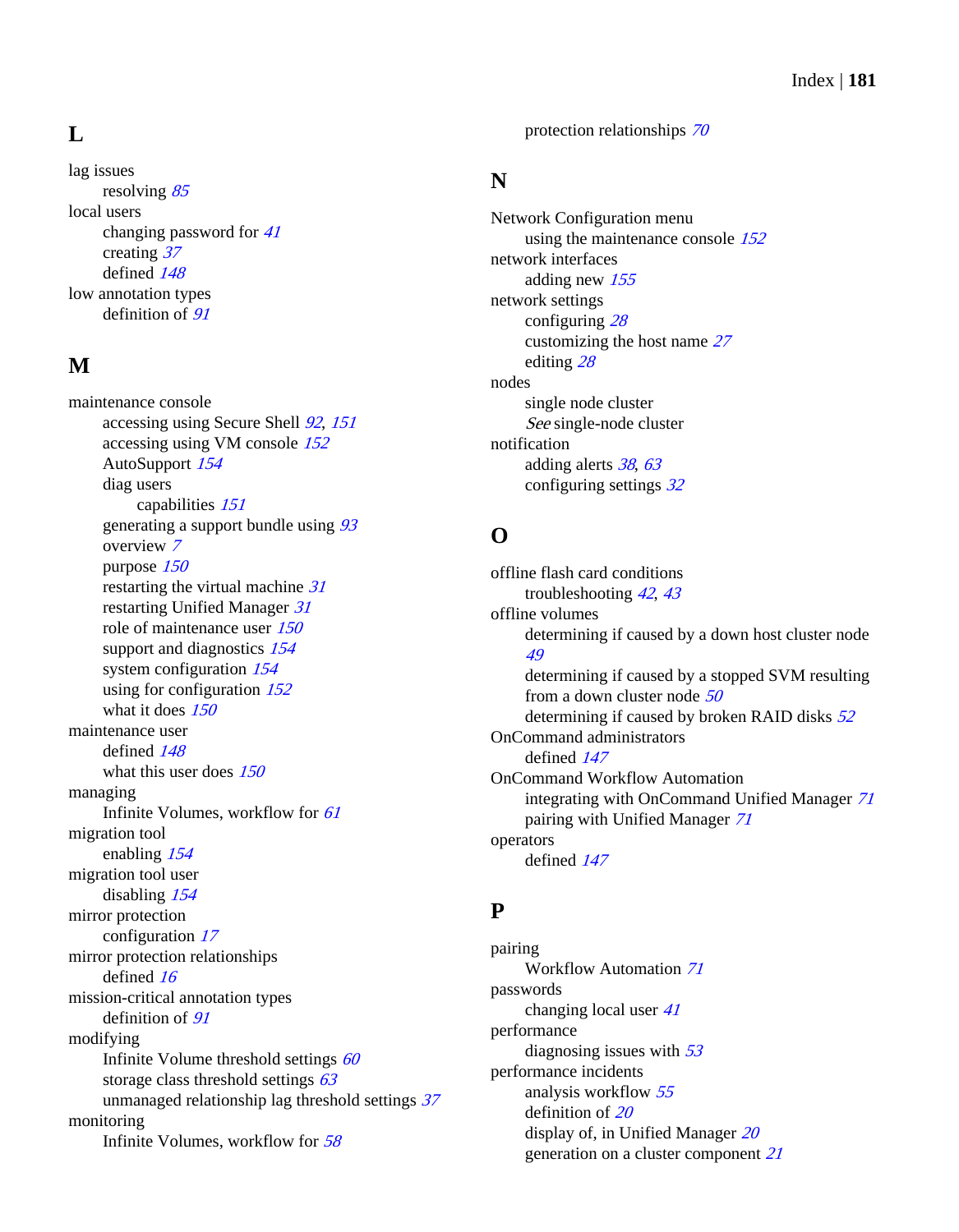## L

lag issues
- resolving *85*

local users
- changing password for *41*
- creating *37*
- defined *148*

low annotation types
- definition of *91*

## M

maintenance console
- accessing using Secure Shell *92*, *151*
- accessing using VM console *152*
- AutoSupport *154*
- diag users
  - capabilities *151*
- generating a support bundle using *93*
- overview *7*
- purpose *150*
- restarting the virtual machine *31*
- restarting Unified Manager *31*
- role of maintenance user *150*
- support and diagnostics *154*
- system configuration *154*
- using for configuration *152*
- what it does *150*

maintenance user
- defined *148*
- what this user does *150*

managing
- Infinite Volumes, workflow for *61*

migration tool
- enabling *154*

migration tool user
- disabling *154*

mirror protection
- configuration *17*

mirror protection relationships
- defined *16*

mission-critical annotation types
- definition of *91*

modifying
- Infinite Volume threshold settings *60*
- storage class threshold settings *63*
- unmanaged relationship lag threshold settings *37*

monitoring
- Infinite Volumes, workflow for *58*
- protection relationships *70*

## N

Network Configuration menu
- using the maintenance console *152*

network interfaces
- adding new *155*

network settings
- configuring *28*
- customizing the host name *27*
- editing *28*

nodes
- single node cluster
  - *See* single-node cluster

notification
- adding alerts *38*, *63*
- configuring settings *32*

## O

offline flash card conditions
- troubleshooting *42*, *43*

offline volumes
- determining if caused by a down host cluster node *49*
- determining if caused by a stopped SVM resulting from a down cluster node *50*
- determining if caused by broken RAID disks *52*

OnCommand administrators
- defined *147*

OnCommand Workflow Automation
- integrating with OnCommand Unified Manager *71*
- pairing with Unified Manager *71*

operators
- defined *147*

## P

pairing
- Workflow Automation *71*

passwords
- changing local user *41*

performance
- diagnosing issues with *53*

performance incidents
- analysis workflow *55*
- definition of *20*
- display of, in Unified Manager *20*
- generation on a cluster component *21*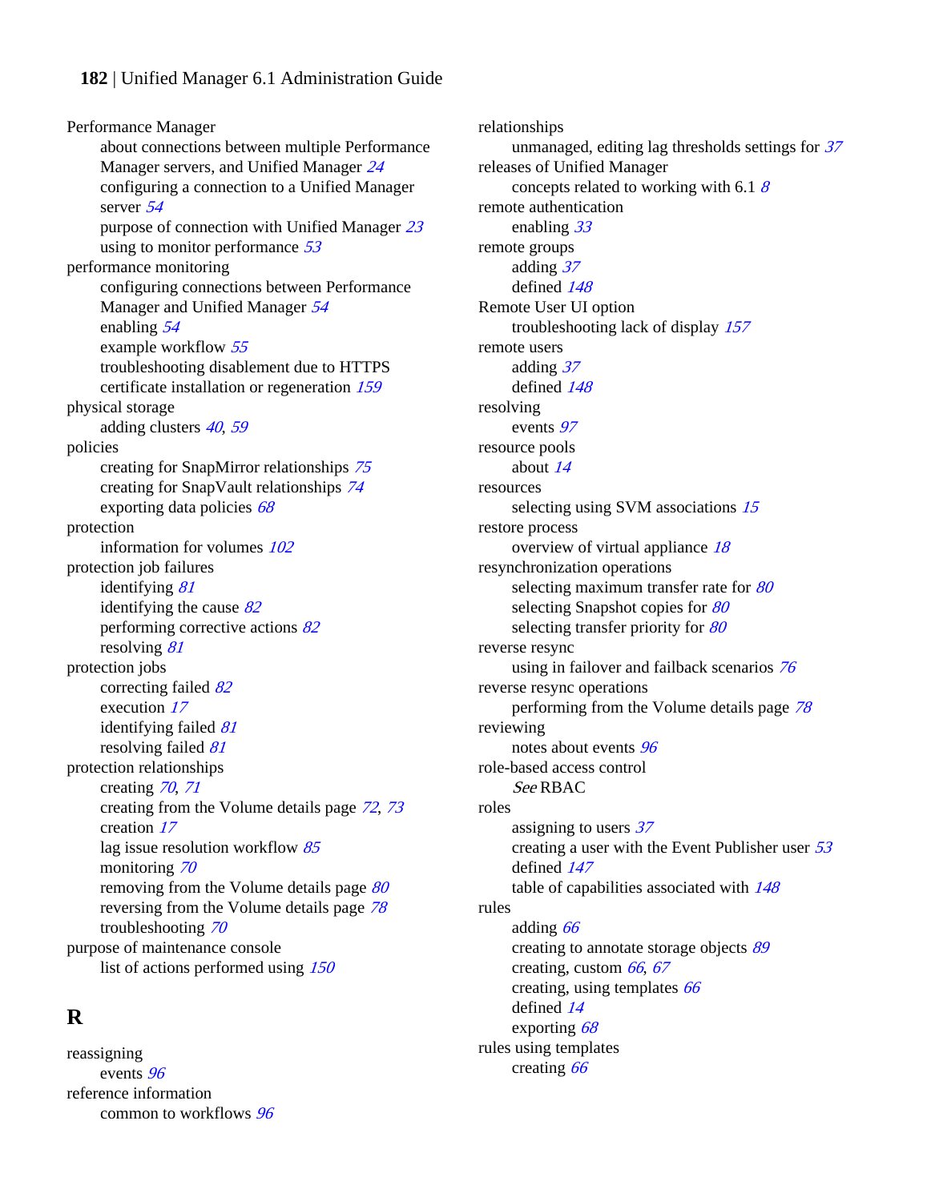Performance Manager
- about connections between multiple Performance Manager servers, and Unified Manager *24*
- configuring a connection to a Unified Manager server *54*
- purpose of connection with Unified Manager *23*
- using to monitor performance *53*

performance monitoring
- configuring connections between Performance Manager and Unified Manager *54*
- enabling *54*
- example workflow *55*
- troubleshooting disablement due to HTTPS certificate installation or regeneration *159*

physical storage
- adding clusters *40*, *59*

policies
- creating for SnapMirror relationships *75*
- creating for SnapVault relationships *74*
- exporting data policies *68*

protection
- information for volumes *102*

protection job failures
- identifying *81*
- identifying the cause *82*
- performing corrective actions *82*
- resolving *81*

protection jobs
- correcting failed *82*
- execution *17*
- identifying failed *81*
- resolving failed *81*

protection relationships
- creating *70*, *71*
- creating from the Volume details page *72*, *73*
- creation *17*
- lag issue resolution workflow *85*
- monitoring *70*
- removing from the Volume details page *80*
- reversing from the Volume details page *78*
- troubleshooting *70*

purpose of maintenance console
- list of actions performed using *150*

## R

reassigning
- events *96*

reference information
- common to workflows *96*

relationships
- unmanaged, editing lag thresholds settings for *37*

releases of Unified Manager
- concepts related to working with 6.1 *8*

remote authentication
- enabling *33*

remote groups
- adding *37*
- defined *148*

Remote User UI option
- troubleshooting lack of display *157*

remote users
- adding *37*
- defined *148*

resolving
- events *97*

resource pools
- about *14*

resources
- selecting using SVM associations *15*

restore process
- overview of virtual appliance *18*

resynchronization operations
- selecting maximum transfer rate for *80*
- selecting Snapshot copies for *80*
- selecting transfer priority for *80*

reverse resync
- using in failover and failback scenarios *76*

reverse resync operations
- performing from the Volume details page *78*

reviewing
- notes about events *96*

role-based access control
- *See* RBAC

roles
- assigning to users *37*
- creating a user with the Event Publisher user *53*
- defined *147*
- table of capabilities associated with *148*

rules
- adding *66*
- creating to annotate storage objects *89*
- creating, custom *66*, *67*
- creating, using templates *66*
- defined *14*
- exporting *68*

rules using templates
- creating *66*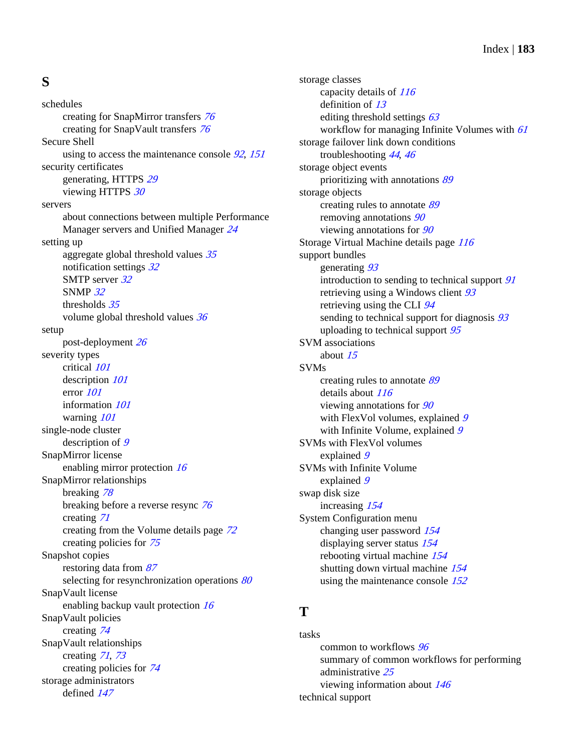## S

schedules
- creating for SnapMirror transfers *76*
- creating for SnapVault transfers *76*

Secure Shell
- using to access the maintenance console *92*, *151*

security certificates
- generating, HTTPS *29*
- viewing HTTPS *30*

servers
- about connections between multiple Performance Manager servers and Unified Manager *24*

setting up
- aggregate global threshold values *35*
- notification settings *32*
- SMTP server *32*
- SNMP *32*
- thresholds *35*
- volume global threshold values *36*

setup
- post-deployment *26*

severity types
- critical *101*
- description *101*
- error *101*
- information *101*
- warning *101*

single-node cluster
- description of *9*

SnapMirror license
- enabling mirror protection *16*

SnapMirror relationships
- breaking *78*
- breaking before a reverse resync *76*
- creating *71*
- creating from the Volume details page *72*
- creating policies for *75*

Snapshot copies
- restoring data from *87*
- selecting for resynchronization operations *80*

SnapVault license
- enabling backup vault protection *16*

SnapVault policies
- creating *74*

SnapVault relationships
- creating *71*, *73*
- creating policies for *74*

storage administrators
- defined *147*

storage classes
- capacity details of *116*
- definition of *13*
- editing threshold settings *63*
- workflow for managing Infinite Volumes with *61*

storage failover link down conditions
- troubleshooting *44*, *46*

storage object events
- prioritizing with annotations *89*

storage objects
- creating rules to annotate *89*
- removing annotations *90*
- viewing annotations for *90*

Storage Virtual Machine details page *116*

support bundles
- generating *93*
- introduction to sending to technical support *91*
- retrieving using a Windows client *93*
- retrieving using the CLI *94*
- sending to technical support for diagnosis *93*
- uploading to technical support *95*

SVM associations
- about *15*

SVMs
- creating rules to annotate *89*
- details about *116*
- viewing annotations for *90*
- with FlexVol volumes, explained *9*
- with Infinite Volume, explained *9*

SVMs with FlexVol volumes
- explained *9*

SVMs with Infinite Volume
- explained *9*

swap disk size
- increasing *154*

System Configuration menu
- changing user password *154*
- displaying server status *154*
- rebooting virtual machine *154*
- shutting down virtual machine *154*
- using the maintenance console *152*

## T

tasks
- common to workflows *96*
- summary of common workflows for performing administrative *25*
- viewing information about *146*

technical support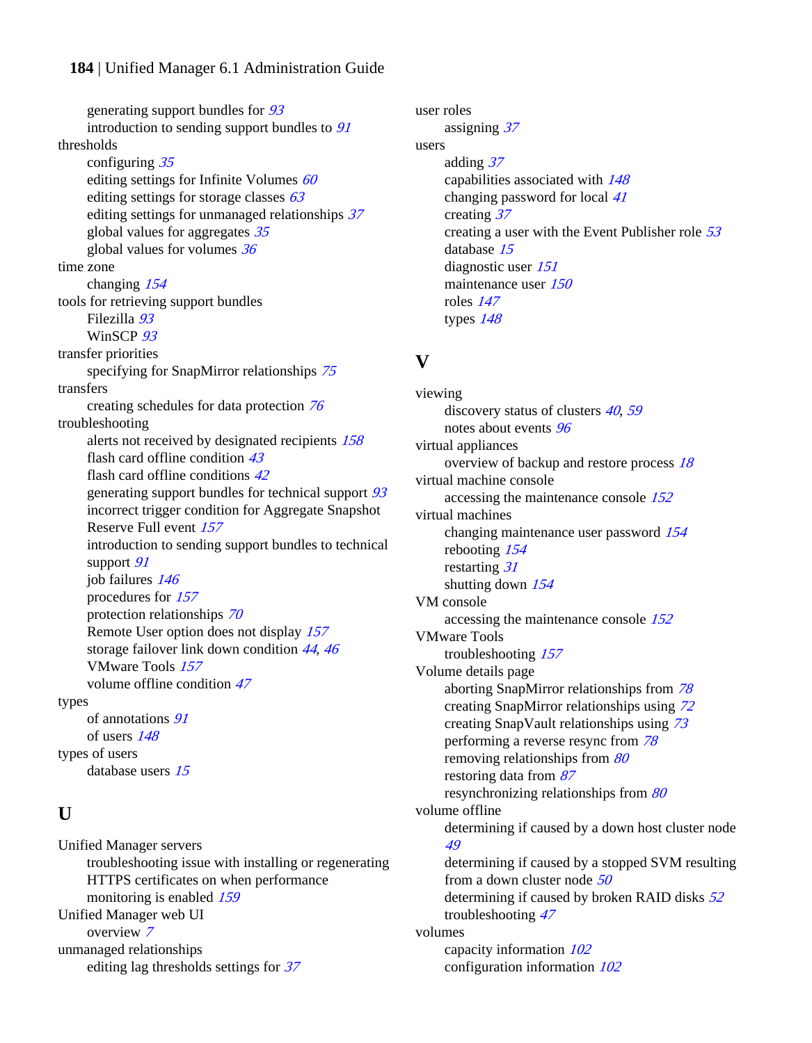generating support bundles for 93
introduction to sending support bundles to 91

thresholds
- configuring 35
- editing settings for Infinite Volumes 60
- editing settings for storage classes 63
- editing settings for unmanaged relationships 37
- global values for aggregates 35
- global values for volumes 36

time zone
- changing 154

tools for retrieving support bundles
- Filezilla 93
- WinSCP 93

transfer priorities
- specifying for SnapMirror relationships 75

transfers
- creating schedules for data protection 76

troubleshooting
- alerts not received by designated recipients 158
- flash card offline condition 43
- flash card offline conditions 42
- generating support bundles for technical support 93
- incorrect trigger condition for Aggregate Snapshot Reserve Full event 157
- introduction to sending support bundles to technical support 91
- job failures 146
- procedures for 157
- protection relationships 70
- Remote User option does not display 157
- storage failover link down condition 44, 46
- VMware Tools 157
- volume offline condition 47

types
- of annotations 91
- of users 148

types of users
- database users 15

## U

Unified Manager servers
- troubleshooting issue with installing or regenerating HTTPS certificates on when performance monitoring is enabled 159

Unified Manager web UI
- overview 7

unmanaged relationships
- editing lag thresholds settings for 37

user roles
- assigning 37

users
- adding 37
- capabilities associated with 148
- changing password for local 41
- creating 37
- creating a user with the Event Publisher role 53
- database 15
- diagnostic user 151
- maintenance user 150
- roles 147
- types 148

## V

viewing
- discovery status of clusters 40, 59
- notes about events 96

virtual appliances
- overview of backup and restore process 18

virtual machine console
- accessing the maintenance console 152

virtual machines
- changing maintenance user password 154
- rebooting 154
- restarting 31
- shutting down 154

VM console
- accessing the maintenance console 152

VMware Tools
- troubleshooting 157

Volume details page
- aborting SnapMirror relationships from 78
- creating SnapMirror relationships using 72
- creating SnapVault relationships using 73
- performing a reverse resync from 78
- removing relationships from 80
- restoring data from 87
- resynchronizing relationships from 80

volume offline
- determining if caused by a down host cluster node 49
- determining if caused by a stopped SVM resulting from a down cluster node 50
- determining if caused by broken RAID disks 52
- troubleshooting 47

volumes
- capacity information 102
- configuration information 102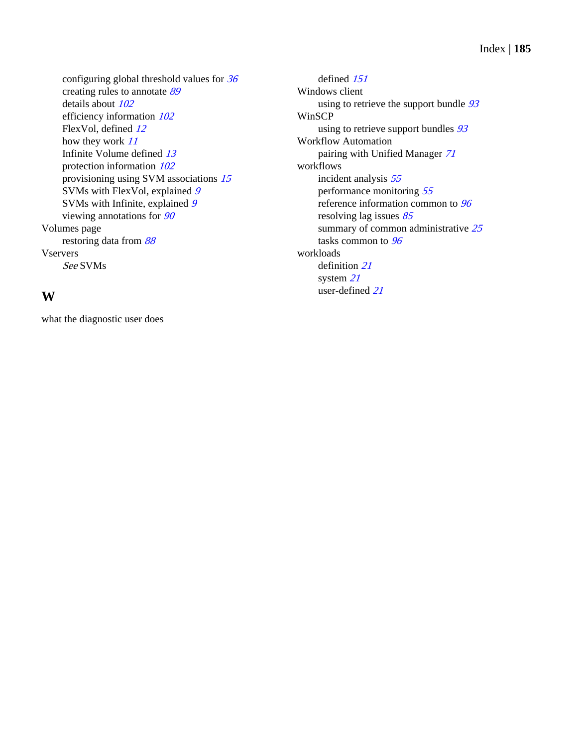configuring global threshold values for *36*
creating rules to annotate *89*
details about *102*
efficiency information *102*
FlexVol, defined *12*
how they work *11*
Infinite Volume defined *13*
protection information *102*
provisioning using SVM associations *15*
SVMs with FlexVol, explained *9*
SVMs with Infinite, explained *9*
viewing annotations for *90*

Volumes page
restoring data from *88*

Vservers
*See* SVMs

## W

what the diagnostic user does
defined *151*

Windows client
using to retrieve the support bundle *93*

WinSCP
using to retrieve support bundles *93*

Workflow Automation
pairing with Unified Manager *71*

workflows
incident analysis *55*
performance monitoring *55*
reference information common to *96*
resolving lag issues *85*
summary of common administrative *25*
tasks common to *96*

workloads
definition *21*
system *21*
user-defined *21*